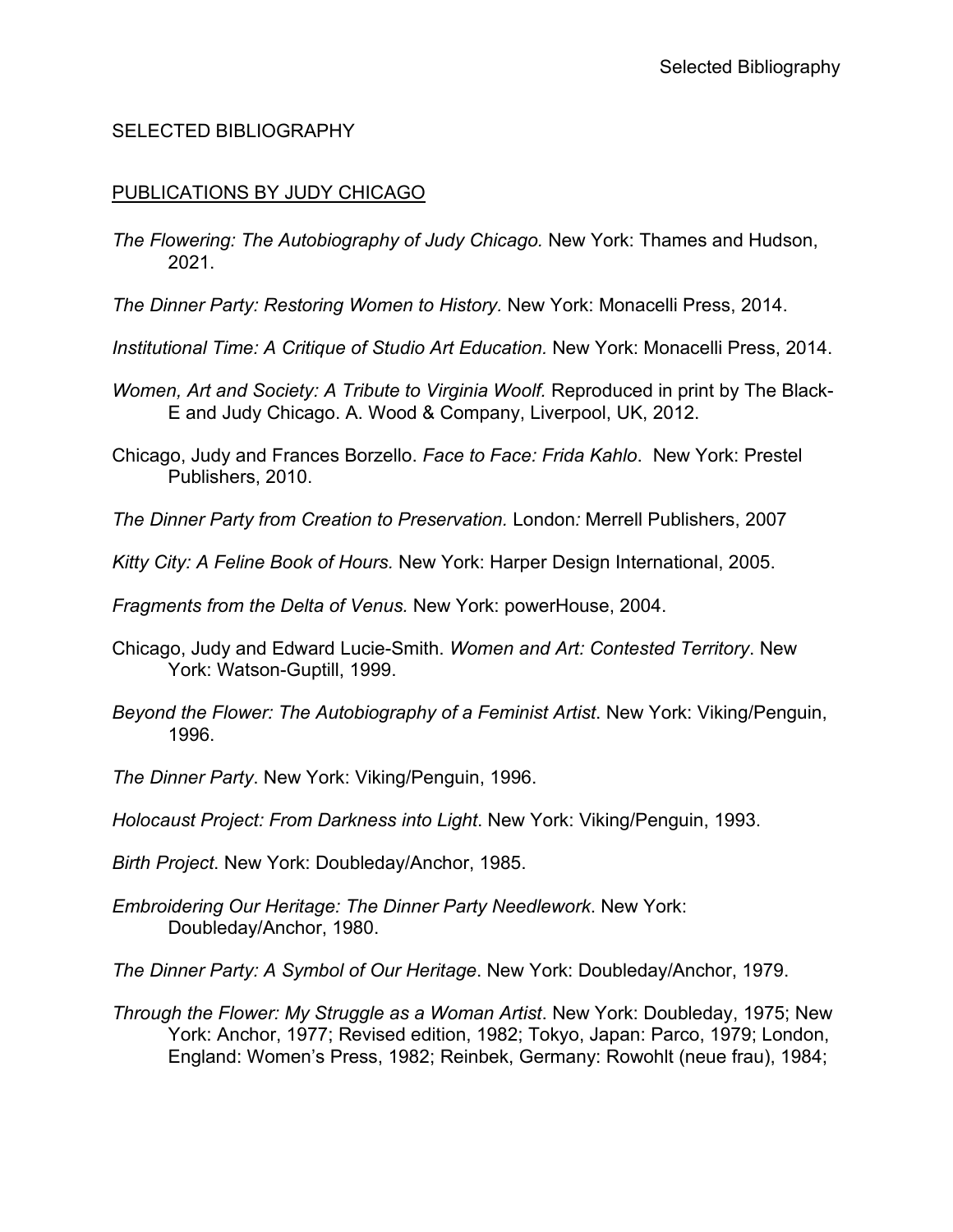# SELECTED BIBLIOGRAPHY

## PUBLICATIONS BY JUDY CHICAGO

*The Flowering: The Autobiography of Judy Chicago.* New York: Thames and Hudson, 2021.

*The Dinner Party: Restoring Women to History.* New York: Monacelli Press, 2014.

*Institutional Time: A Critique of Studio Art Education.* New York: Monacelli Press, 2014.

*Women, Art and Society: A Tribute to Virginia Woolf.* Reproduced in print by The Black-E and Judy Chicago. A. Wood & Company, Liverpool, UK, 2012.

Chicago, Judy and Frances Borzello. *Face to Face: Frida Kahlo*. New York: Prestel Publishers, 2010.

*The Dinner Party from Creation to Preservation.* London*:* Merrell Publishers, 2007

*Kitty City: A Feline Book of Hours.* New York: Harper Design International, 2005.

*Fragments from the Delta of Venus.* New York: powerHouse, 2004.

Chicago, Judy and Edward Lucie-Smith. *Women and Art: Contested Territory*. New York: Watson-Guptill, 1999.

*Beyond the Flower: The Autobiography of a Feminist Artist*. New York: Viking/Penguin, 1996.

*The Dinner Party*. New York: Viking/Penguin, 1996.

*Holocaust Project: From Darkness into Light*. New York: Viking/Penguin, 1993.

*Birth Project*. New York: Doubleday/Anchor, 1985.

*Embroidering Our Heritage: The Dinner Party Needlework*. New York: Doubleday/Anchor, 1980.

*The Dinner Party: A Symbol of Our Heritage*. New York: Doubleday/Anchor, 1979.

*Through the Flower: My Struggle as a Woman Artist*. New York: Doubleday, 1975; New York: Anchor, 1977; Revised edition, 1982; Tokyo, Japan: Parco, 1979; London, England: Women's Press, 1982; Reinbek, Germany: Rowohlt (neue frau), 1984;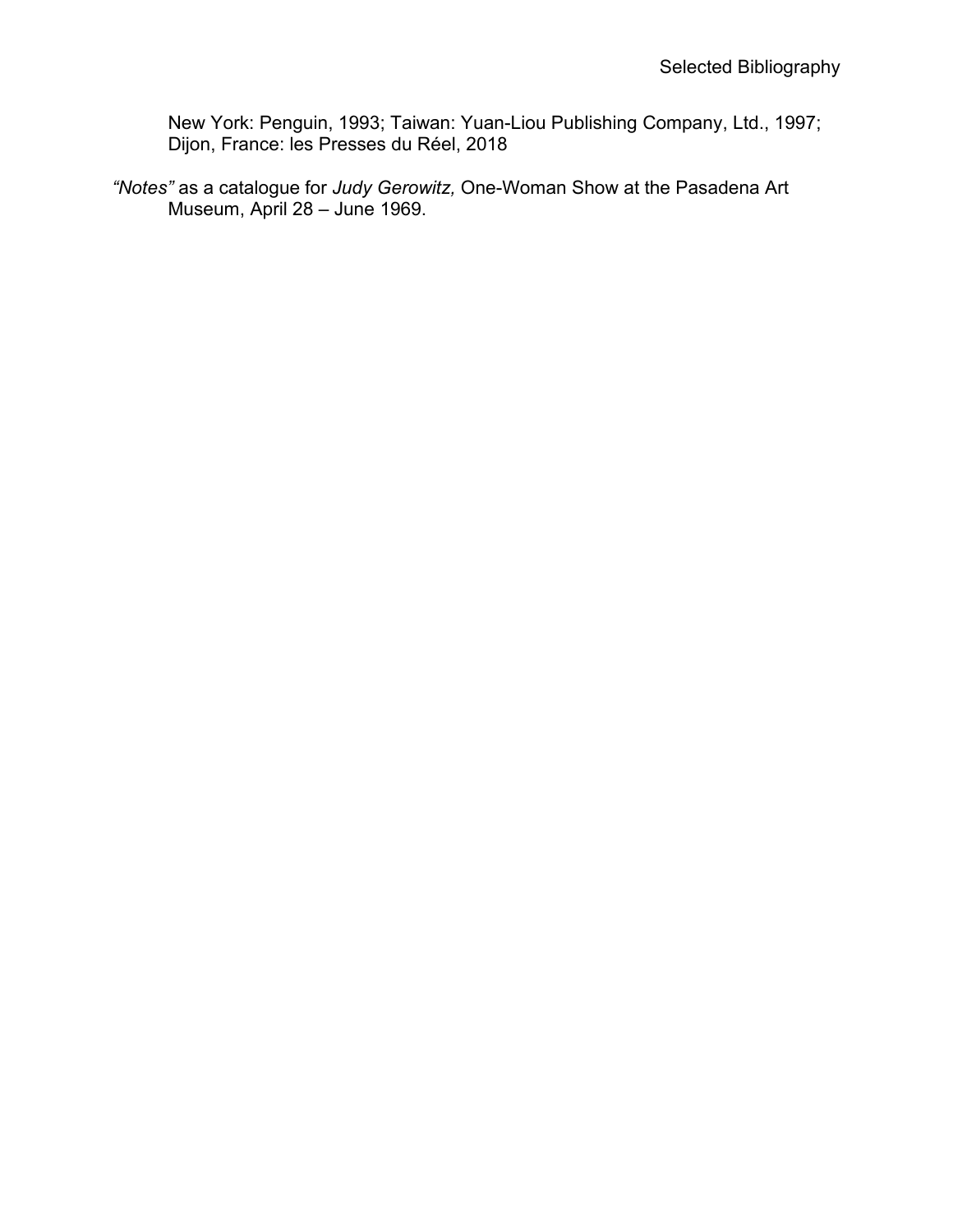New York: Penguin, 1993; Taiwan: Yuan-Liou Publishing Company, Ltd., 1997; Dijon, France: les Presses du Réel, 2018

*"Notes"* as a catalogue for *Judy Gerowitz,* One-Woman Show at the Pasadena Art Museum, April 28 – June 1969.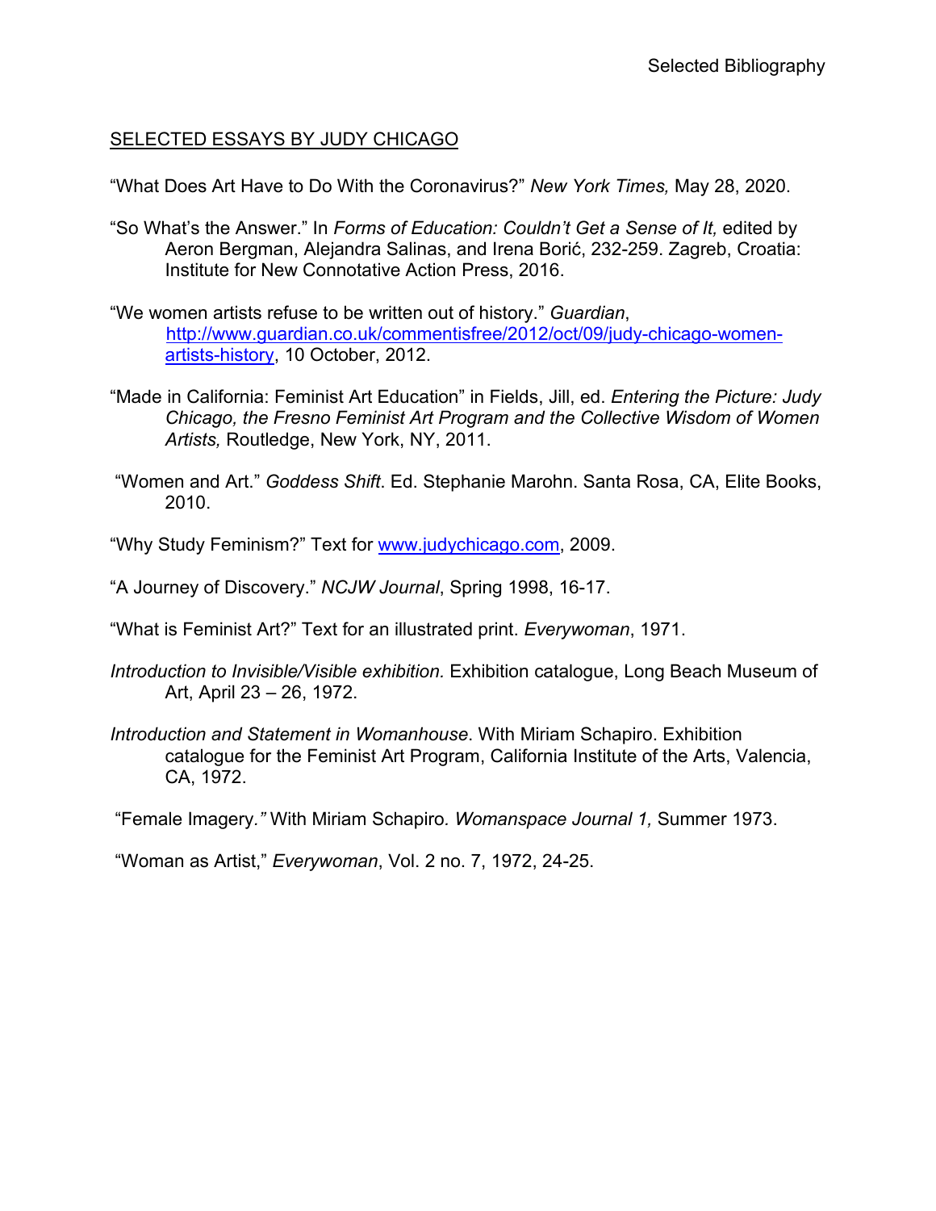## SELECTED ESSAYS BY JUDY CHICAGO

"What Does Art Have to Do With the Coronavirus?" *New York Times,* May 28, 2020.

"So What's the Answer." In *Forms of Education: Couldn't Get a Sense of It,* edited by Aeron Bergman, Alejandra Salinas, and Irena Borić, 232-259. Zagreb, Croatia: Institute for New Connotative Action Press, 2016.

"We women artists refuse to be written out of history." *Guardian*, http://www.guardian.co.uk/commentisfree/2012/oct/09/judy-chicago-women-artists-history, 10 October, 2012.

"Made in California: Feminist Art Education" in Fields, Jill, ed. *Entering the Picture: Judy Chicago, the Fresno Feminist Art Program and the Collective Wisdom of Women Artists,* Routledge, New York, NY, 2011.

"Women and Art." *Goddess Shift*. Ed. Stephanie Marohn. Santa Rosa, CA, Elite Books, 2010.

"Why Study Feminism?" Text for www.judychicago.com, 2009.

"A Journey of Discovery." *NCJW Journal*, Spring 1998, 16-17.

"What is Feminist Art?" Text for an illustrated print. *Everywoman*, 1971.

*Introduction to Invisible/Visible exhibition.* Exhibition catalogue, Long Beach Museum of Art, April 23 – 26, 1972.

*Introduction and Statement in Womanhouse*. With Miriam Schapiro. Exhibition catalogue for the Feminist Art Program, California Institute of the Arts, Valencia, CA, 1972.

"Female Imagery." With Miriam Schapiro. *Womanspace Journal 1,* Summer 1973.

"Woman as Artist," *Everywoman*, Vol. 2 no. 7, 1972, 24-25.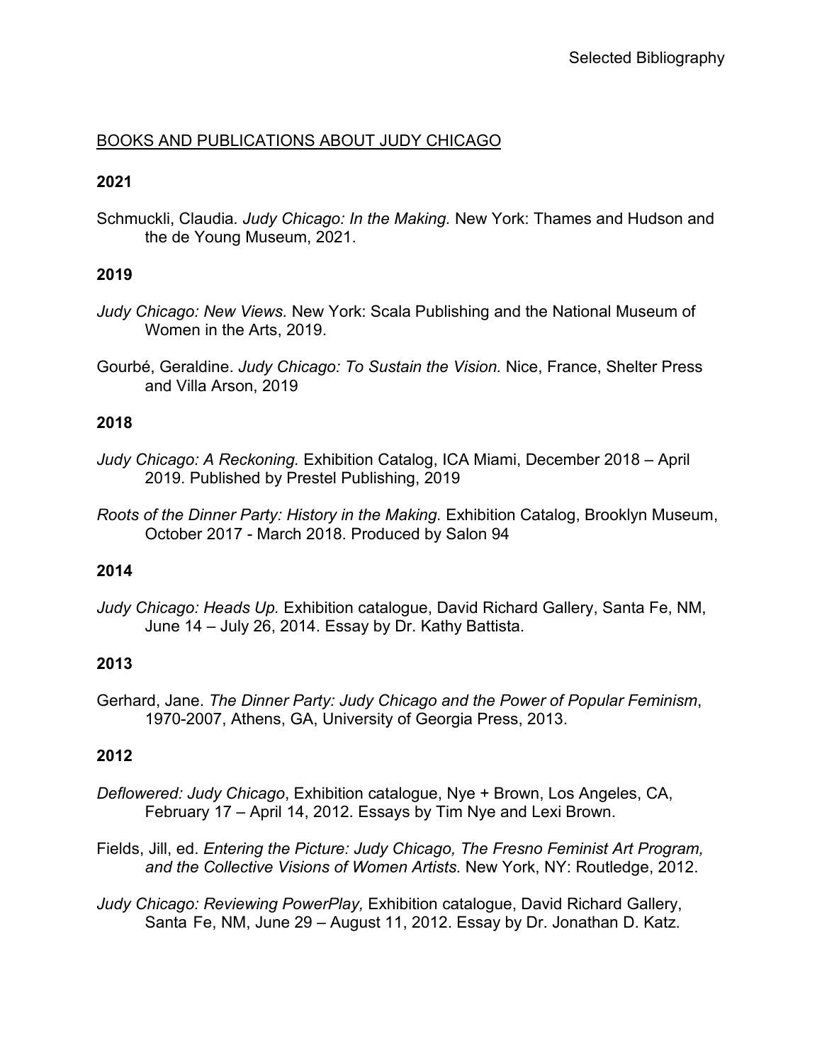## BOOKS AND PUBLICATIONS ABOUT JUDY CHICAGO

### 2021

Schmuckli, Claudia. *Judy Chicago: In the Making.* New York: Thames and Hudson and the de Young Museum, 2021.

### 2019

*Judy Chicago: New Views.* New York: Scala Publishing and the National Museum of Women in the Arts, 2019.

Gourbé, Geraldine. *Judy Chicago: To Sustain the Vision.* Nice, France, Shelter Press and Villa Arson, 2019

### 2018

*Judy Chicago: A Reckoning.* Exhibition Catalog, ICA Miami, December 2018 – April 2019. Published by Prestel Publishing, 2019

*Roots of the Dinner Party: History in the Making.* Exhibition Catalog, Brooklyn Museum, October 2017 - March 2018. Produced by Salon 94

### 2014

*Judy Chicago: Heads Up.* Exhibition catalogue, David Richard Gallery, Santa Fe, NM, June 14 – July 26, 2014. Essay by Dr. Kathy Battista.

### 2013

Gerhard, Jane. *The Dinner Party: Judy Chicago and the Power of Popular Feminism*, 1970-2007, Athens, GA, University of Georgia Press, 2013.

### 2012

*Deflowered: Judy Chicago*, Exhibition catalogue, Nye + Brown, Los Angeles, CA, February 17 – April 14, 2012. Essays by Tim Nye and Lexi Brown.

Fields, Jill, ed. *Entering the Picture: Judy Chicago, The Fresno Feminist Art Program, and the Collective Visions of Women Artists.* New York, NY: Routledge, 2012.

*Judy Chicago: Reviewing PowerPlay,* Exhibition catalogue, David Richard Gallery, Santa Fe, NM, June 29 – August 11, 2012. Essay by Dr. Jonathan D. Katz.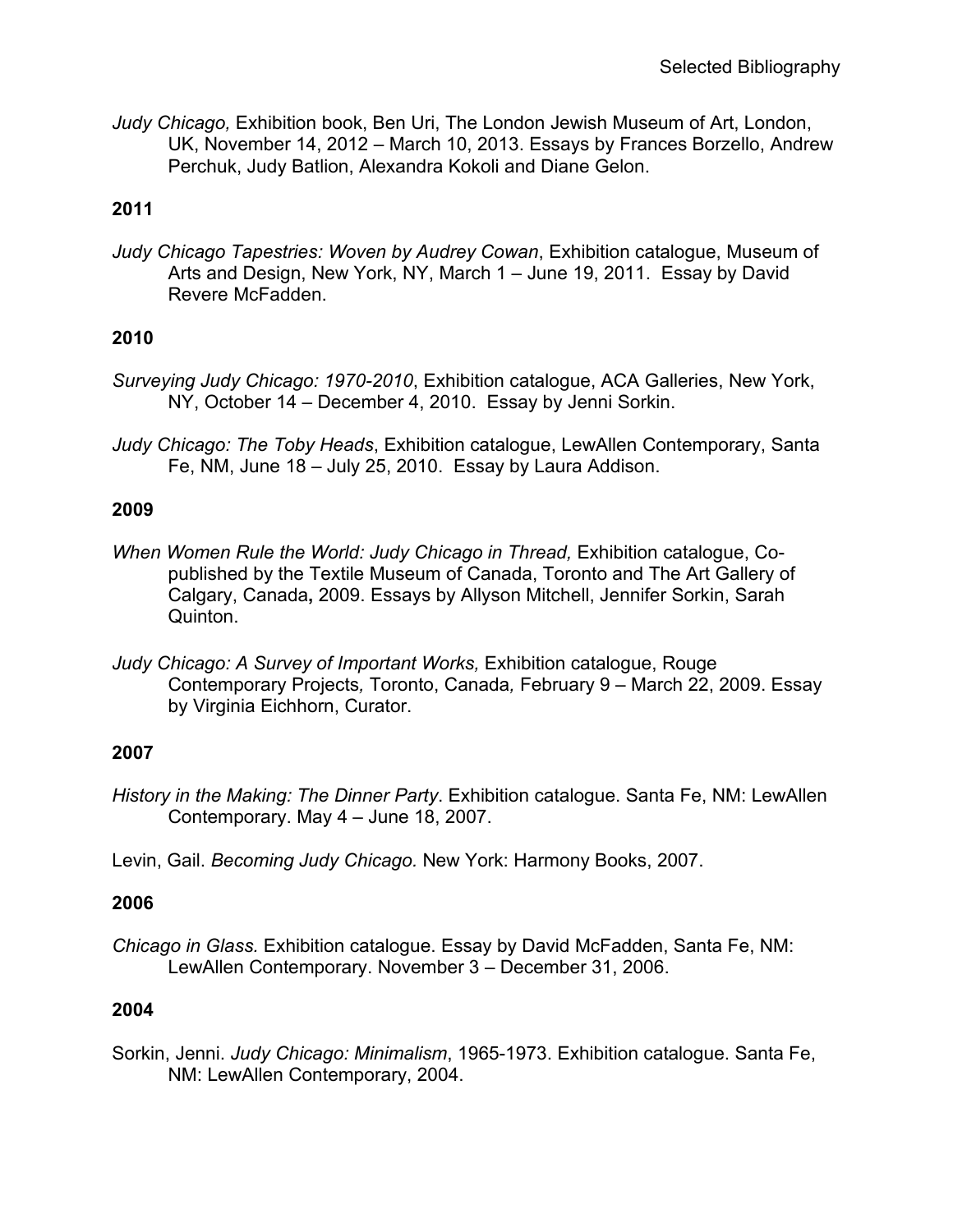*Judy Chicago,* Exhibition book, Ben Uri, The London Jewish Museum of Art, London, UK, November 14, 2012 – March 10, 2013. Essays by Frances Borzello, Andrew Perchuk, Judy Batlion, Alexandra Kokoli and Diane Gelon.

**2011**

*Judy Chicago Tapestries: Woven by Audrey Cowan*, Exhibition catalogue, Museum of Arts and Design, New York, NY, March 1 – June 19, 2011. Essay by David Revere McFadden.

**2010**

*Surveying Judy Chicago: 1970-2010*, Exhibition catalogue, ACA Galleries, New York, NY, October 14 – December 4, 2010. Essay by Jenni Sorkin.

*Judy Chicago: The Toby Heads*, Exhibition catalogue, LewAllen Contemporary, Santa Fe, NM, June 18 – July 25, 2010. Essay by Laura Addison.

**2009**

*When Women Rule the World: Judy Chicago in Thread,* Exhibition catalogue, Co-published by the Textile Museum of Canada, Toronto and The Art Gallery of Calgary, Canada**,** 2009. Essays by Allyson Mitchell, Jennifer Sorkin, Sarah Quinton.

*Judy Chicago: A Survey of Important Works,* Exhibition catalogue, Rouge Contemporary Projects*,* Toronto, Canada*,* February 9 – March 22, 2009. Essay by Virginia Eichhorn, Curator.

**2007**

*History in the Making: The Dinner Party*. Exhibition catalogue. Santa Fe, NM: LewAllen Contemporary. May 4 – June 18, 2007.

Levin, Gail. *Becoming Judy Chicago.* New York: Harmony Books, 2007.

**2006**

*Chicago in Glass.* Exhibition catalogue. Essay by David McFadden, Santa Fe, NM: LewAllen Contemporary. November 3 – December 31, 2006.

**2004**

Sorkin, Jenni. *Judy Chicago: Minimalism*, 1965-1973. Exhibition catalogue. Santa Fe, NM: LewAllen Contemporary, 2004.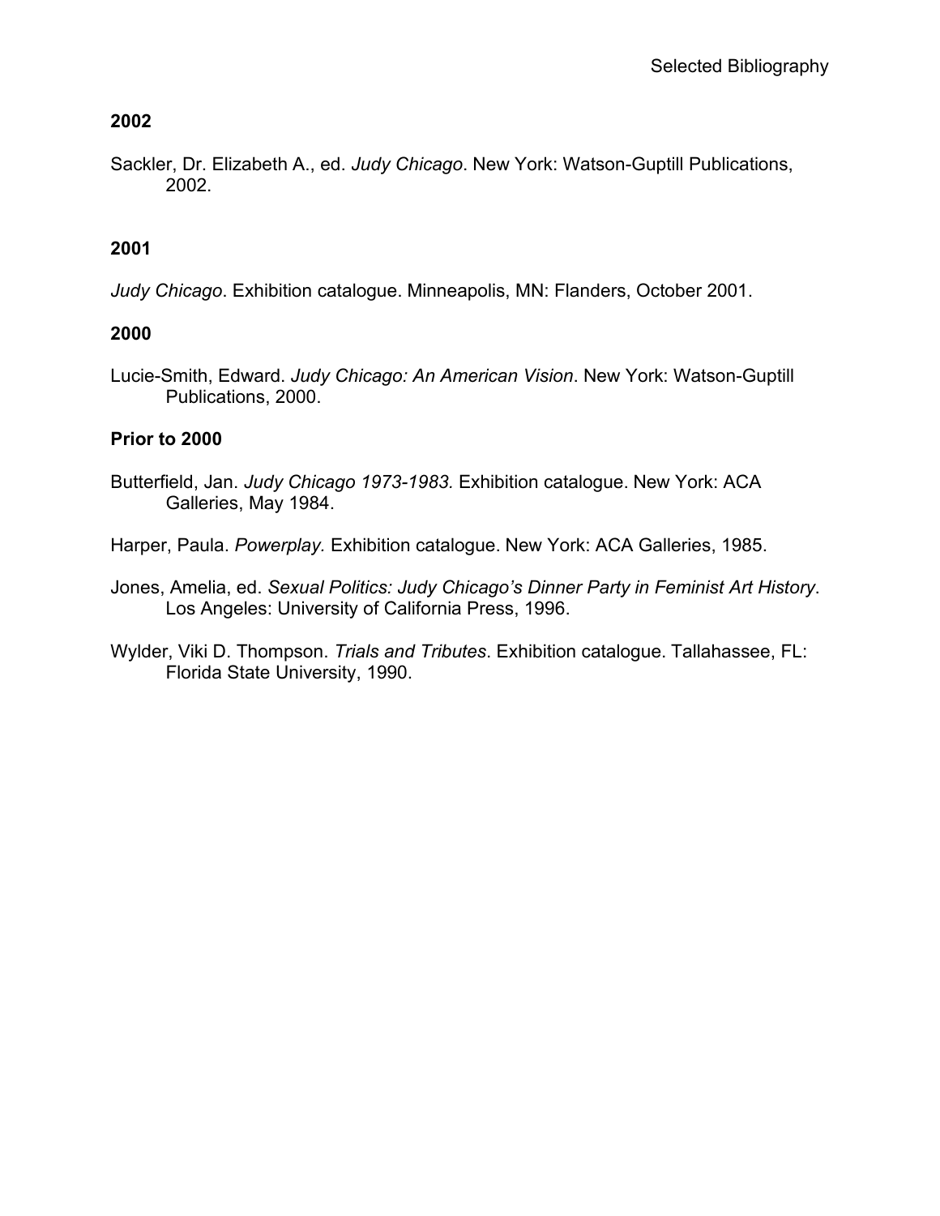Selected Bibliography

**2002**

Sackler, Dr. Elizabeth A., ed. *Judy Chicago*. New York: Watson-Guptill Publications, 2002.

**2001**

*Judy Chicago*. Exhibition catalogue. Minneapolis, MN: Flanders, October 2001.

**2000**

Lucie-Smith, Edward. *Judy Chicago: An American Vision*. New York: Watson-Guptill Publications, 2000.

**Prior to 2000**

Butterfield, Jan. *Judy Chicago 1973-1983.* Exhibition catalogue. New York: ACA Galleries, May 1984.

Harper, Paula. *Powerplay.* Exhibition catalogue. New York: ACA Galleries, 1985.

Jones, Amelia, ed. *Sexual Politics: Judy Chicago's Dinner Party in Feminist Art History*. Los Angeles: University of California Press, 1996.

Wylder, Viki D. Thompson. *Trials and Tributes*. Exhibition catalogue. Tallahassee, FL: Florida State University, 1990.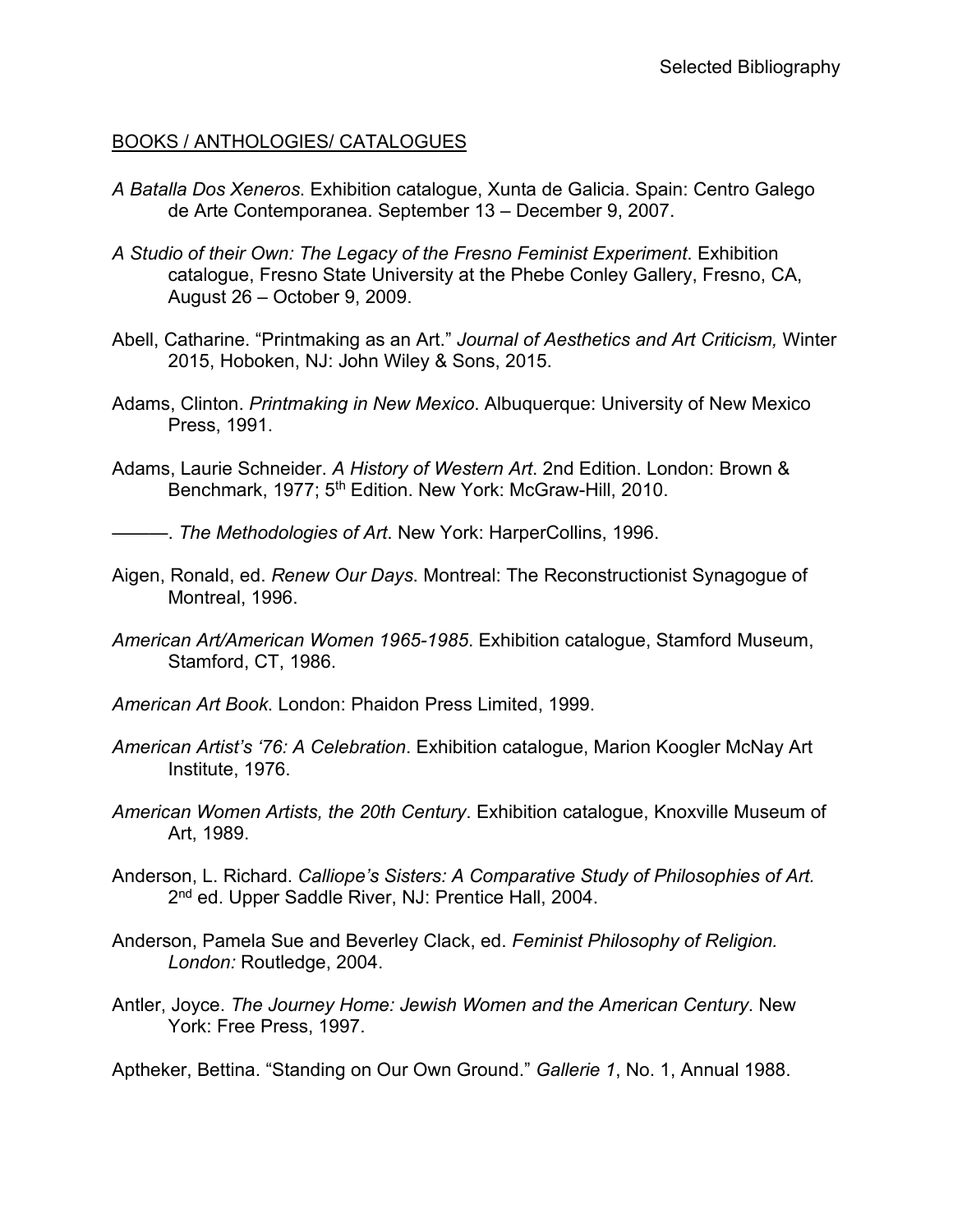Selected Bibliography

BOOKS / ANTHOLOGIES/ CATALOGUES

*A Batalla Dos Xeneros*. Exhibition catalogue, Xunta de Galicia. Spain: Centro Galego de Arte Contemporanea. September 13 – December 9, 2007.

*A Studio of their Own: The Legacy of the Fresno Feminist Experiment*. Exhibition catalogue, Fresno State University at the Phebe Conley Gallery, Fresno, CA, August 26 – October 9, 2009.

Abell, Catharine. "Printmaking as an Art." *Journal of Aesthetics and Art Criticism,* Winter 2015, Hoboken, NJ: John Wiley & Sons, 2015.

Adams, Clinton. *Printmaking in New Mexico*. Albuquerque: University of New Mexico Press, 1991.

Adams, Laurie Schneider. *A History of Western Art*. 2nd Edition. London: Brown & Benchmark, 1977; 5th Edition. New York: McGraw-Hill, 2010.

———. *The Methodologies of Art*. New York: HarperCollins, 1996.

Aigen, Ronald, ed. *Renew Our Days*. Montreal: The Reconstructionist Synagogue of Montreal, 1996.

*American Art/American Women 1965-1985*. Exhibition catalogue, Stamford Museum, Stamford, CT, 1986.

*American Art Book*. London: Phaidon Press Limited, 1999.

*American Artist's '76: A Celebration*. Exhibition catalogue, Marion Koogler McNay Art Institute, 1976.

*American Women Artists, the 20th Century*. Exhibition catalogue, Knoxville Museum of Art, 1989.

Anderson, L. Richard. *Calliope's Sisters: A Comparative Study of Philosophies of Art.* 2nd ed. Upper Saddle River, NJ: Prentice Hall, 2004.

Anderson, Pamela Sue and Beverley Clack, ed. *Feminist Philosophy of Religion. London:* Routledge, 2004.

Antler, Joyce. *The Journey Home: Jewish Women and the American Century*. New York: Free Press, 1997.

Aptheker, Bettina. "Standing on Our Own Ground." *Gallerie 1*, No. 1, Annual 1988.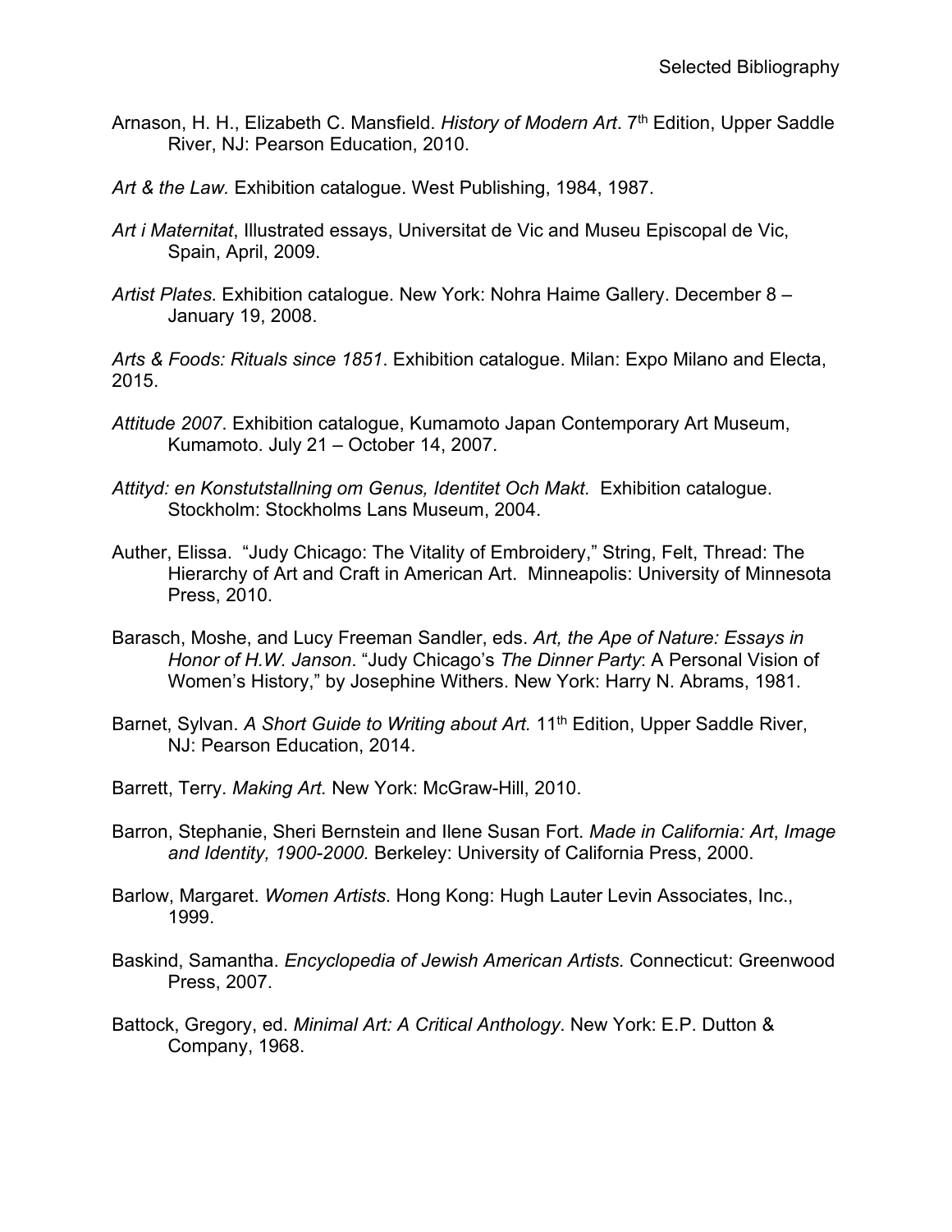Arnason, H. H., Elizabeth C. Mansfield. *History of Modern Art*. 7th Edition, Upper Saddle River, NJ: Pearson Education, 2010.

*Art & the Law.* Exhibition catalogue. West Publishing, 1984, 1987.

*Art i Maternitat*, Illustrated essays, Universitat de Vic and Museu Episcopal de Vic, Spain, April, 2009.

*Artist Plates*. Exhibition catalogue. New York: Nohra Haime Gallery. December 8 – January 19, 2008.

*Arts & Foods: Rituals since 1851*. Exhibition catalogue. Milan: Expo Milano and Electa, 2015.

*Attitude 2007*. Exhibition catalogue, Kumamoto Japan Contemporary Art Museum, Kumamoto. July 21 – October 14, 2007.

*Attityd: en Konstutstallning om Genus, Identitet Och Makt.* Exhibition catalogue. Stockholm: Stockholms Lans Museum, 2004.

Auther, Elissa. "Judy Chicago: The Vitality of Embroidery," String, Felt, Thread: The Hierarchy of Art and Craft in American Art. Minneapolis: University of Minnesota Press, 2010.

Barasch, Moshe, and Lucy Freeman Sandler, eds. *Art, the Ape of Nature: Essays in Honor of H.W. Janson*. "Judy Chicago's *The Dinner Party*: A Personal Vision of Women's History," by Josephine Withers. New York: Harry N. Abrams, 1981.

Barnet, Sylvan. *A Short Guide to Writing about Art.* 11th Edition, Upper Saddle River, NJ: Pearson Education, 2014.

Barrett, Terry. *Making Art.* New York: McGraw-Hill, 2010.

Barron, Stephanie, Sheri Bernstein and Ilene Susan Fort. *Made in California: Art*, *Image and Identity, 1900-2000.* Berkeley: University of California Press, 2000.

Barlow, Margaret. *Women Artists*. Hong Kong: Hugh Lauter Levin Associates, Inc., 1999.

Baskind, Samantha. *Encyclopedia of Jewish American Artists.* Connecticut: Greenwood Press, 2007.

Battock, Gregory, ed. *Minimal Art: A Critical Anthology*. New York: E.P. Dutton & Company, 1968.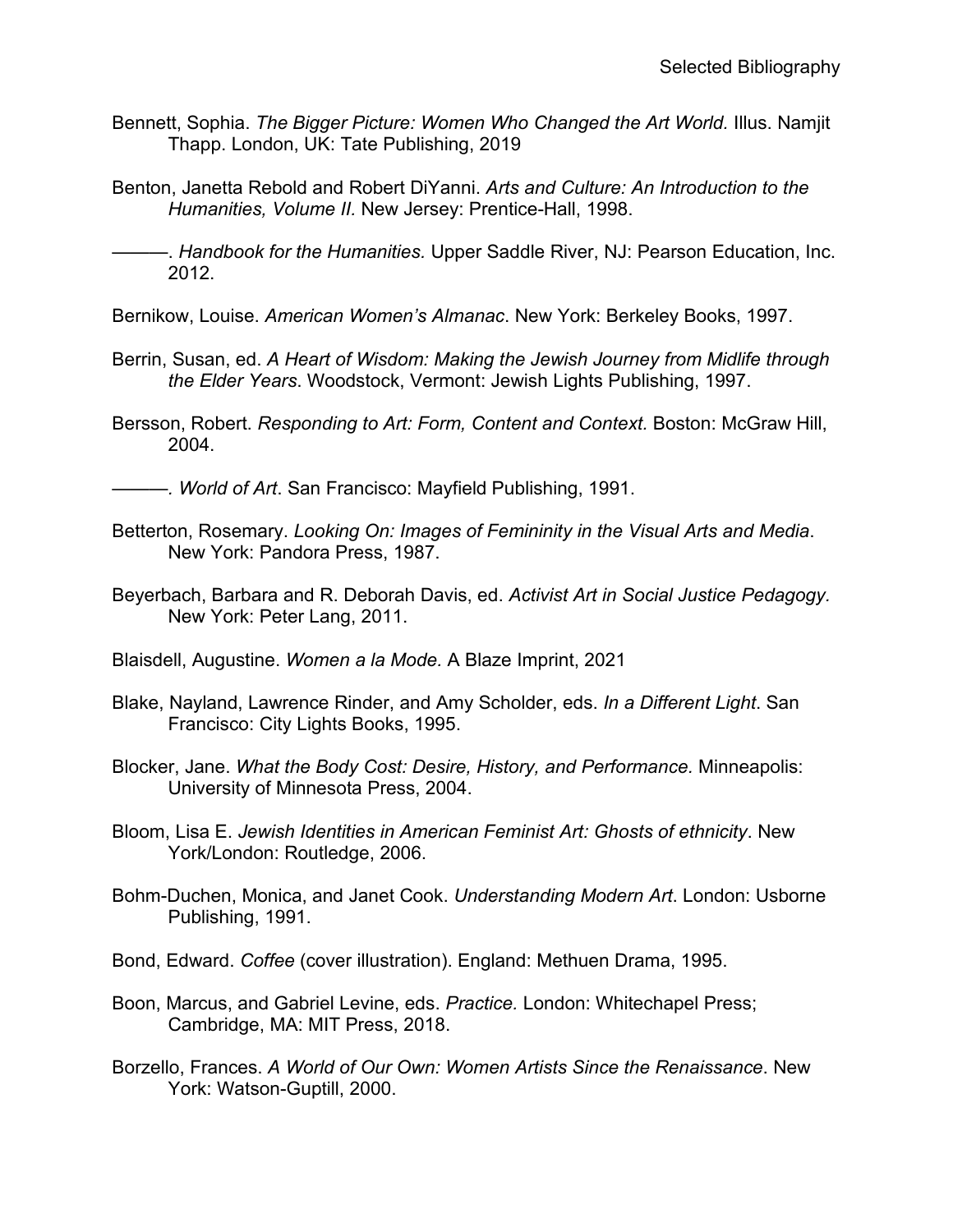Bennett, Sophia. *The Bigger Picture: Women Who Changed the Art World.* Illus. Namjit Thapp. London, UK: Tate Publishing, 2019

Benton, Janetta Rebold and Robert DiYanni. *Arts and Culture: An Introduction to the Humanities, Volume II.* New Jersey: Prentice-Hall, 1998.

———. *Handbook for the Humanities.* Upper Saddle River, NJ: Pearson Education, Inc. 2012.

Bernikow, Louise. *American Women's Almanac*. New York: Berkeley Books, 1997.

Berrin, Susan, ed. *A Heart of Wisdom: Making the Jewish Journey from Midlife through the Elder Years*. Woodstock, Vermont: Jewish Lights Publishing, 1997.

Bersson, Robert. *Responding to Art: Form, Content and Context.* Boston: McGraw Hill, 2004.

———*. World of Art*. San Francisco: Mayfield Publishing, 1991.

Betterton, Rosemary. *Looking On: Images of Femininity in the Visual Arts and Media*. New York: Pandora Press, 1987.

Beyerbach, Barbara and R. Deborah Davis, ed. *Activist Art in Social Justice Pedagogy.* New York: Peter Lang, 2011.

Blaisdell, Augustine. *Women a la Mode.* A Blaze Imprint, 2021

Blake, Nayland, Lawrence Rinder, and Amy Scholder, eds. *In a Different Light*. San Francisco: City Lights Books, 1995.

Blocker, Jane. *What the Body Cost: Desire, History, and Performance.* Minneapolis: University of Minnesota Press, 2004.

Bloom, Lisa E. *Jewish Identities in American Feminist Art: Ghosts of ethnicity*. New York/London: Routledge, 2006.

Bohm-Duchen, Monica, and Janet Cook. *Understanding Modern Art*. London: Usborne Publishing, 1991.

Bond, Edward. *Coffee* (cover illustration). England: Methuen Drama, 1995.

Boon, Marcus, and Gabriel Levine, eds. *Practice.* London: Whitechapel Press; Cambridge, MA: MIT Press, 2018.

Borzello, Frances. *A World of Our Own: Women Artists Since the Renaissance*. New York: Watson-Guptill, 2000.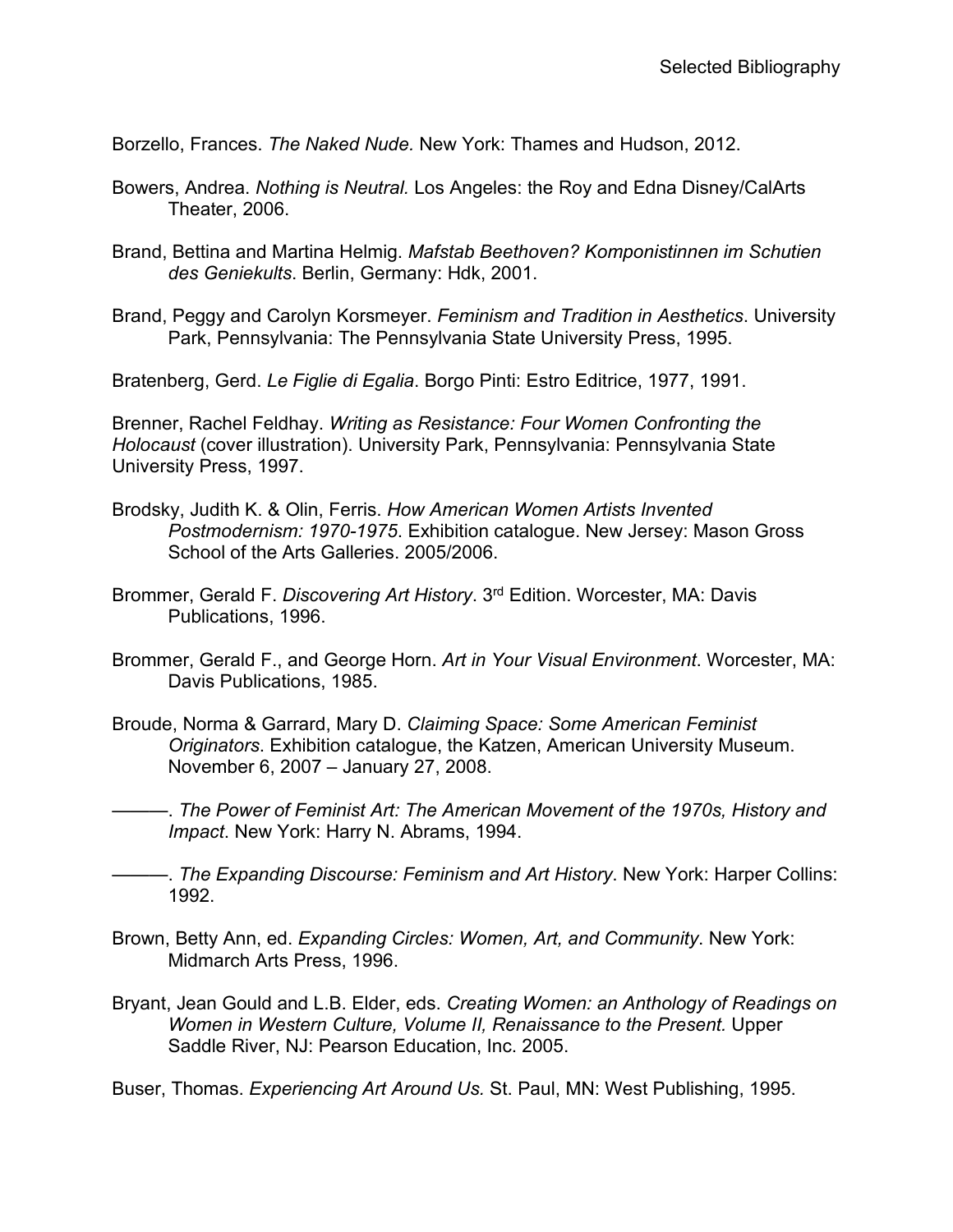Borzello, Frances. *The Naked Nude.* New York: Thames and Hudson, 2012.

Bowers, Andrea. *Nothing is Neutral.* Los Angeles: the Roy and Edna Disney/CalArts Theater, 2006.

Brand, Bettina and Martina Helmig. *Mafstab Beethoven? Komponistinnen im Schutien des Geniekults*. Berlin, Germany: Hdk, 2001.

Brand, Peggy and Carolyn Korsmeyer. *Feminism and Tradition in Aesthetics*. University Park, Pennsylvania: The Pennsylvania State University Press, 1995.

Bratenberg, Gerd. *Le Figlie di Egalia*. Borgo Pinti: Estro Editrice, 1977, 1991.

Brenner, Rachel Feldhay. *Writing as Resistance: Four Women Confronting the Holocaust* (cover illustration). University Park, Pennsylvania: Pennsylvania State University Press, 1997.

Brodsky, Judith K. & Olin, Ferris. *How American Women Artists Invented Postmodernism: 1970-1975*. Exhibition catalogue. New Jersey: Mason Gross School of the Arts Galleries. 2005/2006.

Brommer, Gerald F. *Discovering Art History*. 3rd Edition. Worcester, MA: Davis Publications, 1996.

Brommer, Gerald F., and George Horn. *Art in Your Visual Environment*. Worcester, MA: Davis Publications, 1985.

Broude, Norma & Garrard, Mary D. *Claiming Space: Some American Feminist Originators*. Exhibition catalogue, the Katzen, American University Museum. November 6, 2007 – January 27, 2008.

———. *The Power of Feminist Art: The American Movement of the 1970s, History and Impact*. New York: Harry N. Abrams, 1994.

———. *The Expanding Discourse: Feminism and Art History*. New York: Harper Collins: 1992.

Brown, Betty Ann, ed. *Expanding Circles: Women, Art, and Community*. New York: Midmarch Arts Press, 1996.

Bryant, Jean Gould and L.B. Elder, eds. *Creating Women: an Anthology of Readings on Women in Western Culture, Volume II, Renaissance to the Present.* Upper Saddle River, NJ: Pearson Education, Inc. 2005.

Buser, Thomas. *Experiencing Art Around Us.* St. Paul, MN: West Publishing, 1995.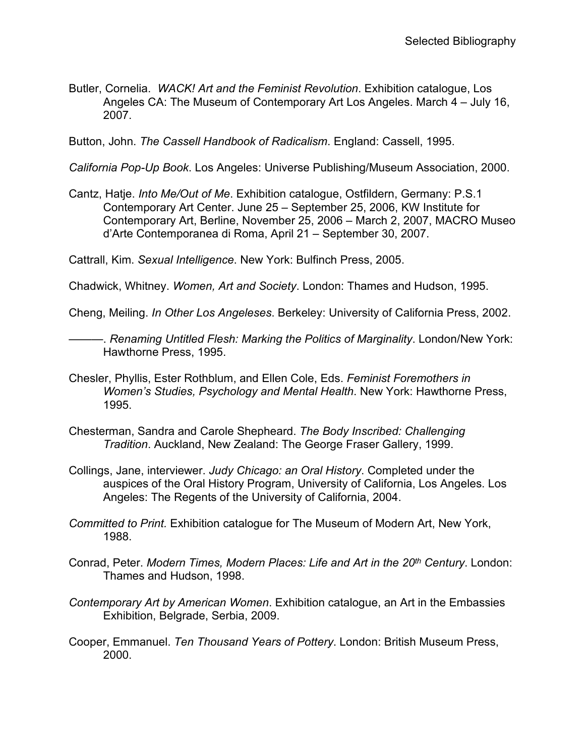Butler, Cornelia. *WACK! Art and the Feminist Revolution*. Exhibition catalogue, Los Angeles CA: The Museum of Contemporary Art Los Angeles. March 4 – July 16, 2007.

Button, John. *The Cassell Handbook of Radicalism*. England: Cassell, 1995.

*California Pop-Up Book*. Los Angeles: Universe Publishing/Museum Association, 2000.

Cantz, Hatje. *Into Me/Out of Me*. Exhibition catalogue, Ostfildern, Germany: P.S.1 Contemporary Art Center. June 25 – September 25, 2006, KW Institute for Contemporary Art, Berline, November 25, 2006 – March 2, 2007, MACRO Museo d'Arte Contemporanea di Roma, April 21 – September 30, 2007.

Cattrall, Kim. *Sexual Intelligence*. New York: Bulfinch Press, 2005.

Chadwick, Whitney. *Women, Art and Society*. London: Thames and Hudson, 1995.

Cheng, Meiling. *In Other Los Angeleses*. Berkeley: University of California Press, 2002.

———. *Renaming Untitled Flesh: Marking the Politics of Marginality*. London/New York: Hawthorne Press, 1995.

Chesler, Phyllis, Ester Rothblum, and Ellen Cole, Eds. *Feminist Foremothers in Women's Studies, Psychology and Mental Health*. New York: Hawthorne Press, 1995.

Chesterman, Sandra and Carole Shepheard. *The Body Inscribed: Challenging Tradition*. Auckland, New Zealand: The George Fraser Gallery, 1999.

Collings, Jane, interviewer. *Judy Chicago: an Oral History*. Completed under the auspices of the Oral History Program, University of California, Los Angeles. Los Angeles: The Regents of the University of California, 2004.

*Committed to Print.* Exhibition catalogue for The Museum of Modern Art, New York, 1988.

Conrad, Peter. *Modern Times, Modern Places: Life and Art in the 20th Century*. London: Thames and Hudson, 1998.

*Contemporary Art by American Women*. Exhibition catalogue, an Art in the Embassies Exhibition, Belgrade, Serbia, 2009.

Cooper, Emmanuel. *Ten Thousand Years of Pottery*. London: British Museum Press, 2000.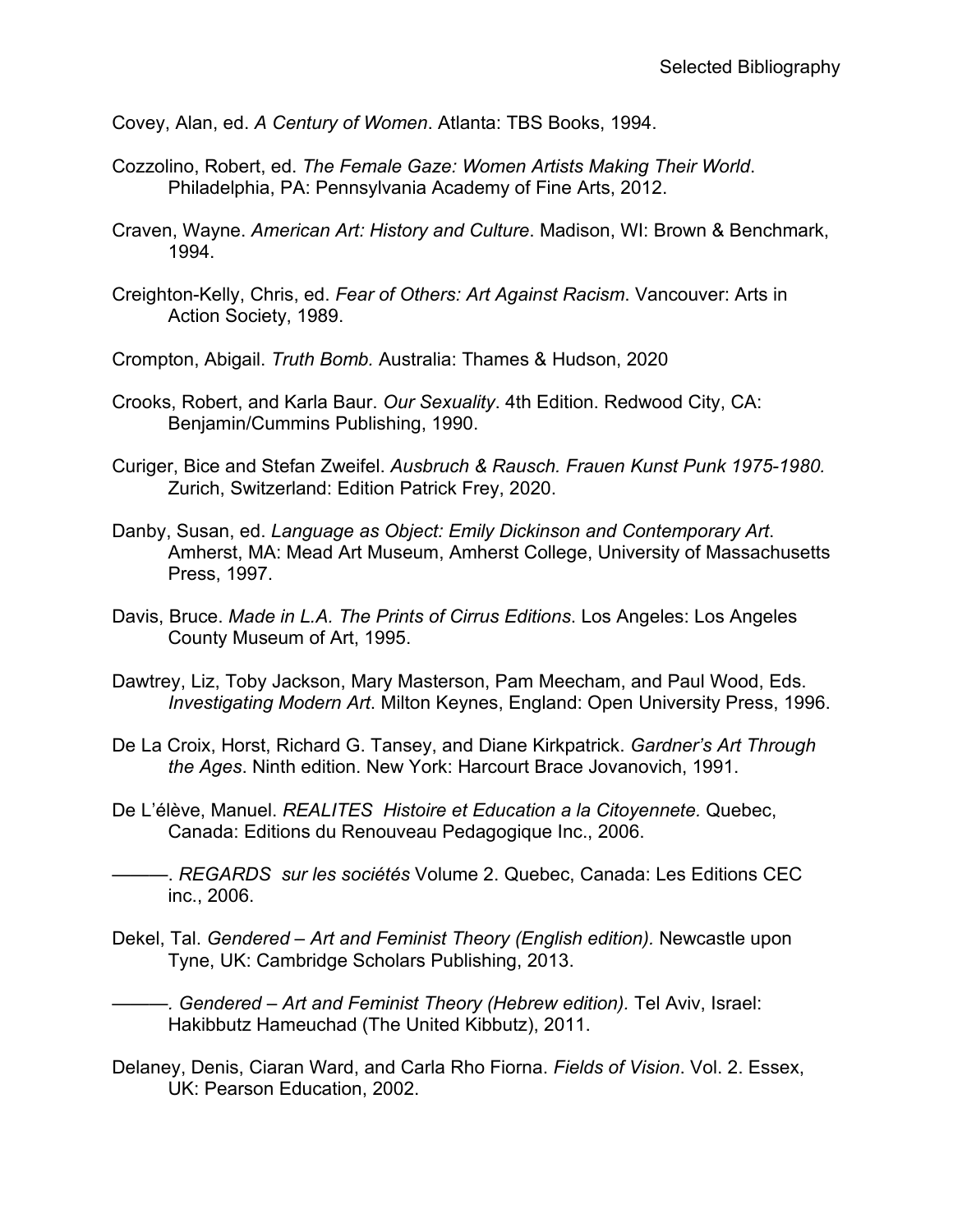Covey, Alan, ed. *A Century of Women*. Atlanta: TBS Books, 1994.

Cozzolino, Robert, ed. *The Female Gaze: Women Artists Making Their World*. Philadelphia, PA: Pennsylvania Academy of Fine Arts, 2012.

Craven, Wayne. *American Art: History and Culture*. Madison, WI: Brown & Benchmark, 1994.

Creighton-Kelly, Chris, ed. *Fear of Others: Art Against Racism*. Vancouver: Arts in Action Society, 1989.

Crompton, Abigail. *Truth Bomb.* Australia: Thames & Hudson, 2020

Crooks, Robert, and Karla Baur. *Our Sexuality*. 4th Edition. Redwood City, CA: Benjamin/Cummins Publishing, 1990.

Curiger, Bice and Stefan Zweifel. *Ausbruch & Rausch. Frauen Kunst Punk 1975-1980.* Zurich, Switzerland: Edition Patrick Frey, 2020.

Danby, Susan, ed. *Language as Object: Emily Dickinson and Contemporary Art*. Amherst, MA: Mead Art Museum, Amherst College, University of Massachusetts Press, 1997.

Davis, Bruce. *Made in L.A. The Prints of Cirrus Editions*. Los Angeles: Los Angeles County Museum of Art, 1995.

Dawtrey, Liz, Toby Jackson, Mary Masterson, Pam Meecham, and Paul Wood, Eds. *Investigating Modern Art*. Milton Keynes, England: Open University Press, 1996.

De La Croix, Horst, Richard G. Tansey, and Diane Kirkpatrick. *Gardner's Art Through the Ages*. Ninth edition. New York: Harcourt Brace Jovanovich, 1991.

De L'élève, Manuel. *REALITES Histoire et Education a la Citoyennete.* Quebec, Canada: Editions du Renouveau Pedagogique Inc., 2006.

———. *REGARDS sur les sociétés* Volume 2. Quebec, Canada: Les Editions CEC inc., 2006.

Dekel, Tal. *Gendered – Art and Feminist Theory (English edition).* Newcastle upon Tyne, UK: Cambridge Scholars Publishing, 2013.

———*. Gendered – Art and Feminist Theory (Hebrew edition).* Tel Aviv, Israel: Hakibbutz Hameuchad (The United Kibbutz), 2011.

Delaney, Denis, Ciaran Ward, and Carla Rho Fiorna. *Fields of Vision*. Vol. 2. Essex, UK: Pearson Education, 2002.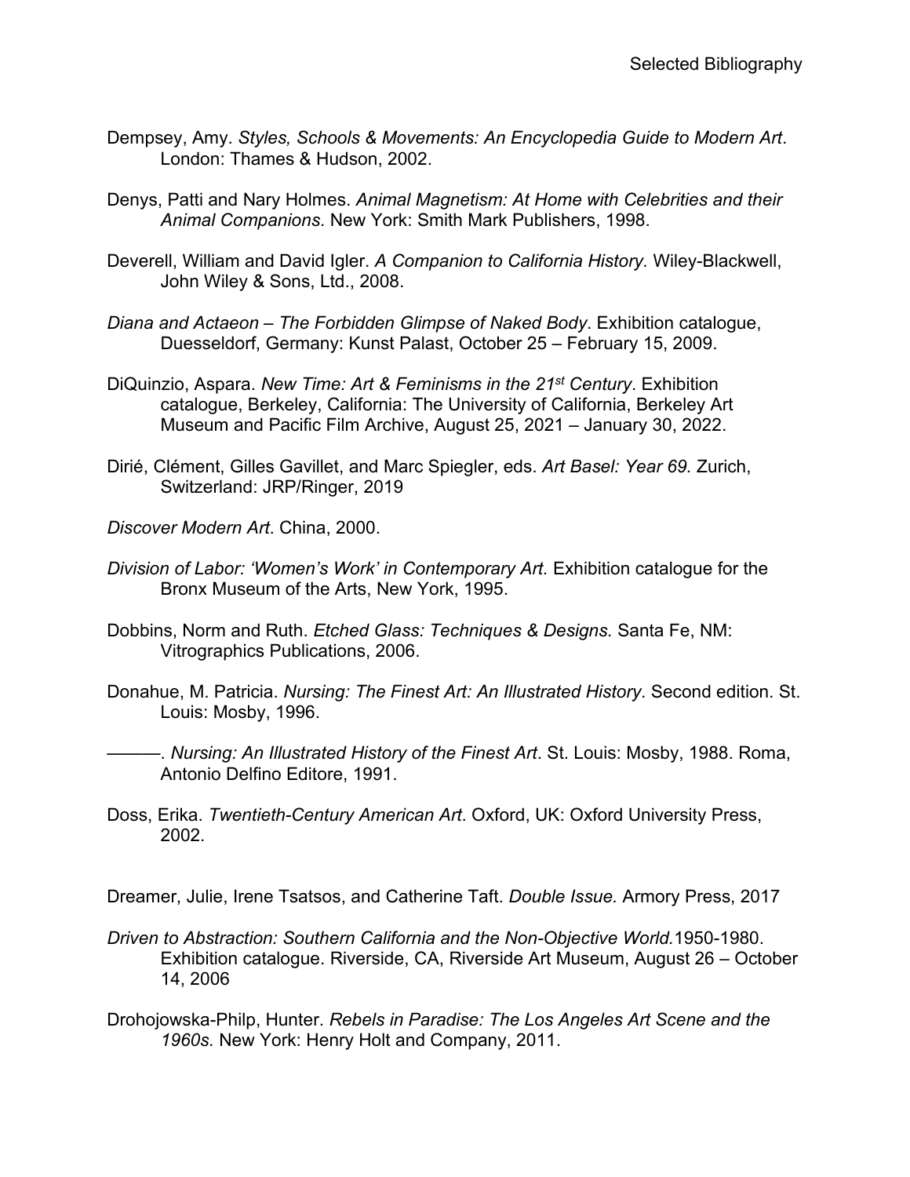Dempsey, Amy. *Styles, Schools & Movements: An Encyclopedia Guide to Modern Art*. London: Thames & Hudson, 2002.

Denys, Patti and Nary Holmes. *Animal Magnetism: At Home with Celebrities and their Animal Companions*. New York: Smith Mark Publishers, 1998.

Deverell, William and David Igler. *A Companion to California History.* Wiley-Blackwell, John Wiley & Sons, Ltd., 2008.

*Diana and Actaeon – The Forbidden Glimpse of Naked Body*. Exhibition catalogue, Duesseldorf, Germany: Kunst Palast, October 25 – February 15, 2009.

DiQuinzio, Aspara. *New Time: Art & Feminisms in the 21st Century*. Exhibition catalogue, Berkeley, California: The University of California, Berkeley Art Museum and Pacific Film Archive, August 25, 2021 – January 30, 2022.

Dirié, Clément, Gilles Gavillet, and Marc Spiegler, eds. *Art Basel: Year 69.* Zurich, Switzerland: JRP/Ringer, 2019

*Discover Modern Art*. China, 2000.

*Division of Labor: 'Women's Work' in Contemporary Art.* Exhibition catalogue for the Bronx Museum of the Arts, New York, 1995.

Dobbins, Norm and Ruth. *Etched Glass: Techniques & Designs.* Santa Fe, NM: Vitrographics Publications, 2006.

Donahue, M. Patricia. *Nursing: The Finest Art: An Illustrated History*. Second edition. St. Louis: Mosby, 1996.

———. *Nursing: An Illustrated History of the Finest Art*. St. Louis: Mosby, 1988. Roma, Antonio Delfino Editore, 1991.

Doss, Erika. *Twentieth-Century American Art*. Oxford, UK: Oxford University Press, 2002.

Dreamer, Julie, Irene Tsatsos, and Catherine Taft. *Double Issue.* Armory Press, 2017

*Driven to Abstraction: Southern California and the Non-Objective World.*1950-1980. Exhibition catalogue. Riverside, CA, Riverside Art Museum, August 26 – October 14, 2006

Drohojowska-Philp, Hunter. *Rebels in Paradise: The Los Angeles Art Scene and the 1960s.* New York: Henry Holt and Company, 2011.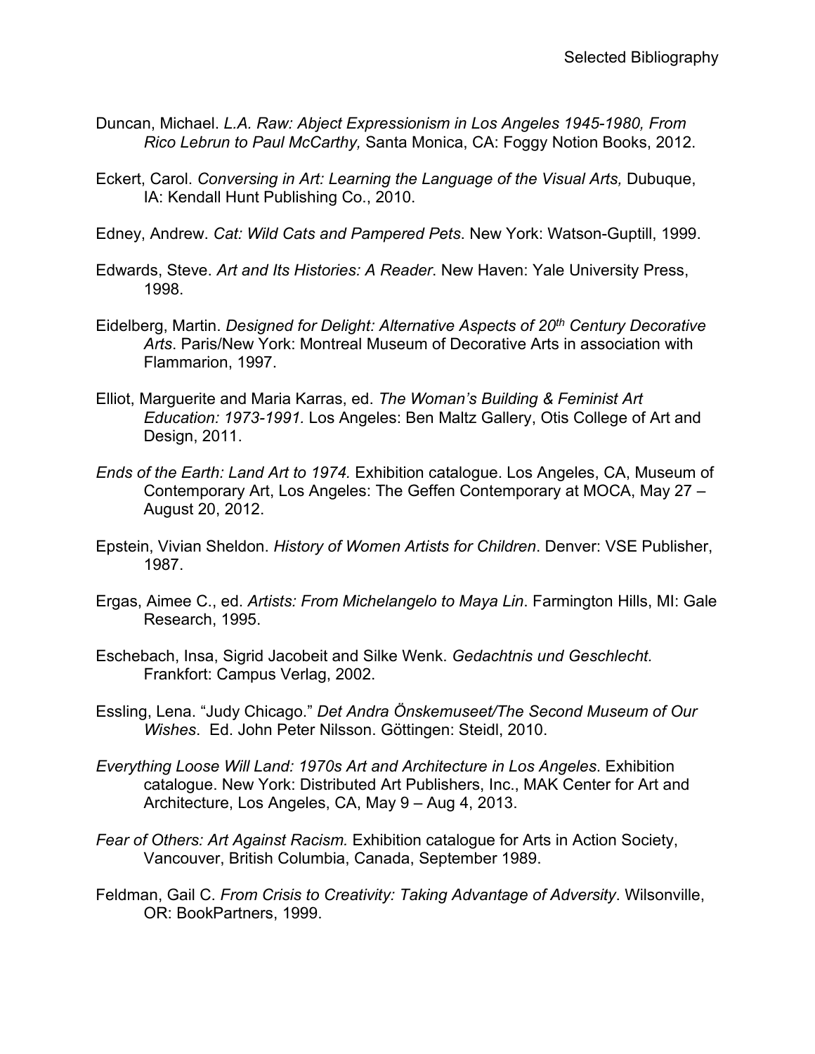Duncan, Michael. *L.A. Raw: Abject Expressionism in Los Angeles 1945-1980, From Rico Lebrun to Paul McCarthy,* Santa Monica, CA: Foggy Notion Books, 2012.

Eckert, Carol. *Conversing in Art: Learning the Language of the Visual Arts,* Dubuque, IA: Kendall Hunt Publishing Co., 2010.

Edney, Andrew. *Cat: Wild Cats and Pampered Pets*. New York: Watson-Guptill, 1999.

Edwards, Steve. *Art and Its Histories: A Reader*. New Haven: Yale University Press, 1998.

Eidelberg, Martin. *Designed for Delight: Alternative Aspects of 20th Century Decorative Arts*. Paris/New York: Montreal Museum of Decorative Arts in association with Flammarion, 1997.

Elliot, Marguerite and Maria Karras, ed. *The Woman's Building & Feminist Art Education: 1973-1991.* Los Angeles: Ben Maltz Gallery, Otis College of Art and Design, 2011.

*Ends of the Earth: Land Art to 1974.* Exhibition catalogue. Los Angeles, CA, Museum of Contemporary Art, Los Angeles: The Geffen Contemporary at MOCA, May 27 – August 20, 2012.

Epstein, Vivian Sheldon. *History of Women Artists for Children*. Denver: VSE Publisher, 1987.

Ergas, Aimee C., ed. *Artists: From Michelangelo to Maya Lin*. Farmington Hills, MI: Gale Research, 1995.

Eschebach, Insa, Sigrid Jacobeit and Silke Wenk. *Gedachtnis und Geschlecht.* Frankfort: Campus Verlag, 2002.

Essling, Lena. "Judy Chicago." *Det Andra Önskemuseet/The Second Museum of Our Wishes*. Ed. John Peter Nilsson. Göttingen: Steidl, 2010.

*Everything Loose Will Land: 1970s Art and Architecture in Los Angeles*. Exhibition catalogue. New York: Distributed Art Publishers, Inc., MAK Center for Art and Architecture, Los Angeles, CA, May 9 – Aug 4, 2013.

*Fear of Others: Art Against Racism.* Exhibition catalogue for Arts in Action Society, Vancouver, British Columbia, Canada, September 1989.

Feldman, Gail C. *From Crisis to Creativity: Taking Advantage of Adversity*. Wilsonville, OR: BookPartners, 1999.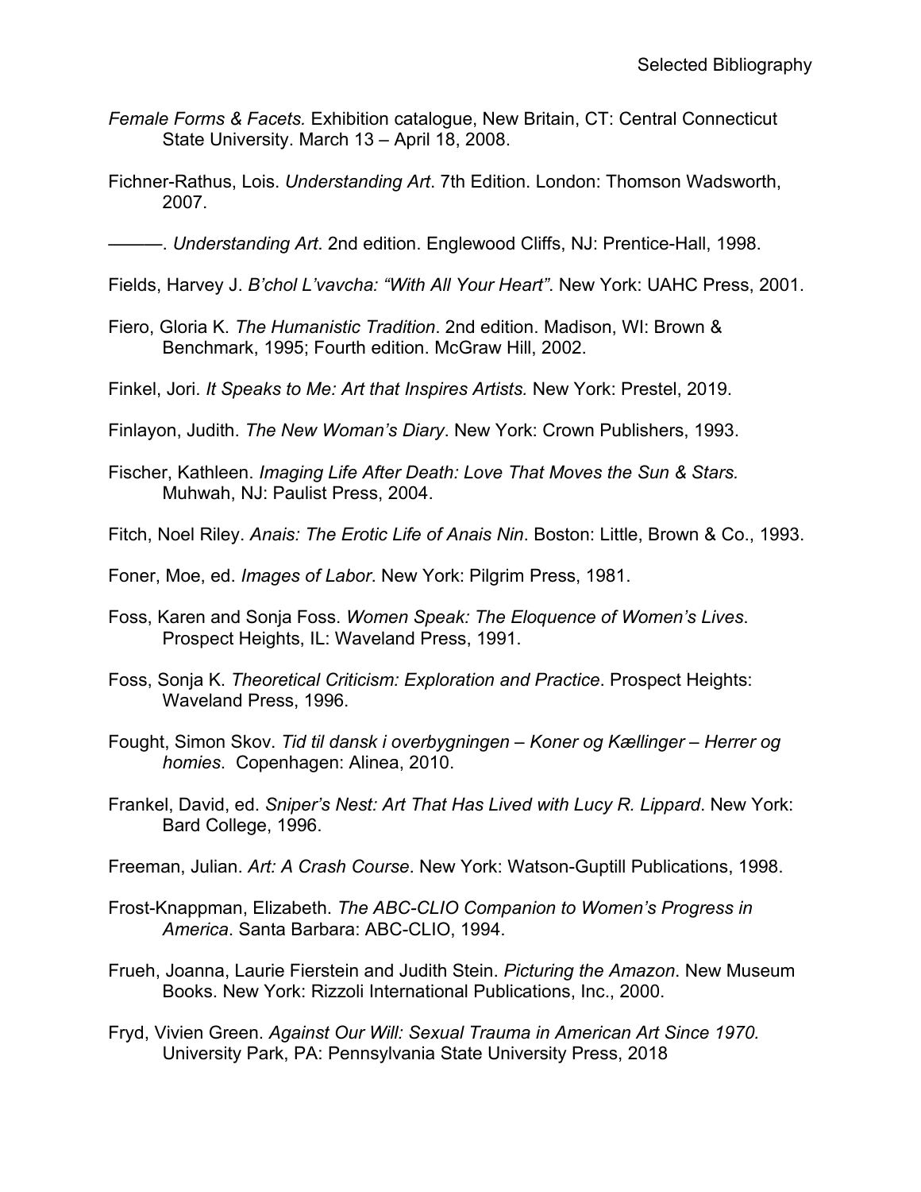*Female Forms & Facets.* Exhibition catalogue, New Britain, CT: Central Connecticut State University. March 13 – April 18, 2008.

Fichner-Rathus, Lois. *Understanding Art*. 7th Edition. London: Thomson Wadsworth, 2007.

———. *Understanding Art*. 2nd edition. Englewood Cliffs, NJ: Prentice-Hall, 1998.

Fields, Harvey J. *B'chol L'vavcha: "With All Your Heart"*. New York: UAHC Press, 2001.

Fiero, Gloria K. *The Humanistic Tradition*. 2nd edition. Madison, WI: Brown & Benchmark, 1995; Fourth edition. McGraw Hill, 2002.

Finkel, Jori. *It Speaks to Me: Art that Inspires Artists.* New York: Prestel, 2019.

Finlayon, Judith. *The New Woman's Diary*. New York: Crown Publishers, 1993.

Fischer, Kathleen. *Imaging Life After Death: Love That Moves the Sun & Stars.* Muhwah, NJ: Paulist Press, 2004.

Fitch, Noel Riley. *Anais: The Erotic Life of Anais Nin*. Boston: Little, Brown & Co., 1993.

Foner, Moe, ed. *Images of Labor*. New York: Pilgrim Press, 1981.

Foss, Karen and Sonja Foss. *Women Speak: The Eloquence of Women's Lives*. Prospect Heights, IL: Waveland Press, 1991.

Foss, Sonja K. *Theoretical Criticism: Exploration and Practice*. Prospect Heights: Waveland Press, 1996.

Fought, Simon Skov. *Tid til dansk i overbygningen – Koner og Kællinger – Herrer og homies*. Copenhagen: Alinea, 2010.

Frankel, David, ed. *Sniper's Nest: Art That Has Lived with Lucy R. Lippard*. New York: Bard College, 1996.

Freeman, Julian. *Art: A Crash Course*. New York: Watson-Guptill Publications, 1998.

Frost-Knappman, Elizabeth. *The ABC-CLIO Companion to Women's Progress in America*. Santa Barbara: ABC-CLIO, 1994.

Frueh, Joanna, Laurie Fierstein and Judith Stein. *Picturing the Amazon*. New Museum Books. New York: Rizzoli International Publications, Inc., 2000.

Fryd, Vivien Green. *Against Our Will: Sexual Trauma in American Art Since 1970.* University Park, PA: Pennsylvania State University Press, 2018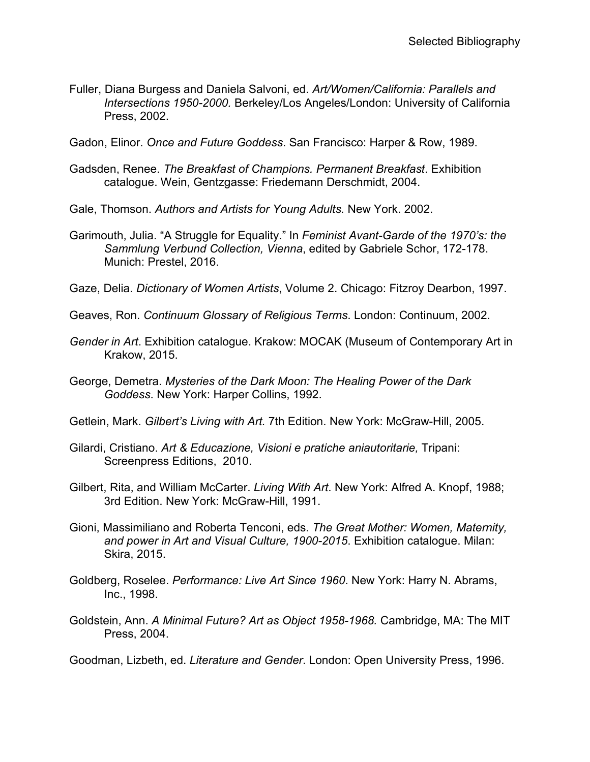Fuller, Diana Burgess and Daniela Salvoni, ed. *Art/Women/California: Parallels and Intersections 1950-2000.* Berkeley/Los Angeles/London: University of California Press, 2002.

Gadon, Elinor. *Once and Future Goddess*. San Francisco: Harper & Row, 1989.

Gadsden, Renee. *The Breakfast of Champions. Permanent Breakfast*. Exhibition catalogue. Wein, Gentzgasse: Friedemann Derschmidt, 2004.

Gale, Thomson. *Authors and Artists for Young Adults.* New York. 2002.

Garimouth, Julia. "A Struggle for Equality." In *Feminist Avant-Garde of the 1970's: the Sammlung Verbund Collection, Vienna*, edited by Gabriele Schor, 172-178. Munich: Prestel, 2016.

Gaze, Delia. *Dictionary of Women Artists*, Volume 2. Chicago: Fitzroy Dearbon, 1997.

Geaves, Ron. *Continuum Glossary of Religious Terms*. London: Continuum, 2002.

*Gender in Art*. Exhibition catalogue. Krakow: MOCAK (Museum of Contemporary Art in Krakow, 2015.

George, Demetra. *Mysteries of the Dark Moon: The Healing Power of the Dark Goddess*. New York: Harper Collins, 1992.

Getlein, Mark. *Gilbert's Living with Art.* 7th Edition. New York: McGraw-Hill, 2005.

Gilardi, Cristiano. *Art & Educazione, Visioni e pratiche aniautoritarie,* Tripani: Screenpress Editions, 2010.

Gilbert, Rita, and William McCarter. *Living With Art*. New York: Alfred A. Knopf, 1988; 3rd Edition. New York: McGraw-Hill, 1991.

Gioni, Massimiliano and Roberta Tenconi, eds. *The Great Mother: Women, Maternity, and power in Art and Visual Culture, 1900-2015*. Exhibition catalogue. Milan: Skira, 2015.

Goldberg, Roselee. *Performance: Live Art Since 1960*. New York: Harry N. Abrams, Inc., 1998.

Goldstein, Ann. *A Minimal Future? Art as Object 1958-1968.* Cambridge, MA: The MIT Press, 2004.

Goodman, Lizbeth, ed. *Literature and Gender*. London: Open University Press, 1996.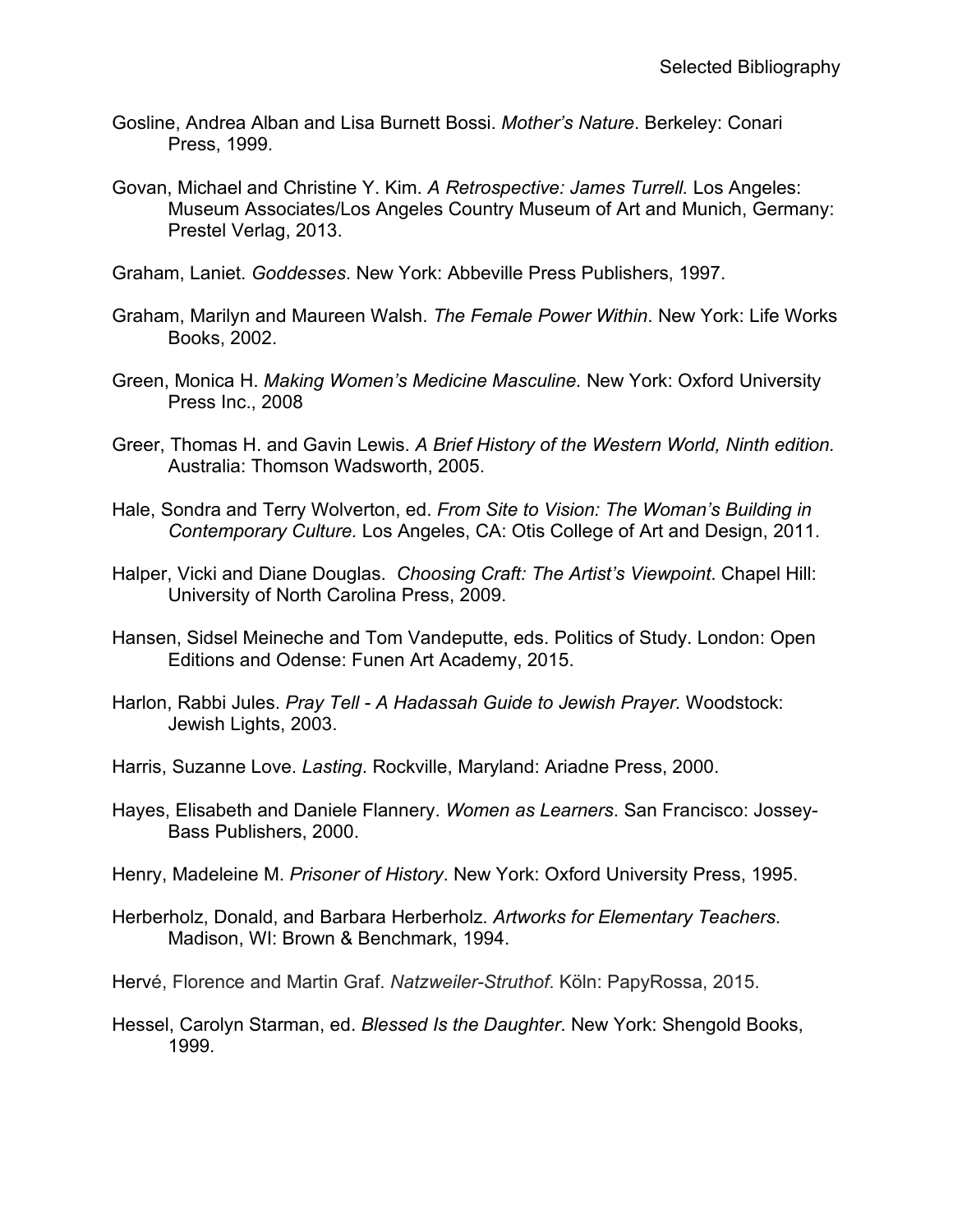Gosline, Andrea Alban and Lisa Burnett Bossi. *Mother's Nature*. Berkeley: Conari Press, 1999.

Govan, Michael and Christine Y. Kim. *A Retrospective: James Turrell.* Los Angeles: Museum Associates/Los Angeles Country Museum of Art and Munich, Germany: Prestel Verlag, 2013.

Graham, Laniet. *Goddesses*. New York: Abbeville Press Publishers, 1997.

Graham, Marilyn and Maureen Walsh. *The Female Power Within*. New York: Life Works Books, 2002.

Green, Monica H. *Making Women's Medicine Masculine.* New York: Oxford University Press Inc., 2008

Greer, Thomas H. and Gavin Lewis. *A Brief History of the Western World, Ninth edition.* Australia: Thomson Wadsworth, 2005.

Hale, Sondra and Terry Wolverton, ed. *From Site to Vision: The Woman's Building in Contemporary Culture.* Los Angeles, CA: Otis College of Art and Design, 2011.

Halper, Vicki and Diane Douglas. *Choosing Craft: The Artist's Viewpoint*. Chapel Hill: University of North Carolina Press, 2009.

Hansen, Sidsel Meineche and Tom Vandeputte, eds. Politics of Study. London: Open Editions and Odense: Funen Art Academy, 2015.

Harlon, Rabbi Jules. *Pray Tell - A Hadassah Guide to Jewish Prayer*. Woodstock: Jewish Lights, 2003.

Harris, Suzanne Love. *Lasting*. Rockville, Maryland: Ariadne Press, 2000.

Hayes, Elisabeth and Daniele Flannery. *Women as Learners*. San Francisco: Jossey-Bass Publishers, 2000.

Henry, Madeleine M. *Prisoner of History*. New York: Oxford University Press, 1995.

Herberholz, Donald, and Barbara Herberholz. *Artworks for Elementary Teachers*. Madison, WI: Brown & Benchmark, 1994.

Hervé, Florence and Martin Graf. *Natzweiler-Struthof*. Köln: PapyRossa, 2015.

Hessel, Carolyn Starman, ed. *Blessed Is the Daughter*. New York: Shengold Books, 1999.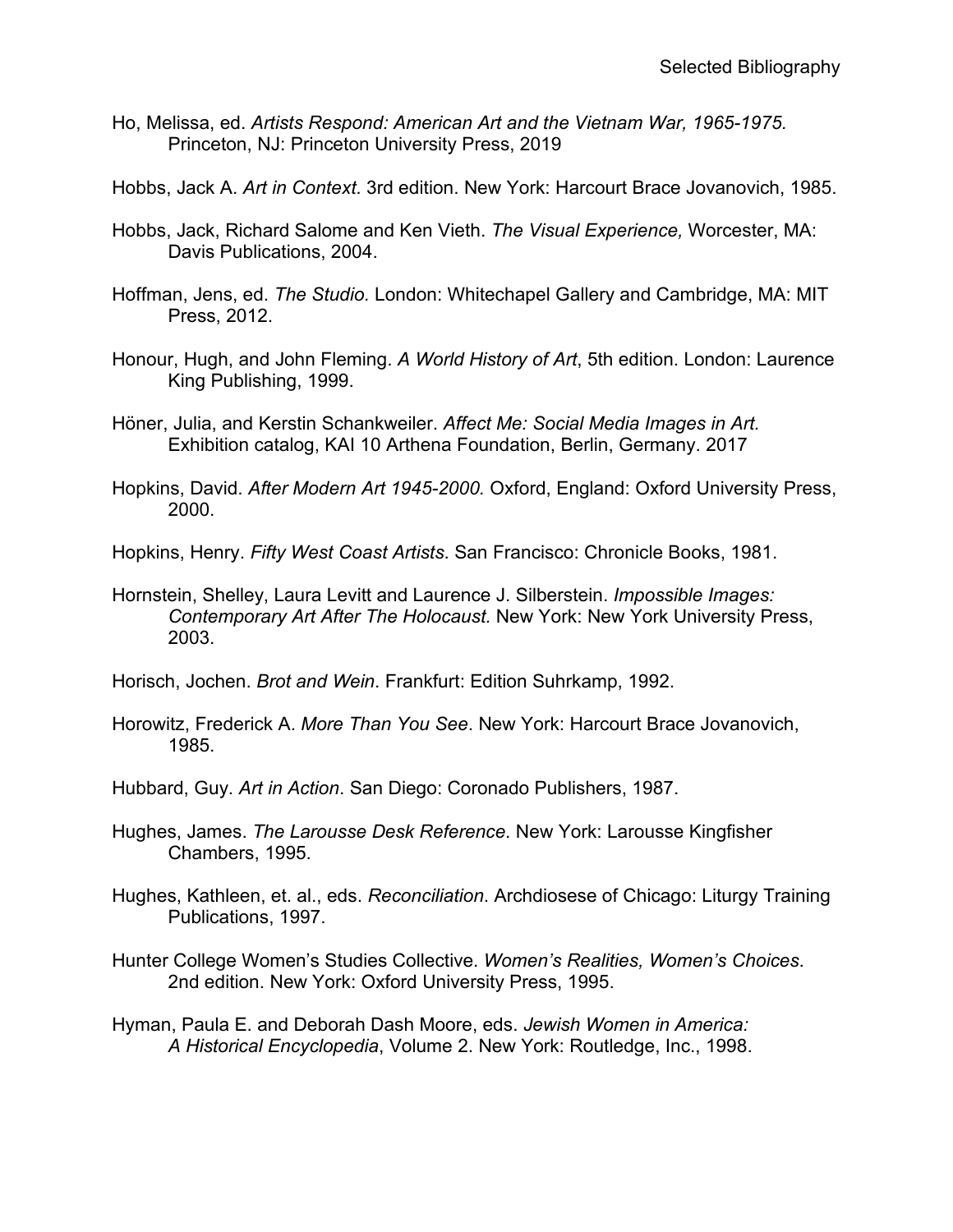Ho, Melissa, ed. *Artists Respond: American Art and the Vietnam War, 1965-1975.* Princeton, NJ: Princeton University Press, 2019

Hobbs, Jack A. *Art in Context*. 3rd edition. New York: Harcourt Brace Jovanovich, 1985.

Hobbs, Jack, Richard Salome and Ken Vieth. *The Visual Experience,* Worcester, MA: Davis Publications, 2004.

Hoffman, Jens, ed. *The Studio.* London: Whitechapel Gallery and Cambridge, MA: MIT Press, 2012.

Honour, Hugh, and John Fleming. *A World History of Art*, 5th edition. London: Laurence King Publishing, 1999.

Höner, Julia, and Kerstin Schankweiler. *Affect Me: Social Media Images in Art.* Exhibition catalog, KAI 10 Arthena Foundation, Berlin, Germany. 2017

Hopkins, David. *After Modern Art 1945-2000.* Oxford, England: Oxford University Press, 2000.

Hopkins, Henry. *Fifty West Coast Artists*. San Francisco: Chronicle Books, 1981.

Hornstein, Shelley, Laura Levitt and Laurence J. Silberstein. *Impossible Images: Contemporary Art After The Holocaust.* New York: New York University Press, 2003.

Horisch, Jochen. *Brot and Wein*. Frankfurt: Edition Suhrkamp, 1992.

Horowitz, Frederick A. *More Than You See*. New York: Harcourt Brace Jovanovich, 1985.

Hubbard, Guy. *Art in Action*. San Diego: Coronado Publishers, 1987.

Hughes, James. *The Larousse Desk Reference*. New York: Larousse Kingfisher Chambers, 1995.

Hughes, Kathleen, et. al., eds. *Reconciliation*. Archdiosese of Chicago: Liturgy Training Publications, 1997.

Hunter College Women's Studies Collective. *Women's Realities, Women's Choices*. 2nd edition. New York: Oxford University Press, 1995.

Hyman, Paula E. and Deborah Dash Moore, eds. *Jewish Women in America: A Historical Encyclopedia*, Volume 2. New York: Routledge, Inc., 1998.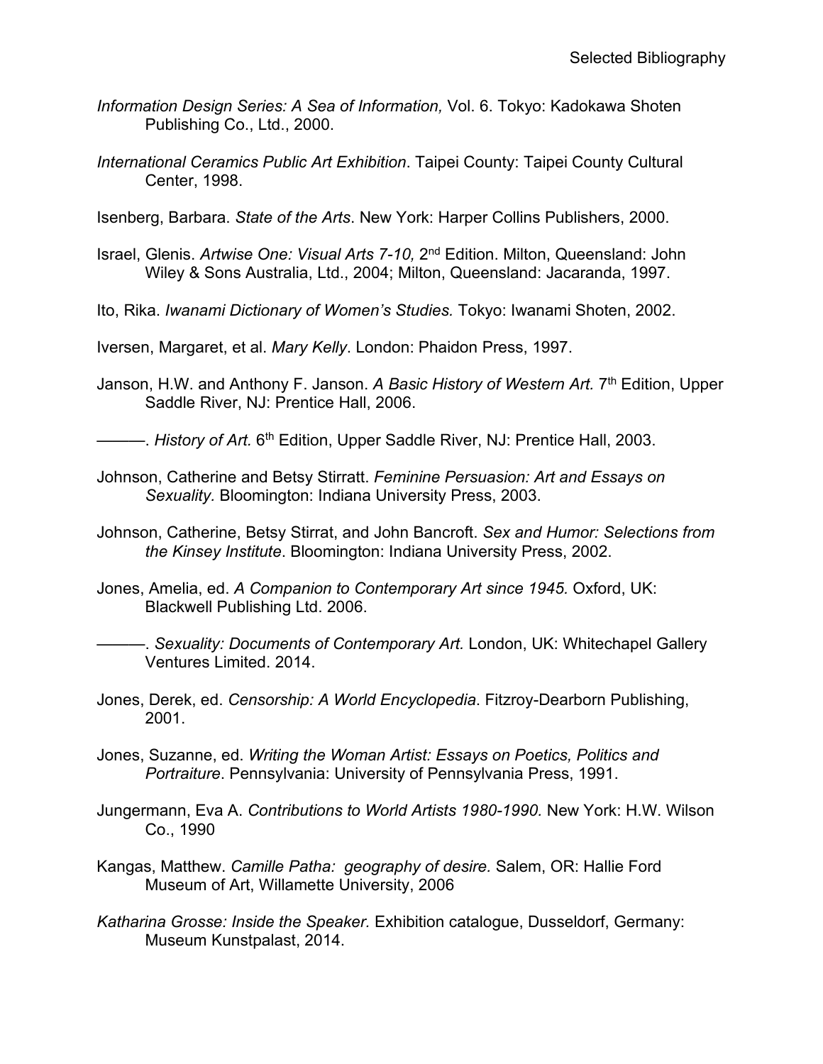*Information Design Series: A Sea of Information,* Vol. 6. Tokyo: Kadokawa Shoten Publishing Co., Ltd., 2000.

*International Ceramics Public Art Exhibition*. Taipei County: Taipei County Cultural Center, 1998.

Isenberg, Barbara. *State of the Arts*. New York: Harper Collins Publishers, 2000.

Israel, Glenis. *Artwise One: Visual Arts 7-10,* 2nd Edition. Milton, Queensland: John Wiley & Sons Australia, Ltd., 2004; Milton, Queensland: Jacaranda, 1997.

Ito, Rika. *Iwanami Dictionary of Women's Studies.* Tokyo: Iwanami Shoten, 2002.

Iversen, Margaret, et al. *Mary Kelly*. London: Phaidon Press, 1997.

Janson, H.W. and Anthony F. Janson. *A Basic History of Western Art.* 7th Edition, Upper Saddle River, NJ: Prentice Hall, 2006.

———. *History of Art.* 6th Edition, Upper Saddle River, NJ: Prentice Hall, 2003.

Johnson, Catherine and Betsy Stirratt. *Feminine Persuasion: Art and Essays on Sexuality.* Bloomington: Indiana University Press, 2003.

Johnson, Catherine, Betsy Stirrat, and John Bancroft. *Sex and Humor: Selections from the Kinsey Institute*. Bloomington: Indiana University Press, 2002.

Jones, Amelia, ed. *A Companion to Contemporary Art since 1945.* Oxford, UK: Blackwell Publishing Ltd. 2006.

———. *Sexuality: Documents of Contemporary Art.* London, UK: Whitechapel Gallery Ventures Limited. 2014.

Jones, Derek, ed. *Censorship: A World Encyclopedia*. Fitzroy-Dearborn Publishing, 2001.

Jones, Suzanne, ed. *Writing the Woman Artist: Essays on Poetics, Politics and Portraiture*. Pennsylvania: University of Pennsylvania Press, 1991.

Jungermann, Eva A. *Contributions to World Artists 1980-1990.* New York: H.W. Wilson Co., 1990

Kangas, Matthew. *Camille Patha:  geography of desire.* Salem, OR: Hallie Ford Museum of Art, Willamette University, 2006

*Katharina Grosse: Inside the Speaker.* Exhibition catalogue, Dusseldorf, Germany: Museum Kunstpalast, 2014.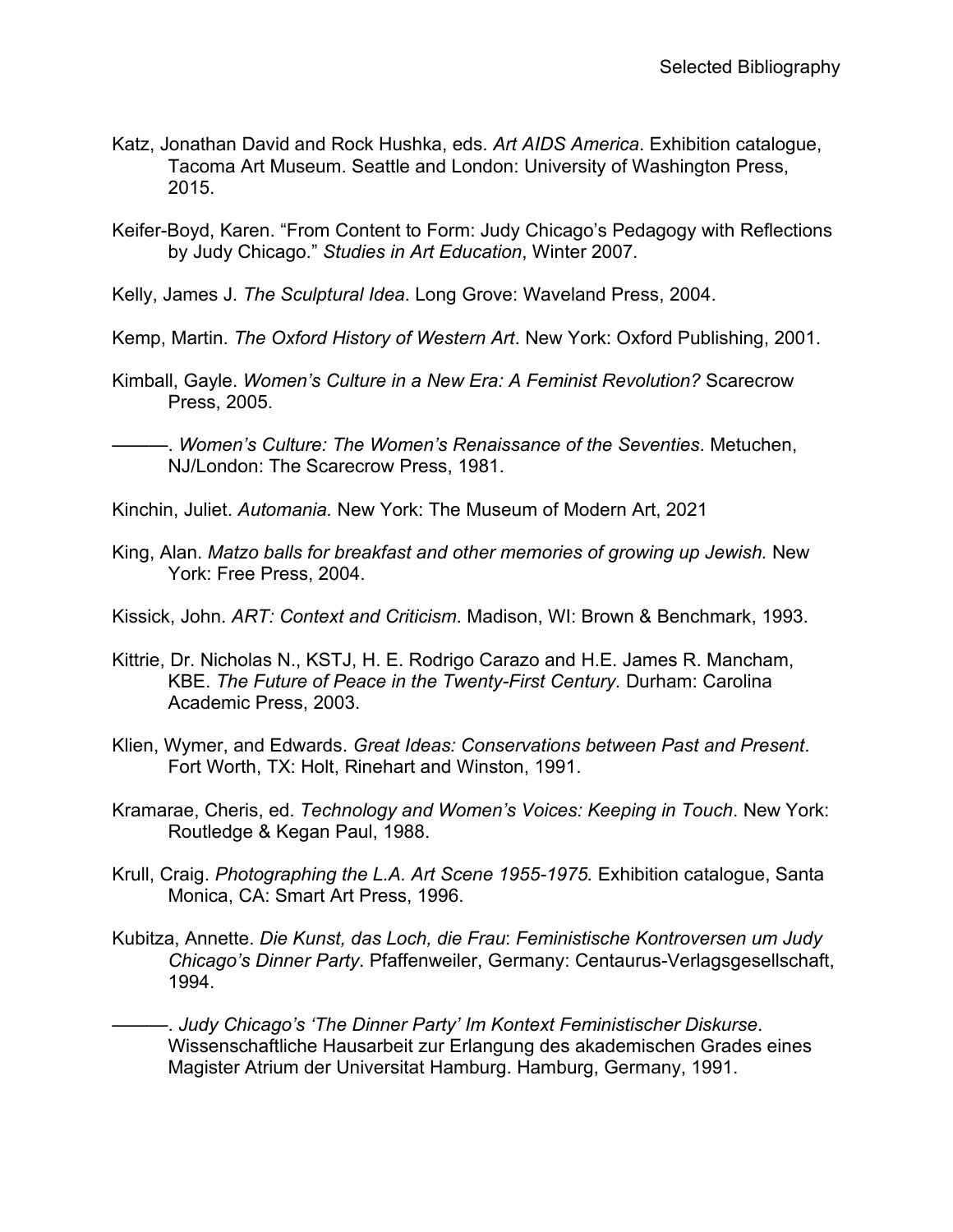Katz, Jonathan David and Rock Hushka, eds. *Art AIDS America*. Exhibition catalogue, Tacoma Art Museum. Seattle and London: University of Washington Press, 2015.

Keifer-Boyd, Karen. "From Content to Form: Judy Chicago's Pedagogy with Reflections by Judy Chicago." *Studies in Art Education*, Winter 2007.

Kelly, James J. *The Sculptural Idea*. Long Grove: Waveland Press, 2004.

Kemp, Martin. *The Oxford History of Western Art*. New York: Oxford Publishing, 2001.

Kimball, Gayle. *Women's Culture in a New Era: A Feminist Revolution?* Scarecrow Press, 2005.

———. *Women's Culture: The Women's Renaissance of the Seventies*. Metuchen, NJ/London: The Scarecrow Press, 1981.

Kinchin, Juliet. *Automania.* New York: The Museum of Modern Art, 2021

King, Alan. *Matzo balls for breakfast and other memories of growing up Jewish.* New York: Free Press, 2004.

Kissick, John. *ART: Context and Criticism*. Madison, WI: Brown & Benchmark, 1993.

Kittrie, Dr. Nicholas N., KSTJ, H. E. Rodrigo Carazo and H.E. James R. Mancham, KBE. *The Future of Peace in the Twenty-First Century.* Durham: Carolina Academic Press, 2003.

Klien, Wymer, and Edwards. *Great Ideas: Conservations between Past and Present*. Fort Worth, TX: Holt, Rinehart and Winston, 1991.

Kramarae, Cheris, ed. *Technology and Women's Voices: Keeping in Touch*. New York: Routledge & Kegan Paul, 1988.

Krull, Craig. *Photographing the L.A. Art Scene 1955-1975.* Exhibition catalogue, Santa Monica, CA: Smart Art Press, 1996.

Kubitza, Annette. *Die Kunst, das Loch, die Frau*: *Feministische Kontroversen um Judy Chicago's Dinner Party*. Pfaffenweiler, Germany: Centaurus-Verlagsgesellschaft, 1994.

———. *Judy Chicago's 'The Dinner Party' Im Kontext Feministischer Diskurse*. Wissenschaftliche Hausarbeit zur Erlangung des akademischen Grades eines Magister Atrium der Universitat Hamburg. Hamburg, Germany, 1991.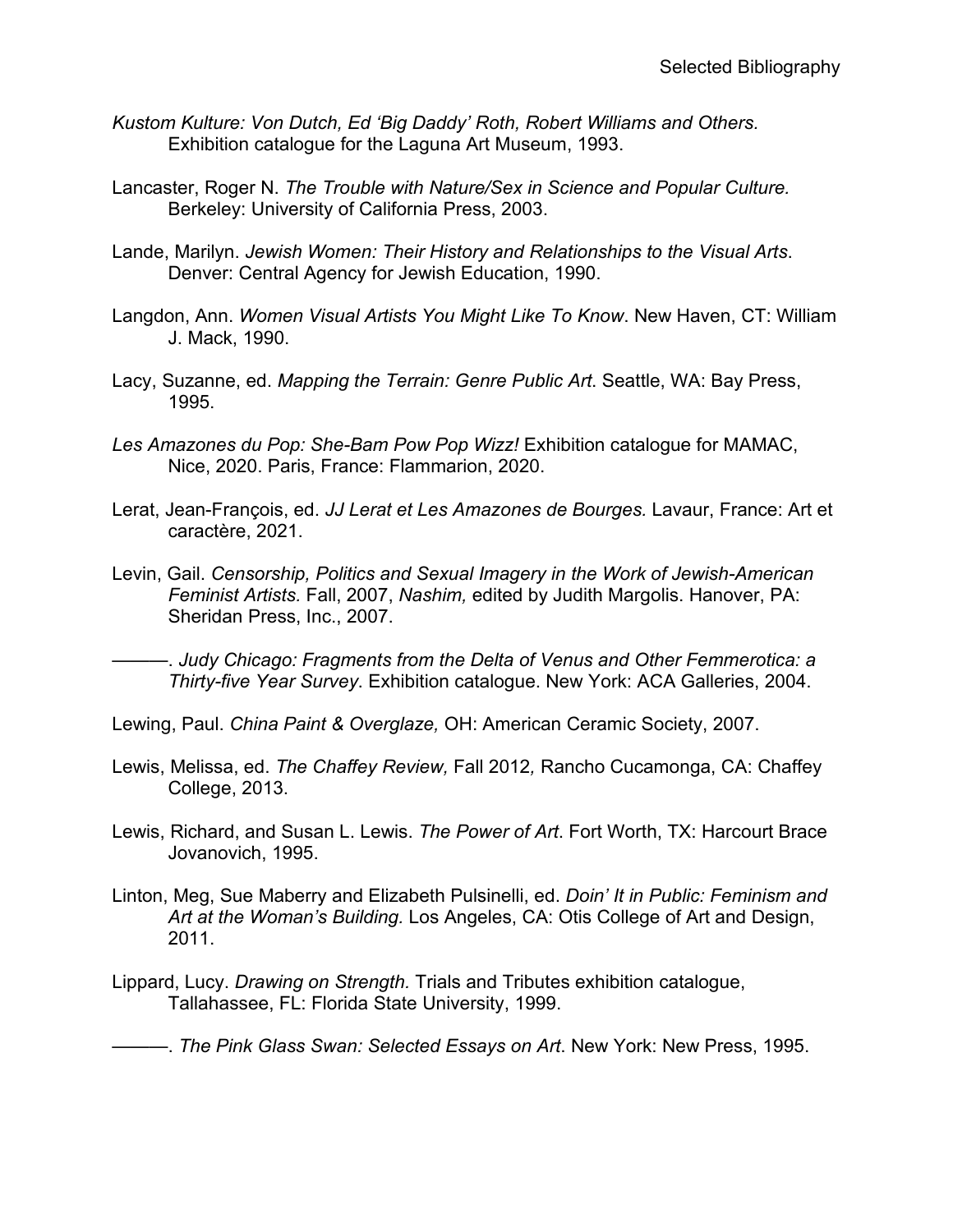*Kustom Kulture: Von Dutch, Ed 'Big Daddy' Roth, Robert Williams and Others.* Exhibition catalogue for the Laguna Art Museum, 1993.

Lancaster, Roger N. *The Trouble with Nature/Sex in Science and Popular Culture.* Berkeley: University of California Press, 2003.

Lande, Marilyn. *Jewish Women: Their History and Relationships to the Visual Arts*. Denver: Central Agency for Jewish Education, 1990.

Langdon, Ann. *Women Visual Artists You Might Like To Know*. New Haven, CT: William J. Mack, 1990.

Lacy, Suzanne, ed. *Mapping the Terrain: Genre Public Art*. Seattle, WA: Bay Press, 1995.

*Les Amazones du Pop: She-Bam Pow Pop Wizz!* Exhibition catalogue for MAMAC, Nice, 2020. Paris, France: Flammarion, 2020.

Lerat, Jean-François, ed. *JJ Lerat et Les Amazones de Bourges.* Lavaur, France: Art et caractère, 2021.

Levin, Gail. *Censorship, Politics and Sexual Imagery in the Work of Jewish-American Feminist Artists.* Fall, 2007, *Nashim,* edited by Judith Margolis. Hanover, PA: Sheridan Press, Inc., 2007.

———. *Judy Chicago: Fragments from the Delta of Venus and Other Femmerotica: a Thirty-five Year Survey*. Exhibition catalogue. New York: ACA Galleries, 2004.

Lewing, Paul. *China Paint & Overglaze,* OH: American Ceramic Society, 2007.

Lewis, Melissa, ed. *The Chaffey Review,* Fall 2012*,* Rancho Cucamonga, CA: Chaffey College, 2013.

Lewis, Richard, and Susan L. Lewis. *The Power of Art*. Fort Worth, TX: Harcourt Brace Jovanovich, 1995.

Linton, Meg, Sue Maberry and Elizabeth Pulsinelli, ed. *Doin' It in Public: Feminism and Art at the Woman's Building.* Los Angeles, CA: Otis College of Art and Design, 2011.

Lippard, Lucy. *Drawing on Strength.* Trials and Tributes exhibition catalogue, Tallahassee, FL: Florida State University, 1999.

———. *The Pink Glass Swan: Selected Essays on Art*. New York: New Press, 1995.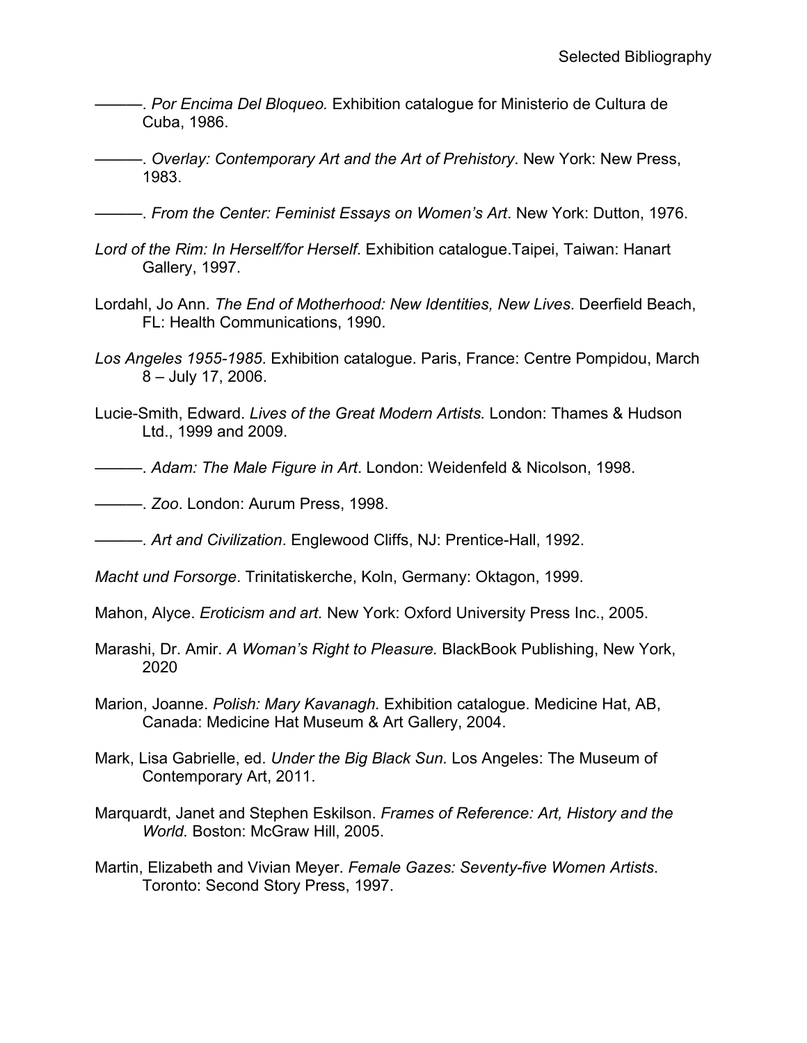———. *Por Encima Del Bloqueo.* Exhibition catalogue for Ministerio de Cultura de Cuba, 1986.

———. *Overlay: Contemporary Art and the Art of Prehistory*. New York: New Press, 1983.

———. *From the Center: Feminist Essays on Women's Art*. New York: Dutton, 1976.

*Lord of the Rim: In Herself/for Herself*. Exhibition catalogue.Taipei, Taiwan: Hanart Gallery, 1997.

Lordahl, Jo Ann. *The End of Motherhood: New Identities, New Lives*. Deerfield Beach, FL: Health Communications, 1990.

*Los Angeles 1955-1985*. Exhibition catalogue. Paris, France: Centre Pompidou, March 8 – July 17, 2006.

Lucie-Smith, Edward. *Lives of the Great Modern Artists.* London: Thames & Hudson Ltd., 1999 and 2009.

———. *Adam: The Male Figure in Art*. London: Weidenfeld & Nicolson, 1998.

———. *Zoo*. London: Aurum Press, 1998.

———. *Art and Civilization*. Englewood Cliffs, NJ: Prentice-Hall, 1992.

*Macht und Forsorge*. Trinitatiskerche, Koln, Germany: Oktagon, 1999.

Mahon, Alyce. *Eroticism and art.* New York: Oxford University Press Inc., 2005.

Marashi, Dr. Amir. *A Woman's Right to Pleasure.* BlackBook Publishing, New York, 2020

Marion, Joanne. *Polish: Mary Kavanagh.* Exhibition catalogue. Medicine Hat, AB, Canada: Medicine Hat Museum & Art Gallery, 2004.

Mark, Lisa Gabrielle, ed. *Under the Big Black Sun.* Los Angeles: The Museum of Contemporary Art, 2011.

Marquardt, Janet and Stephen Eskilson. *Frames of Reference: Art, History and the World.* Boston: McGraw Hill, 2005.

Martin, Elizabeth and Vivian Meyer. *Female Gazes: Seventy-five Women Artists*. Toronto: Second Story Press, 1997.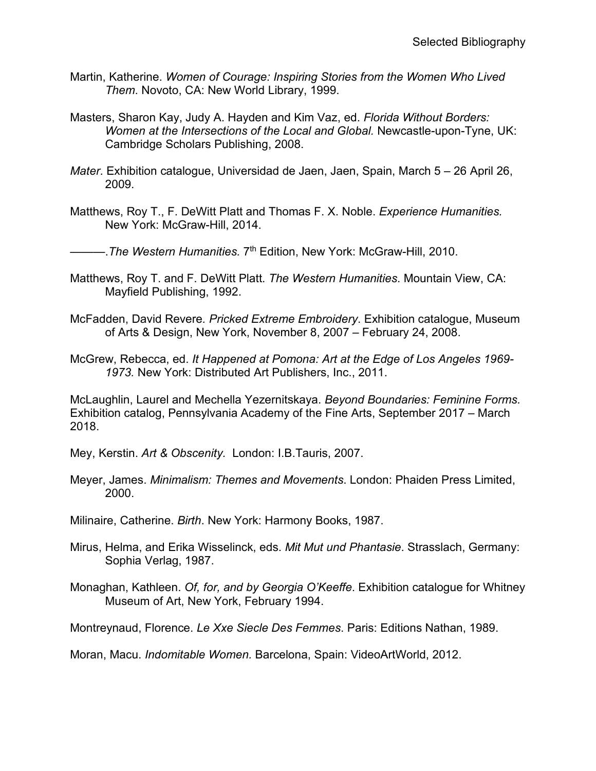Martin, Katherine. *Women of Courage: Inspiring Stories from the Women Who Lived Them*. Novoto, CA: New World Library, 1999.

Masters, Sharon Kay, Judy A. Hayden and Kim Vaz, ed. *Florida Without Borders: Women at the Intersections of the Local and Global.* Newcastle-upon-Tyne, UK: Cambridge Scholars Publishing, 2008.

*Mater*. Exhibition catalogue, Universidad de Jaen, Jaen, Spain, March 5 – 26 April 26, 2009.

Matthews, Roy T., F. DeWitt Platt and Thomas F. X. Noble. *Experience Humanities.* New York: McGraw-Hill, 2014.

———.*The Western Humanities.* 7th Edition, New York: McGraw-Hill, 2010.

Matthews, Roy T. and F. DeWitt Platt. *The Western Humanities*. Mountain View, CA: Mayfield Publishing, 1992.

McFadden, David Revere. *Pricked Extreme Embroidery*. Exhibition catalogue, Museum of Arts & Design, New York, November 8, 2007 – February 24, 2008.

McGrew, Rebecca, ed. *It Happened at Pomona: Art at the Edge of Los Angeles 1969-1973.* New York: Distributed Art Publishers, Inc., 2011.

McLaughlin, Laurel and Mechella Yezernitskaya. *Beyond Boundaries: Feminine Forms.* Exhibition catalog, Pennsylvania Academy of the Fine Arts, September 2017 – March 2018.

Mey, Kerstin. *Art & Obscenity.* London: I.B.Tauris, 2007.

Meyer, James. *Minimalism: Themes and Movements*. London: Phaiden Press Limited, 2000.

Milinaire, Catherine. *Birth*. New York: Harmony Books, 1987.

Mirus, Helma, and Erika Wisselinck, eds. *Mit Mut und Phantasie*. Strasslach, Germany: Sophia Verlag, 1987.

Monaghan, Kathleen. *Of, for, and by Georgia O'Keeffe*. Exhibition catalogue for Whitney Museum of Art, New York, February 1994.

Montreynaud, Florence. *Le Xxe Siecle Des Femmes*. Paris: Editions Nathan, 1989.

Moran, Macu. *Indomitable Women.* Barcelona, Spain: VideoArtWorld, 2012.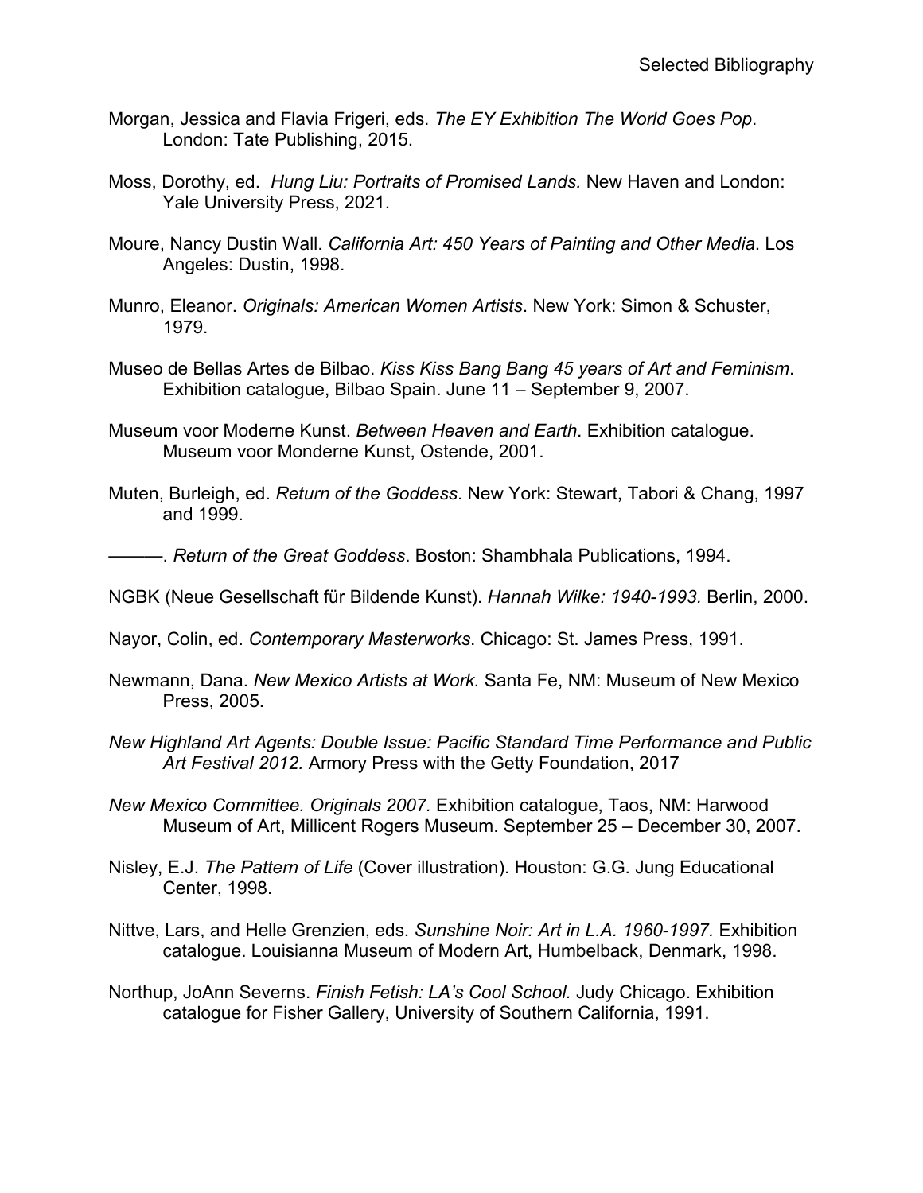Morgan, Jessica and Flavia Frigeri, eds. *The EY Exhibition The World Goes Pop*. London: Tate Publishing, 2015.

Moss, Dorothy, ed. *Hung Liu: Portraits of Promised Lands.* New Haven and London: Yale University Press, 2021.

Moure, Nancy Dustin Wall. *California Art: 450 Years of Painting and Other Media*. Los Angeles: Dustin, 1998.

Munro, Eleanor. *Originals: American Women Artists*. New York: Simon & Schuster, 1979.

Museo de Bellas Artes de Bilbao. *Kiss Kiss Bang Bang 45 years of Art and Feminism*. Exhibition catalogue, Bilbao Spain. June 11 – September 9, 2007.

Museum voor Moderne Kunst. *Between Heaven and Earth*. Exhibition catalogue. Museum voor Monderne Kunst, Ostende, 2001.

Muten, Burleigh, ed. *Return of the Goddess*. New York: Stewart, Tabori & Chang, 1997 and 1999.

———. *Return of the Great Goddess*. Boston: Shambhala Publications, 1994.

NGBK (Neue Gesellschaft für Bildende Kunst). *Hannah Wilke: 1940-1993.* Berlin, 2000.

Nayor, Colin, ed. *Contemporary Masterworks.* Chicago: St. James Press, 1991.

Newmann, Dana. *New Mexico Artists at Work.* Santa Fe, NM: Museum of New Mexico Press, 2005.

*New Highland Art Agents: Double Issue: Pacific Standard Time Performance and Public Art Festival 2012.* Armory Press with the Getty Foundation, 2017

*New Mexico Committee. Originals 2007.* Exhibition catalogue, Taos, NM: Harwood Museum of Art, Millicent Rogers Museum. September 25 – December 30, 2007.

Nisley, E.J. *The Pattern of Life* (Cover illustration). Houston: G.G. Jung Educational Center, 1998.

Nittve, Lars, and Helle Grenzien, eds. *Sunshine Noir: Art in L.A. 1960-1997.* Exhibition catalogue. Louisianna Museum of Modern Art, Humbelback, Denmark, 1998.

Northup, JoAnn Severns. *Finish Fetish: LA's Cool School.* Judy Chicago. Exhibition catalogue for Fisher Gallery, University of Southern California, 1991.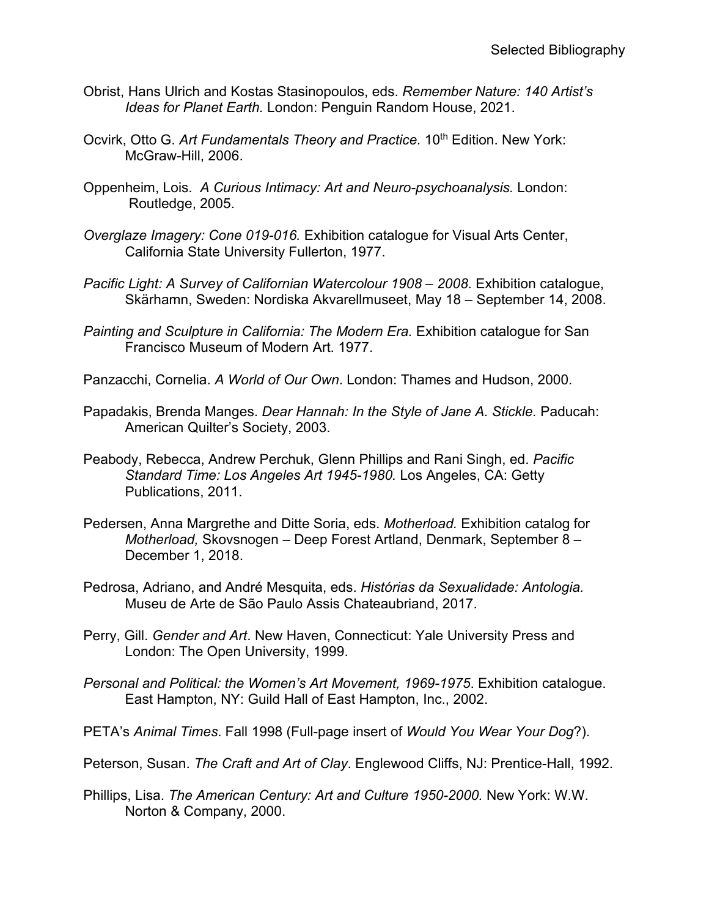Obrist, Hans Ulrich and Kostas Stasinopoulos, eds. *Remember Nature: 140 Artist's Ideas for Planet Earth.* London: Penguin Random House, 2021.

Ocvirk, Otto G. *Art Fundamentals Theory and Practice.* 10th Edition. New York: McGraw-Hill, 2006.

Oppenheim, Lois. *A Curious Intimacy: Art and Neuro-psychoanalysis.* London: Routledge, 2005.

*Overglaze Imagery: Cone 019-016.* Exhibition catalogue for Visual Arts Center, California State University Fullerton, 1977.

*Pacific Light: A Survey of Californian Watercolour 1908 – 2008*. Exhibition catalogue, Skärhamn, Sweden: Nordiska Akvarellmuseet, May 18 – September 14, 2008.

*Painting and Sculpture in California: The Modern Era.* Exhibition catalogue for San Francisco Museum of Modern Art. 1977.

Panzacchi, Cornelia. *A World of Our Own*. London: Thames and Hudson, 2000.

Papadakis, Brenda Manges. *Dear Hannah: In the Style of Jane A. Stickle.* Paducah: American Quilter's Society, 2003.

Peabody, Rebecca, Andrew Perchuk, Glenn Phillips and Rani Singh, ed. *Pacific Standard Time: Los Angeles Art 1945-1980.* Los Angeles, CA: Getty Publications, 2011.

Pedersen, Anna Margrethe and Ditte Soria, eds. *Motherload.* Exhibition catalog for *Motherload,* Skovsnogen – Deep Forest Artland, Denmark, September 8 – December 1, 2018.

Pedrosa, Adriano, and André Mesquita, eds. *Histórias da Sexualidade: Antologia.* Museu de Arte de São Paulo Assis Chateaubriand, 2017.

Perry, Gill. *Gender and Art*. New Haven, Connecticut: Yale University Press and London: The Open University, 1999.

*Personal and Political: the Women's Art Movement, 1969-1975*. Exhibition catalogue. East Hampton, NY: Guild Hall of East Hampton, Inc., 2002.

PETA's *Animal Times*. Fall 1998 (Full-page insert of *Would You Wear Your Dog*?).

Peterson, Susan. *The Craft and Art of Clay*. Englewood Cliffs, NJ: Prentice-Hall, 1992.

Phillips, Lisa. *The American Century: Art and Culture 1950-2000.* New York: W.W. Norton & Company, 2000.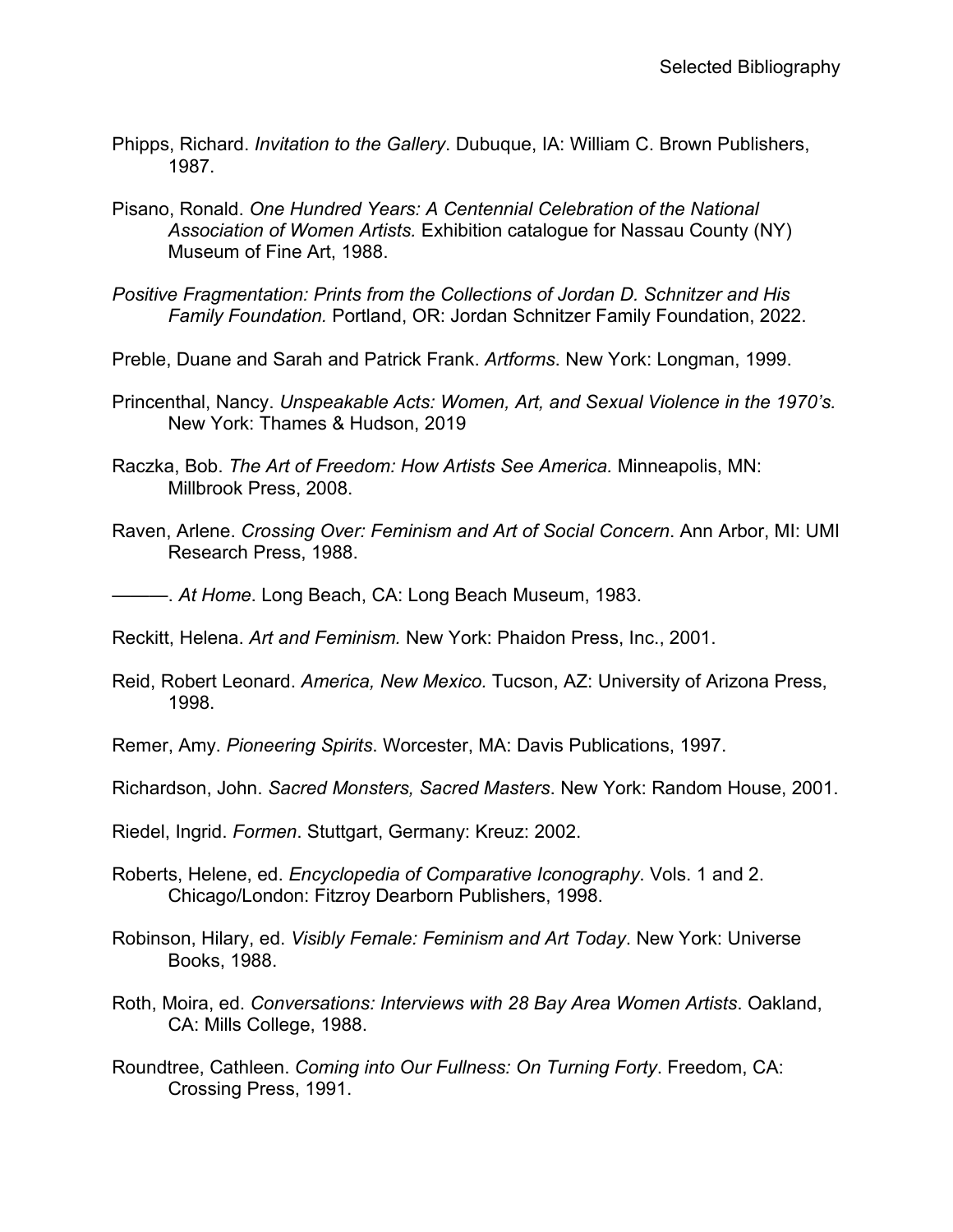Phipps, Richard. *Invitation to the Gallery*. Dubuque, IA: William C. Brown Publishers, 1987.

Pisano, Ronald. *One Hundred Years: A Centennial Celebration of the National Association of Women Artists.* Exhibition catalogue for Nassau County (NY) Museum of Fine Art, 1988.

*Positive Fragmentation: Prints from the Collections of Jordan D. Schnitzer and His Family Foundation.* Portland, OR: Jordan Schnitzer Family Foundation, 2022.

Preble, Duane and Sarah and Patrick Frank. *Artforms*. New York: Longman, 1999.

Princenthal, Nancy. *Unspeakable Acts: Women, Art, and Sexual Violence in the 1970's.* New York: Thames & Hudson, 2019

Raczka, Bob. *The Art of Freedom: How Artists See America.* Minneapolis, MN: Millbrook Press, 2008.

Raven, Arlene. *Crossing Over: Feminism and Art of Social Concern*. Ann Arbor, MI: UMI Research Press, 1988.

———. *At Home*. Long Beach, CA: Long Beach Museum, 1983.

Reckitt, Helena. *Art and Feminism.* New York: Phaidon Press, Inc., 2001.

Reid, Robert Leonard. *America, New Mexico.* Tucson, AZ: University of Arizona Press, 1998.

Remer, Amy. *Pioneering Spirits*. Worcester, MA: Davis Publications, 1997.

Richardson, John. *Sacred Monsters, Sacred Masters*. New York: Random House, 2001.

Riedel, Ingrid. *Formen*. Stuttgart, Germany: Kreuz: 2002.

Roberts, Helene, ed. *Encyclopedia of Comparative Iconography*. Vols. 1 and 2. Chicago/London: Fitzroy Dearborn Publishers, 1998.

Robinson, Hilary, ed. *Visibly Female: Feminism and Art Today*. New York: Universe Books, 1988.

Roth, Moira, ed. *Conversations: Interviews with 28 Bay Area Women Artists*. Oakland, CA: Mills College, 1988.

Roundtree, Cathleen. *Coming into Our Fullness: On Turning Forty*. Freedom, CA: Crossing Press, 1991.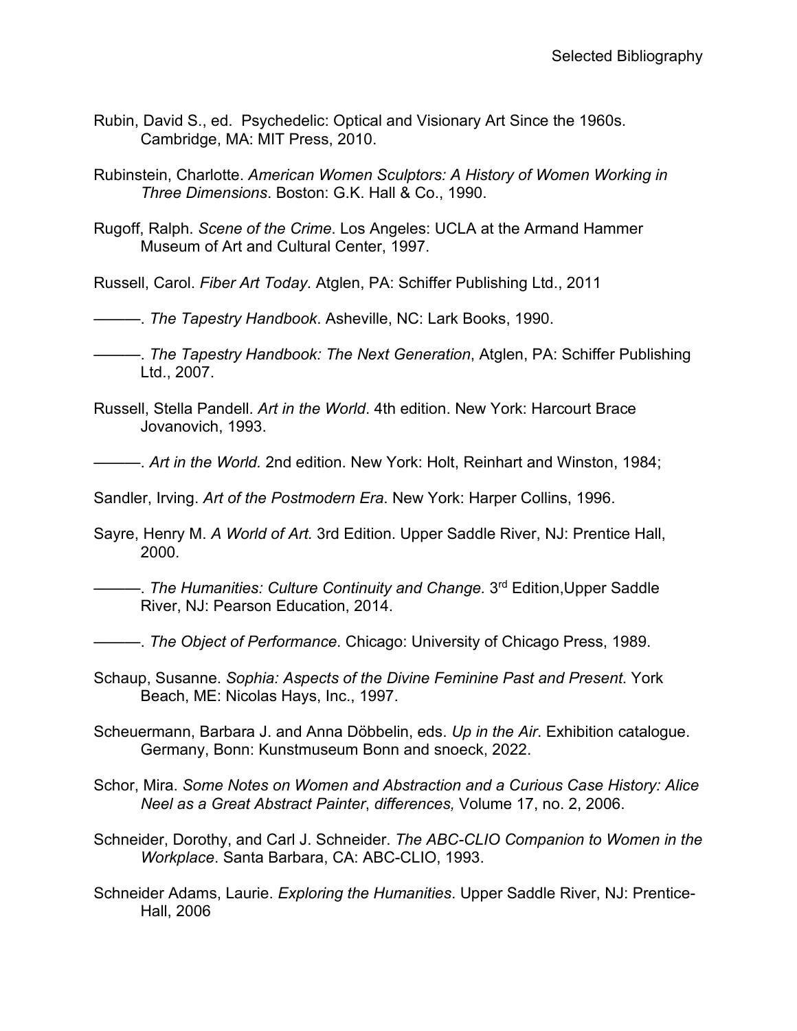Rubin, David S., ed. Psychedelic: Optical and Visionary Art Since the 1960s. Cambridge, MA: MIT Press, 2010.

Rubinstein, Charlotte. *American Women Sculptors: A History of Women Working in Three Dimensions*. Boston: G.K. Hall & Co., 1990.

Rugoff, Ralph. *Scene of the Crime*. Los Angeles: UCLA at the Armand Hammer Museum of Art and Cultural Center, 1997.

Russell, Carol. *Fiber Art Today.* Atglen, PA: Schiffer Publishing Ltd., 2011

———. *The Tapestry Handbook*. Asheville, NC: Lark Books, 1990.

———. *The Tapestry Handbook: The Next Generation*, Atglen, PA: Schiffer Publishing Ltd., 2007.

Russell, Stella Pandell. *Art in the World*. 4th edition. New York: Harcourt Brace Jovanovich, 1993.

———. *Art in the World.* 2nd edition. New York: Holt, Reinhart and Winston, 1984;

Sandler, Irving. *Art of the Postmodern Era*. New York: Harper Collins, 1996.

Sayre, Henry M. *A World of Art.* 3rd Edition. Upper Saddle River, NJ: Prentice Hall, 2000.

———. *The Humanities: Culture Continuity and Change.* 3rd Edition,Upper Saddle River, NJ: Pearson Education, 2014.

———. *The Object of Performance*. Chicago: University of Chicago Press, 1989.

Schaup, Susanne. *Sophia: Aspects of the Divine Feminine Past and Present*. York Beach, ME: Nicolas Hays, Inc., 1997.

Scheuermann, Barbara J. and Anna Döbbelin, eds. *Up in the Air*. Exhibition catalogue. Germany, Bonn: Kunstmuseum Bonn and snoeck, 2022.

Schor, Mira. *Some Notes on Women and Abstraction and a Curious Case History: Alice Neel as a Great Abstract Painter*, *differences,* Volume 17, no. 2, 2006.

Schneider, Dorothy, and Carl J. Schneider. *The ABC-CLIO Companion to Women in the Workplace*. Santa Barbara, CA: ABC-CLIO, 1993.

Schneider Adams, Laurie. *Exploring the Humanities*. Upper Saddle River, NJ: Prentice-Hall, 2006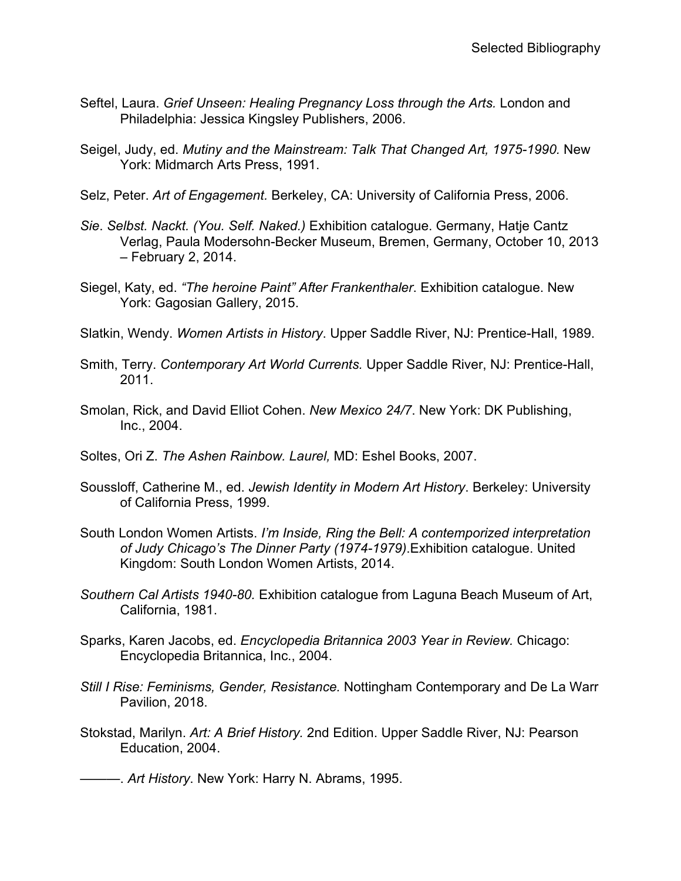Seftel, Laura. *Grief Unseen: Healing Pregnancy Loss through the Arts.* London and Philadelphia: Jessica Kingsley Publishers, 2006.

Seigel, Judy, ed. *Mutiny and the Mainstream: Talk That Changed Art, 1975-1990.* New York: Midmarch Arts Press, 1991.

Selz, Peter. *Art of Engagement.* Berkeley, CA: University of California Press, 2006.

*Sie*. *Selbst. Nackt. (You. Self. Naked.)* Exhibition catalogue. Germany, Hatje Cantz Verlag, Paula Modersohn-Becker Museum, Bremen, Germany, October 10, 2013 – February 2, 2014.

Siegel, Katy, ed. *"The heroine Paint" After Frankenthaler*. Exhibition catalogue. New York: Gagosian Gallery, 2015.

Slatkin, Wendy. *Women Artists in History*. Upper Saddle River, NJ: Prentice-Hall, 1989.

Smith, Terry. *Contemporary Art World Currents.* Upper Saddle River, NJ: Prentice-Hall, 2011.

Smolan, Rick, and David Elliot Cohen. *New Mexico 24/7*. New York: DK Publishing, Inc., 2004.

Soltes, Ori Z. *The Ashen Rainbow. Laurel,* MD: Eshel Books, 2007.

Soussloff, Catherine M., ed. *Jewish Identity in Modern Art History*. Berkeley: University of California Press, 1999.

South London Women Artists. *I'm Inside, Ring the Bell: A contemporized interpretation of Judy Chicago's The Dinner Party (1974-1979)*.Exhibition catalogue. United Kingdom: South London Women Artists, 2014.

*Southern Cal Artists 1940-80.* Exhibition catalogue from Laguna Beach Museum of Art, California, 1981.

Sparks, Karen Jacobs, ed. *Encyclopedia Britannica 2003 Year in Review.* Chicago: Encyclopedia Britannica, Inc., 2004.

*Still I Rise: Feminisms, Gender, Resistance.* Nottingham Contemporary and De La Warr Pavilion, 2018.

Stokstad, Marilyn. *Art: A Brief History.* 2nd Edition. Upper Saddle River, NJ: Pearson Education, 2004.

———. *Art History*. New York: Harry N. Abrams, 1995.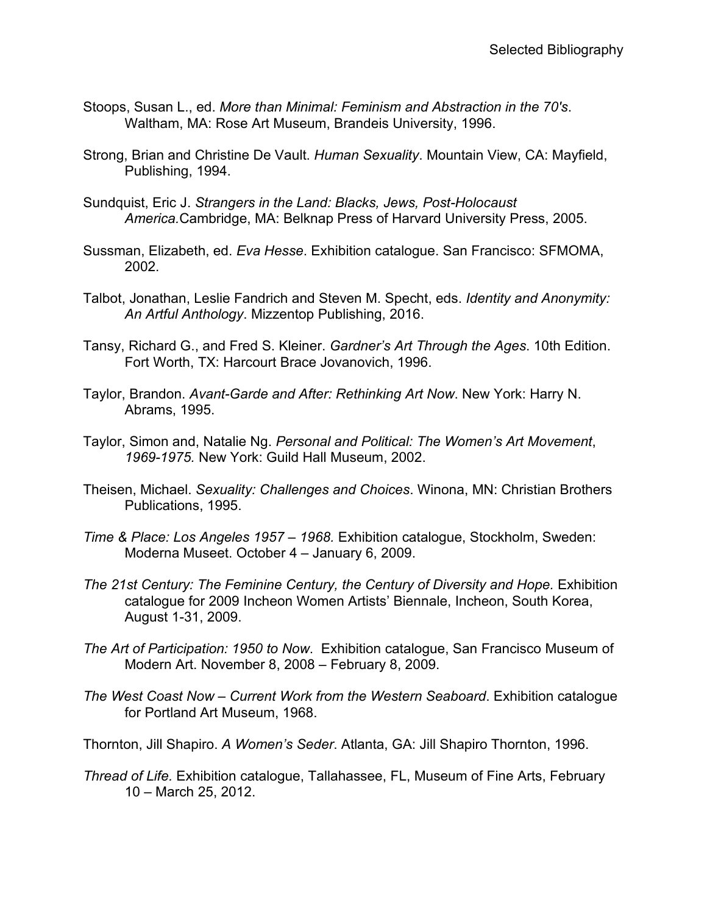Stoops, Susan L., ed. *More than Minimal: Feminism and Abstraction in the 70's*. Waltham, MA: Rose Art Museum, Brandeis University, 1996.

Strong, Brian and Christine De Vault. *Human Sexuality*. Mountain View, CA: Mayfield, Publishing, 1994.

Sundquist, Eric J. *Strangers in the Land: Blacks, Jews, Post-Holocaust America.*Cambridge, MA: Belknap Press of Harvard University Press, 2005.

Sussman, Elizabeth, ed. *Eva Hesse*. Exhibition catalogue. San Francisco: SFMOMA, 2002.

Talbot, Jonathan, Leslie Fandrich and Steven M. Specht, eds. *Identity and Anonymity: An Artful Anthology*. Mizzentop Publishing, 2016.

Tansy, Richard G., and Fred S. Kleiner. *Gardner's Art Through the Ages.* 10th Edition. Fort Worth, TX: Harcourt Brace Jovanovich, 1996.

Taylor, Brandon. *Avant-Garde and After: Rethinking Art Now*. New York: Harry N. Abrams, 1995.

Taylor, Simon and, Natalie Ng. *Personal and Political: The Women's Art Movement*, *1969-1975.* New York: Guild Hall Museum, 2002.

Theisen, Michael. *Sexuality: Challenges and Choices*. Winona, MN: Christian Brothers Publications, 1995.

*Time & Place: Los Angeles 1957 – 1968.* Exhibition catalogue, Stockholm, Sweden: Moderna Museet. October 4 – January 6, 2009.

*The 21st Century: The Feminine Century, the Century of Diversity and Hope.* Exhibition catalogue for 2009 Incheon Women Artists' Biennale, Incheon, South Korea, August 1-31, 2009.

*The Art of Participation: 1950 to Now*. Exhibition catalogue, San Francisco Museum of Modern Art. November 8, 2008 – February 8, 2009.

*The West Coast Now – Current Work from the Western Seaboard*. Exhibition catalogue for Portland Art Museum, 1968.

Thornton, Jill Shapiro. *A Women's Seder*. Atlanta, GA: Jill Shapiro Thornton, 1996.

*Thread of Life.* Exhibition catalogue, Tallahassee, FL, Museum of Fine Arts, February 10 – March 25, 2012.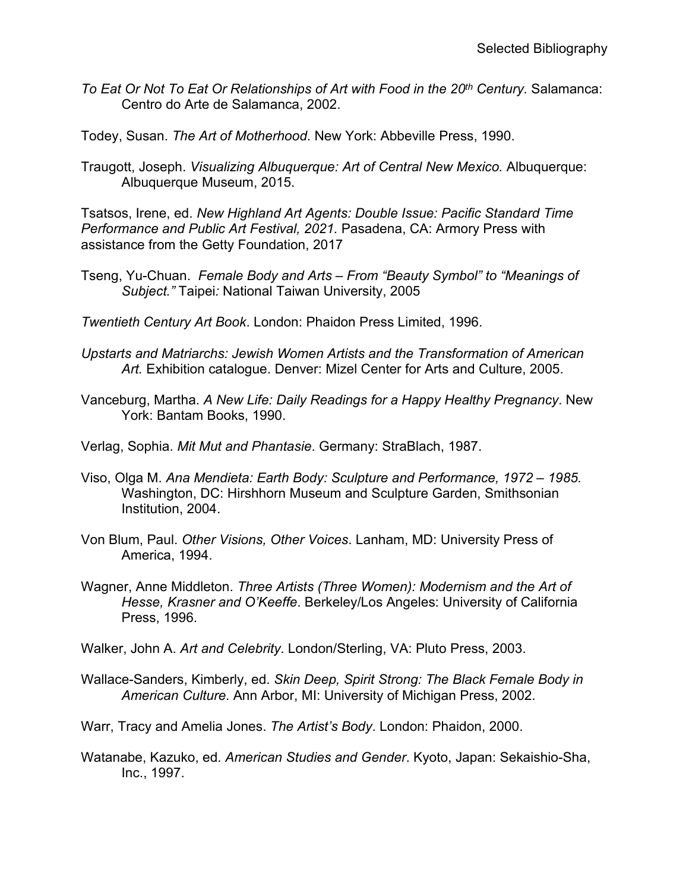*To Eat Or Not To Eat Or Relationships of Art with Food in the 20th Century.* Salamanca: Centro do Arte de Salamanca, 2002.

Todey, Susan. *The Art of Motherhood*. New York: Abbeville Press, 1990.

Traugott, Joseph. *Visualizing Albuquerque: Art of Central New Mexico.* Albuquerque: Albuquerque Museum, 2015.

Tsatsos, Irene, ed. *New Highland Art Agents: Double Issue: Pacific Standard Time Performance and Public Art Festival, 2021.* Pasadena, CA: Armory Press with assistance from the Getty Foundation, 2017

Tseng, Yu-Chuan. *Female Body and Arts – From "Beauty Symbol" to "Meanings of Subject."* Taipei: National Taiwan University, 2005

*Twentieth Century Art Book*. London: Phaidon Press Limited, 1996.

*Upstarts and Matriarchs: Jewish Women Artists and the Transformation of American Art.* Exhibition catalogue. Denver: Mizel Center for Arts and Culture, 2005.

Vanceburg, Martha. *A New Life: Daily Readings for a Happy Healthy Pregnancy*. New York: Bantam Books, 1990.

Verlag, Sophia. *Mit Mut and Phantasie*. Germany: StraBlach, 1987.

Viso, Olga M. *Ana Mendieta: Earth Body: Sculpture and Performance, 1972 – 1985.* Washington, DC: Hirshhorn Museum and Sculpture Garden, Smithsonian Institution, 2004.

Von Blum, Paul. *Other Visions, Other Voices*. Lanham, MD: University Press of America, 1994.

Wagner, Anne Middleton. *Three Artists (Three Women): Modernism and the Art of Hesse, Krasner and O'Keeffe*. Berkeley/Los Angeles: University of California Press, 1996.

Walker, John A. *Art and Celebrity*. London/Sterling, VA: Pluto Press, 2003.

Wallace-Sanders, Kimberly, ed. *Skin Deep, Spirit Strong: The Black Female Body in American Culture*. Ann Arbor, MI: University of Michigan Press, 2002.

Warr, Tracy and Amelia Jones. *The Artist's Body*. London: Phaidon, 2000.

Watanabe, Kazuko, ed. *American Studies and Gender*. Kyoto, Japan: Sekaishio-Sha, Inc., 1997.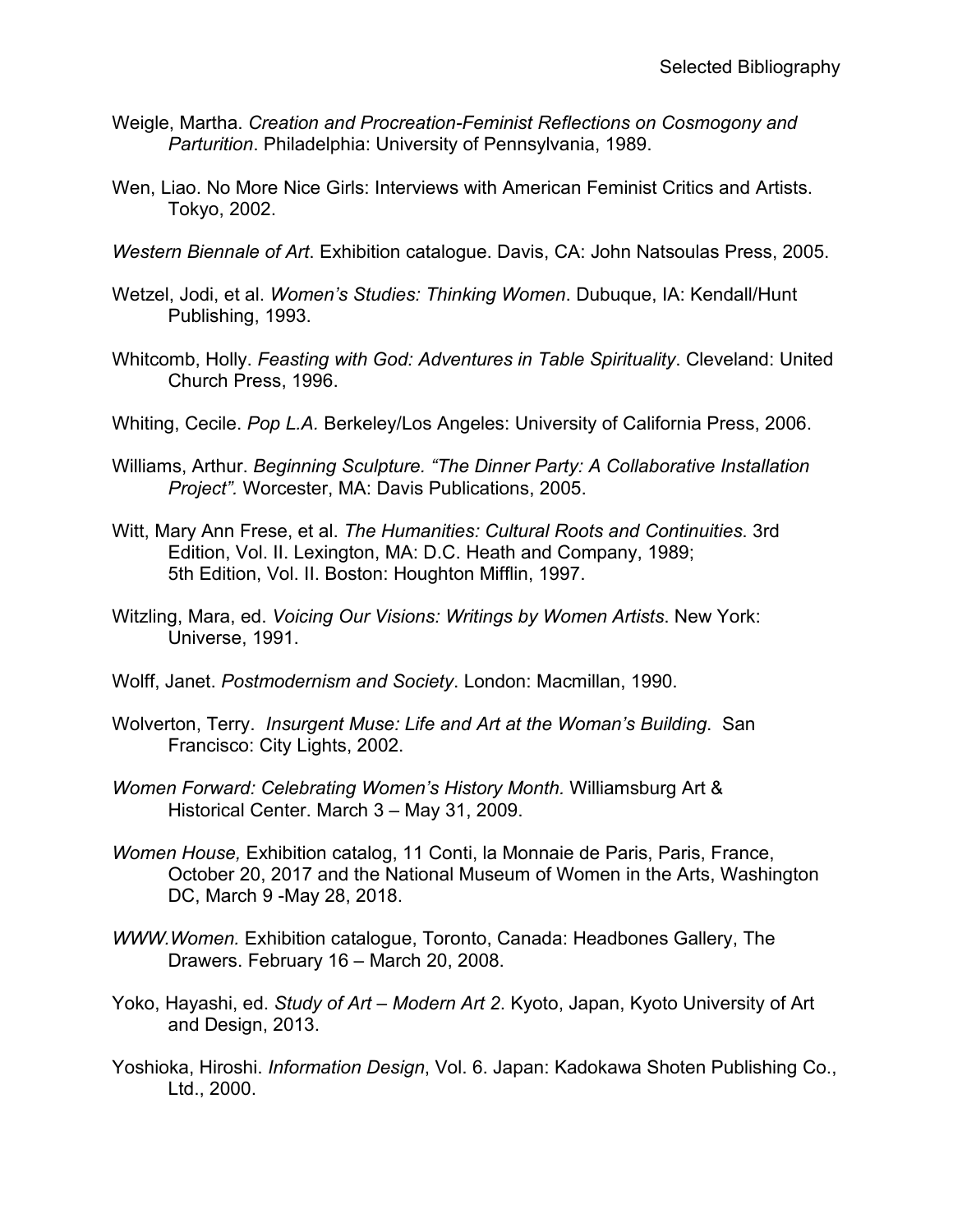Weigle, Martha. *Creation and Procreation-Feminist Reflections on Cosmogony and Parturition*. Philadelphia: University of Pennsylvania, 1989.

Wen, Liao. No More Nice Girls: Interviews with American Feminist Critics and Artists. Tokyo, 2002.

*Western Biennale of Art*. Exhibition catalogue. Davis, CA: John Natsoulas Press, 2005.

Wetzel, Jodi, et al. *Women's Studies: Thinking Women*. Dubuque, IA: Kendall/Hunt Publishing, 1993.

Whitcomb, Holly. *Feasting with God: Adventures in Table Spirituality*. Cleveland: United Church Press, 1996.

Whiting, Cecile. *Pop L.A.* Berkeley/Los Angeles: University of California Press, 2006.

Williams, Arthur. *Beginning Sculpture. "The Dinner Party: A Collaborative Installation Project".* Worcester, MA: Davis Publications, 2005.

Witt, Mary Ann Frese, et al. *The Humanities: Cultural Roots and Continuities*. 3rd Edition, Vol. II. Lexington, MA: D.C. Heath and Company, 1989; 5th Edition, Vol. II. Boston: Houghton Mifflin, 1997.

Witzling, Mara, ed. *Voicing Our Visions: Writings by Women Artists*. New York: Universe, 1991.

Wolff, Janet. *Postmodernism and Society*. London: Macmillan, 1990.

Wolverton, Terry. *Insurgent Muse: Life and Art at the Woman's Building*. San Francisco: City Lights, 2002.

*Women Forward: Celebrating Women's History Month.* Williamsburg Art & Historical Center. March 3 – May 31, 2009.

*Women House,* Exhibition catalog, 11 Conti, la Monnaie de Paris, Paris, France, October 20, 2017 and the National Museum of Women in the Arts, Washington DC, March 9 -May 28, 2018.

*WWW.Women.* Exhibition catalogue, Toronto, Canada: Headbones Gallery, The Drawers. February 16 – March 20, 2008.

Yoko, Hayashi, ed. *Study of Art – Modern Art 2*. Kyoto, Japan, Kyoto University of Art and Design, 2013.

Yoshioka, Hiroshi. *Information Design*, Vol. 6. Japan: Kadokawa Shoten Publishing Co., Ltd., 2000.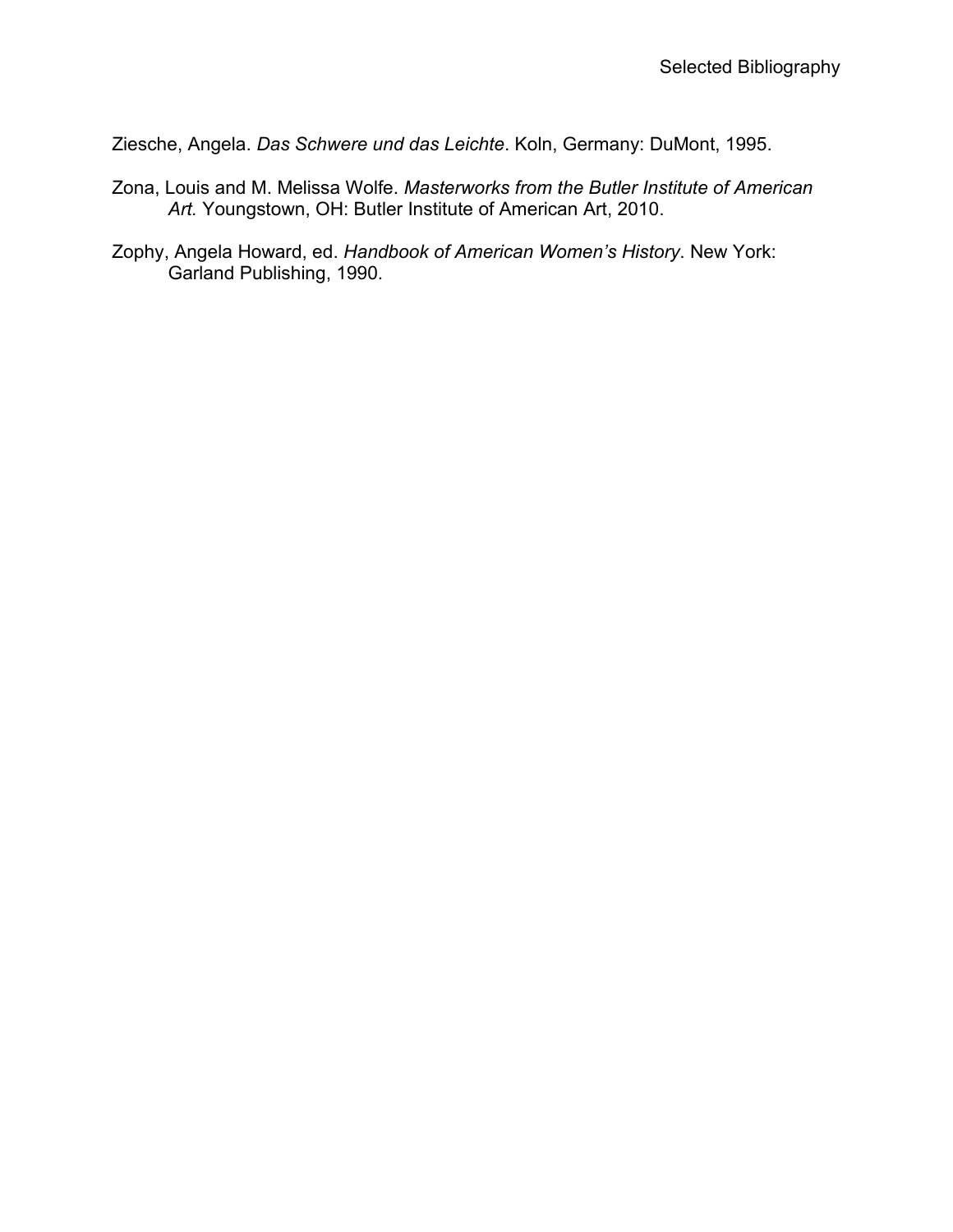Ziesche, Angela. *Das Schwere und das Leichte*. Koln, Germany: DuMont, 1995.

Zona, Louis and M. Melissa Wolfe. *Masterworks from the Butler Institute of American Art.* Youngstown, OH: Butler Institute of American Art, 2010.

Zophy, Angela Howard, ed. *Handbook of American Women's History*. New York: Garland Publishing, 1990.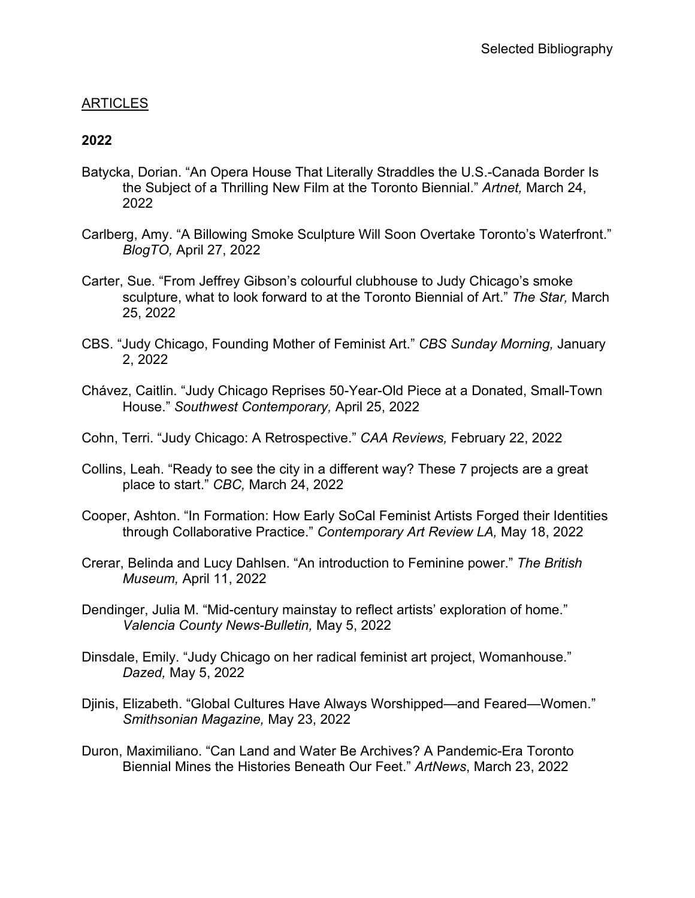## ARTICLES

### 2022

Batycka, Dorian. "An Opera House That Literally Straddles the U.S.-Canada Border Is the Subject of a Thrilling New Film at the Toronto Biennial." *Artnet,* March 24, 2022

Carlberg, Amy. "A Billowing Smoke Sculpture Will Soon Overtake Toronto's Waterfront." *BlogTO,* April 27, 2022

Carter, Sue. "From Jeffrey Gibson's colourful clubhouse to Judy Chicago's smoke sculpture, what to look forward to at the Toronto Biennial of Art." *The Star,* March 25, 2022

CBS. "Judy Chicago, Founding Mother of Feminist Art." *CBS Sunday Morning,* January 2, 2022

Chávez, Caitlin. "Judy Chicago Reprises 50-Year-Old Piece at a Donated, Small-Town House." *Southwest Contemporary,* April 25, 2022

Cohn, Terri. "Judy Chicago: A Retrospective." *CAA Reviews,* February 22, 2022

Collins, Leah. "Ready to see the city in a different way? These 7 projects are a great place to start." *CBC,* March 24, 2022

Cooper, Ashton. "In Formation: How Early SoCal Feminist Artists Forged their Identities through Collaborative Practice." *Contemporary Art Review LA,* May 18, 2022

Crerar, Belinda and Lucy Dahlsen. "An introduction to Feminine power." *The British Museum,* April 11, 2022

Dendinger, Julia M. "Mid-century mainstay to reflect artists' exploration of home." *Valencia County News-Bulletin,* May 5, 2022

Dinsdale, Emily. "Judy Chicago on her radical feminist art project, Womanhouse." *Dazed,* May 5, 2022

Djinis, Elizabeth. "Global Cultures Have Always Worshipped—and Feared—Women." *Smithsonian Magazine,* May 23, 2022

Duron, Maximiliano. "Can Land and Water Be Archives? A Pandemic-Era Toronto Biennial Mines the Histories Beneath Our Feet." *ArtNews*, March 23, 2022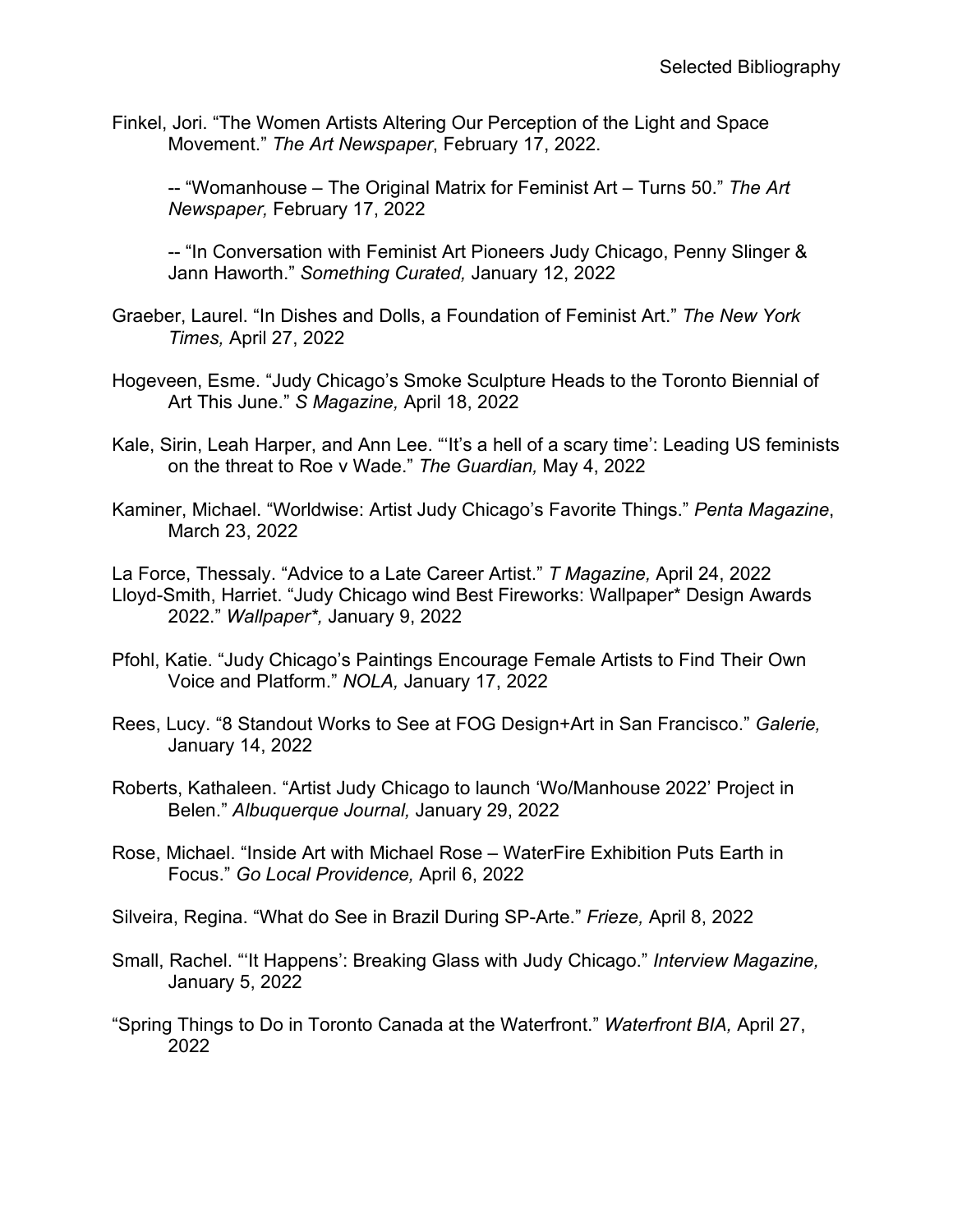Finkel, Jori. "The Women Artists Altering Our Perception of the Light and Space Movement." *The Art Newspaper*, February 17, 2022.

-- "Womanhouse – The Original Matrix for Feminist Art – Turns 50." *The Art Newspaper,* February 17, 2022

-- "In Conversation with Feminist Art Pioneers Judy Chicago, Penny Slinger & Jann Haworth." *Something Curated,* January 12, 2022

Graeber, Laurel. "In Dishes and Dolls, a Foundation of Feminist Art." *The New York Times,* April 27, 2022

Hogeveen, Esme. "Judy Chicago's Smoke Sculpture Heads to the Toronto Biennial of Art This June." *S Magazine,* April 18, 2022

Kale, Sirin, Leah Harper, and Ann Lee. "'It's a hell of a scary time': Leading US feminists on the threat to Roe v Wade." *The Guardian,* May 4, 2022

Kaminer, Michael. "Worldwise: Artist Judy Chicago's Favorite Things." *Penta Magazine*, March 23, 2022

La Force, Thessaly. "Advice to a Late Career Artist." *T Magazine,* April 24, 2022

Lloyd-Smith, Harriet. "Judy Chicago wind Best Fireworks: Wallpaper* Design Awards 2022." *Wallpaper*,* January 9, 2022

Pfohl, Katie. "Judy Chicago's Paintings Encourage Female Artists to Find Their Own Voice and Platform." *NOLA,* January 17, 2022

Rees, Lucy. "8 Standout Works to See at FOG Design+Art in San Francisco." *Galerie,* January 14, 2022

Roberts, Kathaleen. "Artist Judy Chicago to launch 'Wo/Manhouse 2022' Project in Belen." *Albuquerque Journal,* January 29, 2022

Rose, Michael. "Inside Art with Michael Rose – WaterFire Exhibition Puts Earth in Focus." *Go Local Providence,* April 6, 2022

Silveira, Regina. "What do See in Brazil During SP-Arte." *Frieze,* April 8, 2022

Small, Rachel. "'It Happens': Breaking Glass with Judy Chicago." *Interview Magazine,* January 5, 2022

"Spring Things to Do in Toronto Canada at the Waterfront." *Waterfront BIA,* April 27, 2022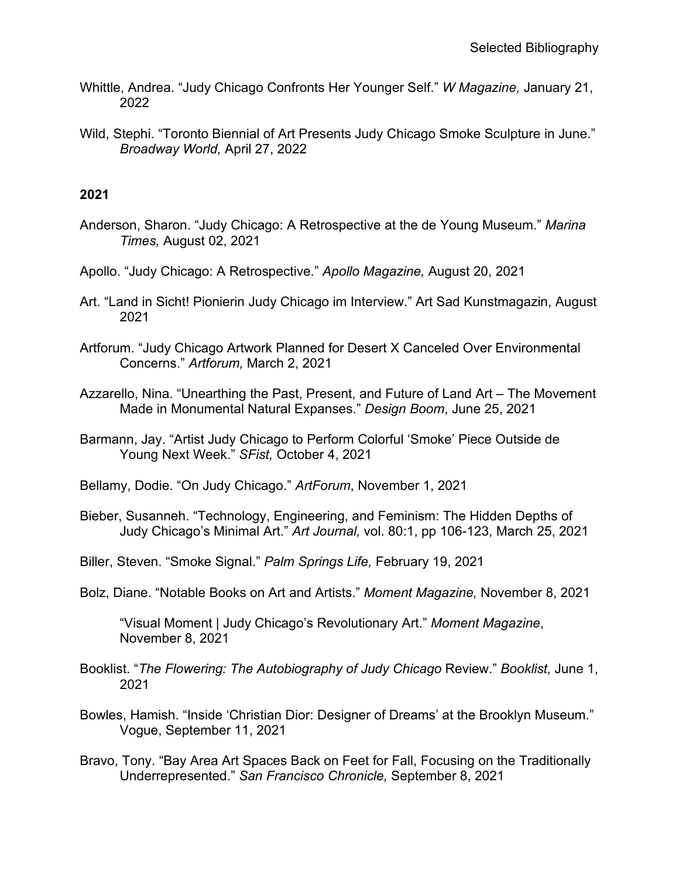Whittle, Andrea. "Judy Chicago Confronts Her Younger Self." *W Magazine,* January 21, 2022

Wild, Stephi. "Toronto Biennial of Art Presents Judy Chicago Smoke Sculpture in June." *Broadway World,* April 27, 2022

**2021**

Anderson, Sharon. "Judy Chicago: A Retrospective at the de Young Museum." *Marina Times,* August 02, 2021

Apollo. "Judy Chicago: A Retrospective." *Apollo Magazine,* August 20, 2021

Art. "Land in Sicht! Pionierin Judy Chicago im Interview." Art Sad Kunstmagazin, August 2021

Artforum. "Judy Chicago Artwork Planned for Desert X Canceled Over Environmental Concerns." *Artforum,* March 2, 2021

Azzarello, Nina. "Unearthing the Past, Present, and Future of Land Art – The Movement Made in Monumental Natural Expanses." *Design Boom*, June 25, 2021

Barmann, Jay. "Artist Judy Chicago to Perform Colorful 'Smoke' Piece Outside de Young Next Week." *SFist,* October 4, 2021

Bellamy, Dodie. "On Judy Chicago." *ArtForum*, November 1, 2021

Bieber, Susanneh. "Technology, Engineering, and Feminism: The Hidden Depths of Judy Chicago's Minimal Art." *Art Journal,* vol. 80:1, pp 106-123, March 25, 2021

Biller, Steven. "Smoke Signal." *Palm Springs Life,* February 19, 2021

Bolz, Diane. "Notable Books on Art and Artists." *Moment Magazine,* November 8, 2021

"Visual Moment | Judy Chicago's Revolutionary Art." *Moment Magazine*, November 8, 2021

Booklist. "*The Flowering: The Autobiography of Judy Chicago* Review." *Booklist,* June 1, 2021

Bowles, Hamish. "Inside 'Christian Dior: Designer of Dreams' at the Brooklyn Museum." Vogue, September 11, 2021

Bravo, Tony. "Bay Area Art Spaces Back on Feet for Fall, Focusing on the Traditionally Underrepresented." *San Francisco Chronicle,* September 8, 2021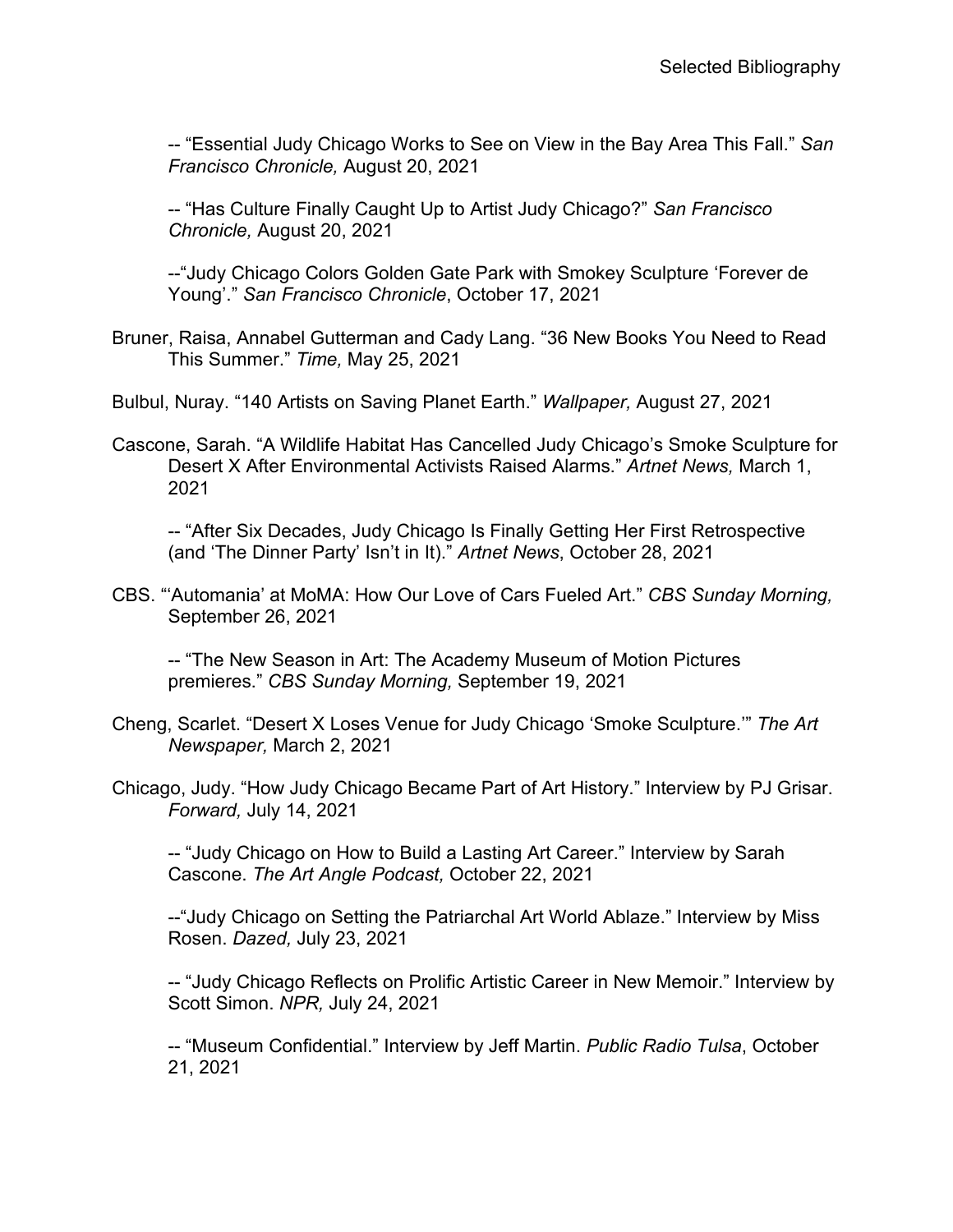-- “Essential Judy Chicago Works to See on View in the Bay Area This Fall.” *San Francisco Chronicle,* August 20, 2021

-- “Has Culture Finally Caught Up to Artist Judy Chicago?” *San Francisco Chronicle,* August 20, 2021

--“Judy Chicago Colors Golden Gate Park with Smokey Sculpture ‘Forever de Young’.” *San Francisco Chronicle*, October 17, 2021

Bruner, Raisa, Annabel Gutterman and Cady Lang. “36 New Books You Need to Read This Summer.” *Time,* May 25, 2021

Bulbul, Nuray. “140 Artists on Saving Planet Earth.” *Wallpaper,* August 27, 2021

Cascone, Sarah. “A Wildlife Habitat Has Cancelled Judy Chicago’s Smoke Sculpture for Desert X After Environmental Activists Raised Alarms.” *Artnet News,* March 1, 2021

-- “After Six Decades, Judy Chicago Is Finally Getting Her First Retrospective (and ‘The Dinner Party’ Isn’t in It).” *Artnet News*, October 28, 2021

CBS. “‘Automania’ at MoMA: How Our Love of Cars Fueled Art.” *CBS Sunday Morning,* September 26, 2021

-- “The New Season in Art: The Academy Museum of Motion Pictures premieres.” *CBS Sunday Morning,* September 19, 2021

Cheng, Scarlet. “Desert X Loses Venue for Judy Chicago ‘Smoke Sculpture.’” *The Art Newspaper,* March 2, 2021

Chicago, Judy. “How Judy Chicago Became Part of Art History.” Interview by PJ Grisar. *Forward,* July 14, 2021

-- “Judy Chicago on How to Build a Lasting Art Career.” Interview by Sarah Cascone. *The Art Angle Podcast,* October 22, 2021

--“Judy Chicago on Setting the Patriarchal Art World Ablaze.” Interview by Miss Rosen. *Dazed,* July 23, 2021

-- “Judy Chicago Reflects on Prolific Artistic Career in New Memoir.” Interview by Scott Simon. *NPR,* July 24, 2021

-- “Museum Confidential.” Interview by Jeff Martin. *Public Radio Tulsa*, October 21, 2021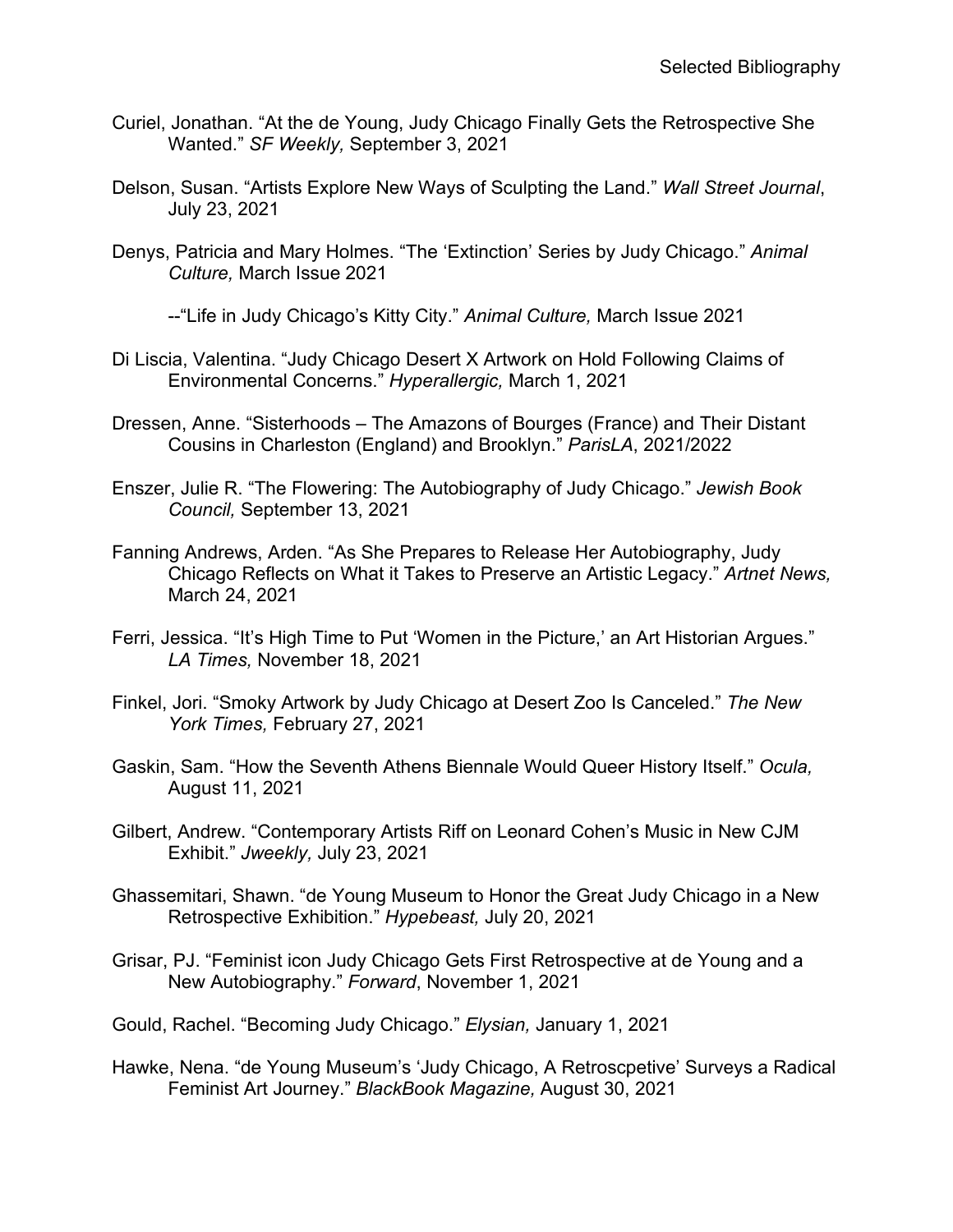Curiel, Jonathan. “At the de Young, Judy Chicago Finally Gets the Retrospective She Wanted.” *SF Weekly,* September 3, 2021

Delson, Susan. “Artists Explore New Ways of Sculpting the Land.” *Wall Street Journal*, July 23, 2021

Denys, Patricia and Mary Holmes. “The ‘Extinction’ Series by Judy Chicago.” *Animal Culture,* March Issue 2021

--“Life in Judy Chicago’s Kitty City.” *Animal Culture,* March Issue 2021

Di Liscia, Valentina. “Judy Chicago Desert X Artwork on Hold Following Claims of Environmental Concerns.” *Hyperallergic,* March 1, 2021

Dressen, Anne. “Sisterhoods – The Amazons of Bourges (France) and Their Distant Cousins in Charleston (England) and Brooklyn.” *ParisLA*, 2021/2022

Enszer, Julie R. “The Flowering: The Autobiography of Judy Chicago.” *Jewish Book Council,* September 13, 2021

Fanning Andrews, Arden. “As She Prepares to Release Her Autobiography, Judy Chicago Reflects on What it Takes to Preserve an Artistic Legacy.” *Artnet News,* March 24, 2021

Ferri, Jessica. “It’s High Time to Put ‘Women in the Picture,’ an Art Historian Argues.” *LA Times,* November 18, 2021

Finkel, Jori. “Smoky Artwork by Judy Chicago at Desert Zoo Is Canceled.” *The New York Times,* February 27, 2021

Gaskin, Sam. “How the Seventh Athens Biennale Would Queer History Itself.” *Ocula,* August 11, 2021

Gilbert, Andrew. “Contemporary Artists Riff on Leonard Cohen’s Music in New CJM Exhibit.” *Jweekly,* July 23, 2021

Ghassemitari, Shawn. “de Young Museum to Honor the Great Judy Chicago in a New Retrospective Exhibition.” *Hypebeast,* July 20, 2021

Grisar, PJ. “Feminist icon Judy Chicago Gets First Retrospective at de Young and a New Autobiography.” *Forward*, November 1, 2021

Gould, Rachel. “Becoming Judy Chicago.” *Elysian,* January 1, 2021

Hawke, Nena. “de Young Museum’s ‘Judy Chicago, A Retroscpetive’ Surveys a Radical Feminist Art Journey.” *BlackBook Magazine,* August 30, 2021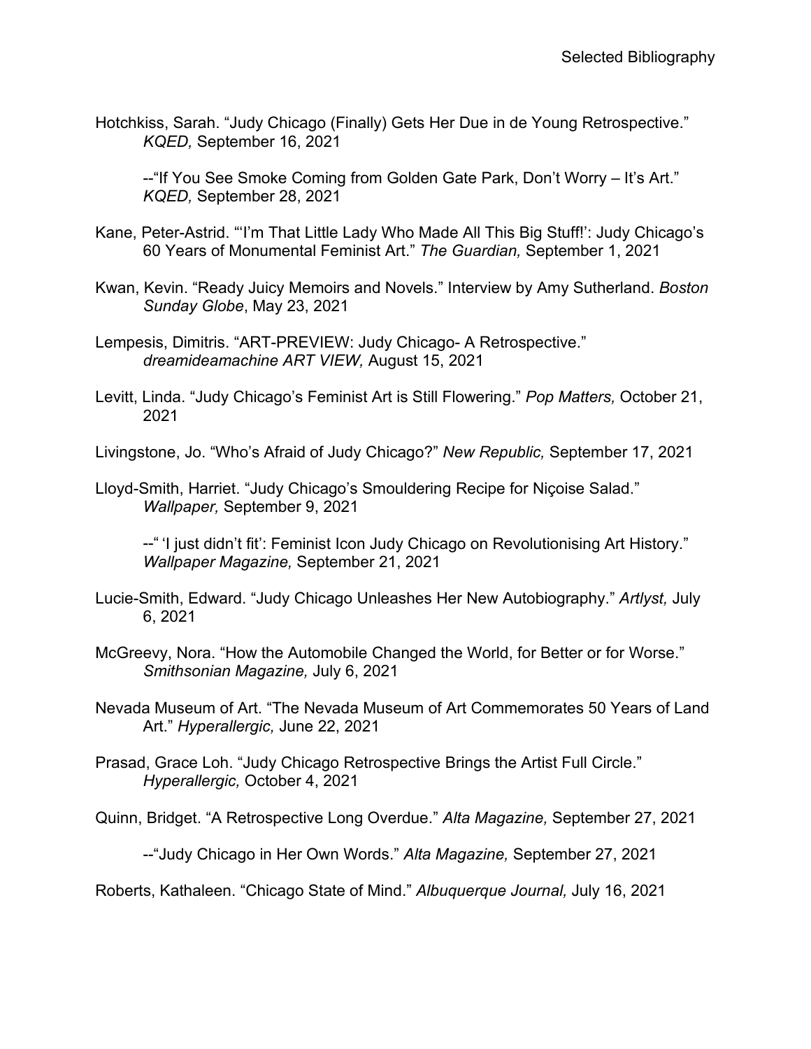Hotchkiss, Sarah. “Judy Chicago (Finally) Gets Her Due in de Young Retrospective.” *KQED,* September 16, 2021

--“If You See Smoke Coming from Golden Gate Park, Don’t Worry – It’s Art.” *KQED,* September 28, 2021

Kane, Peter-Astrid. “‘I’m That Little Lady Who Made All This Big Stuff!’: Judy Chicago’s 60 Years of Monumental Feminist Art.” *The Guardian,* September 1, 2021

Kwan, Kevin. “Ready Juicy Memoirs and Novels.” Interview by Amy Sutherland. *Boston Sunday Globe*, May 23, 2021

Lempesis, Dimitris. “ART-PREVIEW: Judy Chicago- A Retrospective.” *dreamideamachine ART VIEW,* August 15, 2021

Levitt, Linda. “Judy Chicago’s Feminist Art is Still Flowering.” *Pop Matters,* October 21, 2021

Livingstone, Jo. “Who’s Afraid of Judy Chicago?” *New Republic,* September 17, 2021

Lloyd-Smith, Harriet. “Judy Chicago’s Smouldering Recipe for Niçoise Salad.” *Wallpaper,* September 9, 2021

--“ ‘I just didn’t fit’: Feminist Icon Judy Chicago on Revolutionising Art History.” *Wallpaper Magazine,* September 21, 2021

Lucie-Smith, Edward. “Judy Chicago Unleashes Her New Autobiography.” *Artlyst,* July 6, 2021

McGreevy, Nora. “How the Automobile Changed the World, for Better or for Worse.” *Smithsonian Magazine,* July 6, 2021

Nevada Museum of Art. “The Nevada Museum of Art Commemorates 50 Years of Land Art.” *Hyperallergic,* June 22, 2021

Prasad, Grace Loh. “Judy Chicago Retrospective Brings the Artist Full Circle.” *Hyperallergic,* October 4, 2021

Quinn, Bridget. “A Retrospective Long Overdue.” *Alta Magazine,* September 27, 2021

--“Judy Chicago in Her Own Words.” *Alta Magazine,* September 27, 2021

Roberts, Kathaleen. “Chicago State of Mind.” *Albuquerque Journal,* July 16, 2021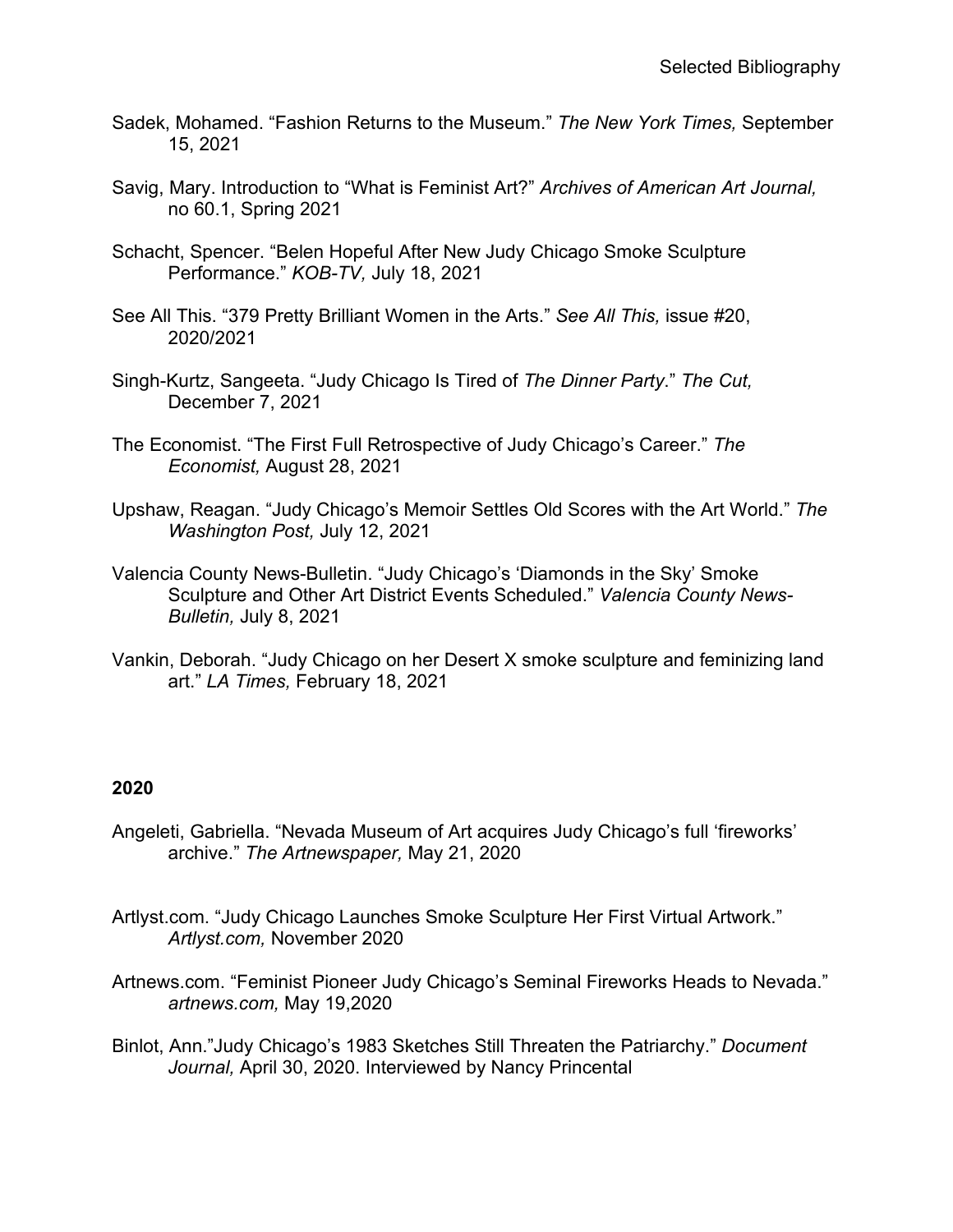Sadek, Mohamed. "Fashion Returns to the Museum." *The New York Times,* September 15, 2021

Savig, Mary. Introduction to "What is Feminist Art?" *Archives of American Art Journal,* no 60.1, Spring 2021

Schacht, Spencer. "Belen Hopeful After New Judy Chicago Smoke Sculpture Performance." *KOB-TV,* July 18, 2021

See All This. "379 Pretty Brilliant Women in the Arts." *See All This,* issue #20, 2020/2021

Singh-Kurtz, Sangeeta. "Judy Chicago Is Tired of *The Dinner Party*." *The Cut,* December 7, 2021

The Economist. "The First Full Retrospective of Judy Chicago's Career." *The Economist,* August 28, 2021

Upshaw, Reagan. "Judy Chicago's Memoir Settles Old Scores with the Art World." *The Washington Post,* July 12, 2021

Valencia County News-Bulletin. "Judy Chicago's 'Diamonds in the Sky' Smoke Sculpture and Other Art District Events Scheduled." *Valencia County News-Bulletin,* July 8, 2021

Vankin, Deborah. "Judy Chicago on her Desert X smoke sculpture and feminizing land art." *LA Times,* February 18, 2021

**2020**

Angeleti, Gabriella. "Nevada Museum of Art acquires Judy Chicago's full 'fireworks' archive." *The Artnewspaper,* May 21, 2020

Artlyst.com. "Judy Chicago Launches Smoke Sculpture Her First Virtual Artwork." *Artlyst.com,* November 2020

Artnews.com. "Feminist Pioneer Judy Chicago's Seminal Fireworks Heads to Nevada." *artnews.com,* May 19,2020

Binlot, Ann."Judy Chicago's 1983 Sketches Still Threaten the Patriarchy." *Document Journal,* April 30, 2020. Interviewed by Nancy Princental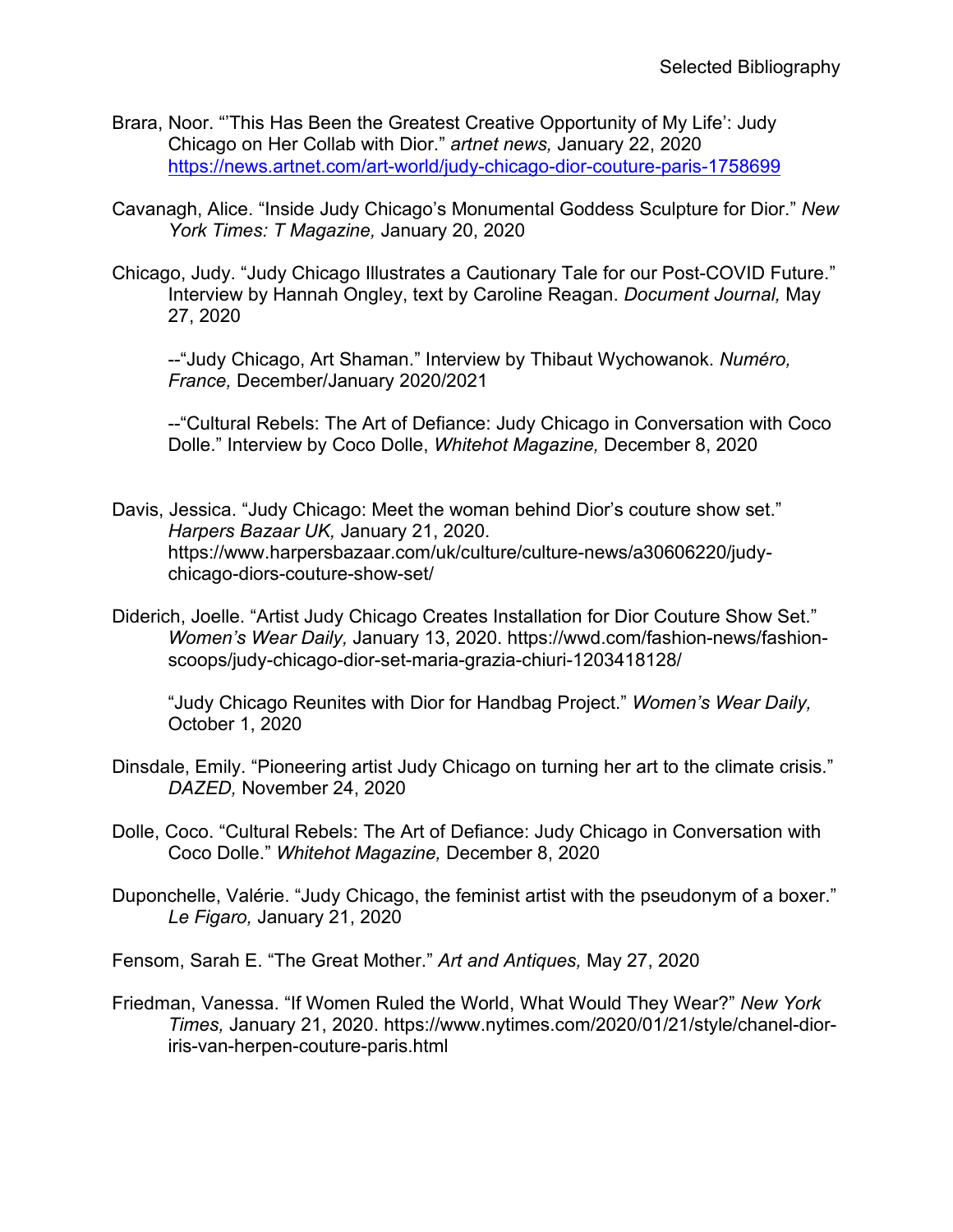Brara, Noor. "'This Has Been the Greatest Creative Opportunity of My Life': Judy Chicago on Her Collab with Dior." *artnet news,* January 22, 2020 https://news.artnet.com/art-world/judy-chicago-dior-couture-paris-1758699

Cavanagh, Alice. "Inside Judy Chicago's Monumental Goddess Sculpture for Dior." *New York Times: T Magazine,* January 20, 2020

Chicago, Judy. "Judy Chicago Illustrates a Cautionary Tale for our Post-COVID Future." Interview by Hannah Ongley, text by Caroline Reagan. *Document Journal,* May 27, 2020

--"Judy Chicago, Art Shaman." Interview by Thibaut Wychowanok. *Numéro, France,* December/January 2020/2021

--"Cultural Rebels: The Art of Defiance: Judy Chicago in Conversation with Coco Dolle." Interview by Coco Dolle, *Whitehot Magazine,* December 8, 2020

Davis, Jessica. "Judy Chicago: Meet the woman behind Dior's couture show set." *Harpers Bazaar UK,* January 21, 2020. https://www.harpersbazaar.com/uk/culture/culture-news/a30606220/judy-chicago-diors-couture-show-set/

Diderich, Joelle. "Artist Judy Chicago Creates Installation for Dior Couture Show Set." *Women's Wear Daily,* January 13, 2020. https://wwd.com/fashion-news/fashion-scoops/judy-chicago-dior-set-maria-grazia-chiuri-1203418128/

"Judy Chicago Reunites with Dior for Handbag Project." *Women's Wear Daily,* October 1, 2020

Dinsdale, Emily. "Pioneering artist Judy Chicago on turning her art to the climate crisis." *DAZED,* November 24, 2020

Dolle, Coco. "Cultural Rebels: The Art of Defiance: Judy Chicago in Conversation with Coco Dolle." *Whitehot Magazine,* December 8, 2020

Duponchelle, Valérie. "Judy Chicago, the feminist artist with the pseudonym of a boxer." *Le Figaro,* January 21, 2020

Fensom, Sarah E. "The Great Mother." *Art and Antiques,* May 27, 2020

Friedman, Vanessa. "If Women Ruled the World, What Would They Wear?" *New York Times,* January 21, 2020. https://www.nytimes.com/2020/01/21/style/chanel-dior-iris-van-herpen-couture-paris.html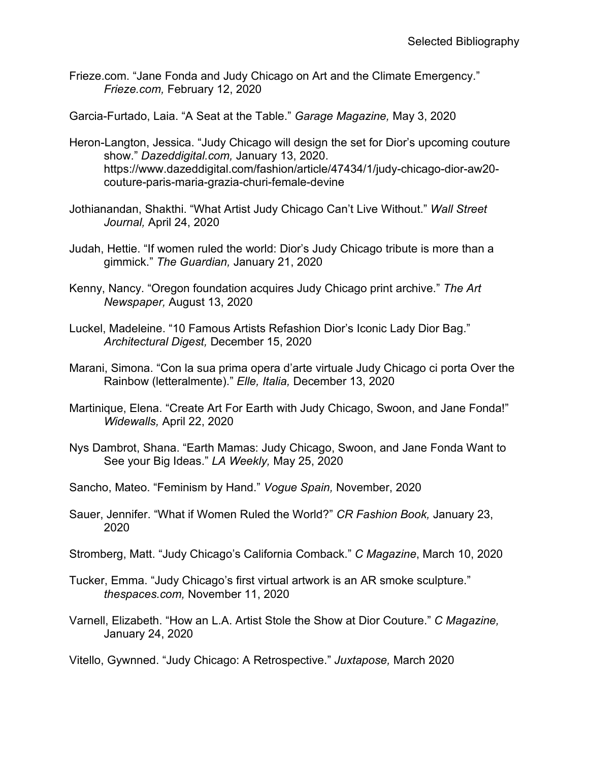Frieze.com. “Jane Fonda and Judy Chicago on Art and the Climate Emergency.” *Frieze.com,* February 12, 2020

Garcia-Furtado, Laia. “A Seat at the Table.” *Garage Magazine,* May 3, 2020

Heron-Langton, Jessica. “Judy Chicago will design the set for Dior’s upcoming couture show.” *Dazeddigital.com,* January 13, 2020. https://www.dazeddigital.com/fashion/article/47434/1/judy-chicago-dior-aw20-couture-paris-maria-grazia-churi-female-devine

Jothianandan, Shakthi. “What Artist Judy Chicago Can’t Live Without.” *Wall Street Journal,* April 24, 2020

Judah, Hettie. “If women ruled the world: Dior’s Judy Chicago tribute is more than a gimmick.” *The Guardian,* January 21, 2020

Kenny, Nancy. “Oregon foundation acquires Judy Chicago print archive.” *The Art Newspaper,* August 13, 2020

Luckel, Madeleine. “10 Famous Artists Refashion Dior’s Iconic Lady Dior Bag.” *Architectural Digest,* December 15, 2020

Marani, Simona. “Con la sua prima opera d’arte virtuale Judy Chicago ci porta Over the Rainbow (letteralmente).” *Elle, Italia,* December 13, 2020

Martinique, Elena. “Create Art For Earth with Judy Chicago, Swoon, and Jane Fonda!” *Widewalls,* April 22, 2020

Nys Dambrot, Shana. “Earth Mamas: Judy Chicago, Swoon, and Jane Fonda Want to See your Big Ideas.” *LA Weekly,* May 25, 2020

Sancho, Mateo. “Feminism by Hand.” *Vogue Spain,* November, 2020

Sauer, Jennifer. “What if Women Ruled the World?” *CR Fashion Book,* January 23, 2020

Stromberg, Matt. “Judy Chicago’s California Comback.” *C Magazine*, March 10, 2020

Tucker, Emma. “Judy Chicago’s first virtual artwork is an AR smoke sculpture.” *thespaces.com,* November 11, 2020

Varnell, Elizabeth. “How an L.A. Artist Stole the Show at Dior Couture.” *C Magazine,* January 24, 2020

Vitello, Gywnned. “Judy Chicago: A Retrospective.” *Juxtapose,* March 2020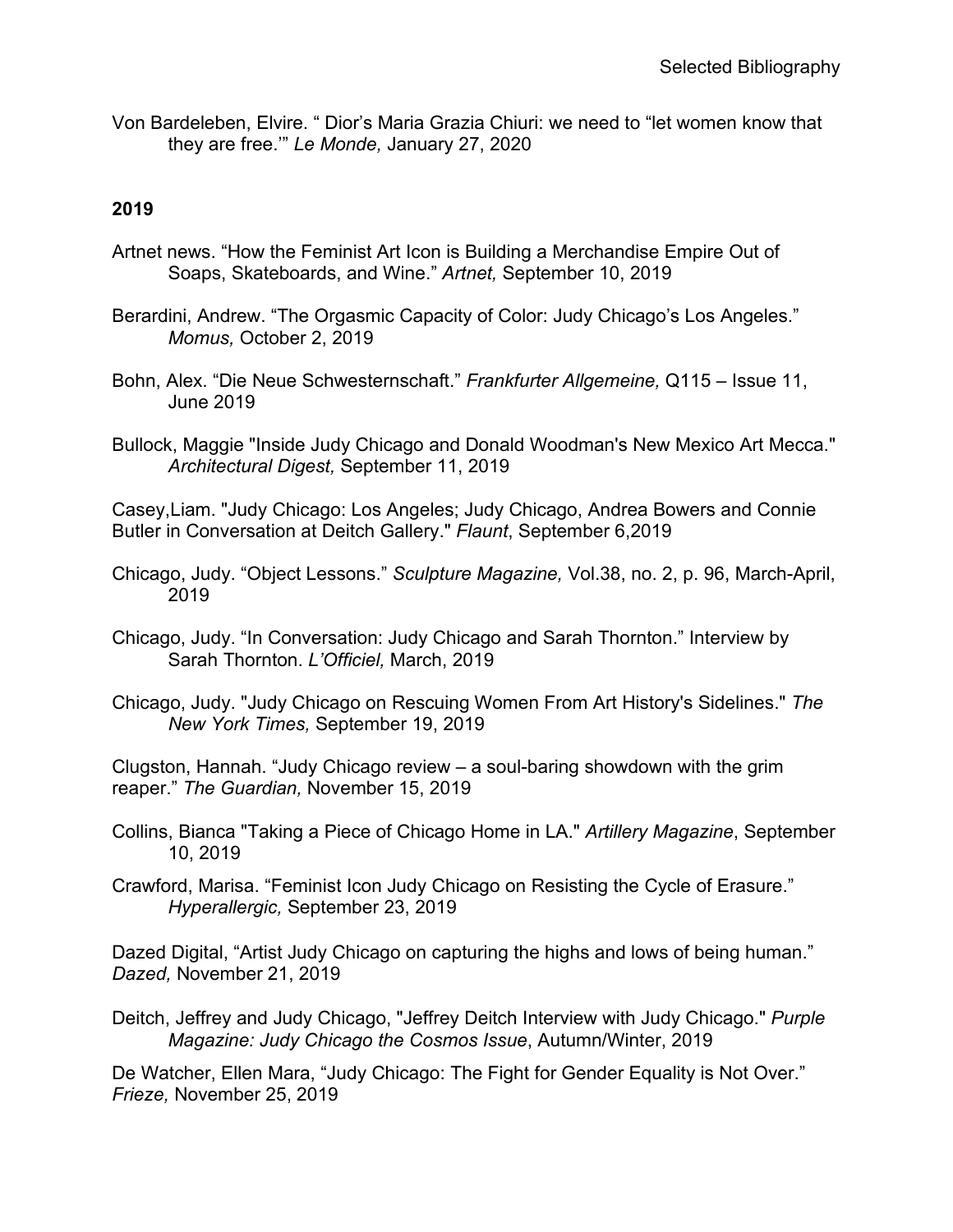Von Bardeleben, Elvire. " Dior's Maria Grazia Chiuri: we need to "let women know that they are free.'" *Le Monde,* January 27, 2020

**2019**

Artnet news. "How the Feminist Art Icon is Building a Merchandise Empire Out of Soaps, Skateboards, and Wine." *Artnet,* September 10, 2019

Berardini, Andrew. "The Orgasmic Capacity of Color: Judy Chicago's Los Angeles." *Momus,* October 2, 2019

Bohn, Alex. "Die Neue Schwesternschaft." *Frankfurter Allgemeine,* Q115 – Issue 11, June 2019

Bullock, Maggie "Inside Judy Chicago and Donald Woodman's New Mexico Art Mecca." *Architectural Digest,* September 11, 2019

Casey,Liam. "Judy Chicago: Los Angeles; Judy Chicago, Andrea Bowers and Connie Butler in Conversation at Deitch Gallery." *Flaunt*, September 6,2019

Chicago, Judy. "Object Lessons." *Sculpture Magazine,* Vol.38, no. 2, p. 96, March-April, 2019

Chicago, Judy. "In Conversation: Judy Chicago and Sarah Thornton." Interview by Sarah Thornton. *L'Officiel,* March, 2019

Chicago, Judy. "Judy Chicago on Rescuing Women From Art History's Sidelines." *The New York Times,* September 19, 2019

Clugston, Hannah. "Judy Chicago review – a soul-baring showdown with the grim reaper." *The Guardian,* November 15, 2019

Collins, Bianca "Taking a Piece of Chicago Home in LA." *Artillery Magazine*, September 10, 2019

Crawford, Marisa. "Feminist Icon Judy Chicago on Resisting the Cycle of Erasure." *Hyperallergic,* September 23, 2019

Dazed Digital, "Artist Judy Chicago on capturing the highs and lows of being human." *Dazed,* November 21, 2019

Deitch, Jeffrey and Judy Chicago, "Jeffrey Deitch Interview with Judy Chicago." *Purple Magazine: Judy Chicago the Cosmos Issue*, Autumn/Winter, 2019

De Watcher, Ellen Mara, "Judy Chicago: The Fight for Gender Equality is Not Over." *Frieze,* November 25, 2019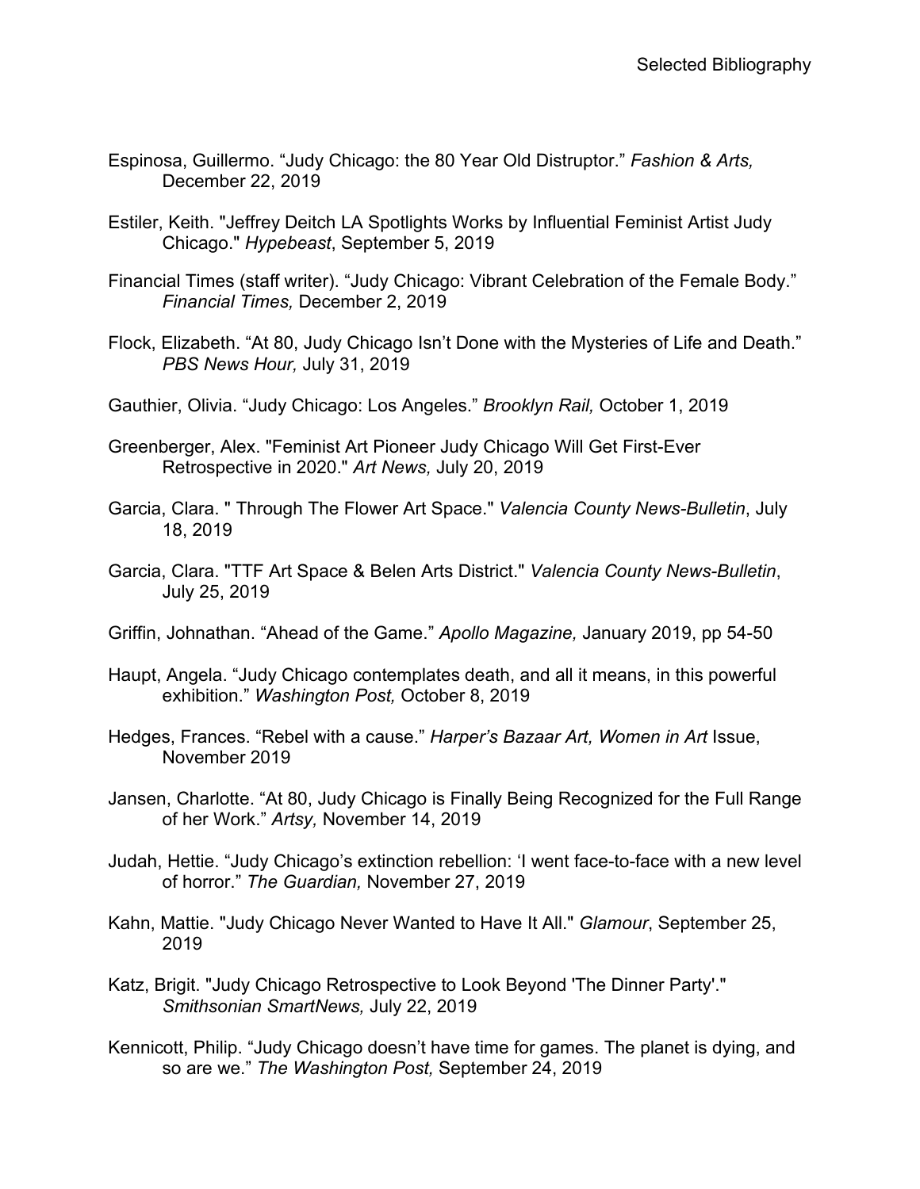Espinosa, Guillermo. “Judy Chicago: the 80 Year Old Distruptor.” *Fashion & Arts,* December 22, 2019

Estiler, Keith. "Jeffrey Deitch LA Spotlights Works by Influential Feminist Artist Judy Chicago." *Hypebeast*, September 5, 2019

Financial Times (staff writer). “Judy Chicago: Vibrant Celebration of the Female Body.” *Financial Times,* December 2, 2019

Flock, Elizabeth. “At 80, Judy Chicago Isn’t Done with the Mysteries of Life and Death.” *PBS News Hour,* July 31, 2019

Gauthier, Olivia. “Judy Chicago: Los Angeles.” *Brooklyn Rail,* October 1, 2019

Greenberger, Alex. "Feminist Art Pioneer Judy Chicago Will Get First-Ever Retrospective in 2020." *Art News,* July 20, 2019

Garcia, Clara. " Through The Flower Art Space." *Valencia County News-Bulletin*, July 18, 2019

Garcia, Clara. "TTF Art Space & Belen Arts District." *Valencia County News-Bulletin*, July 25, 2019

Griffin, Johnathan. “Ahead of the Game.” *Apollo Magazine,* January 2019, pp 54-50

Haupt, Angela. “Judy Chicago contemplates death, and all it means, in this powerful exhibition.” *Washington Post,* October 8, 2019

Hedges, Frances. “Rebel with a cause.” *Harper’s Bazaar Art, Women in Art* Issue, November 2019

Jansen, Charlotte. “At 80, Judy Chicago is Finally Being Recognized for the Full Range of her Work.” *Artsy,* November 14, 2019

Judah, Hettie. “Judy Chicago’s extinction rebellion: ‘I went face-to-face with a new level of horror.” *The Guardian,* November 27, 2019

Kahn, Mattie. "Judy Chicago Never Wanted to Have It All." *Glamour*, September 25, 2019

Katz, Brigit. "Judy Chicago Retrospective to Look Beyond 'The Dinner Party'." *Smithsonian SmartNews,* July 22, 2019

Kennicott, Philip. “Judy Chicago doesn’t have time for games. The planet is dying, and so are we.” *The Washington Post,* September 24, 2019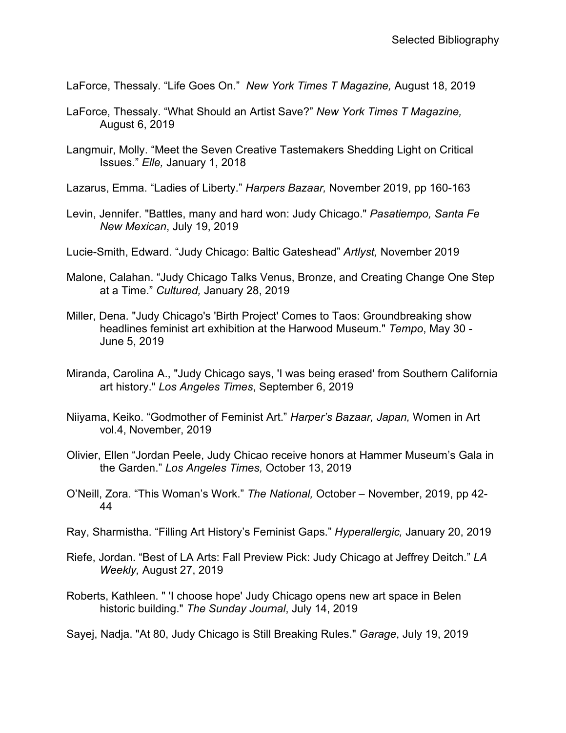LaForce, Thessaly. “Life Goes On.” *New York Times T Magazine,* August 18, 2019

LaForce, Thessaly. “What Should an Artist Save?” *New York Times T Magazine,* August 6, 2019

Langmuir, Molly. “Meet the Seven Creative Tastemakers Shedding Light on Critical Issues.” *Elle,* January 1, 2018

Lazarus, Emma. “Ladies of Liberty.” *Harpers Bazaar,* November 2019, pp 160-163

Levin, Jennifer. "Battles, many and hard won: Judy Chicago." *Pasatiempo, Santa Fe New Mexican*, July 19, 2019

Lucie-Smith, Edward. “Judy Chicago: Baltic Gateshead” *Artlyst,* November 2019

Malone, Calahan. “Judy Chicago Talks Venus, Bronze, and Creating Change One Step at a Time.” *Cultured,* January 28, 2019

Miller, Dena. "Judy Chicago's 'Birth Project' Comes to Taos: Groundbreaking show headlines feminist art exhibition at the Harwood Museum." *Tempo*, May 30 - June 5, 2019

Miranda, Carolina A., "Judy Chicago says, 'I was being erased' from Southern California art history." *Los Angeles Times*, September 6, 2019

Niiyama, Keiko. “Godmother of Feminist Art.” *Harper’s Bazaar, Japan,* Women in Art vol.4, November, 2019

Olivier, Ellen “Jordan Peele, Judy Chicao receive honors at Hammer Museum’s Gala in the Garden.” *Los Angeles Times,* October 13, 2019

O’Neill, Zora. “This Woman’s Work.” *The National,* October – November, 2019, pp 42-44

Ray, Sharmistha. “Filling Art History’s Feminist Gaps.” *Hyperallergic,* January 20, 2019

Riefe, Jordan. “Best of LA Arts: Fall Preview Pick: Judy Chicago at Jeffrey Deitch.” *LA Weekly,* August 27, 2019

Roberts, Kathleen. " 'I choose hope' Judy Chicago opens new art space in Belen historic building." *The Sunday Journal*, July 14, 2019

Sayej, Nadja. "At 80, Judy Chicago is Still Breaking Rules." *Garage*, July 19, 2019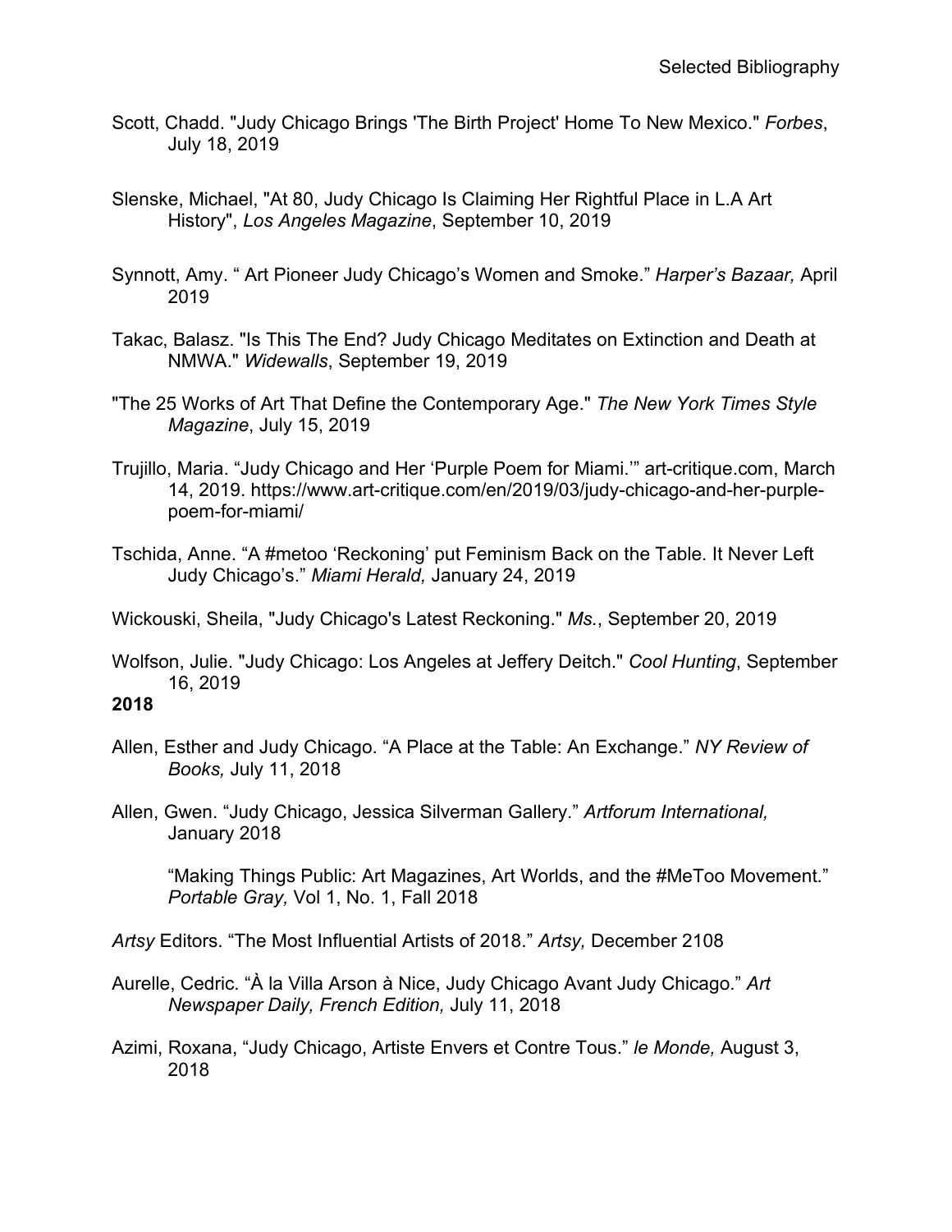Scott, Chadd. "Judy Chicago Brings 'The Birth Project' Home To New Mexico." *Forbes*, July 18, 2019

Slenske, Michael, "At 80, Judy Chicago Is Claiming Her Rightful Place in L.A Art History", *Los Angeles Magazine*, September 10, 2019

Synnott, Amy. " Art Pioneer Judy Chicago's Women and Smoke." *Harper's Bazaar,* April 2019

Takac, Balasz. "Is This The End? Judy Chicago Meditates on Extinction and Death at NMWA." *Widewalls*, September 19, 2019

"The 25 Works of Art That Define the Contemporary Age." *The New York Times Style Magazine*, July 15, 2019

Trujillo, Maria. "Judy Chicago and Her 'Purple Poem for Miami.'" art-critique.com, March 14, 2019. https://www.art-critique.com/en/2019/03/judy-chicago-and-her-purple-poem-for-miami/

Tschida, Anne. "A #metoo 'Reckoning' put Feminism Back on the Table. It Never Left Judy Chicago's." *Miami Herald,* January 24, 2019

Wickouski, Sheila, "Judy Chicago's Latest Reckoning." *Ms.*, September 20, 2019

Wolfson, Julie. "Judy Chicago: Los Angeles at Jeffery Deitch." *Cool Hunting*, September 16, 2019

**2018**

Allen, Esther and Judy Chicago. "A Place at the Table: An Exchange." *NY Review of Books,* July 11, 2018

Allen, Gwen. "Judy Chicago, Jessica Silverman Gallery." *Artforum International,* January 2018

"Making Things Public: Art Magazines, Art Worlds, and the #MeToo Movement." *Portable Gray,* Vol 1, No. 1, Fall 2018

*Artsy* Editors. "The Most Influential Artists of 2018." *Artsy,* December 2108

Aurelle, Cedric. "À la Villa Arson à Nice, Judy Chicago Avant Judy Chicago." *Art Newspaper Daily, French Edition,* July 11, 2018

Azimi, Roxana, "Judy Chicago, Artiste Envers et Contre Tous." *le Monde,* August 3, 2018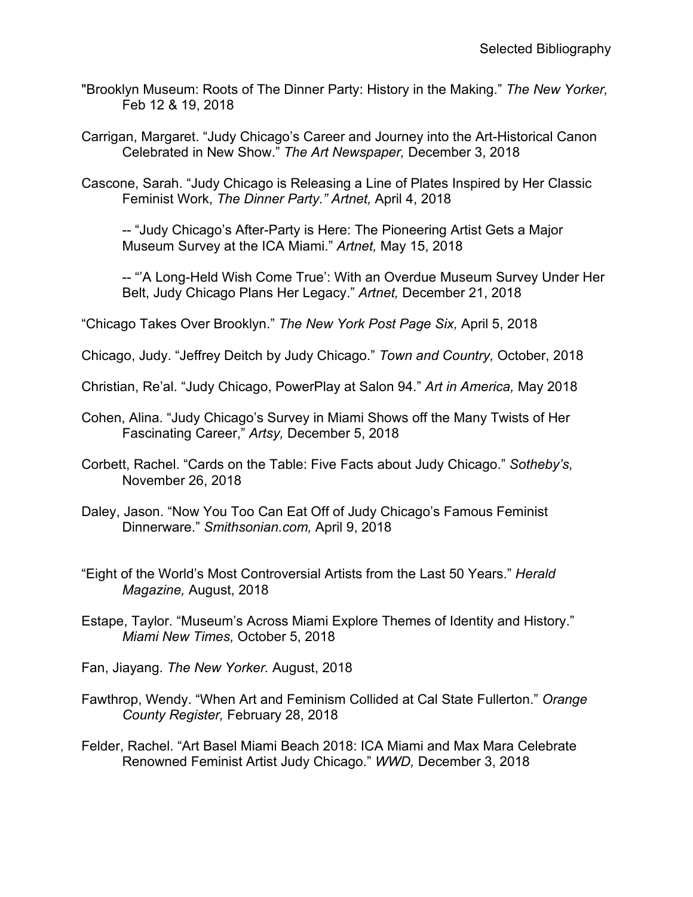"Brooklyn Museum: Roots of The Dinner Party: History in the Making." *The New Yorker,* Feb 12 & 19, 2018

Carrigan, Margaret. "Judy Chicago's Career and Journey into the Art-Historical Canon Celebrated in New Show." *The Art Newspaper,* December 3, 2018

Cascone, Sarah. "Judy Chicago is Releasing a Line of Plates Inspired by Her Classic Feminist Work, *The Dinner Party." Artnet,* April 4, 2018

-- "Judy Chicago's After-Party is Here: The Pioneering Artist Gets a Major Museum Survey at the ICA Miami." *Artnet,* May 15, 2018

-- "'A Long-Held Wish Come True': With an Overdue Museum Survey Under Her Belt, Judy Chicago Plans Her Legacy." *Artnet,* December 21, 2018

"Chicago Takes Over Brooklyn." *The New York Post Page Six,* April 5, 2018

Chicago, Judy. "Jeffrey Deitch by Judy Chicago." *Town and Country,* October, 2018

Christian, Re'al. "Judy Chicago, PowerPlay at Salon 94." *Art in America,* May 2018

Cohen, Alina. "Judy Chicago's Survey in Miami Shows off the Many Twists of Her Fascinating Career," *Artsy,* December 5, 2018

Corbett, Rachel. "Cards on the Table: Five Facts about Judy Chicago." *Sotheby's,* November 26, 2018

Daley, Jason. "Now You Too Can Eat Off of Judy Chicago's Famous Feminist Dinnerware." *Smithsonian.com,* April 9, 2018

"Eight of the World's Most Controversial Artists from the Last 50 Years." *Herald Magazine,* August, 2018

Estape, Taylor. "Museum's Across Miami Explore Themes of Identity and History." *Miami New Times,* October 5, 2018

Fan, Jiayang. *The New Yorker.* August, 2018

Fawthrop, Wendy. "When Art and Feminism Collided at Cal State Fullerton." *Orange County Register,* February 28, 2018

Felder, Rachel. "Art Basel Miami Beach 2018: ICA Miami and Max Mara Celebrate Renowned Feminist Artist Judy Chicago." *WWD,* December 3, 2018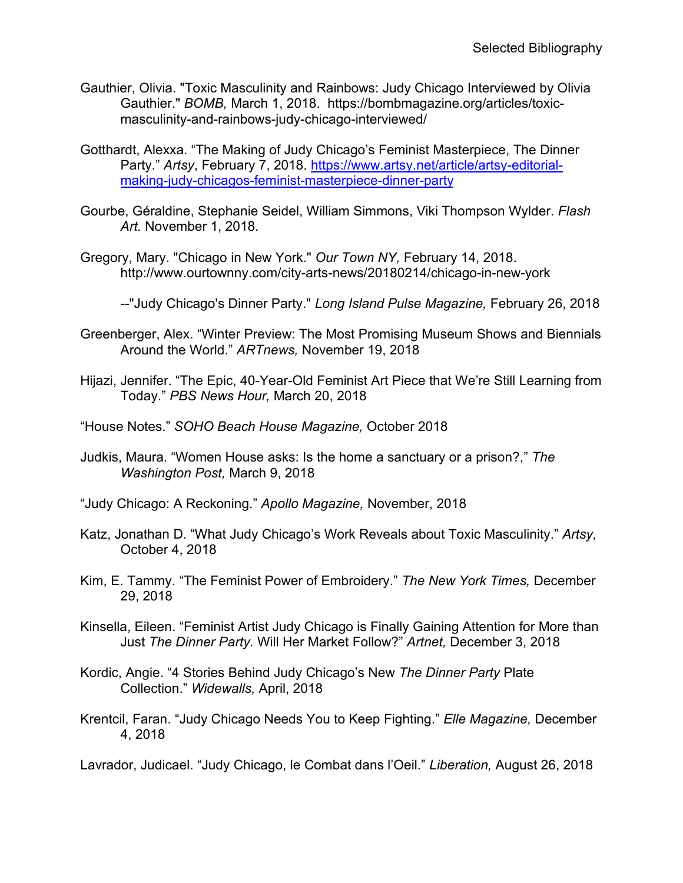Gauthier, Olivia. "Toxic Masculinity and Rainbows: Judy Chicago Interviewed by Olivia Gauthier." *BOMB,* March 1, 2018. https://bombmagazine.org/articles/toxic-masculinity-and-rainbows-judy-chicago-interviewed/

Gotthardt, Alexxa. "The Making of Judy Chicago's Feminist Masterpiece, The Dinner Party." *Artsy*, February 7, 2018. https://www.artsy.net/article/artsy-editorial-making-judy-chicagos-feminist-masterpiece-dinner-party

Gourbe, Géraldine, Stephanie Seidel, William Simmons, Viki Thompson Wylder. *Flash Art.* November 1, 2018.

Gregory, Mary. "Chicago in New York." *Our Town NY,* February 14, 2018. http://www.ourtownny.com/city-arts-news/20180214/chicago-in-new-york

--"Judy Chicago's Dinner Party." *Long Island Pulse Magazine,* February 26, 2018

Greenberger, Alex. "Winter Preview: The Most Promising Museum Shows and Biennials Around the World." *ARTnews,* November 19, 2018

Hijazi, Jennifer. "The Epic, 40-Year-Old Feminist Art Piece that We're Still Learning from Today." *PBS News Hour,* March 20, 2018

"House Notes." *SOHO Beach House Magazine,* October 2018

Judkis, Maura. "Women House asks: Is the home a sanctuary or a prison?," *The Washington Post,* March 9, 2018

"Judy Chicago: A Reckoning." *Apollo Magazine,* November, 2018

Katz, Jonathan D. "What Judy Chicago's Work Reveals about Toxic Masculinity." *Artsy,* October 4, 2018

Kim, E. Tammy. "The Feminist Power of Embroidery." *The New York Times,* December 29, 2018

Kinsella, Eileen. "Feminist Artist Judy Chicago is Finally Gaining Attention for More than Just *The Dinner Party.* Will Her Market Follow?" *Artnet,* December 3, 2018

Kordic, Angie. "4 Stories Behind Judy Chicago's New *The Dinner Party* Plate Collection." *Widewalls,* April, 2018

Krentcil, Faran. "Judy Chicago Needs You to Keep Fighting." *Elle Magazine,* December 4, 2018

Lavrador, Judicael. "Judy Chicago, le Combat dans l'Oeil." *Liberation,* August 26, 2018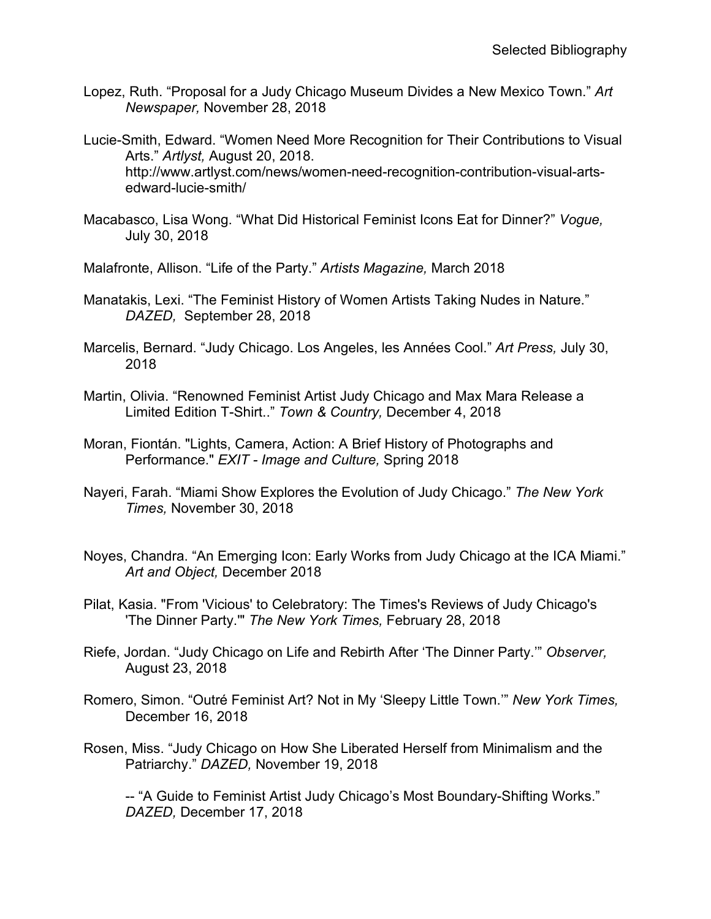Lopez, Ruth. “Proposal for a Judy Chicago Museum Divides a New Mexico Town.” *Art Newspaper,* November 28, 2018

Lucie-Smith, Edward. “Women Need More Recognition for Their Contributions to Visual Arts.” *Artlyst,* August 20, 2018. http://www.artlyst.com/news/women-need-recognition-contribution-visual-arts-edward-lucie-smith/

Macabasco, Lisa Wong. “What Did Historical Feminist Icons Eat for Dinner?” *Vogue,* July 30, 2018

Malafronte, Allison. “Life of the Party.” *Artists Magazine,* March 2018

Manatakis, Lexi. “The Feminist History of Women Artists Taking Nudes in Nature.” *DAZED,* September 28, 2018

Marcelis, Bernard. “Judy Chicago. Los Angeles, les Années Cool.” *Art Press,* July 30, 2018

Martin, Olivia. “Renowned Feminist Artist Judy Chicago and Max Mara Release a Limited Edition T-Shirt..” *Town & Country,* December 4, 2018

Moran, Fiontán. "Lights, Camera, Action: A Brief History of Photographs and Performance." *EXIT - Image and Culture,* Spring 2018

Nayeri, Farah. “Miami Show Explores the Evolution of Judy Chicago.” *The New York Times,* November 30, 2018

Noyes, Chandra. “An Emerging Icon: Early Works from Judy Chicago at the ICA Miami.” *Art and Object,* December 2018

Pilat, Kasia. "From 'Vicious' to Celebratory: The Times's Reviews of Judy Chicago's 'The Dinner Party.'" *The New York Times,* February 28, 2018

Riefe, Jordan. “Judy Chicago on Life and Rebirth After ‘The Dinner Party.’” *Observer,* August 23, 2018

Romero, Simon. “Outré Feminist Art? Not in My ‘Sleepy Little Town.’” *New York Times,* December 16, 2018

Rosen, Miss. “Judy Chicago on How She Liberated Herself from Minimalism and the Patriarchy.” *DAZED,* November 19, 2018

-- “A Guide to Feminist Artist Judy Chicago’s Most Boundary-Shifting Works.” *DAZED,* December 17, 2018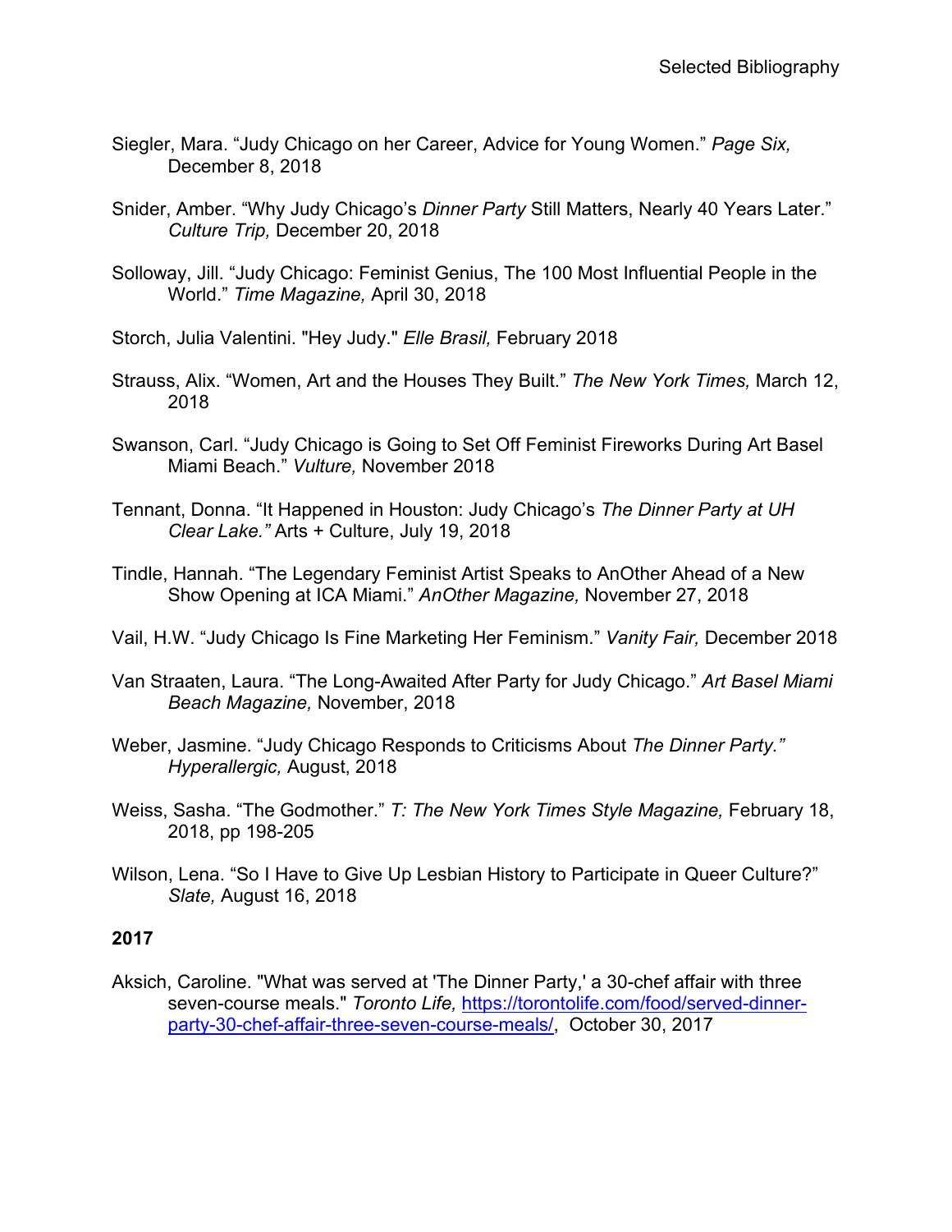Siegler, Mara. “Judy Chicago on her Career, Advice for Young Women.” *Page Six,* December 8, 2018

Snider, Amber. “Why Judy Chicago’s *Dinner Party* Still Matters, Nearly 40 Years Later.” *Culture Trip,* December 20, 2018

Solloway, Jill. “Judy Chicago: Feminist Genius, The 100 Most Influential People in the World.” *Time Magazine,* April 30, 2018

Storch, Julia Valentini. "Hey Judy." *Elle Brasil,* February 2018

Strauss, Alix. “Women, Art and the Houses They Built.” *The New York Times,* March 12, 2018

Swanson, Carl. “Judy Chicago is Going to Set Off Feminist Fireworks During Art Basel Miami Beach.” *Vulture,* November 2018

Tennant, Donna. “It Happened in Houston: Judy Chicago’s *The Dinner Party at UH Clear Lake.”* Arts + Culture, July 19, 2018

Tindle, Hannah. “The Legendary Feminist Artist Speaks to AnOther Ahead of a New Show Opening at ICA Miami.” *AnOther Magazine,* November 27, 2018

Vail, H.W. “Judy Chicago Is Fine Marketing Her Feminism.” *Vanity Fair,* December 2018

Van Straaten, Laura. “The Long-Awaited After Party for Judy Chicago.” *Art Basel Miami Beach Magazine,* November, 2018

Weber, Jasmine. “Judy Chicago Responds to Criticisms About *The Dinner Party.” Hyperallergic,* August, 2018

Weiss, Sasha. “The Godmother.” *T: The New York Times Style Magazine,* February 18, 2018, pp 198-205

Wilson, Lena. “So I Have to Give Up Lesbian History to Participate in Queer Culture?” *Slate,* August 16, 2018

**2017**

Aksich, Caroline. "What was served at 'The Dinner Party,' a 30-chef affair with three seven-course meals." *Toronto Life,* https://torontolife.com/food/served-dinner-party-30-chef-affair-three-seven-course-meals/, October 30, 2017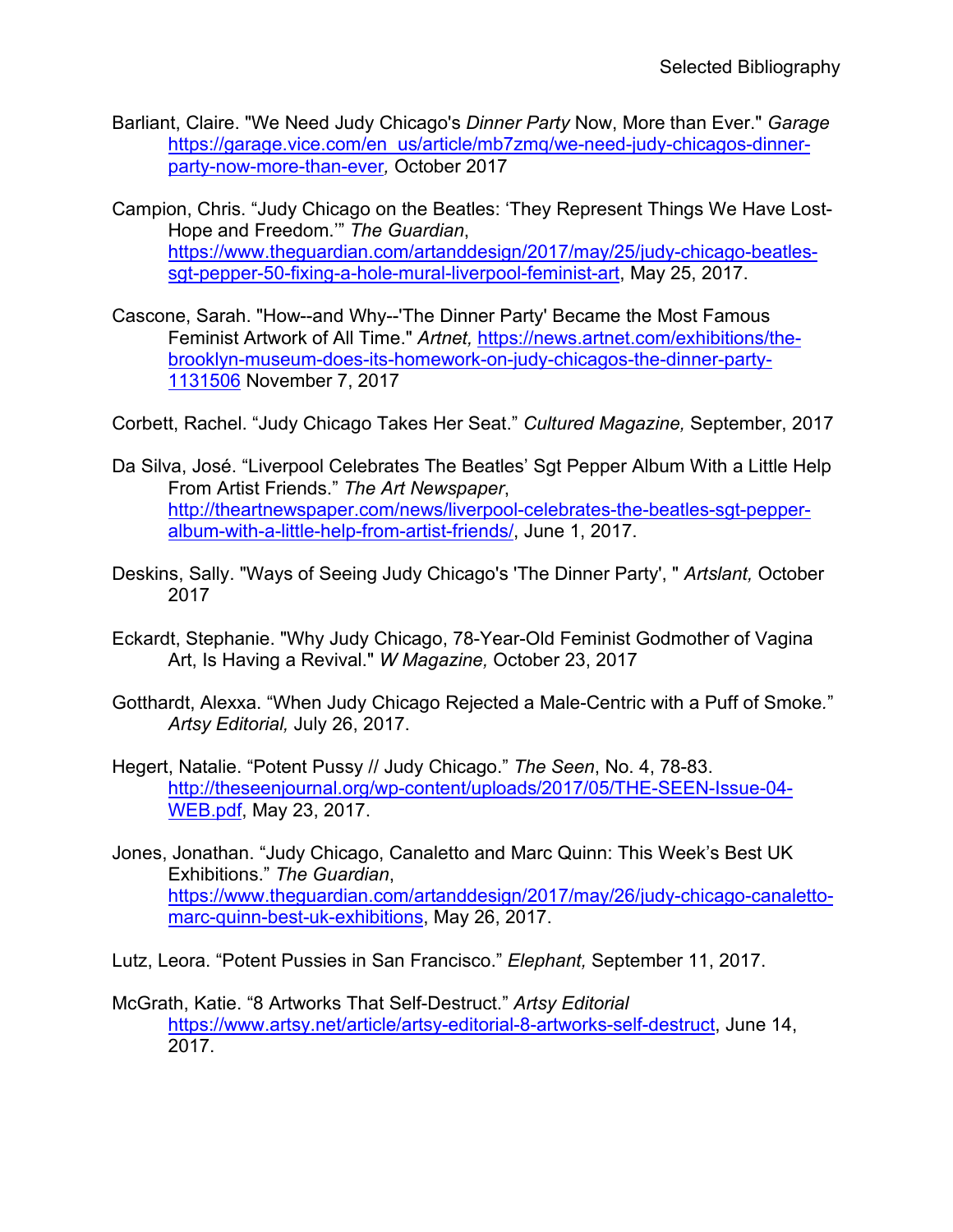Selected Bibliography

Barliant, Claire. "We Need Judy Chicago's *Dinner Party* Now, More than Ever." *Garage* https://garage.vice.com/en_us/article/mb7zmq/we-need-judy-chicagos-dinner-party-now-more-than-ever*,* October 2017

Campion, Chris. "Judy Chicago on the Beatles: 'They Represent Things We Have Lost-Hope and Freedom.'" *The Guardian*, https://www.theguardian.com/artanddesign/2017/may/25/judy-chicago-beatles-sgt-pepper-50-fixing-a-hole-mural-liverpool-feminist-art, May 25, 2017.

Cascone, Sarah. "How--and Why--'The Dinner Party' Became the Most Famous Feminist Artwork of All Time." *Artnet,* https://news.artnet.com/exhibitions/the-brooklyn-museum-does-its-homework-on-judy-chicagos-the-dinner-party-1131506 November 7, 2017

Corbett, Rachel. "Judy Chicago Takes Her Seat." *Cultured Magazine,* September, 2017

Da Silva, José. "Liverpool Celebrates The Beatles' Sgt Pepper Album With a Little Help From Artist Friends." *The Art Newspaper*, http://theartnewspaper.com/news/liverpool-celebrates-the-beatles-sgt-pepper-album-with-a-little-help-from-artist-friends/, June 1, 2017.

Deskins, Sally. "Ways of Seeing Judy Chicago's 'The Dinner Party', " *Artslant,* October 2017

Eckardt, Stephanie. "Why Judy Chicago, 78-Year-Old Feminist Godmother of Vagina Art, Is Having a Revival." *W Magazine,* October 23, 2017

Gotthardt, Alexxa. "When Judy Chicago Rejected a Male-Centric with a Puff of Smoke." *Artsy Editorial,* July 26, 2017.

Hegert, Natalie. "Potent Pussy // Judy Chicago." *The Seen*, No. 4, 78-83. http://theseenjournal.org/wp-content/uploads/2017/05/THE-SEEN-Issue-04-WEB.pdf, May 23, 2017.

Jones, Jonathan. "Judy Chicago, Canaletto and Marc Quinn: This Week's Best UK Exhibitions." *The Guardian*, https://www.theguardian.com/artanddesign/2017/may/26/judy-chicago-canaletto-marc-quinn-best-uk-exhibitions, May 26, 2017.

Lutz, Leora. "Potent Pussies in San Francisco." *Elephant,* September 11, 2017.

McGrath, Katie. "8 Artworks That Self-Destruct." *Artsy Editorial* https://www.artsy.net/article/artsy-editorial-8-artworks-self-destruct, June 14, 2017.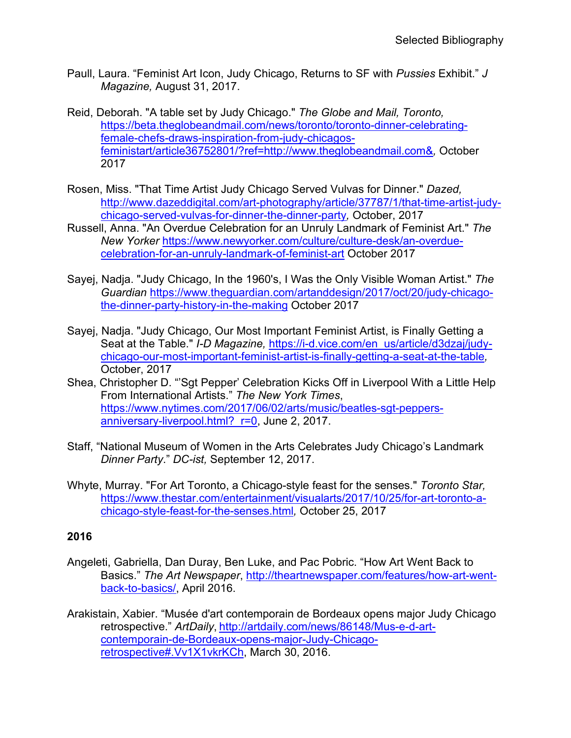Paull, Laura. "Feminist Art Icon, Judy Chicago, Returns to SF with *Pussies* Exhibit." *J Magazine,* August 31, 2017.

Reid, Deborah. "A table set by Judy Chicago." *The Globe and Mail, Toronto,* https://beta.theglobeandmail.com/news/toronto/toronto-dinner-celebrating-female-chefs-draws-inspiration-from-judy-chicagos-feministart/article36752801/?ref=http://www.theglobeandmail.com&, October 2017

Rosen, Miss. "That Time Artist Judy Chicago Served Vulvas for Dinner." *Dazed,* http://www.dazeddigital.com/art-photography/article/37787/1/that-time-artist-judy-chicago-served-vulvas-for-dinner-the-dinner-party, October, 2017

Russell, Anna. "An Overdue Celebration for an Unruly Landmark of Feminist Art." *The New Yorker* https://www.newyorker.com/culture/culture-desk/an-overdue-celebration-for-an-unruly-landmark-of-feminist-art October 2017

Sayej, Nadja. "Judy Chicago, In the 1960's, I Was the Only Visible Woman Artist." *The Guardian* https://www.theguardian.com/artanddesign/2017/oct/20/judy-chicago-the-dinner-party-history-in-the-making October 2017

Sayej, Nadja. "Judy Chicago, Our Most Important Feminist Artist, is Finally Getting a Seat at the Table." *I-D Magazine,* https://i-d.vice.com/en_us/article/d3dzaj/judy-chicago-our-most-important-feminist-artist-is-finally-getting-a-seat-at-the-table, October, 2017

Shea, Christopher D. "'Sgt Pepper' Celebration Kicks Off in Liverpool With a Little Help From International Artists." *The New York Times*, https://www.nytimes.com/2017/06/02/arts/music/beatles-sgt-peppers-anniversary-liverpool.html?_r=0, June 2, 2017.

Staff, "National Museum of Women in the Arts Celebrates Judy Chicago's Landmark *Dinner Party*." *DC-ist,* September 12, 2017.

Whyte, Murray. "For Art Toronto, a Chicago-style feast for the senses." *Toronto Star,* https://www.thestar.com/entertainment/visualarts/2017/10/25/for-art-toronto-a-chicago-style-feast-for-the-senses.html, October 25, 2017

**2016**

Angeleti, Gabriella, Dan Duray, Ben Luke, and Pac Pobric. "How Art Went Back to Basics." *The Art Newspaper*, http://theartnewspaper.com/features/how-art-went-back-to-basics/, April 2016.

Arakistain, Xabier. "Musée d'art contemporain de Bordeaux opens major Judy Chicago retrospective." *ArtDaily*, http://artdaily.com/news/86148/Mus-e-d-art-contemporain-de-Bordeaux-opens-major-Judy-Chicago-retrospective#.Vv1X1vkrKCh, March 30, 2016.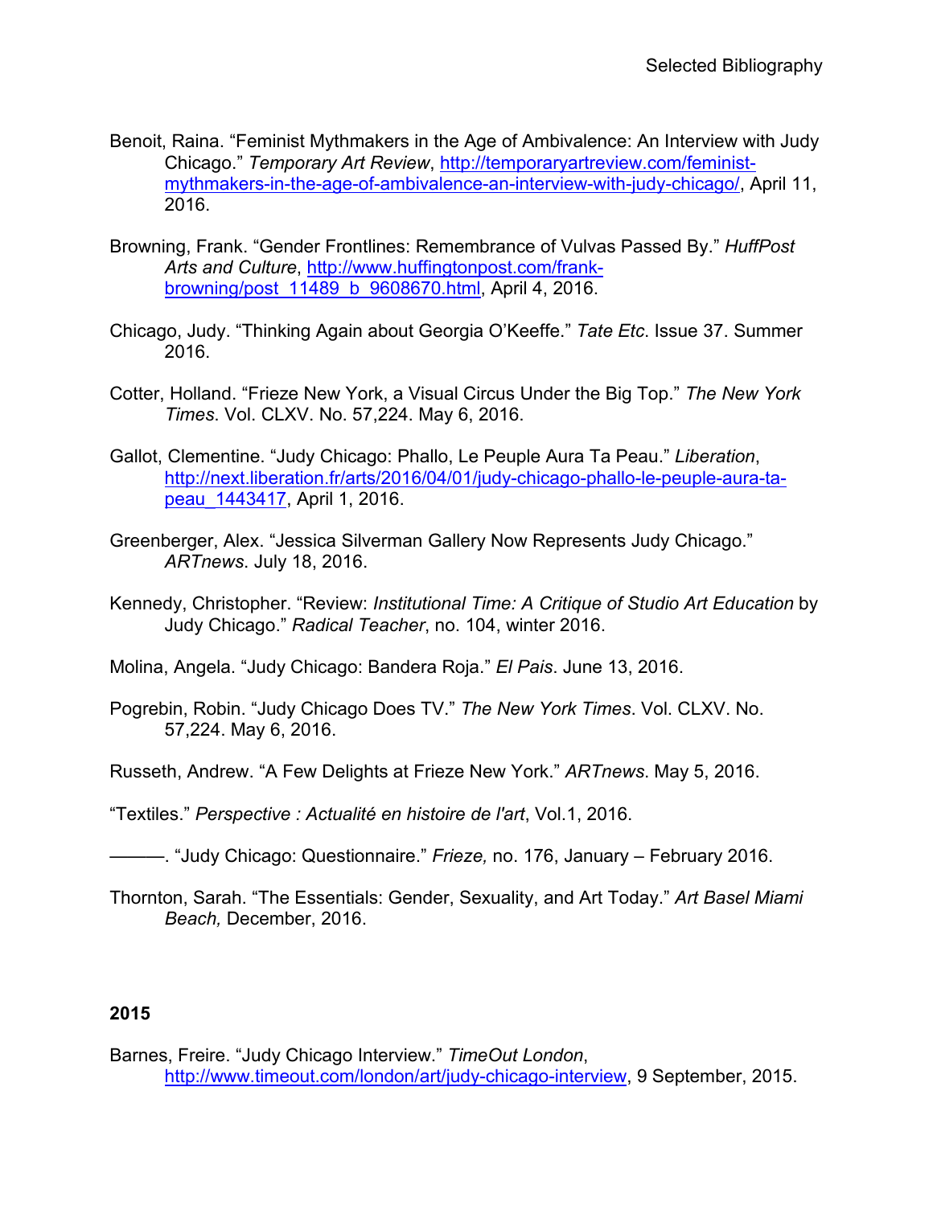Benoit, Raina. “Feminist Mythmakers in the Age of Ambivalence: An Interview with Judy Chicago.” *Temporary Art Review*, http://temporaryartreview.com/feminist-mythmakers-in-the-age-of-ambivalence-an-interview-with-judy-chicago/, April 11, 2016.

Browning, Frank. “Gender Frontlines: Remembrance of Vulvas Passed By.” *HuffPost Arts and Culture*, http://www.huffingtonpost.com/frank-browning/post_11489_b_9608670.html, April 4, 2016.

Chicago, Judy. “Thinking Again about Georgia O’Keeffe.” *Tate Etc*. Issue 37. Summer 2016.

Cotter, Holland. “Frieze New York, a Visual Circus Under the Big Top.” *The New York Times*. Vol. CLXV. No. 57,224. May 6, 2016.

Gallot, Clementine. “Judy Chicago: Phallo, Le Peuple Aura Ta Peau.” *Liberation*, http://next.liberation.fr/arts/2016/04/01/judy-chicago-phallo-le-peuple-aura-ta-peau_1443417, April 1, 2016.

Greenberger, Alex. “Jessica Silverman Gallery Now Represents Judy Chicago.” *ARTnews*. July 18, 2016.

Kennedy, Christopher. “Review: *Institutional Time: A Critique of Studio Art Education* by Judy Chicago.” *Radical Teacher*, no. 104, winter 2016.

Molina, Angela. “Judy Chicago: Bandera Roja.” *El Pais*. June 13, 2016.

Pogrebin, Robin. “Judy Chicago Does TV.” *The New York Times*. Vol. CLXV. No. 57,224. May 6, 2016.

Russeth, Andrew. “A Few Delights at Frieze New York.” *ARTnews*. May 5, 2016.

“Textiles.” *Perspective : Actualité en histoire de l'art*, Vol.1, 2016.

———. “Judy Chicago: Questionnaire.” *Frieze,* no. 176, January – February 2016.

Thornton, Sarah. “The Essentials: Gender, Sexuality, and Art Today.” *Art Basel Miami Beach,* December, 2016.

**2015**

Barnes, Freire. “Judy Chicago Interview.” *TimeOut London*, http://www.timeout.com/london/art/judy-chicago-interview, 9 September, 2015.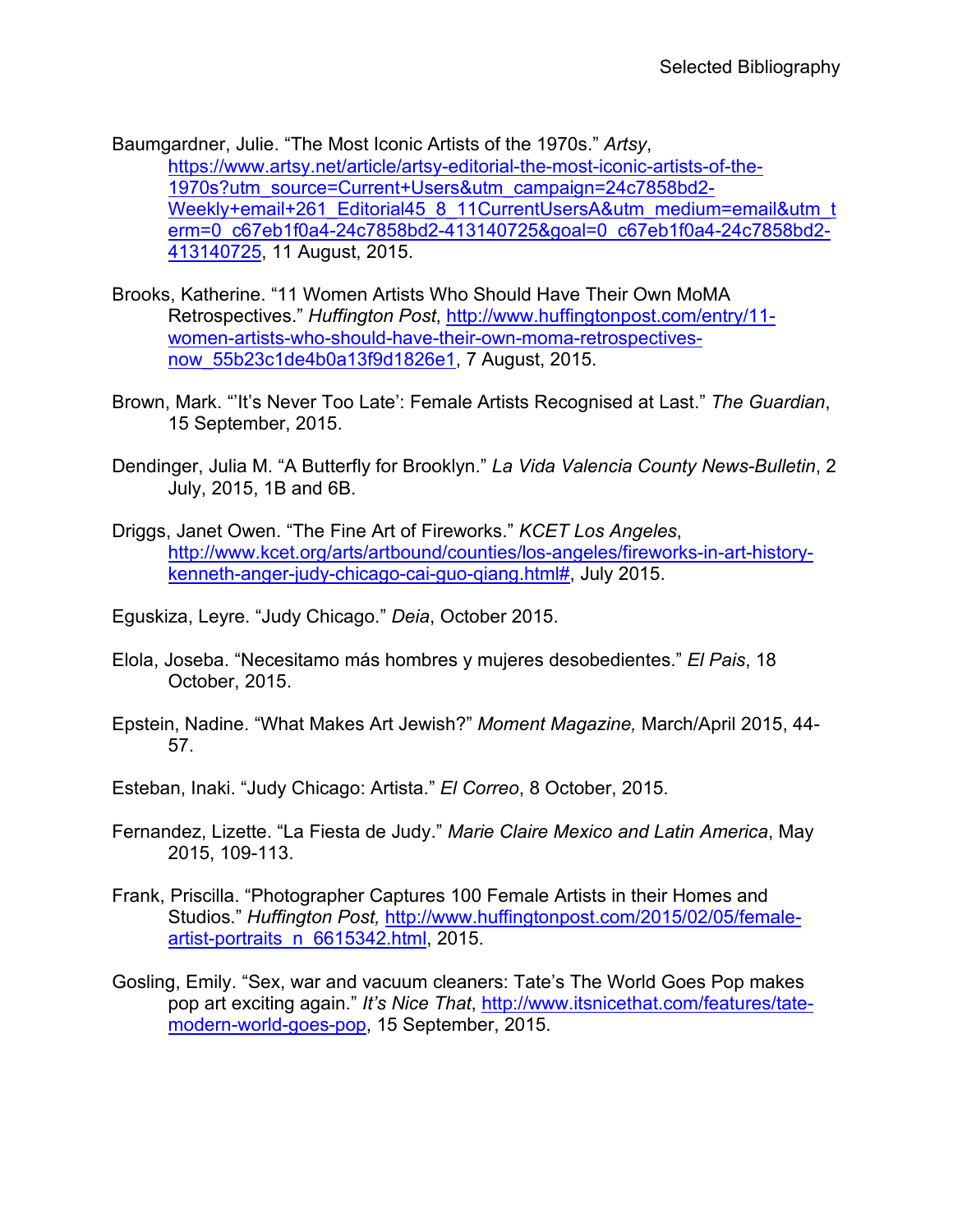Baumgardner, Julie. “The Most Iconic Artists of the 1970s.” *Artsy*, https://www.artsy.net/article/artsy-editorial-the-most-iconic-artists-of-the-1970s?utm_source=Current+Users&utm_campaign=24c7858bd2-Weekly+email+261_Editorial45_8_11CurrentUsersA&utm_medium=email&utm_term=0_c67eb1f0a4-24c7858bd2-413140725&goal=0_c67eb1f0a4-24c7858bd2-413140725, 11 August, 2015.

Brooks, Katherine. “11 Women Artists Who Should Have Their Own MoMA Retrospectives.” *Huffington Post*, http://www.huffingtonpost.com/entry/11-women-artists-who-should-have-their-own-moma-retrospectives-now_55b23c1de4b0a13f9d1826e1, 7 August, 2015.

Brown, Mark. “‘It’s Never Too Late’: Female Artists Recognised at Last.” *The Guardian*, 15 September, 2015.

Dendinger, Julia M. “A Butterfly for Brooklyn.” *La Vida Valencia County News-Bulletin*, 2 July, 2015, 1B and 6B.

Driggs, Janet Owen. “The Fine Art of Fireworks.” *KCET Los Angeles*, http://www.kcet.org/arts/artbound/counties/los-angeles/fireworks-in-art-history-kenneth-anger-judy-chicago-cai-guo-qiang.html#, July 2015.

Eguskiza, Leyre. “Judy Chicago.” *Deia*, October 2015.

Elola, Joseba. “Necesitamo más hombres y mujeres desobedientes.” *El Pais*, 18 October, 2015.

Epstein, Nadine. “What Makes Art Jewish?” *Moment Magazine,* March/April 2015, 44-57.

Esteban, Inaki. “Judy Chicago: Artista.” *El Correo*, 8 October, 2015.

Fernandez, Lizette. “La Fiesta de Judy.” *Marie Claire Mexico and Latin America*, May 2015, 109-113.

Frank, Priscilla. “Photographer Captures 100 Female Artists in their Homes and Studios.” *Huffington Post,* http://www.huffingtonpost.com/2015/02/05/female-artist-portraits_n_6615342.html, 2015.

Gosling, Emily. “Sex, war and vacuum cleaners: Tate’s The World Goes Pop makes pop art exciting again.” *It’s Nice That*, http://www.itsnicethat.com/features/tate-modern-world-goes-pop, 15 September, 2015.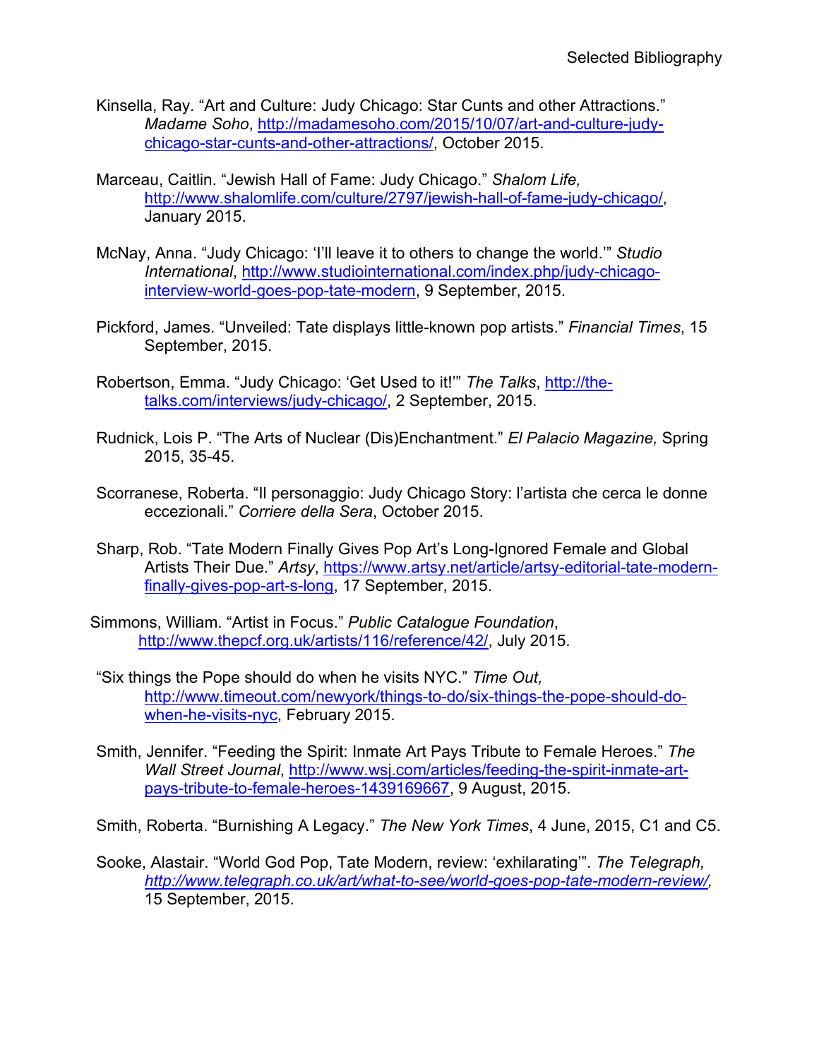Kinsella, Ray. “Art and Culture: Judy Chicago: Star Cunts and other Attractions.” *Madame Soho*, http://madamesoho.com/2015/10/07/art-and-culture-judy-chicago-star-cunts-and-other-attractions/, October 2015.

Marceau, Caitlin. “Jewish Hall of Fame: Judy Chicago.” *Shalom Life,* http://www.shalomlife.com/culture/2797/jewish-hall-of-fame-judy-chicago/, January 2015.

McNay, Anna. “Judy Chicago: ‘I’ll leave it to others to change the world.’” *Studio International*, http://www.studiointernational.com/index.php/judy-chicago-interview-world-goes-pop-tate-modern, 9 September, 2015.

Pickford, James. “Unveiled: Tate displays little-known pop artists.” *Financial Times*, 15 September, 2015.

Robertson, Emma. “Judy Chicago: ‘Get Used to it!’” *The Talks*, http://the-talks.com/interviews/judy-chicago/, 2 September, 2015.

Rudnick, Lois P. “The Arts of Nuclear (Dis)Enchantment.” *El Palacio Magazine,* Spring 2015, 35-45.

Scorranese, Roberta. “Il personaggio: Judy Chicago Story: l’artista che cerca le donne eccezionali.” *Corriere della Sera*, October 2015.

Sharp, Rob. “Tate Modern Finally Gives Pop Art’s Long-Ignored Female and Global Artists Their Due.” *Artsy*, https://www.artsy.net/article/artsy-editorial-tate-modern-finally-gives-pop-art-s-long, 17 September, 2015.

Simmons, William. “Artist in Focus.” *Public Catalogue Foundation*, http://www.thepcf.org.uk/artists/116/reference/42/, July 2015.

“Six things the Pope should do when he visits NYC.” *Time Out,* http://www.timeout.com/newyork/things-to-do/six-things-the-pope-should-do-when-he-visits-nyc, February 2015.

Smith, Jennifer. “Feeding the Spirit: Inmate Art Pays Tribute to Female Heroes.” *The Wall Street Journal*, http://www.wsj.com/articles/feeding-the-spirit-inmate-art-pays-tribute-to-female-heroes-1439169667, 9 August, 2015.

Smith, Roberta. “Burnishing A Legacy.” *The New York Times*, 4 June, 2015, C1 and C5.

Sooke, Alastair. “World God Pop, Tate Modern, review: ‘exhilarating’”. *The Telegraph, http://www.telegraph.co.uk/art/what-to-see/world-goes-pop-tate-modern-review/,* 15 September, 2015.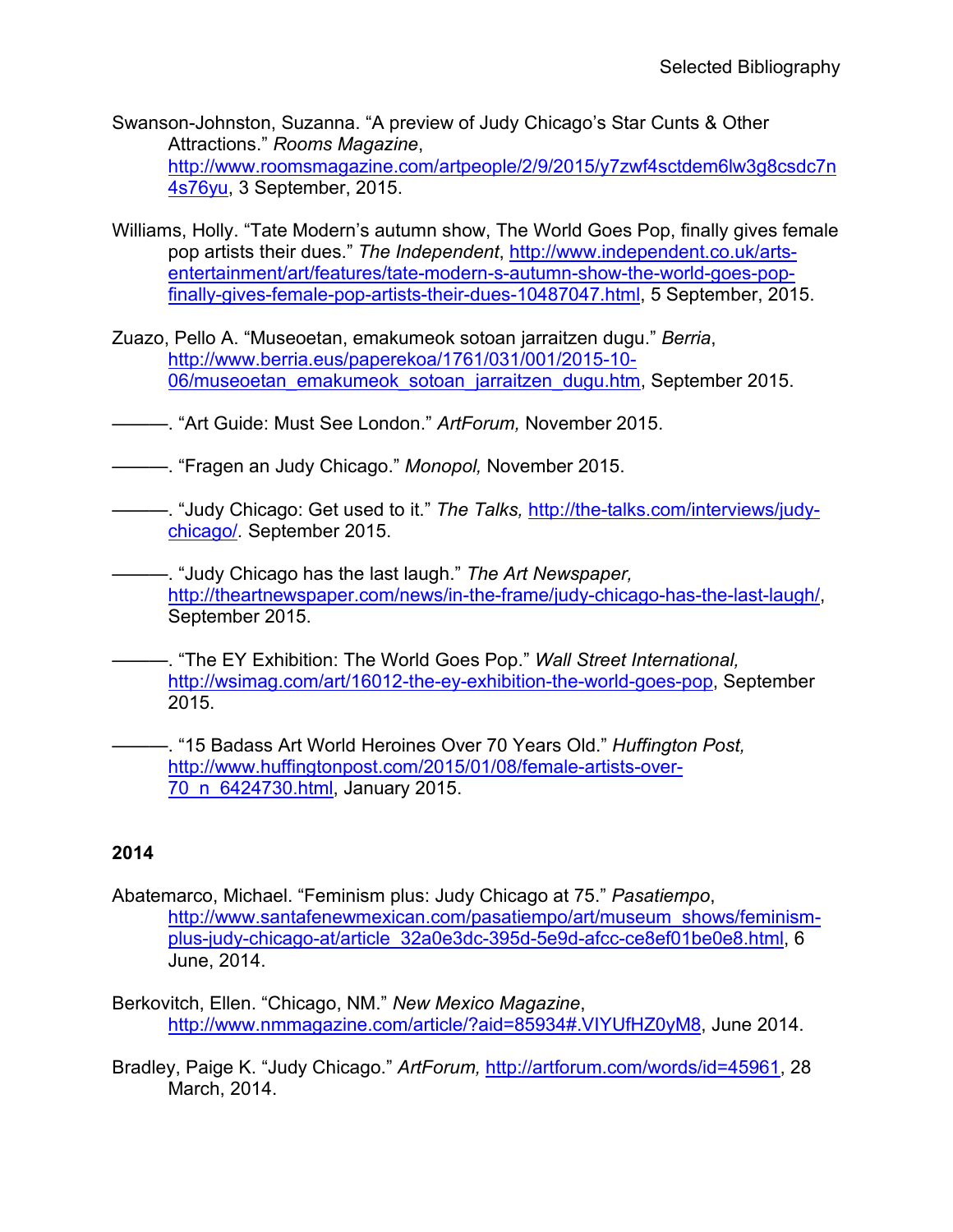Swanson-Johnston, Suzanna. "A preview of Judy Chicago's Star Cunts & Other Attractions." *Rooms Magazine*, http://www.roomsmagazine.com/artpeople/2/9/2015/y7zwf4sctdem6lw3g8csdc7n4s76yu, 3 September, 2015.

Williams, Holly. "Tate Modern's autumn show, The World Goes Pop, finally gives female pop artists their dues." *The Independent*, http://www.independent.co.uk/arts-entertainment/art/features/tate-modern-s-autumn-show-the-world-goes-pop-finally-gives-female-pop-artists-their-dues-10487047.html, 5 September, 2015.

Zuazo, Pello A. "Museoetan, emakumeok sotoan jarraitzen dugu." *Berria*, http://www.berria.eus/paperekoa/1761/031/001/2015-10-06/museoetan_emakumeok_sotoan_jarraitzen_dugu.htm, September 2015.

———. "Art Guide: Must See London." *ArtForum,* November 2015.

———. "Fragen an Judy Chicago." *Monopol,* November 2015.

———. "Judy Chicago: Get used to it." *The Talks,* http://the-talks.com/interviews/judy-chicago/. September 2015.

———. "Judy Chicago has the last laugh." *The Art Newspaper,* http://theartnewspaper.com/news/in-the-frame/judy-chicago-has-the-last-laugh/, September 2015.

———. "The EY Exhibition: The World Goes Pop." *Wall Street International,* http://wsimag.com/art/16012-the-ey-exhibition-the-world-goes-pop, September 2015.

———. "15 Badass Art World Heroines Over 70 Years Old." *Huffington Post,* http://www.huffingtonpost.com/2015/01/08/female-artists-over-70_n_6424730.html, January 2015.

**2014**

Abatemarco, Michael. "Feminism plus: Judy Chicago at 75." *Pasatiempo*, http://www.santafenewmexican.com/pasatiempo/art/museum_shows/feminism-plus-judy-chicago-at/article_32a0e3dc-395d-5e9d-afcc-ce8ef01be0e8.html, 6 June, 2014.

Berkovitch, Ellen. "Chicago, NM." *New Mexico Magazine*, http://www.nmmagazine.com/article/?aid=85934#.VIYUfHZ0yM8, June 2014.

Bradley, Paige K. "Judy Chicago." *ArtForum,* http://artforum.com/words/id=45961, 28 March, 2014.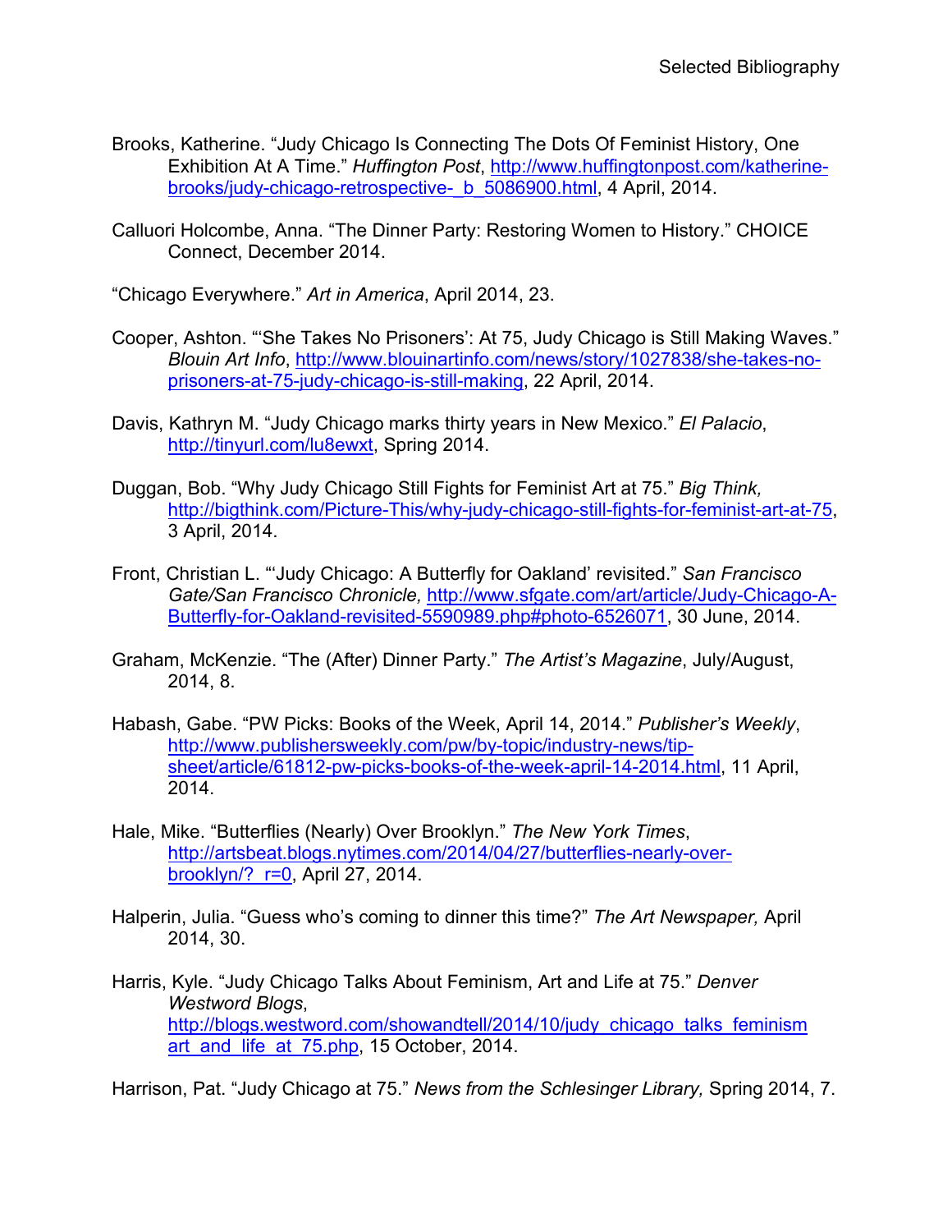Brooks, Katherine. "Judy Chicago Is Connecting The Dots Of Feminist History, One Exhibition At A Time." *Huffington Post*, http://www.huffingtonpost.com/katherine-brooks/judy-chicago-retrospective-_b_5086900.html, 4 April, 2014.

Calluori Holcombe, Anna. "The Dinner Party: Restoring Women to History." CHOICE Connect, December 2014.

"Chicago Everywhere." *Art in America*, April 2014, 23.

Cooper, Ashton. "'She Takes No Prisoners': At 75, Judy Chicago is Still Making Waves." *Blouin Art Info*, http://www.blouinartinfo.com/news/story/1027838/she-takes-no-prisoners-at-75-judy-chicago-is-still-making, 22 April, 2014.

Davis, Kathryn M. "Judy Chicago marks thirty years in New Mexico." *El Palacio*, http://tinyurl.com/lu8ewxt, Spring 2014.

Duggan, Bob. "Why Judy Chicago Still Fights for Feminist Art at 75." *Big Think,* http://bigthink.com/Picture-This/why-judy-chicago-still-fights-for-feminist-art-at-75, 3 April, 2014.

Front, Christian L. "'Judy Chicago: A Butterfly for Oakland' revisited." *San Francisco Gate/San Francisco Chronicle,* http://www.sfgate.com/art/article/Judy-Chicago-A-Butterfly-for-Oakland-revisited-5590989.php#photo-6526071, 30 June, 2014.

Graham, McKenzie. "The (After) Dinner Party." *The Artist's Magazine*, July/August, 2014, 8.

Habash, Gabe. "PW Picks: Books of the Week, April 14, 2014." *Publisher's Weekly*, http://www.publishersweekly.com/pw/by-topic/industry-news/tip-sheet/article/61812-pw-picks-books-of-the-week-april-14-2014.html, 11 April, 2014.

Hale, Mike. "Butterflies (Nearly) Over Brooklyn." *The New York Times*, http://artsbeat.blogs.nytimes.com/2014/04/27/butterflies-nearly-over-brooklyn/?_r=0, April 27, 2014.

Halperin, Julia. "Guess who's coming to dinner this time?" *The Art Newspaper,* April 2014, 30.

Harris, Kyle. "Judy Chicago Talks About Feminism, Art and Life at 75." *Denver Westword Blogs*, http://blogs.westword.com/showandtell/2014/10/judy_chicago_talks_feminism_art_and_life_at_75.php, 15 October, 2014.

Harrison, Pat. "Judy Chicago at 75." *News from the Schlesinger Library,* Spring 2014, 7.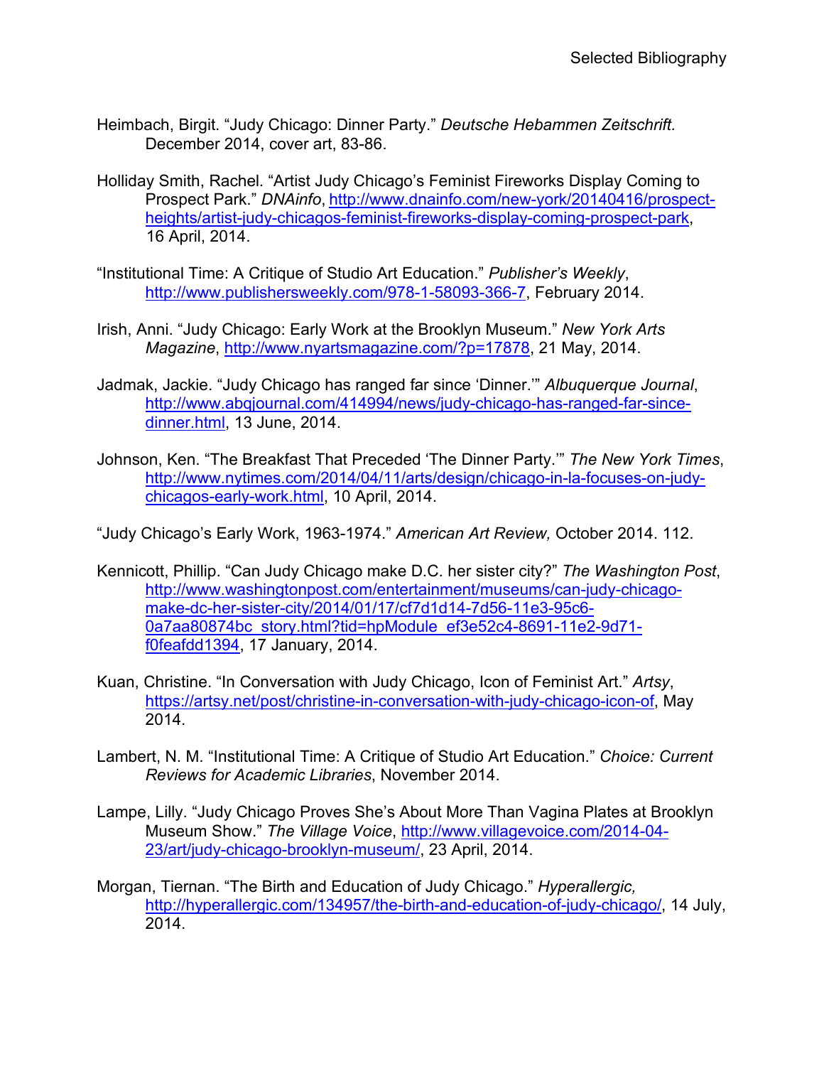Heimbach, Birgit. “Judy Chicago: Dinner Party.” *Deutsche Hebammen Zeitschrift.* December 2014, cover art, 83-86.

Holliday Smith, Rachel. “Artist Judy Chicago’s Feminist Fireworks Display Coming to Prospect Park.” *DNAinfo*, http://www.dnainfo.com/new-york/20140416/prospect-heights/artist-judy-chicagos-feminist-fireworks-display-coming-prospect-park, 16 April, 2014.

“Institutional Time: A Critique of Studio Art Education.” *Publisher’s Weekly*, http://www.publishersweekly.com/978-1-58093-366-7, February 2014.

Irish, Anni. “Judy Chicago: Early Work at the Brooklyn Museum.” *New York Arts Magazine*, http://www.nyartsmagazine.com/?p=17878, 21 May, 2014.

Jadmak, Jackie. “Judy Chicago has ranged far since ‘Dinner.’” *Albuquerque Journal*, http://www.abqjournal.com/414994/news/judy-chicago-has-ranged-far-since-dinner.html, 13 June, 2014.

Johnson, Ken. “The Breakfast That Preceded ‘The Dinner Party.’” *The New York Times*, http://www.nytimes.com/2014/04/11/arts/design/chicago-in-la-focuses-on-judy-chicagos-early-work.html, 10 April, 2014.

“Judy Chicago’s Early Work, 1963-1974.” *American Art Review,* October 2014. 112.

Kennicott, Phillip. “Can Judy Chicago make D.C. her sister city?” *The Washington Post*, http://www.washingtonpost.com/entertainment/museums/can-judy-chicago-make-dc-her-sister-city/2014/01/17/cf7d1d14-7d56-11e3-95c6-0a7aa80874bc_story.html?tid=hpModule_ef3e52c4-8691-11e2-9d71-f0feafdd1394, 17 January, 2014.

Kuan, Christine. “In Conversation with Judy Chicago, Icon of Feminist Art.” *Artsy*, https://artsy.net/post/christine-in-conversation-with-judy-chicago-icon-of, May 2014.

Lambert, N. M. “Institutional Time: A Critique of Studio Art Education.” *Choice: Current Reviews for Academic Libraries*, November 2014.

Lampe, Lilly. “Judy Chicago Proves She’s About More Than Vagina Plates at Brooklyn Museum Show.” *The Village Voice*, http://www.villagevoice.com/2014-04-23/art/judy-chicago-brooklyn-museum/, 23 April, 2014.

Morgan, Tiernan. “The Birth and Education of Judy Chicago.” *Hyperallergic,* http://hyperallergic.com/134957/the-birth-and-education-of-judy-chicago/, 14 July, 2014.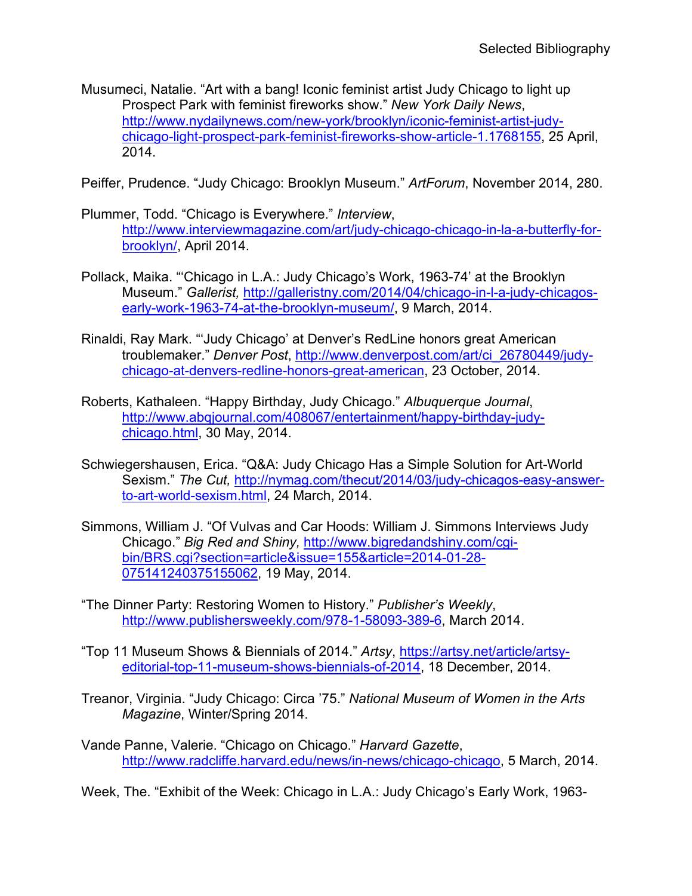Musumeci, Natalie. “Art with a bang! Iconic feminist artist Judy Chicago to light up Prospect Park with feminist fireworks show.” *New York Daily News*, http://www.nydailynews.com/new-york/brooklyn/iconic-feminist-artist-judy-chicago-light-prospect-park-feminist-fireworks-show-article-1.1768155, 25 April, 2014.

Peiffer, Prudence. “Judy Chicago: Brooklyn Museum.” *ArtForum*, November 2014, 280.

Plummer, Todd. “Chicago is Everywhere.” *Interview*, http://www.interviewmagazine.com/art/judy-chicago-chicago-in-la-a-butterfly-for-brooklyn/, April 2014.

Pollack, Maika. “‘Chicago in L.A.: Judy Chicago’s Work, 1963-74’ at the Brooklyn Museum.” *Gallerist,* http://galleristny.com/2014/04/chicago-in-l-a-judy-chicagos-early-work-1963-74-at-the-brooklyn-museum/, 9 March, 2014.

Rinaldi, Ray Mark. “‘Judy Chicago’ at Denver’s RedLine honors great American troublemaker.” *Denver Post*, http://www.denverpost.com/art/ci_26780449/judy-chicago-at-denvers-redline-honors-great-american, 23 October, 2014.

Roberts, Kathaleen. “Happy Birthday, Judy Chicago.” *Albuquerque Journal*, http://www.abqjournal.com/408067/entertainment/happy-birthday-judy-chicago.html, 30 May, 2014.

Schwiegershausen, Erica. “Q&A: Judy Chicago Has a Simple Solution for Art-World Sexism.” *The Cut,* http://nymag.com/thecut/2014/03/judy-chicagos-easy-answer-to-art-world-sexism.html, 24 March, 2014.

Simmons, William J. “Of Vulvas and Car Hoods: William J. Simmons Interviews Judy Chicago.” *Big Red and Shiny,* http://www.bigredandshiny.com/cgi-bin/BRS.cgi?section=article&issue=155&article=2014-01-28-075141240375155062, 19 May, 2014.

“The Dinner Party: Restoring Women to History.” *Publisher’s Weekly*, http://www.publishersweekly.com/978-1-58093-389-6, March 2014.

“Top 11 Museum Shows & Biennials of 2014.” *Artsy*, https://artsy.net/article/artsy-editorial-top-11-museum-shows-biennials-of-2014, 18 December, 2014.

Treanor, Virginia. “Judy Chicago: Circa ’75.” *National Museum of Women in the Arts Magazine*, Winter/Spring 2014.

Vande Panne, Valerie. “Chicago on Chicago.” *Harvard Gazette*, http://www.radcliffe.harvard.edu/news/in-news/chicago-chicago, 5 March, 2014.

Week, The. “Exhibit of the Week: Chicago in L.A.: Judy Chicago’s Early Work, 1963-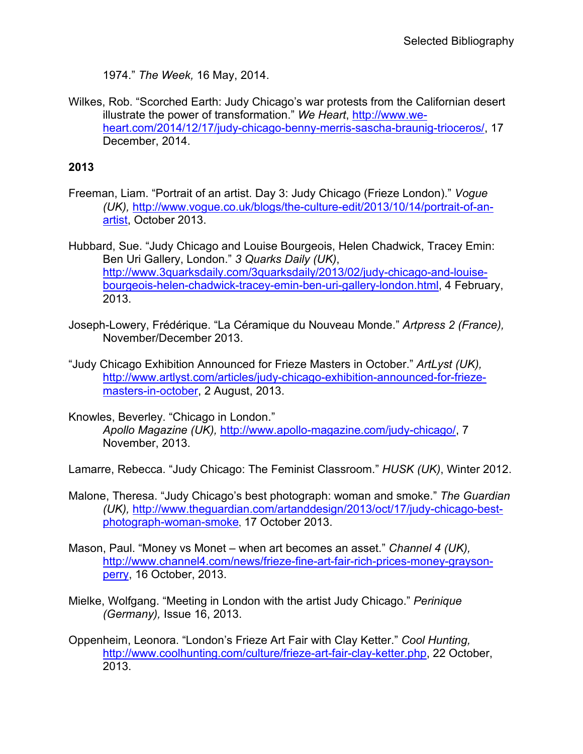1974." *The Week,* 16 May, 2014.

Wilkes, Rob. "Scorched Earth: Judy Chicago's war protests from the Californian desert illustrate the power of transformation." *We Heart*, http://www.we-heart.com/2014/12/17/judy-chicago-benny-merris-sascha-braunig-trioceros/, 17 December, 2014.

**2013**

Freeman, Liam. "Portrait of an artist. Day 3: Judy Chicago (Frieze London)." *Vogue (UK),* http://www.vogue.co.uk/blogs/the-culture-edit/2013/10/14/portrait-of-an-artist, October 2013.

Hubbard, Sue. "Judy Chicago and Louise Bourgeois, Helen Chadwick, Tracey Emin: Ben Uri Gallery, London." *3 Quarks Daily (UK)*, http://www.3quarksdaily.com/3quarksdaily/2013/02/judy-chicago-and-louise-bourgeois-helen-chadwick-tracey-emin-ben-uri-gallery-london.html, 4 February, 2013.

Joseph-Lowery, Frédérique. "La Céramique du Nouveau Monde." *Artpress 2 (France),* November/December 2013.

"Judy Chicago Exhibition Announced for Frieze Masters in October." *ArtLyst (UK),* http://www.artlyst.com/articles/judy-chicago-exhibition-announced-for-frieze-masters-in-october, 2 August, 2013.

Knowles, Beverley. "Chicago in London." *Apollo Magazine (UK),* http://www.apollo-magazine.com/judy-chicago/, 7 November, 2013.

Lamarre, Rebecca. "Judy Chicago: The Feminist Classroom." *HUSK (UK)*, Winter 2012.

Malone, Theresa. "Judy Chicago's best photograph: woman and smoke." *The Guardian (UK),* http://www.theguardian.com/artanddesign/2013/oct/17/judy-chicago-best-photograph-woman-smoke, 17 October 2013.

Mason, Paul. "Money vs Monet – when art becomes an asset." *Channel 4 (UK),* http://www.channel4.com/news/frieze-fine-art-fair-rich-prices-money-grayson-perry, 16 October, 2013.

Mielke, Wolfgang. "Meeting in London with the artist Judy Chicago." *Perinique (Germany),* Issue 16, 2013.

Oppenheim, Leonora. "London's Frieze Art Fair with Clay Ketter." *Cool Hunting,* http://www.coolhunting.com/culture/frieze-art-fair-clay-ketter.php, 22 October, 2013.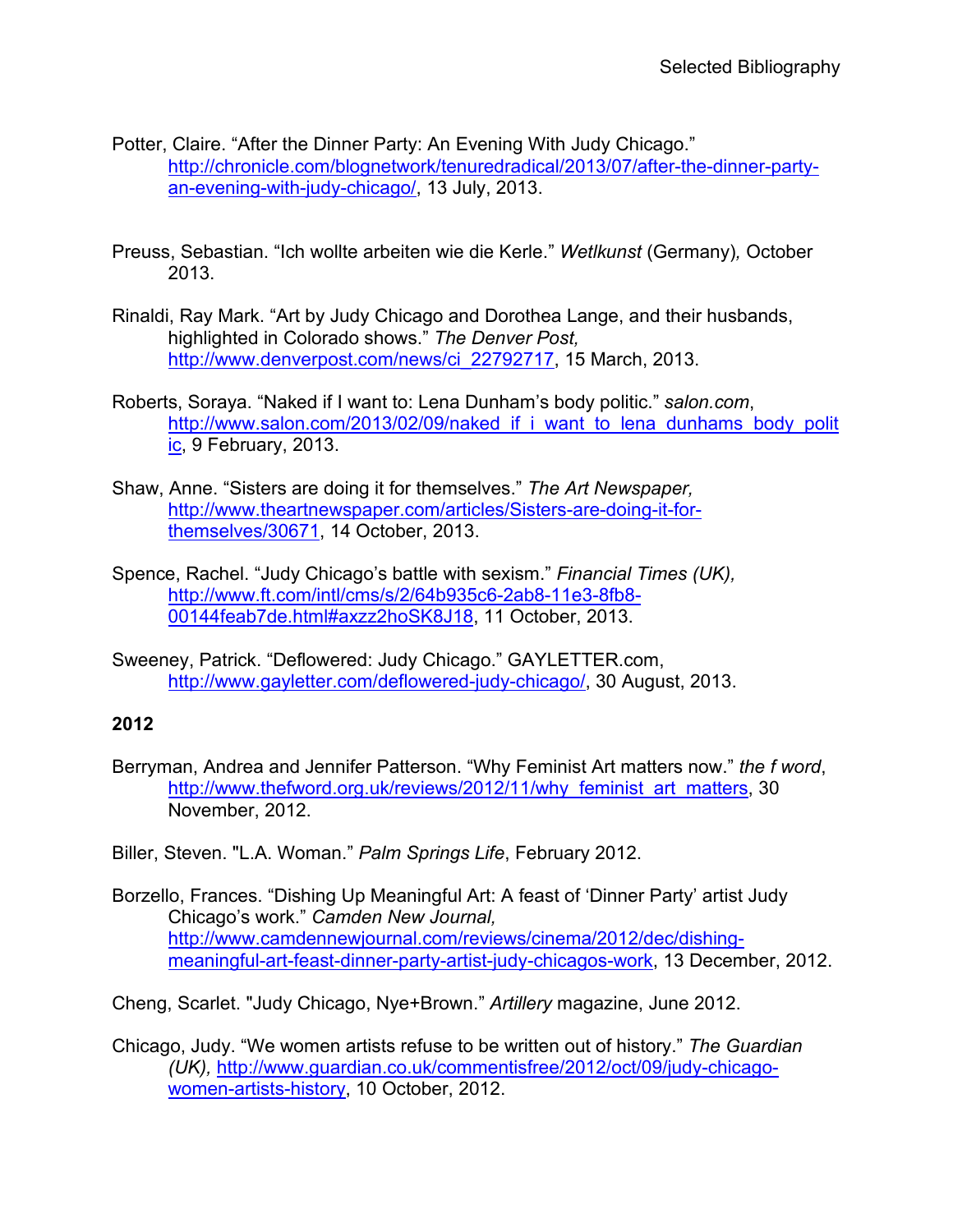Potter, Claire. “After the Dinner Party: An Evening With Judy Chicago.” http://chronicle.com/blognetwork/tenuredradical/2013/07/after-the-dinner-party-an-evening-with-judy-chicago/, 13 July, 2013.

Preuss, Sebastian. “Ich wollte arbeiten wie die Kerle.” *Wetlkunst* (Germany), October 2013.

Rinaldi, Ray Mark. “Art by Judy Chicago and Dorothea Lange, and their husbands, highlighted in Colorado shows.” *The Denver Post,* http://www.denverpost.com/news/ci_22792717, 15 March, 2013.

Roberts, Soraya. “Naked if I want to: Lena Dunham’s body politic.” *salon.com*, http://www.salon.com/2013/02/09/naked_if_i_want_to_lena_dunhams_body_politic, 9 February, 2013.

Shaw, Anne. “Sisters are doing it for themselves.” *The Art Newspaper,* http://www.theartnewspaper.com/articles/Sisters-are-doing-it-for-themselves/30671, 14 October, 2013.

Spence, Rachel. “Judy Chicago’s battle with sexism.” *Financial Times (UK),* http://www.ft.com/intl/cms/s/2/64b935c6-2ab8-11e3-8fb8-00144feab7de.html#axzz2hoSK8J18, 11 October, 2013.

Sweeney, Patrick. “Deflowered: Judy Chicago.” GAYLETTER.com, http://www.gayletter.com/deflowered-judy-chicago/, 30 August, 2013.

**2012**

Berryman, Andrea and Jennifer Patterson. “Why Feminist Art matters now.” *the f word*, http://www.thefword.org.uk/reviews/2012/11/why_feminist_art_matters, 30 November, 2012.

Biller, Steven. "L.A. Woman.” *Palm Springs Life*, February 2012.

Borzello, Frances. “Dishing Up Meaningful Art: A feast of ‘Dinner Party’ artist Judy Chicago’s work.” *Camden New Journal,* http://www.camdennewjournal.com/reviews/cinema/2012/dec/dishing-meaningful-art-feast-dinner-party-artist-judy-chicagos-work, 13 December, 2012.

Cheng, Scarlet. "Judy Chicago, Nye+Brown.” *Artillery* magazine, June 2012.

Chicago, Judy. “We women artists refuse to be written out of history.” *The Guardian (UK),* http://www.guardian.co.uk/commentisfree/2012/oct/09/judy-chicago-women-artists-history, 10 October, 2012.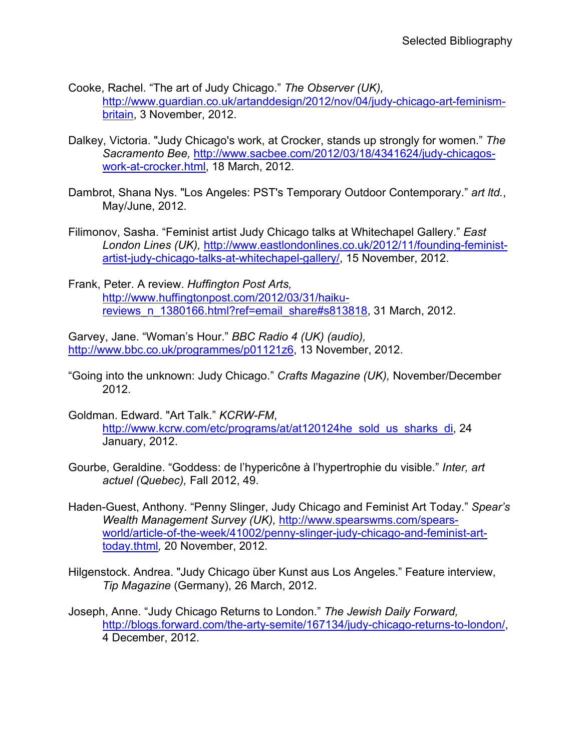Cooke, Rachel. “The art of Judy Chicago.” *The Observer (UK),* http://www.guardian.co.uk/artanddesign/2012/nov/04/judy-chicago-art-feminism-britain, 3 November, 2012.

Dalkey, Victoria. "Judy Chicago's work, at Crocker, stands up strongly for women.” *The Sacramento Bee,* http://www.sacbee.com/2012/03/18/4341624/judy-chicagos-work-at-crocker.html, 18 March, 2012.

Dambrot, Shana Nys. "Los Angeles: PST's Temporary Outdoor Contemporary.” *art ltd.*, May/June, 2012.

Filimonov, Sasha. “Feminist artist Judy Chicago talks at Whitechapel Gallery.” *East London Lines (UK),* http://www.eastlondonlines.co.uk/2012/11/founding-feminist-artist-judy-chicago-talks-at-whitechapel-gallery/, 15 November, 2012.

Frank, Peter. A review. *Huffington Post Arts,* http://www.huffingtonpost.com/2012/03/31/haiku-reviews_n_1380166.html?ref=email_share#s813818, 31 March, 2012.

Garvey, Jane. “Woman’s Hour.” *BBC Radio 4 (UK) (audio),* http://www.bbc.co.uk/programmes/p01121z6, 13 November, 2012.

“Going into the unknown: Judy Chicago.” *Crafts Magazine (UK),* November/December 2012.

Goldman. Edward. "Art Talk.” *KCRW-FM*, http://www.kcrw.com/etc/programs/at/at120124he_sold_us_sharks_di, 24 January, 2012.

Gourbe, Geraldine. “Goddess: de l’hypericône à l’hypertrophie du visible.” *Inter, art actuel (Quebec),* Fall 2012, 49.

Haden-Guest, Anthony. “Penny Slinger, Judy Chicago and Feminist Art Today.” *Spear’s Wealth Management Survey (UK),* http://www.spearswms.com/spears-world/article-of-the-week/41002/penny-slinger-judy-chicago-and-feminist-art-today.thtml, 20 November, 2012.

Hilgenstock. Andrea. "Judy Chicago über Kunst aus Los Angeles.” Feature interview, *Tip Magazine* (Germany), 26 March, 2012.

Joseph, Anne. “Judy Chicago Returns to London.” *The Jewish Daily Forward,* http://blogs.forward.com/the-arty-semite/167134/judy-chicago-returns-to-london/, 4 December, 2012.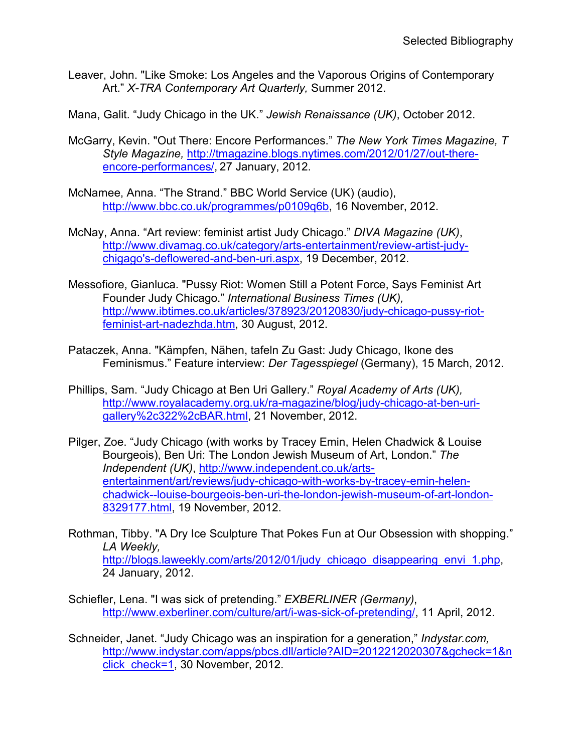Leaver, John. "Like Smoke: Los Angeles and the Vaporous Origins of Contemporary Art." *X-TRA Contemporary Art Quarterly,* Summer 2012.

Mana, Galit. "Judy Chicago in the UK." *Jewish Renaissance (UK)*, October 2012.

McGarry, Kevin. "Out There: Encore Performances." *The New York Times Magazine, T Style Magazine,* http://tmagazine.blogs.nytimes.com/2012/01/27/out-there-encore-performances/, 27 January, 2012.

McNamee, Anna. "The Strand." BBC World Service (UK) (audio), http://www.bbc.co.uk/programmes/p0109q6b, 16 November, 2012.

McNay, Anna. "Art review: feminist artist Judy Chicago." *DIVA Magazine (UK)*, http://www.divamag.co.uk/category/arts-entertainment/review-artist-judy-chigago's-deflowered-and-ben-uri.aspx, 19 December, 2012.

Messofiore, Gianluca. "Pussy Riot: Women Still a Potent Force, Says Feminist Art Founder Judy Chicago." *International Business Times (UK),* http://www.ibtimes.co.uk/articles/378923/20120830/judy-chicago-pussy-riot-feminist-art-nadezhda.htm, 30 August, 2012.

Pataczek, Anna. "Kämpfen, Nähen, tafeln Zu Gast: Judy Chicago, Ikone des Feminismus." Feature interview: *Der Tagesspiegel* (Germany), 15 March, 2012.

Phillips, Sam. "Judy Chicago at Ben Uri Gallery." *Royal Academy of Arts (UK),* http://www.royalacademy.org.uk/ra-magazine/blog/judy-chicago-at-ben-uri-gallery%2c322%2cBAR.html, 21 November, 2012.

Pilger, Zoe. "Judy Chicago (with works by Tracey Emin, Helen Chadwick & Louise Bourgeois), Ben Uri: The London Jewish Museum of Art, London." *The Independent (UK)*, http://www.independent.co.uk/arts-entertainment/art/reviews/judy-chicago-with-works-by-tracey-emin-helen-chadwick--louise-bourgeois-ben-uri-the-london-jewish-museum-of-art-london-8329177.html, 19 November, 2012.

Rothman, Tibby. "A Dry Ice Sculpture That Pokes Fun at Our Obsession with shopping." *LA Weekly,* http://blogs.laweekly.com/arts/2012/01/judy_chicago_disappearing_envi_1.php, 24 January, 2012.

Schiefler, Lena. "I was sick of pretending." *EXBERLINER (Germany)*, http://www.exberliner.com/culture/art/i-was-sick-of-pretending/, 11 April, 2012.

Schneider, Janet. "Judy Chicago was an inspiration for a generation," *Indystar.com,* http://www.indystar.com/apps/pbcs.dll/article?AID=2012212020307&gcheck=1&nclick_check=1, 30 November, 2012.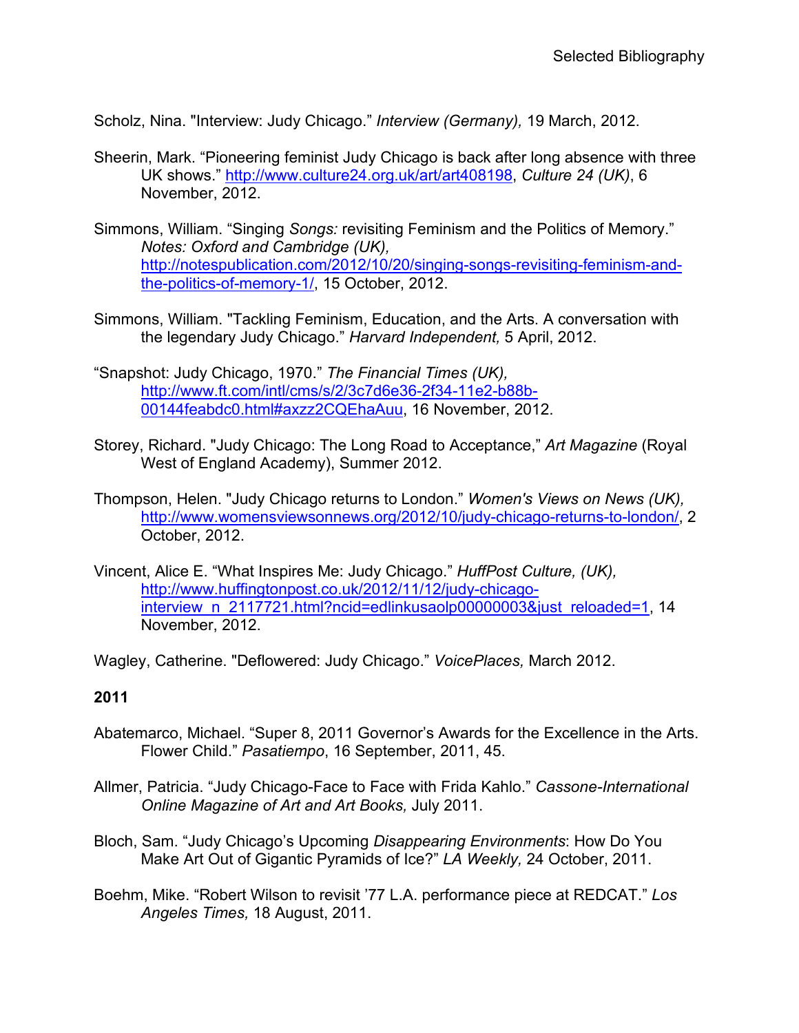Scholz, Nina. "Interview: Judy Chicago." *Interview (Germany),* 19 March, 2012.

Sheerin, Mark. "Pioneering feminist Judy Chicago is back after long absence with three UK shows." http://www.culture24.org.uk/art/art408198, *Culture 24 (UK)*, 6 November, 2012.

Simmons, William. "Singing *Songs:* revisiting Feminism and the Politics of Memory." *Notes: Oxford and Cambridge (UK),* http://notespublication.com/2012/10/20/singing-songs-revisiting-feminism-and-the-politics-of-memory-1/, 15 October, 2012.

Simmons, William. "Tackling Feminism, Education, and the Arts. A conversation with the legendary Judy Chicago." *Harvard Independent,* 5 April, 2012.

"Snapshot: Judy Chicago, 1970." *The Financial Times (UK),* http://www.ft.com/intl/cms/s/2/3c7d6e36-2f34-11e2-b88b-00144feabdc0.html#axzz2CQEhaAuu, 16 November, 2012.

Storey, Richard. "Judy Chicago: The Long Road to Acceptance," *Art Magazine* (Royal West of England Academy), Summer 2012.

Thompson, Helen. "Judy Chicago returns to London." *Women's Views on News (UK),* http://www.womensviewsonnews.org/2012/10/judy-chicago-returns-to-london/, 2 October, 2012.

Vincent, Alice E. "What Inspires Me: Judy Chicago." *HuffPost Culture, (UK),* http://www.huffingtonpost.co.uk/2012/11/12/judy-chicago-interview_n_2117721.html?ncid=edlinkusaolp00000003&just_reloaded=1, 14 November, 2012.

Wagley, Catherine. "Deflowered: Judy Chicago." *VoicePlaces,* March 2012.

**2011**

Abatemarco, Michael. "Super 8, 2011 Governor's Awards for the Excellence in the Arts. Flower Child." *Pasatiempo*, 16 September, 2011, 45.

Allmer, Patricia. "Judy Chicago-Face to Face with Frida Kahlo." *Cassone-International Online Magazine of Art and Art Books,* July 2011.

Bloch, Sam. "Judy Chicago's Upcoming *Disappearing Environments*: How Do You Make Art Out of Gigantic Pyramids of Ice?" *LA Weekly,* 24 October, 2011.

Boehm, Mike. "Robert Wilson to revisit '77 L.A. performance piece at REDCAT." *Los Angeles Times,* 18 August, 2011.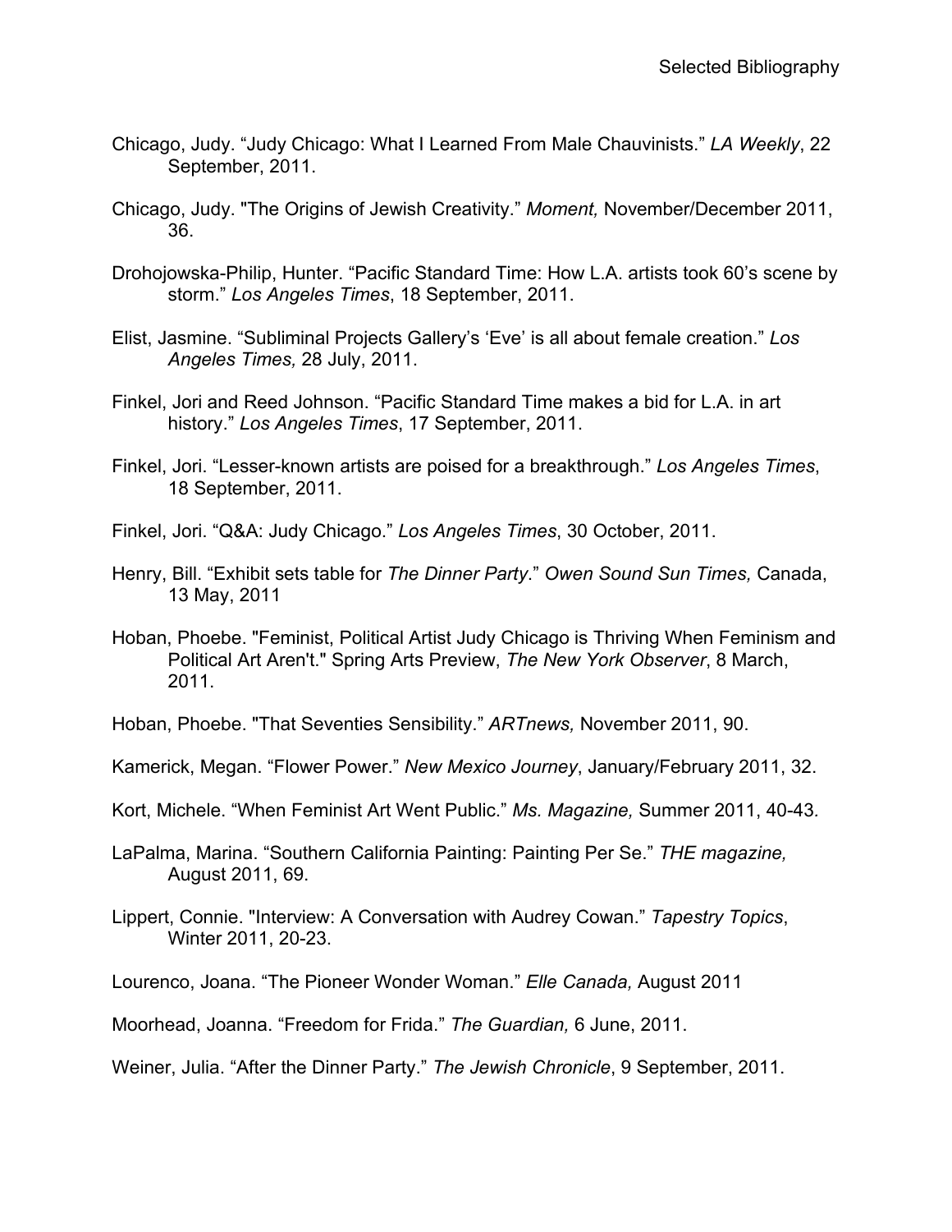Selected Bibliography

Chicago, Judy. “Judy Chicago: What I Learned From Male Chauvinists.” *LA Weekly*, 22 September, 2011.

Chicago, Judy. "The Origins of Jewish Creativity.” *Moment,* November/December 2011, 36.

Drohojowska-Philip, Hunter. “Pacific Standard Time: How L.A. artists took 60’s scene by storm.” *Los Angeles Times*, 18 September, 2011.

Elist, Jasmine. “Subliminal Projects Gallery’s ‘Eve’ is all about female creation.” *Los Angeles Times,* 28 July, 2011.

Finkel, Jori and Reed Johnson. “Pacific Standard Time makes a bid for L.A. in art history.” *Los Angeles Times*, 17 September, 2011.

Finkel, Jori. “Lesser-known artists are poised for a breakthrough.” *Los Angeles Times*, 18 September, 2011.

Finkel, Jori. “Q&A: Judy Chicago.” *Los Angeles Times*, 30 October, 2011.

Henry, Bill. “Exhibit sets table for *The Dinner Party*.” *Owen Sound Sun Times,* Canada, 13 May, 2011

Hoban, Phoebe. "Feminist, Political Artist Judy Chicago is Thriving When Feminism and Political Art Aren't." Spring Arts Preview, *The New York Observer*, 8 March, 2011.

Hoban, Phoebe. "That Seventies Sensibility.” *ARTnews,* November 2011, 90.

Kamerick, Megan. “Flower Power.” *New Mexico Journey*, January/February 2011, 32.

Kort, Michele. “When Feminist Art Went Public.” *Ms. Magazine,* Summer 2011, 40-43.

LaPalma, Marina. “Southern California Painting: Painting Per Se.” *THE magazine,* August 2011, 69.

Lippert, Connie. "Interview: A Conversation with Audrey Cowan.” *Tapestry Topics*, Winter 2011, 20-23.

Lourenco, Joana. “The Pioneer Wonder Woman.” *Elle Canada,* August 2011

Moorhead, Joanna. “Freedom for Frida.” *The Guardian,* 6 June, 2011.

Weiner, Julia. “After the Dinner Party.” *The Jewish Chronicle*, 9 September, 2011.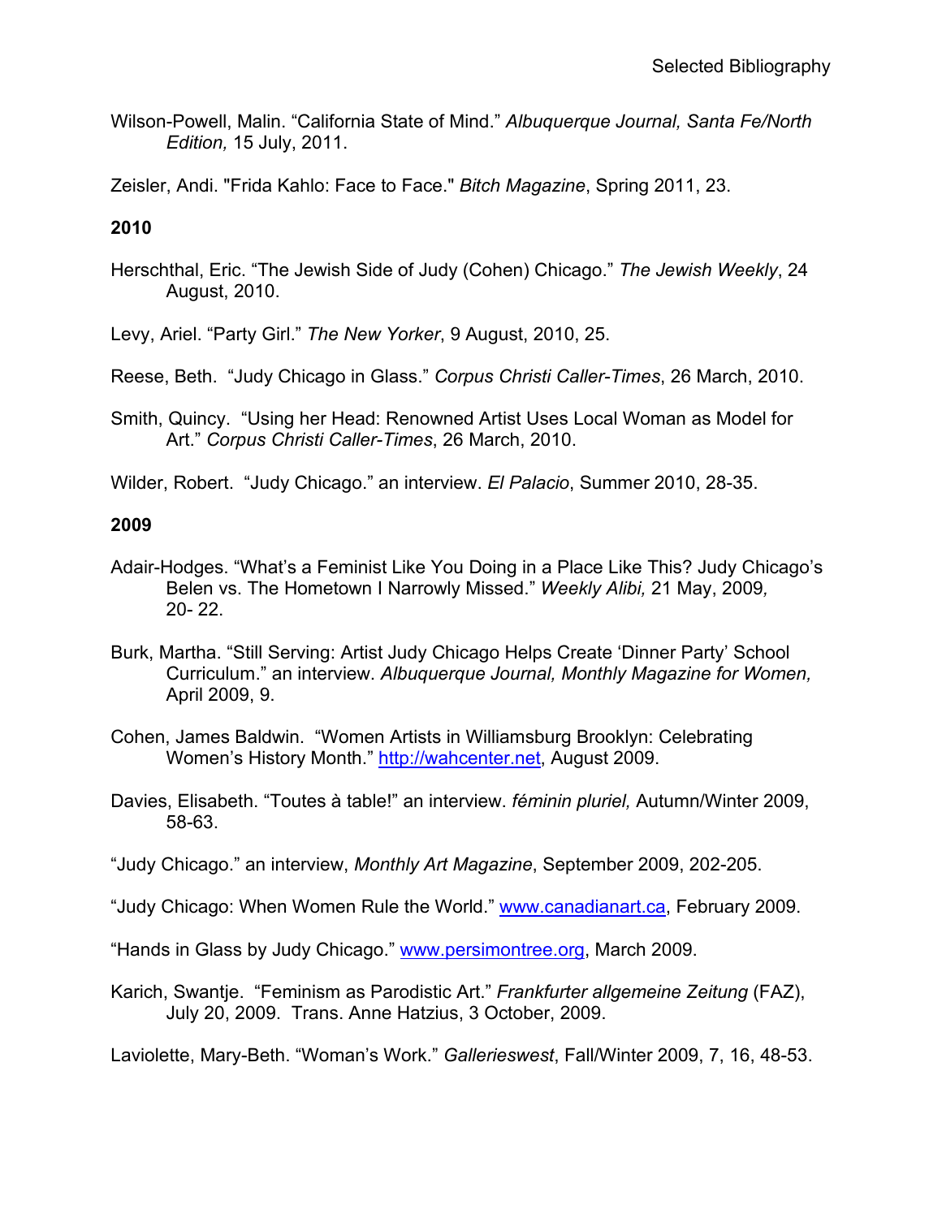Wilson-Powell, Malin. “California State of Mind.” *Albuquerque Journal, Santa Fe/North Edition,* 15 July, 2011.

Zeisler, Andi. "Frida Kahlo: Face to Face." *Bitch Magazine*, Spring 2011, 23.

**2010**

Herschthal, Eric. “The Jewish Side of Judy (Cohen) Chicago.” *The Jewish Weekly*, 24 August, 2010.

Levy, Ariel. “Party Girl.” *The New Yorker*, 9 August, 2010, 25.

Reese, Beth. “Judy Chicago in Glass.” *Corpus Christi Caller-Times*, 26 March, 2010.

Smith, Quincy. “Using her Head: Renowned Artist Uses Local Woman as Model for Art.” *Corpus Christi Caller-Times*, 26 March, 2010.

Wilder, Robert. “Judy Chicago.” an interview. *El Palacio*, Summer 2010, 28-35.

**2009**

Adair-Hodges. “What’s a Feminist Like You Doing in a Place Like This? Judy Chicago’s Belen vs. The Hometown I Narrowly Missed.” *Weekly Alibi,* 21 May, 2009*,* 20- 22.

Burk, Martha. “Still Serving: Artist Judy Chicago Helps Create ‘Dinner Party’ School Curriculum.” an interview. *Albuquerque Journal, Monthly Magazine for Women,* April 2009, 9.

Cohen, James Baldwin. “Women Artists in Williamsburg Brooklyn: Celebrating Women’s History Month.” http://wahcenter.net, August 2009.

Davies, Elisabeth. “Toutes à table!” an interview. *féminin pluriel,* Autumn/Winter 2009, 58-63.

“Judy Chicago.” an interview, *Monthly Art Magazine*, September 2009, 202-205.

“Judy Chicago: When Women Rule the World.” www.canadianart.ca, February 2009.

“Hands in Glass by Judy Chicago.” www.persimontree.org, March 2009.

Karich, Swantje. “Feminism as Parodistic Art.” *Frankfurter allgemeine Zeitung* (FAZ), July 20, 2009. Trans. Anne Hatzius, 3 October, 2009.

Laviolette, Mary-Beth. “Woman’s Work.” *Gallerieswest*, Fall/Winter 2009, 7, 16, 48-53.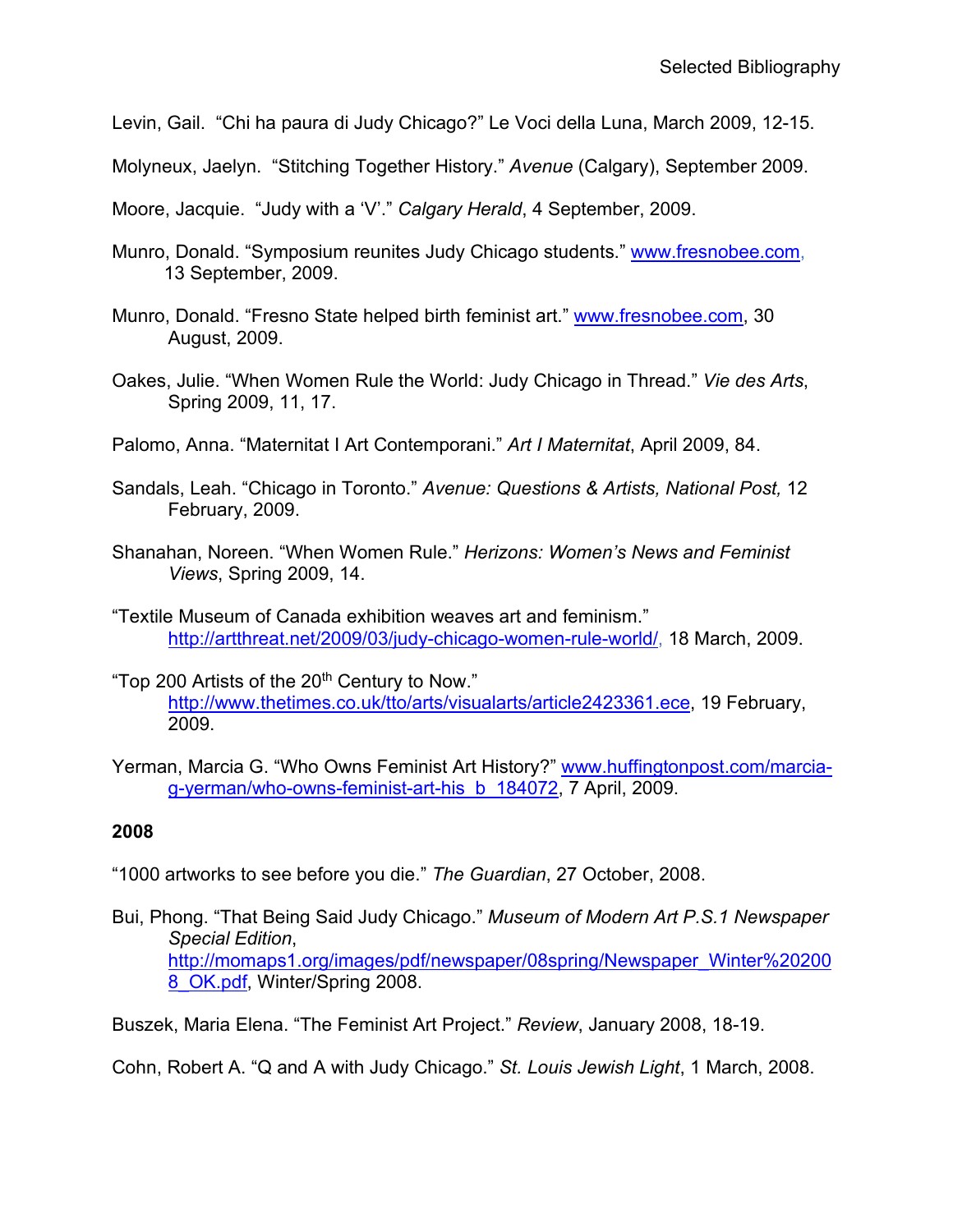Levin, Gail. "Chi ha paura di Judy Chicago?" Le Voci della Luna, March 2009, 12-15.

Molyneux, Jaelyn. "Stitching Together History." *Avenue* (Calgary), September 2009.

Moore, Jacquie. "Judy with a 'V'." *Calgary Herald*, 4 September, 2009.

Munro, Donald. "Symposium reunites Judy Chicago students." www.fresnobee.com, 13 September, 2009.

Munro, Donald. "Fresno State helped birth feminist art." www.fresnobee.com, 30 August, 2009.

Oakes, Julie. "When Women Rule the World: Judy Chicago in Thread." *Vie des Arts*, Spring 2009, 11, 17.

Palomo, Anna. "Maternitat I Art Contemporani." *Art I Maternitat*, April 2009, 84.

Sandals, Leah. "Chicago in Toronto." *Avenue: Questions & Artists, National Post,* 12 February, 2009.

Shanahan, Noreen. "When Women Rule." *Herizons: Women's News and Feminist Views*, Spring 2009, 14.

"Textile Museum of Canada exhibition weaves art and feminism." http://artthreat.net/2009/03/judy-chicago-women-rule-world/, 18 March, 2009.

"Top 200 Artists of the 20th Century to Now." http://www.thetimes.co.uk/tto/arts/visualarts/article2423361.ece, 19 February, 2009.

Yerman, Marcia G. "Who Owns Feminist Art History?" www.huffingtonpost.com/marcia-g-yerman/who-owns-feminist-art-his_b_184072, 7 April, 2009.

**2008**

"1000 artworks to see before you die." *The Guardian*, 27 October, 2008.

Bui, Phong. "That Being Said Judy Chicago." *Museum of Modern Art P.S.1 Newspaper Special Edition*, http://momaps1.org/images/pdf/newspaper/08spring/Newspaper_Winter%202008_OK.pdf, Winter/Spring 2008.

Buszek, Maria Elena. "The Feminist Art Project." *Review*, January 2008, 18-19.

Cohn, Robert A. "Q and A with Judy Chicago." *St. Louis Jewish Light*, 1 March, 2008.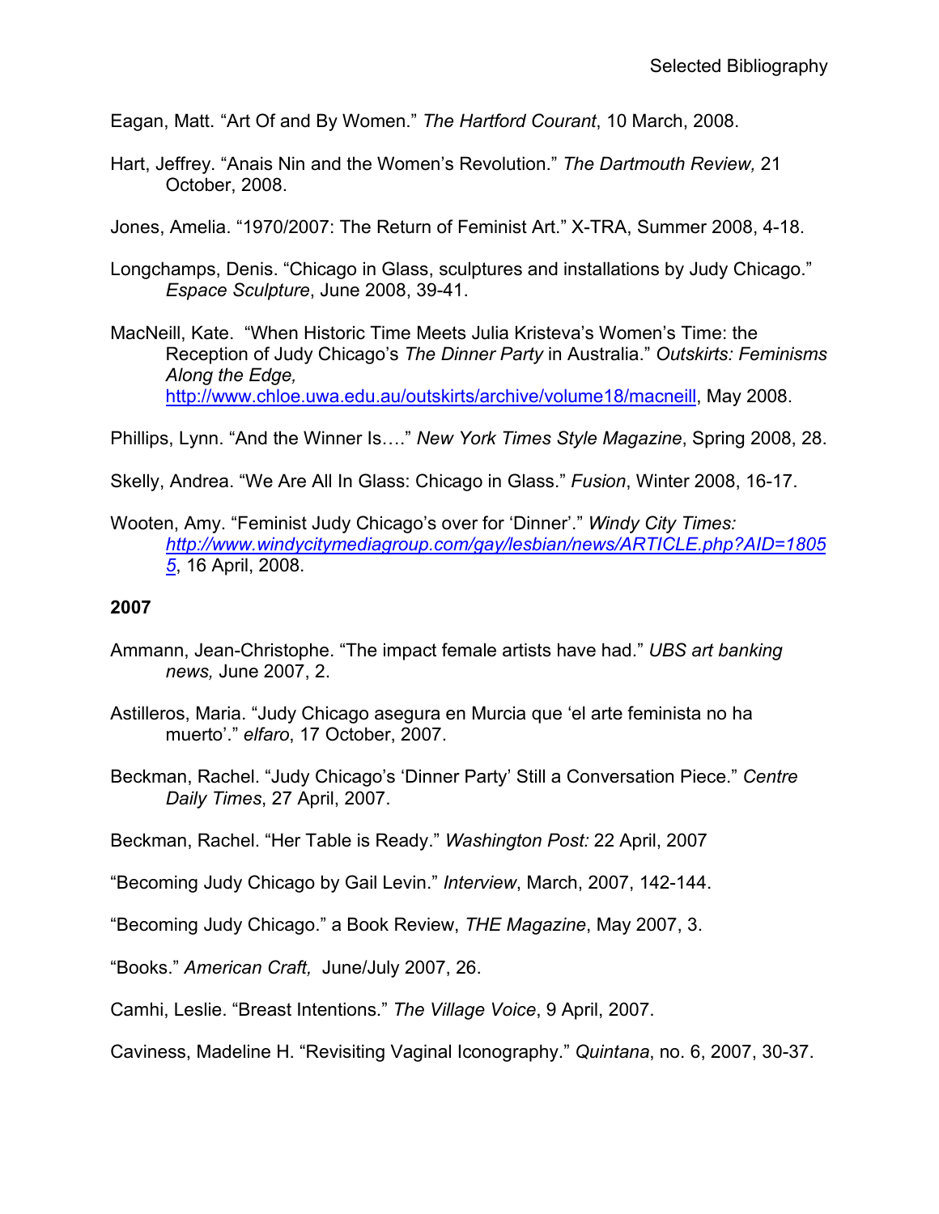Eagan, Matt. “Art Of and By Women.” *The Hartford Courant*, 10 March, 2008.

Hart, Jeffrey. “Anais Nin and the Women’s Revolution.” *The Dartmouth Review,* 21 October, 2008.

Jones, Amelia. “1970/2007: The Return of Feminist Art.” X-TRA, Summer 2008, 4-18.

Longchamps, Denis. “Chicago in Glass, sculptures and installations by Judy Chicago.” *Espace Sculpture*, June 2008, 39-41.

MacNeill, Kate. “When Historic Time Meets Julia Kristeva’s Women’s Time: the Reception of Judy Chicago’s *The Dinner Party* in Australia.” *Outskirts: Feminisms Along the Edge,* http://www.chloe.uwa.edu.au/outskirts/archive/volume18/macneill, May 2008.

Phillips, Lynn. “And the Winner Is….” *New York Times Style Magazine*, Spring 2008, 28.

Skelly, Andrea. “We Are All In Glass: Chicago in Glass.” *Fusion*, Winter 2008, 16-17.

Wooten, Amy. “Feminist Judy Chicago’s over for ‘Dinner’.” *Windy City Times: http://www.windycitymediagroup.com/gay/lesbian/news/ARTICLE.php?AID=18055*, 16 April, 2008.

**2007**

Ammann, Jean-Christophe. “The impact female artists have had.” *UBS art banking news,* June 2007, 2.

Astilleros, Maria. “Judy Chicago asegura en Murcia que ‘el arte feminista no ha muerto’.” *elfaro*, 17 October, 2007.

Beckman, Rachel. “Judy Chicago’s ‘Dinner Party’ Still a Conversation Piece.” *Centre Daily Times*, 27 April, 2007.

Beckman, Rachel. “Her Table is Ready.” *Washington Post:* 22 April, 2007

“Becoming Judy Chicago by Gail Levin.” *Interview*, March, 2007, 142-144.

“Becoming Judy Chicago.” a Book Review, *THE Magazine*, May 2007, 3.

“Books.” *American Craft,* June/July 2007, 26.

Camhi, Leslie. “Breast Intentions.” *The Village Voice*, 9 April, 2007.

Caviness, Madeline H. “Revisiting Vaginal Iconography.” *Quintana*, no. 6, 2007, 30-37.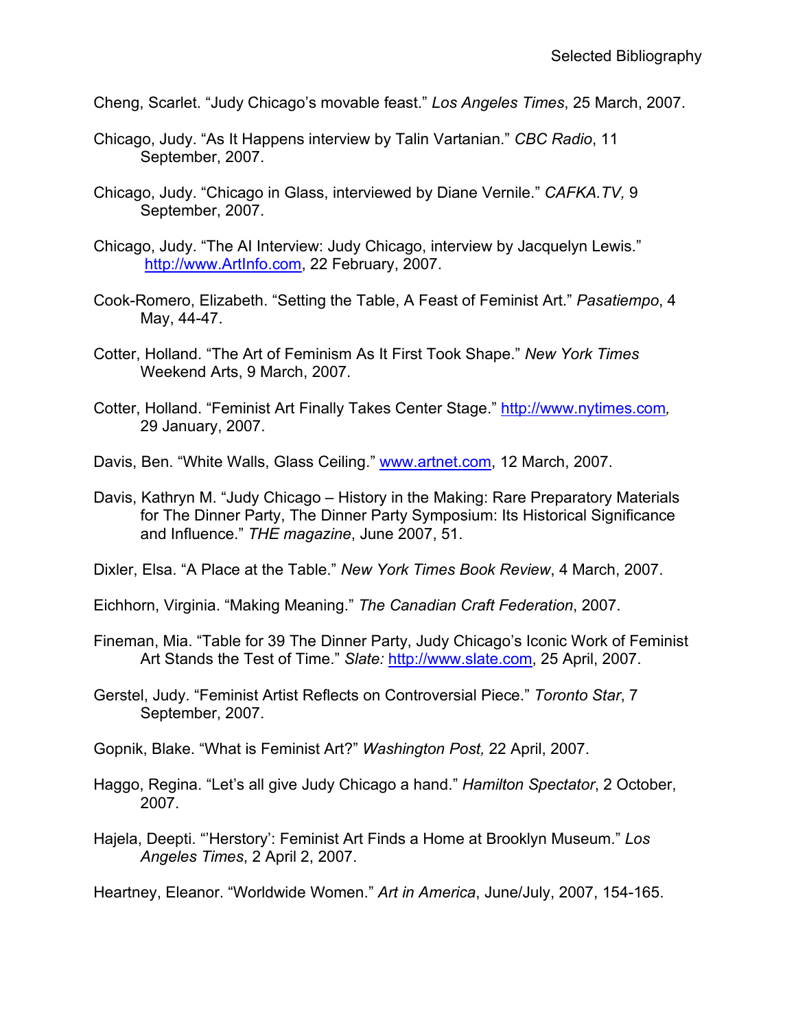Selected Bibliography

Cheng, Scarlet. “Judy Chicago’s movable feast.” *Los Angeles Times*, 25 March, 2007.

Chicago, Judy. “As It Happens interview by Talin Vartanian.” *CBC Radio*, 11 September, 2007.

Chicago, Judy. “Chicago in Glass, interviewed by Diane Vernile.” *CAFKA.TV,* 9 September, 2007.

Chicago, Judy. “The AI Interview: Judy Chicago, interview by Jacquelyn Lewis.” http://www.ArtInfo.com, 22 February, 2007.

Cook-Romero, Elizabeth. “Setting the Table, A Feast of Feminist Art.” *Pasatiempo*, 4 May, 44-47.

Cotter, Holland. “The Art of Feminism As It First Took Shape.” *New York Times* Weekend Arts, 9 March, 2007.

Cotter, Holland. “Feminist Art Finally Takes Center Stage.” http://www.nytimes.com, 29 January, 2007.

Davis, Ben. “White Walls, Glass Ceiling.” www.artnet.com, 12 March, 2007.

Davis, Kathryn M. “Judy Chicago – History in the Making: Rare Preparatory Materials for The Dinner Party, The Dinner Party Symposium: Its Historical Significance and Influence.” *THE magazine*, June 2007, 51.

Dixler, Elsa. “A Place at the Table.” *New York Times Book Review*, 4 March, 2007.

Eichhorn, Virginia. “Making Meaning.” *The Canadian Craft Federation*, 2007.

Fineman, Mia. “Table for 39 The Dinner Party, Judy Chicago’s Iconic Work of Feminist Art Stands the Test of Time.” *Slate:* http://www.slate.com, 25 April, 2007.

Gerstel, Judy. “Feminist Artist Reflects on Controversial Piece.” *Toronto Star*, 7 September, 2007.

Gopnik, Blake. “What is Feminist Art?” *Washington Post,* 22 April, 2007.

Haggo, Regina. “Let’s all give Judy Chicago a hand.” *Hamilton Spectator*, 2 October, 2007.

Hajela, Deepti. “’Herstory’: Feminist Art Finds a Home at Brooklyn Museum.” *Los Angeles Times*, 2 April 2, 2007.

Heartney, Eleanor. “Worldwide Women.” *Art in America*, June/July, 2007, 154-165.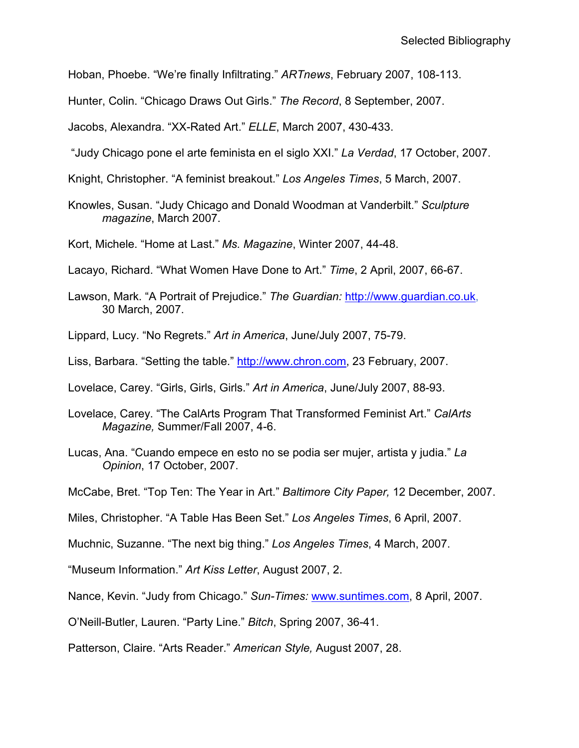Hoban, Phoebe. “We’re finally Infiltrating.” *ARTnews*, February 2007, 108-113.

Hunter, Colin. “Chicago Draws Out Girls.” *The Record*, 8 September, 2007.

Jacobs, Alexandra. “XX-Rated Art.” *ELLE*, March 2007, 430-433.

“Judy Chicago pone el arte feminista en el siglo XXI.” *La Verdad*, 17 October, 2007.

Knight, Christopher. “A feminist breakout.” *Los Angeles Times*, 5 March, 2007.

Knowles, Susan. “Judy Chicago and Donald Woodman at Vanderbilt.” *Sculpture magazine*, March 2007.

Kort, Michele. “Home at Last.” *Ms. Magazine*, Winter 2007, 44-48.

Lacayo, Richard. “What Women Have Done to Art.” *Time*, 2 April, 2007, 66-67.

Lawson, Mark. “A Portrait of Prejudice.” *The Guardian:* http://www.guardian.co.uk, 30 March, 2007.

Lippard, Lucy. “No Regrets.” *Art in America*, June/July 2007, 75-79.

Liss, Barbara. “Setting the table.” http://www.chron.com, 23 February, 2007.

Lovelace, Carey. “Girls, Girls, Girls.” *Art in America*, June/July 2007, 88-93.

Lovelace, Carey. “The CalArts Program That Transformed Feminist Art.” *CalArts Magazine,* Summer/Fall 2007, 4-6.

Lucas, Ana. “Cuando empece en esto no se podia ser mujer, artista y judia.” *La Opinion*, 17 October, 2007.

McCabe, Bret. “Top Ten: The Year in Art.” *Baltimore City Paper,* 12 December, 2007.

Miles, Christopher. “A Table Has Been Set.” *Los Angeles Times*, 6 April, 2007.

Muchnic, Suzanne. “The next big thing.” *Los Angeles Times*, 4 March, 2007.

“Museum Information.” *Art Kiss Letter*, August 2007, 2.

Nance, Kevin. “Judy from Chicago.” *Sun-Times:* www.suntimes.com, 8 April, 2007.

O’Neill-Butler, Lauren. “Party Line.” *Bitch*, Spring 2007, 36-41.

Patterson, Claire. “Arts Reader.” *American Style,* August 2007, 28.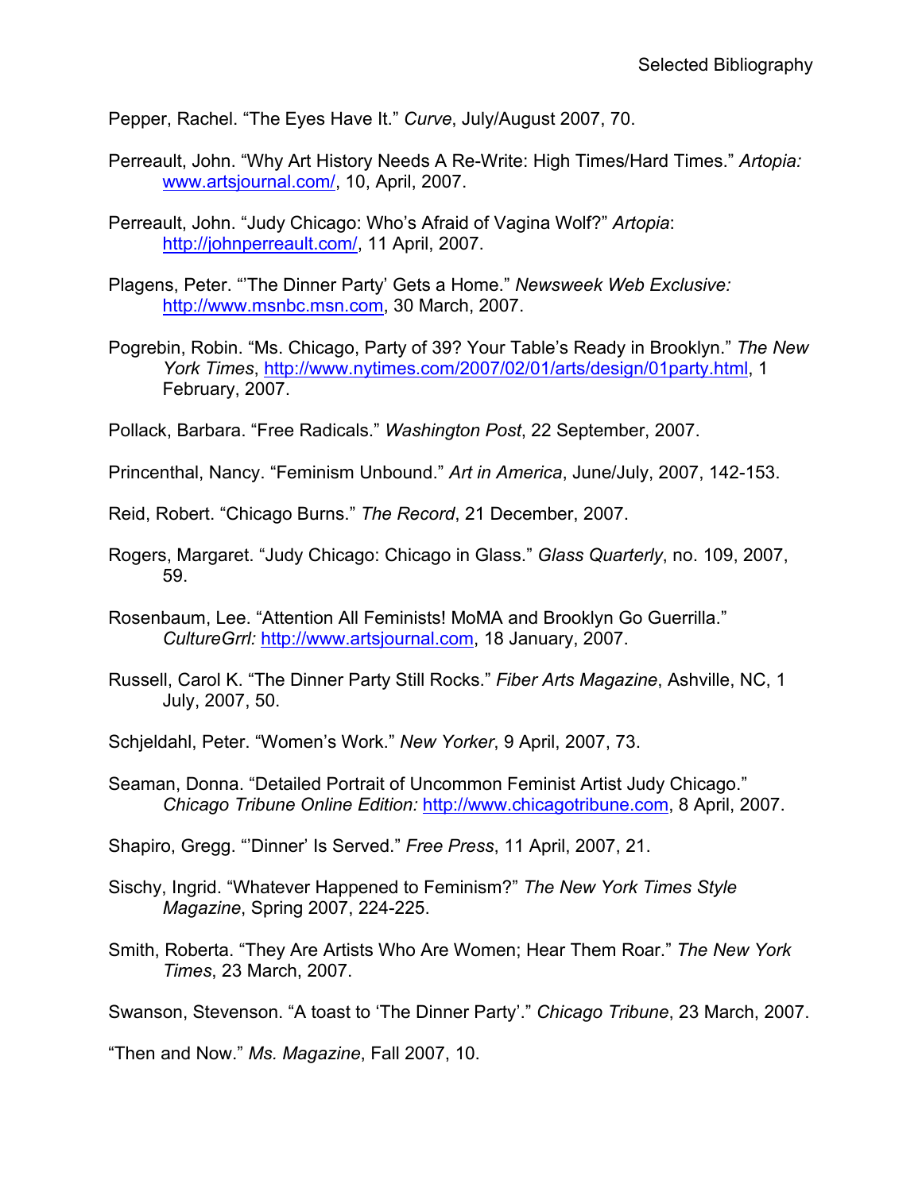Pepper, Rachel. "The Eyes Have It." *Curve*, July/August 2007, 70.

Perreault, John. "Why Art History Needs A Re-Write: High Times/Hard Times." *Artopia:* www.artsjournal.com/, 10, April, 2007.

Perreault, John. "Judy Chicago: Who's Afraid of Vagina Wolf?" *Artopia*: http://johnperreault.com/, 11 April, 2007.

Plagens, Peter. "'The Dinner Party' Gets a Home." *Newsweek Web Exclusive:* http://www.msnbc.msn.com, 30 March, 2007.

Pogrebin, Robin. "Ms. Chicago, Party of 39? Your Table's Ready in Brooklyn." *The New York Times*, http://www.nytimes.com/2007/02/01/arts/design/01party.html, 1 February, 2007.

Pollack, Barbara. "Free Radicals." *Washington Post*, 22 September, 2007.

Princenthal, Nancy. "Feminism Unbound." *Art in America*, June/July, 2007, 142-153.

Reid, Robert. "Chicago Burns." *The Record*, 21 December, 2007.

Rogers, Margaret. "Judy Chicago: Chicago in Glass." *Glass Quarterly*, no. 109, 2007, 59.

Rosenbaum, Lee. "Attention All Feminists! MoMA and Brooklyn Go Guerrilla." *CultureGrrl:* http://www.artsjournal.com, 18 January, 2007.

Russell, Carol K. "The Dinner Party Still Rocks." *Fiber Arts Magazine*, Ashville, NC, 1 July, 2007, 50.

Schjeldahl, Peter. "Women's Work." *New Yorker*, 9 April, 2007, 73.

Seaman, Donna. "Detailed Portrait of Uncommon Feminist Artist Judy Chicago." *Chicago Tribune Online Edition:* http://www.chicagotribune.com, 8 April, 2007.

Shapiro, Gregg. "'Dinner' Is Served." *Free Press*, 11 April, 2007, 21.

Sischy, Ingrid. "Whatever Happened to Feminism?" *The New York Times Style Magazine*, Spring 2007, 224-225.

Smith, Roberta. "They Are Artists Who Are Women; Hear Them Roar." *The New York Times*, 23 March, 2007.

Swanson, Stevenson. "A toast to 'The Dinner Party'." *Chicago Tribune*, 23 March, 2007.

"Then and Now." *Ms. Magazine*, Fall 2007, 10.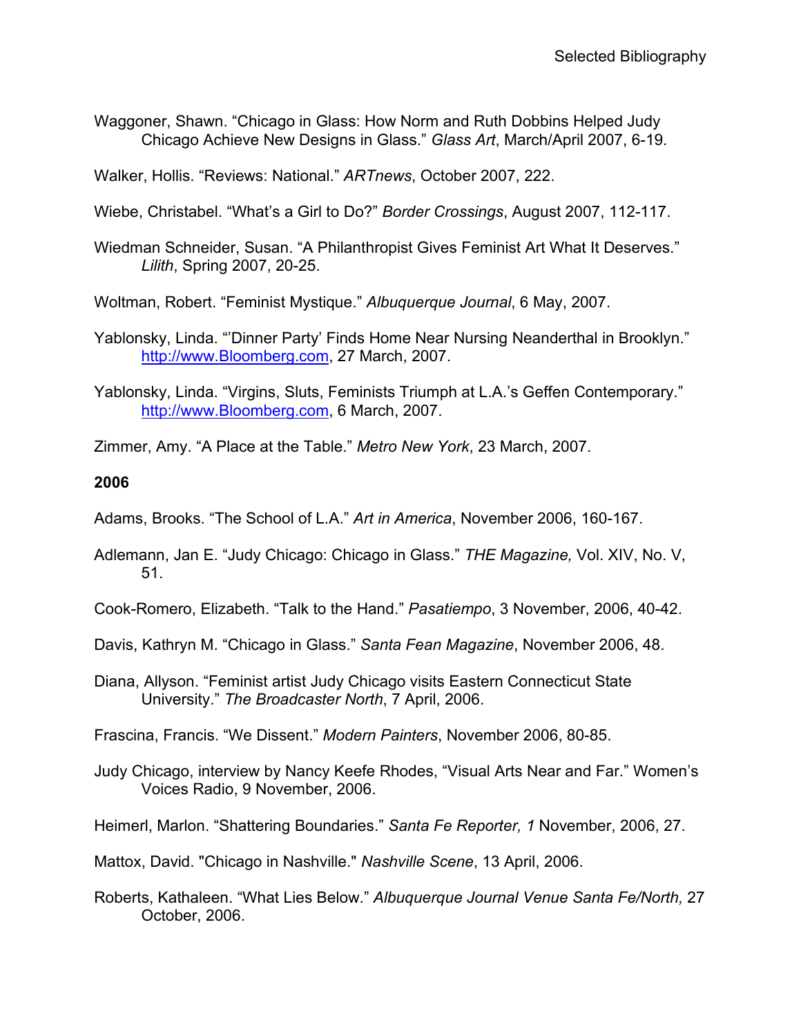Waggoner, Shawn. “Chicago in Glass: How Norm and Ruth Dobbins Helped Judy Chicago Achieve New Designs in Glass.” *Glass Art*, March/April 2007, 6-19.

Walker, Hollis. “Reviews: National.” *ARTnews*, October 2007, 222.

Wiebe, Christabel. “What’s a Girl to Do?” *Border Crossings*, August 2007, 112-117.

Wiedman Schneider, Susan. “A Philanthropist Gives Feminist Art What It Deserves.” *Lilith*, Spring 2007, 20-25.

Woltman, Robert. “Feminist Mystique.” *Albuquerque Journal*, 6 May, 2007.

Yablonsky, Linda. “’Dinner Party’ Finds Home Near Nursing Neanderthal in Brooklyn.” http://www.Bloomberg.com, 27 March, 2007.

Yablonsky, Linda. “Virgins, Sluts, Feminists Triumph at L.A.’s Geffen Contemporary.” http://www.Bloomberg.com, 6 March, 2007.

Zimmer, Amy. “A Place at the Table.” *Metro New York*, 23 March, 2007.

**2006**

Adams, Brooks. “The School of L.A.” *Art in America*, November 2006, 160-167.

Adlemann, Jan E. “Judy Chicago: Chicago in Glass.” *THE Magazine,* Vol. XIV, No. V, 51.

Cook-Romero, Elizabeth. “Talk to the Hand.” *Pasatiempo*, 3 November, 2006, 40-42.

Davis, Kathryn M. “Chicago in Glass.” *Santa Fean Magazine*, November 2006, 48.

Diana, Allyson. “Feminist artist Judy Chicago visits Eastern Connecticut State University.” *The Broadcaster North*, 7 April, 2006.

Frascina, Francis. “We Dissent.” *Modern Painters*, November 2006, 80-85.

Judy Chicago, interview by Nancy Keefe Rhodes, “Visual Arts Near and Far.” Women’s Voices Radio, 9 November, 2006.

Heimerl, Marlon. “Shattering Boundaries.” *Santa Fe Reporter, 1* November, 2006, 27.

Mattox, David. "Chicago in Nashville." *Nashville Scene*, 13 April, 2006.

Roberts, Kathaleen. “What Lies Below.” *Albuquerque Journal Venue Santa Fe/North,* 27 October, 2006.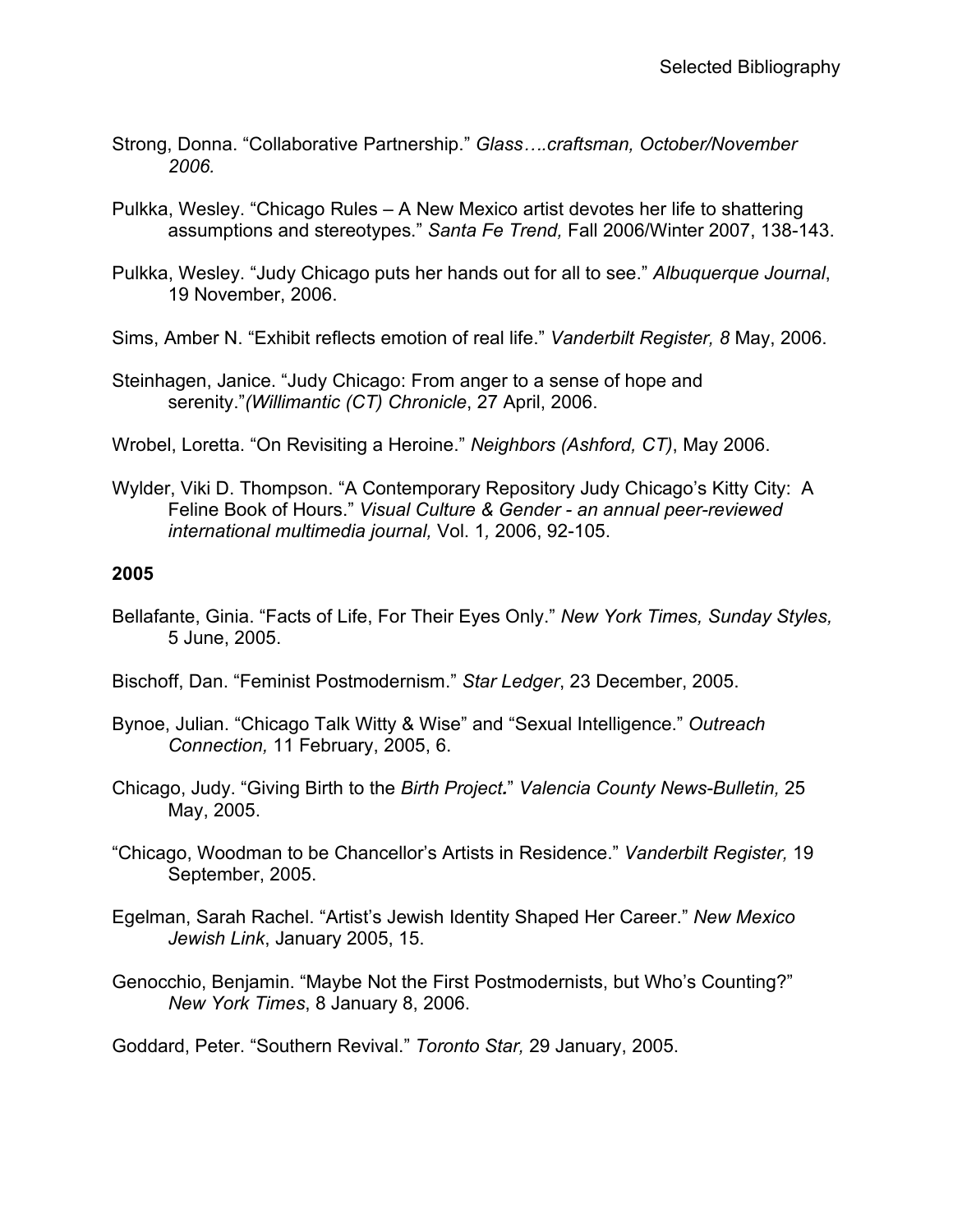Strong, Donna. “Collaborative Partnership.” *Glass….craftsman, October/November 2006.*

Pulkka, Wesley. “Chicago Rules – A New Mexico artist devotes her life to shattering assumptions and stereotypes.” *Santa Fe Trend,* Fall 2006/Winter 2007, 138-143.

Pulkka, Wesley. “Judy Chicago puts her hands out for all to see.” *Albuquerque Journal*, 19 November, 2006.

Sims, Amber N. “Exhibit reflects emotion of real life.” *Vanderbilt Register, 8* May, 2006.

Steinhagen, Janice. “Judy Chicago: From anger to a sense of hope and serenity.”*(Willimantic (CT) Chronicle*, 27 April, 2006.

Wrobel, Loretta. “On Revisiting a Heroine.” *Neighbors (Ashford, CT)*, May 2006.

Wylder, Viki D. Thompson. “A Contemporary Repository Judy Chicago’s Kitty City: A Feline Book of Hours.” *Visual Culture & Gender - an annual peer-reviewed international multimedia journal,* Vol. 1*,* 2006, 92-105.

**2005**

Bellafante, Ginia. “Facts of Life, For Their Eyes Only.” *New York Times, Sunday Styles,* 5 June, 2005.

Bischoff, Dan. “Feminist Postmodernism.” *Star Ledger*, 23 December, 2005.

Bynoe, Julian. “Chicago Talk Witty & Wise” and “Sexual Intelligence.” *Outreach Connection,* 11 February, 2005, 6.

Chicago, Judy. “Giving Birth to the *Birth Project.*” *Valencia County News-Bulletin,* 25 May, 2005.

“Chicago, Woodman to be Chancellor’s Artists in Residence.” *Vanderbilt Register,* 19 September, 2005.

Egelman, Sarah Rachel. “Artist’s Jewish Identity Shaped Her Career.” *New Mexico Jewish Link*, January 2005, 15.

Genocchio, Benjamin. “Maybe Not the First Postmodernists, but Who’s Counting?” *New York Times*, 8 January 8, 2006.

Goddard, Peter. “Southern Revival.” *Toronto Star,* 29 January, 2005.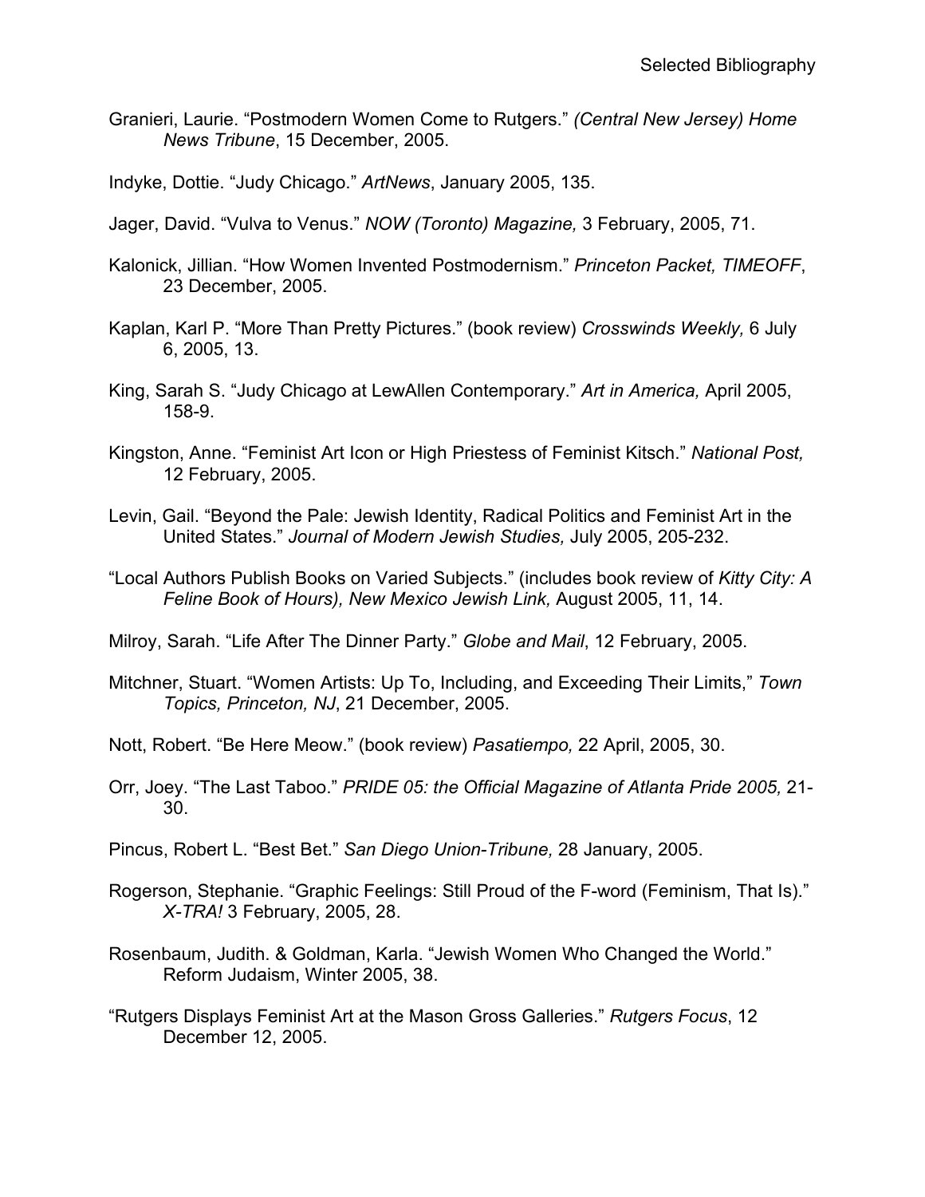Granieri, Laurie. “Postmodern Women Come to Rutgers.” *(Central New Jersey) Home News Tribune*, 15 December, 2005.

Indyke, Dottie. “Judy Chicago.” *ArtNews*, January 2005, 135.

Jager, David. “Vulva to Venus.” *NOW (Toronto) Magazine,* 3 February, 2005, 71.

Kalonick, Jillian. “How Women Invented Postmodernism.” *Princeton Packet, TIMEOFF*, 23 December, 2005.

Kaplan, Karl P. “More Than Pretty Pictures.” (book review) *Crosswinds Weekly,* 6 July 6, 2005, 13.

King, Sarah S. “Judy Chicago at LewAllen Contemporary.” *Art in America,* April 2005, 158-9.

Kingston, Anne. “Feminist Art Icon or High Priestess of Feminist Kitsch.” *National Post,* 12 February, 2005.

Levin, Gail. “Beyond the Pale: Jewish Identity, Radical Politics and Feminist Art in the United States.” *Journal of Modern Jewish Studies,* July 2005, 205-232.

“Local Authors Publish Books on Varied Subjects.” (includes book review of *Kitty City: A Feline Book of Hours), New Mexico Jewish Link,* August 2005, 11, 14.

Milroy, Sarah. “Life After The Dinner Party.” *Globe and Mail*, 12 February, 2005.

Mitchner, Stuart. “Women Artists: Up To, Including, and Exceeding Their Limits,” *Town Topics, Princeton, NJ*, 21 December, 2005.

Nott, Robert. “Be Here Meow.” (book review) *Pasatiempo,* 22 April, 2005, 30.

Orr, Joey. “The Last Taboo.” *PRIDE 05: the Official Magazine of Atlanta Pride 2005,* 21-30.

Pincus, Robert L. “Best Bet.” *San Diego Union-Tribune,* 28 January, 2005.

Rogerson, Stephanie. “Graphic Feelings: Still Proud of the F-word (Feminism, That Is).” *X-TRA!* 3 February, 2005, 28.

Rosenbaum, Judith. & Goldman, Karla. “Jewish Women Who Changed the World.” Reform Judaism, Winter 2005, 38.

“Rutgers Displays Feminist Art at the Mason Gross Galleries.” *Rutgers Focus*, 12 December 12, 2005.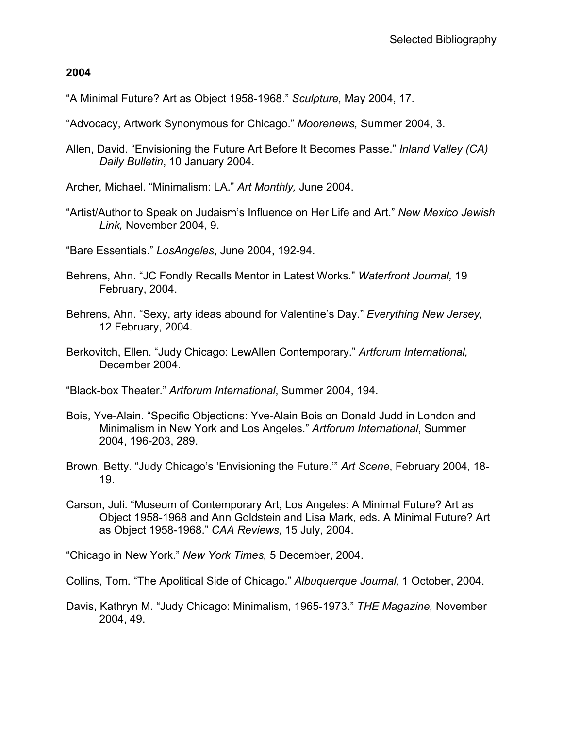## 2004

"A Minimal Future? Art as Object 1958-1968." *Sculpture,* May 2004, 17.

"Advocacy, Artwork Synonymous for Chicago." *Moorenews,* Summer 2004, 3.

Allen, David. "Envisioning the Future Art Before It Becomes Passe." *Inland Valley (CA) Daily Bulletin*, 10 January 2004.

Archer, Michael. "Minimalism: LA." *Art Monthly,* June 2004.

"Artist/Author to Speak on Judaism's Influence on Her Life and Art." *New Mexico Jewish Link,* November 2004, 9.

"Bare Essentials." *LosAngeles*, June 2004, 192-94.

Behrens, Ahn. "JC Fondly Recalls Mentor in Latest Works." *Waterfront Journal,* 19 February, 2004.

Behrens, Ahn. "Sexy, arty ideas abound for Valentine's Day." *Everything New Jersey,* 12 February, 2004.

Berkovitch, Ellen. "Judy Chicago: LewAllen Contemporary." *Artforum International,* December 2004.

"Black-box Theater." *Artforum International*, Summer 2004, 194.

Bois, Yve-Alain. "Specific Objections: Yve-Alain Bois on Donald Judd in London and Minimalism in New York and Los Angeles." *Artforum International*, Summer 2004, 196-203, 289.

Brown, Betty. "Judy Chicago's 'Envisioning the Future.'" *Art Scene*, February 2004, 18-19.

Carson, Juli. "Museum of Contemporary Art, Los Angeles: A Minimal Future? Art as Object 1958-1968 and Ann Goldstein and Lisa Mark, eds. A Minimal Future? Art as Object 1958-1968." *CAA Reviews,* 15 July, 2004.

"Chicago in New York." *New York Times,* 5 December, 2004.

Collins, Tom. "The Apolitical Side of Chicago." *Albuquerque Journal,* 1 October, 2004.

Davis, Kathryn M. "Judy Chicago: Minimalism, 1965-1973." *THE Magazine,* November 2004, 49.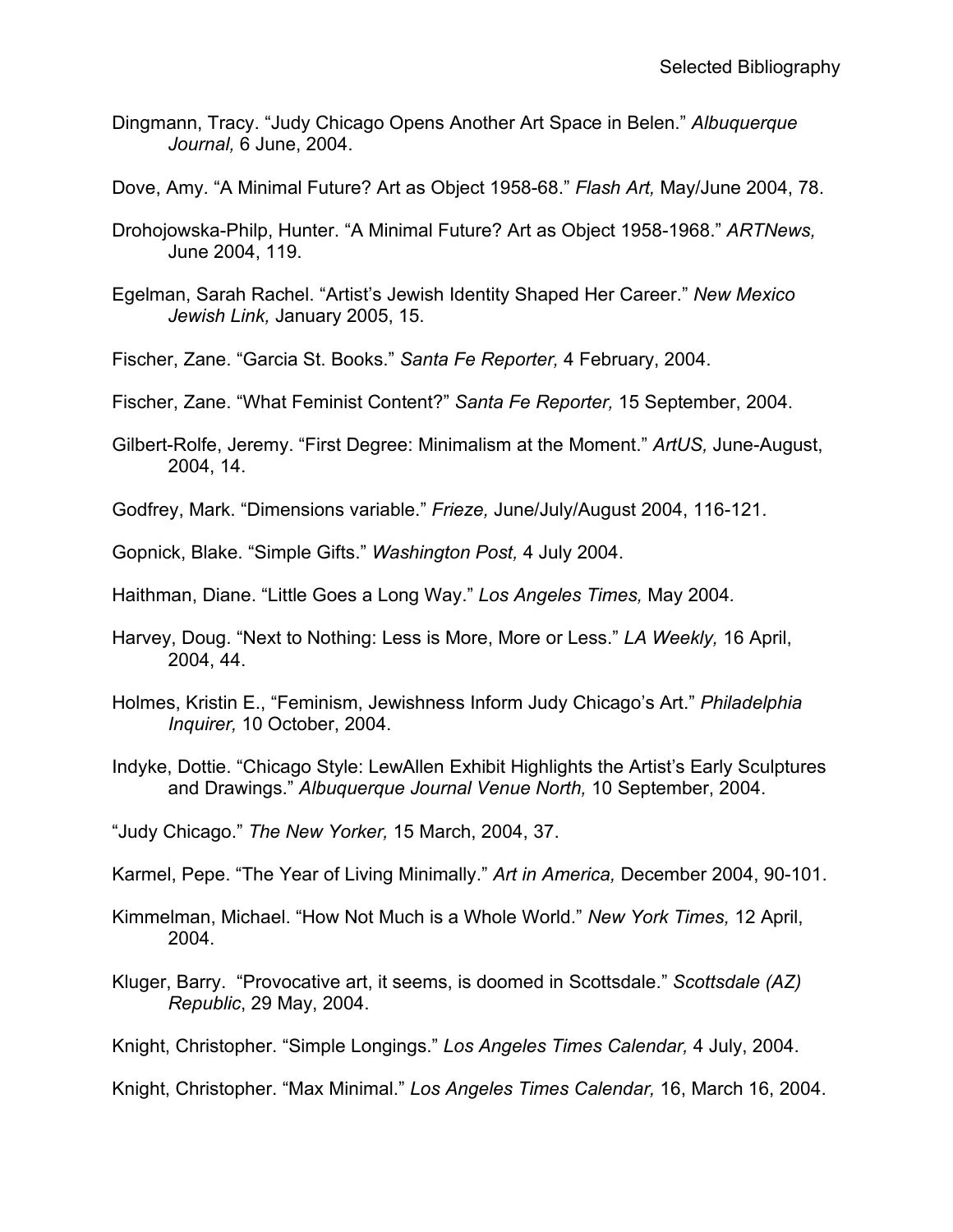Dingmann, Tracy. "Judy Chicago Opens Another Art Space in Belen." *Albuquerque Journal,* 6 June, 2004.

Dove, Amy. "A Minimal Future? Art as Object 1958-68." *Flash Art,* May/June 2004, 78.

Drohojowska-Philp, Hunter. "A Minimal Future? Art as Object 1958-1968." *ARTNews,* June 2004, 119.

Egelman, Sarah Rachel. "Artist's Jewish Identity Shaped Her Career." *New Mexico Jewish Link,* January 2005, 15.

Fischer, Zane. "Garcia St. Books." *Santa Fe Reporter,* 4 February, 2004.

Fischer, Zane. "What Feminist Content?" *Santa Fe Reporter,* 15 September, 2004.

Gilbert-Rolfe, Jeremy. "First Degree: Minimalism at the Moment." *ArtUS,* June-August, 2004, 14.

Godfrey, Mark. "Dimensions variable." *Frieze,* June/July/August 2004, 116-121.

Gopnick, Blake. "Simple Gifts." *Washington Post,* 4 July 2004.

Haithman, Diane. "Little Goes a Long Way." *Los Angeles Times,* May 2004.

Harvey, Doug. "Next to Nothing: Less is More, More or Less." *LA Weekly,* 16 April, 2004, 44.

Holmes, Kristin E., "Feminism, Jewishness Inform Judy Chicago's Art." *Philadelphia Inquirer,* 10 October, 2004.

Indyke, Dottie. "Chicago Style: LewAllen Exhibit Highlights the Artist's Early Sculptures and Drawings." *Albuquerque Journal Venue North,* 10 September, 2004.

"Judy Chicago." *The New Yorker,* 15 March, 2004, 37.

Karmel, Pepe. "The Year of Living Minimally." *Art in America,* December 2004, 90-101.

Kimmelman, Michael. "How Not Much is a Whole World." *New York Times,* 12 April, 2004.

Kluger, Barry. "Provocative art, it seems, is doomed in Scottsdale." *Scottsdale (AZ) Republic*, 29 May, 2004.

Knight, Christopher. "Simple Longings." *Los Angeles Times Calendar,* 4 July, 2004.

Knight, Christopher. "Max Minimal." *Los Angeles Times Calendar,* 16, March 16, 2004.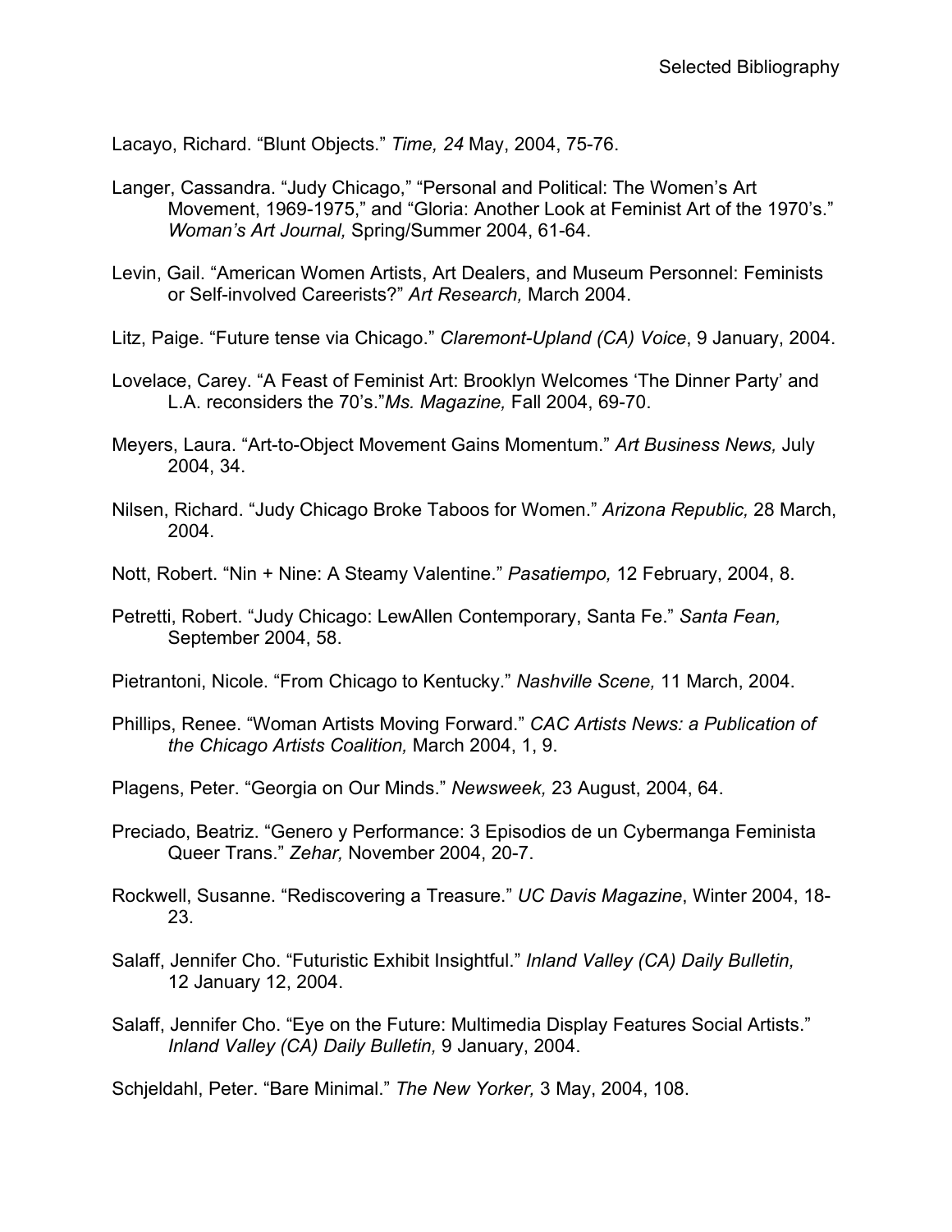Lacayo, Richard. "Blunt Objects." *Time, 24* May, 2004, 75-76.

Langer, Cassandra. "Judy Chicago," "Personal and Political: The Women's Art Movement, 1969-1975," and "Gloria: Another Look at Feminist Art of the 1970's." *Woman's Art Journal,* Spring/Summer 2004, 61-64.

Levin, Gail. "American Women Artists, Art Dealers, and Museum Personnel: Feminists or Self-involved Careerists?" *Art Research,* March 2004.

Litz, Paige. "Future tense via Chicago." *Claremont-Upland (CA) Voice*, 9 January, 2004.

Lovelace, Carey. "A Feast of Feminist Art: Brooklyn Welcomes 'The Dinner Party' and L.A. reconsiders the 70's."*Ms. Magazine,* Fall 2004, 69-70.

Meyers, Laura. "Art-to-Object Movement Gains Momentum." *Art Business News,* July 2004, 34.

Nilsen, Richard. "Judy Chicago Broke Taboos for Women." *Arizona Republic,* 28 March, 2004.

Nott, Robert. "Nin + Nine: A Steamy Valentine." *Pasatiempo,* 12 February, 2004, 8.

Petretti, Robert. "Judy Chicago: LewAllen Contemporary, Santa Fe." *Santa Fean,* September 2004, 58.

Pietrantoni, Nicole. "From Chicago to Kentucky." *Nashville Scene,* 11 March, 2004.

Phillips, Renee. "Woman Artists Moving Forward." *CAC Artists News: a Publication of the Chicago Artists Coalition,* March 2004, 1, 9.

Plagens, Peter. "Georgia on Our Minds." *Newsweek,* 23 August, 2004, 64.

Preciado, Beatriz. "Genero y Performance: 3 Episodios de un Cybermanga Feminista Queer Trans." *Zehar,* November 2004, 20-7.

Rockwell, Susanne. "Rediscovering a Treasure." *UC Davis Magazine*, Winter 2004, 18-23.

Salaff, Jennifer Cho. "Futuristic Exhibit Insightful." *Inland Valley (CA) Daily Bulletin,* 12 January 12, 2004.

Salaff, Jennifer Cho. "Eye on the Future: Multimedia Display Features Social Artists." *Inland Valley (CA) Daily Bulletin,* 9 January, 2004.

Schjeldahl, Peter. "Bare Minimal." *The New Yorker,* 3 May, 2004, 108.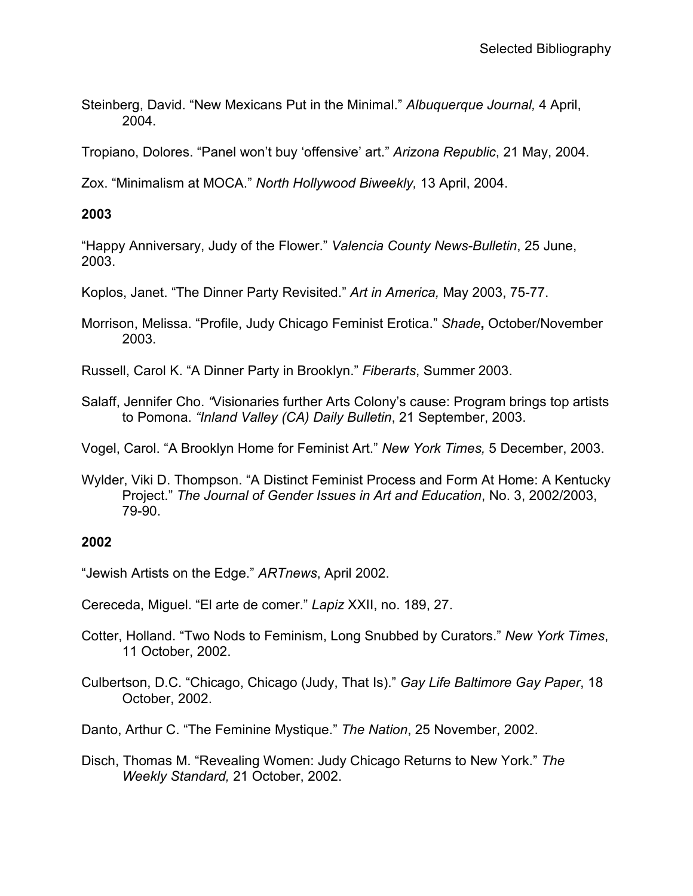Steinberg, David. "New Mexicans Put in the Minimal." *Albuquerque Journal,* 4 April, 2004.

Tropiano, Dolores. "Panel won't buy 'offensive' art." *Arizona Republic*, 21 May, 2004.

Zox. "Minimalism at MOCA." *North Hollywood Biweekly,* 13 April, 2004.

**2003**

"Happy Anniversary, Judy of the Flower." *Valencia County News-Bulletin*, 25 June, 2003.

Koplos, Janet. "The Dinner Party Revisited." *Art in America,* May 2003, 75-77.

Morrison, Melissa. "Profile, Judy Chicago Feminist Erotica." *Shade***,** October/November 2003.

Russell, Carol K. "A Dinner Party in Brooklyn." *Fiberarts*, Summer 2003.

Salaff, Jennifer Cho. *"*Visionaries further Arts Colony's cause: Program brings top artists to Pomona. *"Inland Valley (CA) Daily Bulletin*, 21 September, 2003.

Vogel, Carol. "A Brooklyn Home for Feminist Art." *New York Times,* 5 December, 2003.

Wylder, Viki D. Thompson. "A Distinct Feminist Process and Form At Home: A Kentucky Project." *The Journal of Gender Issues in Art and Education*, No. 3, 2002/2003, 79-90.

**2002**

"Jewish Artists on the Edge." *ARTnews*, April 2002.

Cereceda, Miguel. "El arte de comer." *Lapiz* XXII, no. 189, 27.

Cotter, Holland. "Two Nods to Feminism, Long Snubbed by Curators." *New York Times*, 11 October, 2002.

Culbertson, D.C. "Chicago, Chicago (Judy, That Is)." *Gay Life Baltimore Gay Paper*, 18 October, 2002.

Danto, Arthur C. "The Feminine Mystique." *The Nation*, 25 November, 2002.

Disch, Thomas M. "Revealing Women: Judy Chicago Returns to New York." *The Weekly Standard,* 21 October, 2002.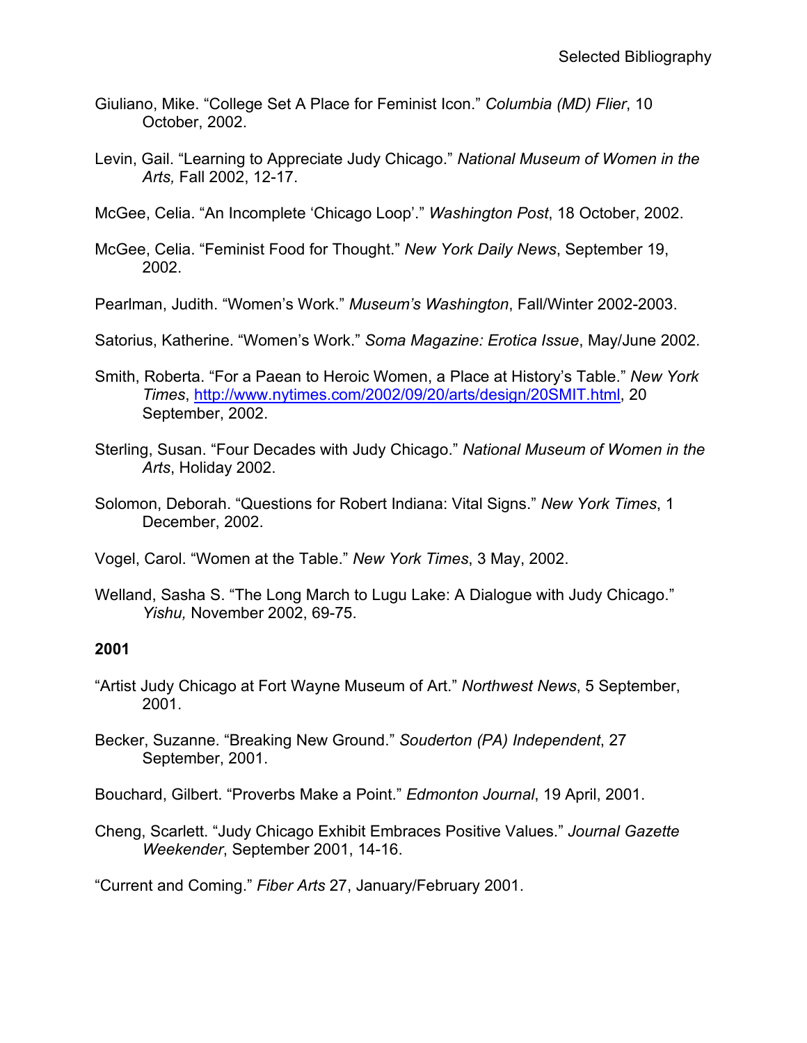Giuliano, Mike. “College Set A Place for Feminist Icon.” *Columbia (MD) Flier*, 10 October, 2002.

Levin, Gail. “Learning to Appreciate Judy Chicago.” *National Museum of Women in the Arts,* Fall 2002, 12-17.

McGee, Celia. “An Incomplete ‘Chicago Loop’.” *Washington Post*, 18 October, 2002.

McGee, Celia. “Feminist Food for Thought.” *New York Daily News*, September 19, 2002.

Pearlman, Judith. “Women’s Work.” *Museum’s Washington*, Fall/Winter 2002-2003.

Satorius, Katherine. “Women’s Work.” *Soma Magazine: Erotica Issue*, May/June 2002.

Smith, Roberta. “For a Paean to Heroic Women, a Place at History’s Table.” *New York Times*, http://www.nytimes.com/2002/09/20/arts/design/20SMIT.html, 20 September, 2002.

Sterling, Susan. “Four Decades with Judy Chicago.” *National Museum of Women in the Arts*, Holiday 2002.

Solomon, Deborah. “Questions for Robert Indiana: Vital Signs.” *New York Times*, 1 December, 2002.

Vogel, Carol. “Women at the Table.” *New York Times*, 3 May, 2002.

Welland, Sasha S. “The Long March to Lugu Lake: A Dialogue with Judy Chicago.” *Yishu,* November 2002, 69-75.

**2001**

“Artist Judy Chicago at Fort Wayne Museum of Art.” *Northwest News*, 5 September, 2001.

Becker, Suzanne. “Breaking New Ground.” *Souderton (PA) Independent*, 27 September, 2001.

Bouchard, Gilbert. “Proverbs Make a Point.” *Edmonton Journal*, 19 April, 2001.

Cheng, Scarlett. “Judy Chicago Exhibit Embraces Positive Values.” *Journal Gazette Weekender*, September 2001, 14-16.

“Current and Coming.” *Fiber Arts* 27, January/February 2001.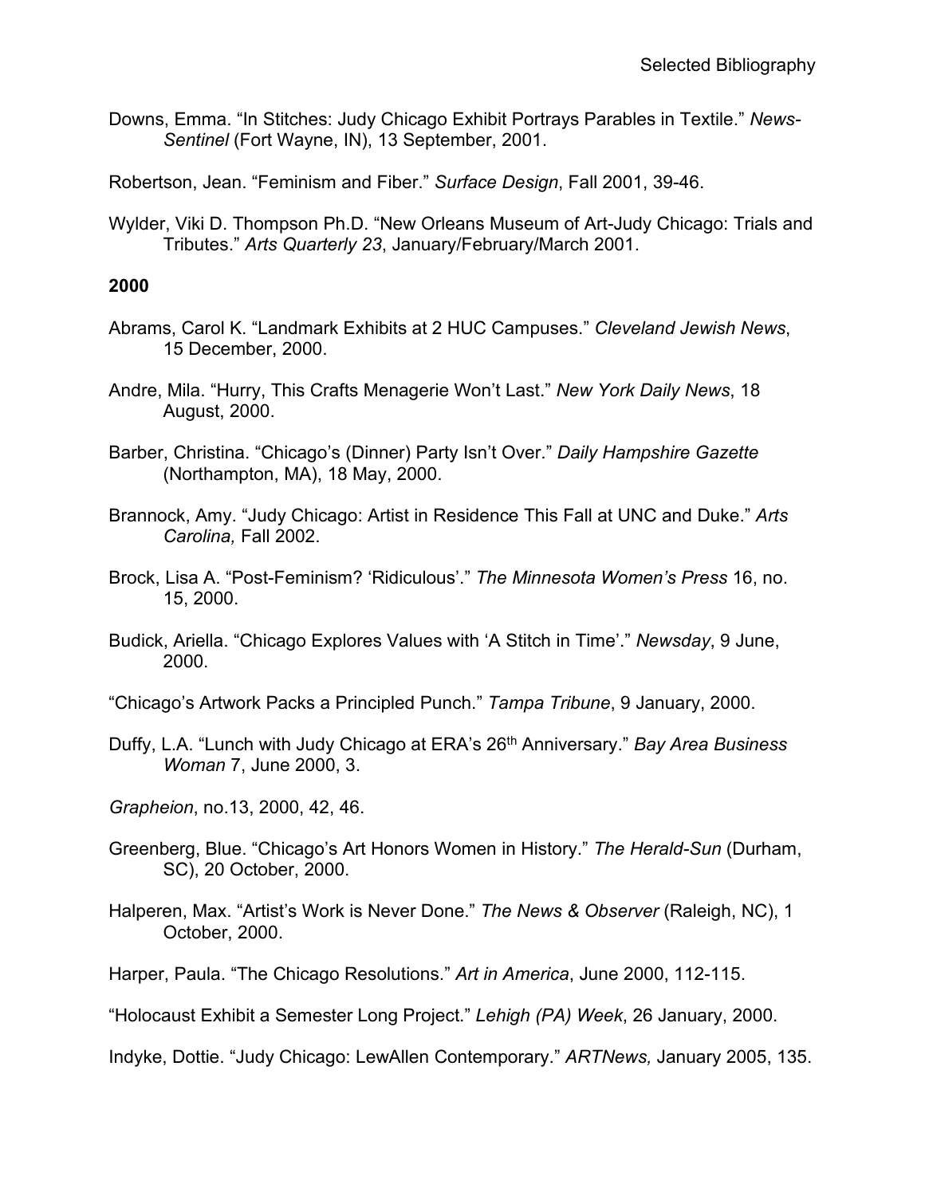Downs, Emma. "In Stitches: Judy Chicago Exhibit Portrays Parables in Textile." *News-Sentinel* (Fort Wayne, IN), 13 September, 2001.

Robertson, Jean. "Feminism and Fiber." *Surface Design*, Fall 2001, 39-46.

Wylder, Viki D. Thompson Ph.D. "New Orleans Museum of Art-Judy Chicago: Trials and Tributes." *Arts Quarterly 23*, January/February/March 2001.

**2000**

Abrams, Carol K. "Landmark Exhibits at 2 HUC Campuses." *Cleveland Jewish News*, 15 December, 2000.

Andre, Mila. "Hurry, This Crafts Menagerie Won't Last." *New York Daily News*, 18 August, 2000.

Barber, Christina. "Chicago's (Dinner) Party Isn't Over." *Daily Hampshire Gazette* (Northampton, MA), 18 May, 2000.

Brannock, Amy. "Judy Chicago: Artist in Residence This Fall at UNC and Duke." *Arts Carolina,* Fall 2002.

Brock, Lisa A. "Post-Feminism? 'Ridiculous'." *The Minnesota Women's Press* 16, no. 15, 2000.

Budick, Ariella. "Chicago Explores Values with 'A Stitch in Time'." *Newsday*, 9 June, 2000.

"Chicago's Artwork Packs a Principled Punch." *Tampa Tribune*, 9 January, 2000.

Duffy, L.A. "Lunch with Judy Chicago at ERA's 26th Anniversary." *Bay Area Business Woman* 7, June 2000, 3.

*Grapheion*, no.13, 2000, 42, 46.

Greenberg, Blue. "Chicago's Art Honors Women in History." *The Herald-Sun* (Durham, SC), 20 October, 2000.

Halperen, Max. "Artist's Work is Never Done." *The News & Observer* (Raleigh, NC), 1 October, 2000.

Harper, Paula. "The Chicago Resolutions." *Art in America*, June 2000, 112-115.

"Holocaust Exhibit a Semester Long Project." *Lehigh (PA) Week*, 26 January, 2000.

Indyke, Dottie. "Judy Chicago: LewAllen Contemporary." *ARTNews,* January 2005, 135.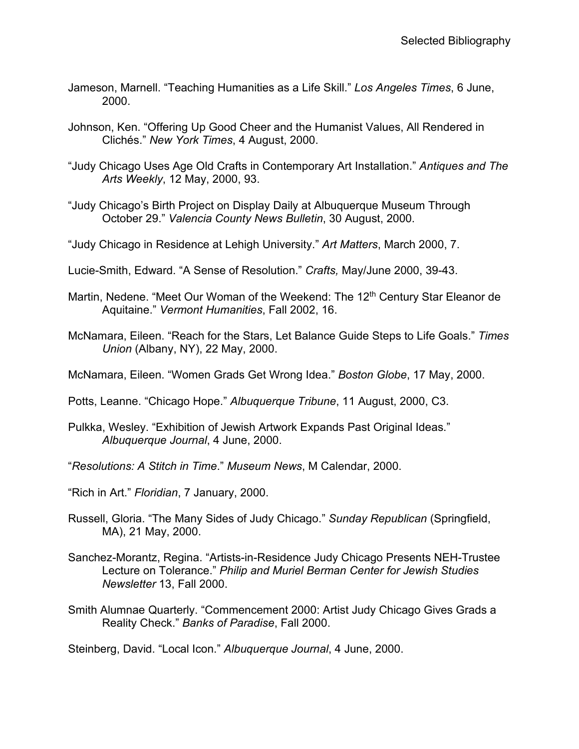Jameson, Marnell. "Teaching Humanities as a Life Skill." *Los Angeles Times*, 6 June, 2000.

Johnson, Ken. "Offering Up Good Cheer and the Humanist Values, All Rendered in Clichés." *New York Times*, 4 August, 2000.

"Judy Chicago Uses Age Old Crafts in Contemporary Art Installation." *Antiques and The Arts Weekly*, 12 May, 2000, 93.

"Judy Chicago's Birth Project on Display Daily at Albuquerque Museum Through October 29." *Valencia County News Bulletin*, 30 August, 2000.

"Judy Chicago in Residence at Lehigh University." *Art Matters*, March 2000, 7.

Lucie-Smith, Edward. "A Sense of Resolution." *Crafts,* May/June 2000, 39-43.

Martin, Nedene. "Meet Our Woman of the Weekend: The 12th Century Star Eleanor de Aquitaine." *Vermont Humanities*, Fall 2002, 16.

McNamara, Eileen. "Reach for the Stars, Let Balance Guide Steps to Life Goals." *Times Union* (Albany, NY), 22 May, 2000.

McNamara, Eileen. "Women Grads Get Wrong Idea." *Boston Globe*, 17 May, 2000.

Potts, Leanne. "Chicago Hope." *Albuquerque Tribune*, 11 August, 2000, C3.

Pulkka, Wesley. "Exhibition of Jewish Artwork Expands Past Original Ideas." *Albuquerque Journal*, 4 June, 2000.

"*Resolutions: A Stitch in Time*." *Museum News*, M Calendar, 2000.

"Rich in Art." *Floridian*, 7 January, 2000.

Russell, Gloria. "The Many Sides of Judy Chicago." *Sunday Republican* (Springfield, MA), 21 May, 2000.

Sanchez-Morantz, Regina. "Artists-in-Residence Judy Chicago Presents NEH-Trustee Lecture on Tolerance." *Philip and Muriel Berman Center for Jewish Studies Newsletter* 13, Fall 2000.

Smith Alumnae Quarterly. "Commencement 2000: Artist Judy Chicago Gives Grads a Reality Check." *Banks of Paradise*, Fall 2000.

Steinberg, David. "Local Icon." *Albuquerque Journal*, 4 June, 2000.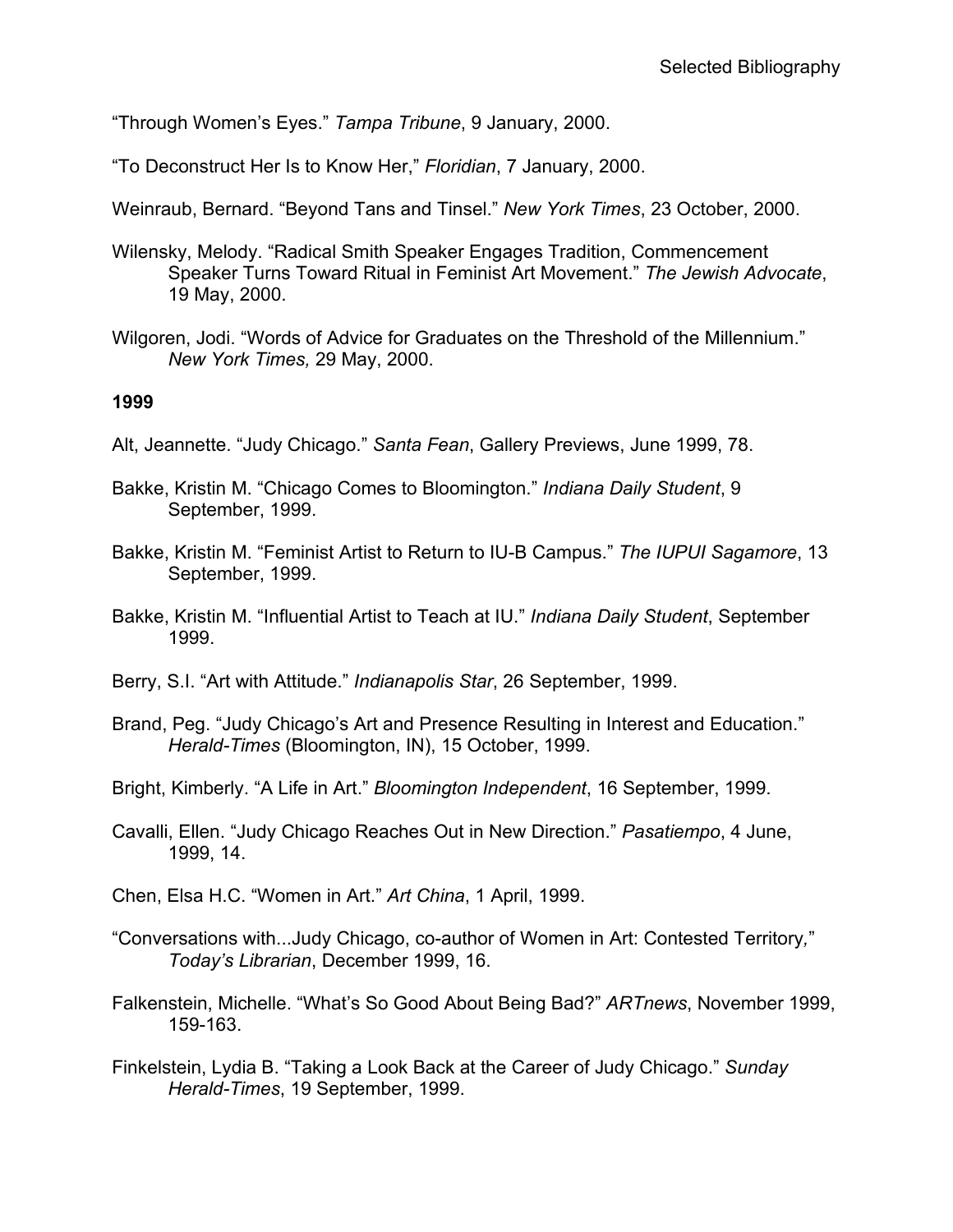“Through Women’s Eyes.” *Tampa Tribune*, 9 January, 2000.

“To Deconstruct Her Is to Know Her,” *Floridian*, 7 January, 2000.

Weinraub, Bernard. “Beyond Tans and Tinsel.” *New York Times*, 23 October, 2000.

Wilensky, Melody. “Radical Smith Speaker Engages Tradition, Commencement Speaker Turns Toward Ritual in Feminist Art Movement.” *The Jewish Advocate*, 19 May, 2000.

Wilgoren, Jodi. “Words of Advice for Graduates on the Threshold of the Millennium.” *New York Times,* 29 May, 2000.

**1999**

Alt, Jeannette. “Judy Chicago.” *Santa Fean*, Gallery Previews, June 1999, 78.

Bakke, Kristin M. “Chicago Comes to Bloomington.” *Indiana Daily Student*, 9 September, 1999.

Bakke, Kristin M. “Feminist Artist to Return to IU-B Campus.” *The IUPUI Sagamore*, 13 September, 1999.

Bakke, Kristin M. “Influential Artist to Teach at IU.” *Indiana Daily Student*, September 1999.

Berry, S.I. “Art with Attitude.” *Indianapolis Star*, 26 September, 1999.

Brand, Peg. “Judy Chicago’s Art and Presence Resulting in Interest and Education.” *Herald-Times* (Bloomington, IN), 15 October, 1999.

Bright, Kimberly. “A Life in Art.” *Bloomington Independent*, 16 September, 1999.

Cavalli, Ellen. “Judy Chicago Reaches Out in New Direction.” *Pasatiempo*, 4 June, 1999, 14.

Chen, Elsa H.C. “Women in Art.” *Art China*, 1 April, 1999.

“Conversations with...Judy Chicago, co-author of Women in Art: Contested Territory,” *Today’s Librarian*, December 1999, 16.

Falkenstein, Michelle. “What’s So Good About Being Bad?” *ARTnews*, November 1999, 159-163.

Finkelstein, Lydia B. “Taking a Look Back at the Career of Judy Chicago.” *Sunday Herald-Times*, 19 September, 1999.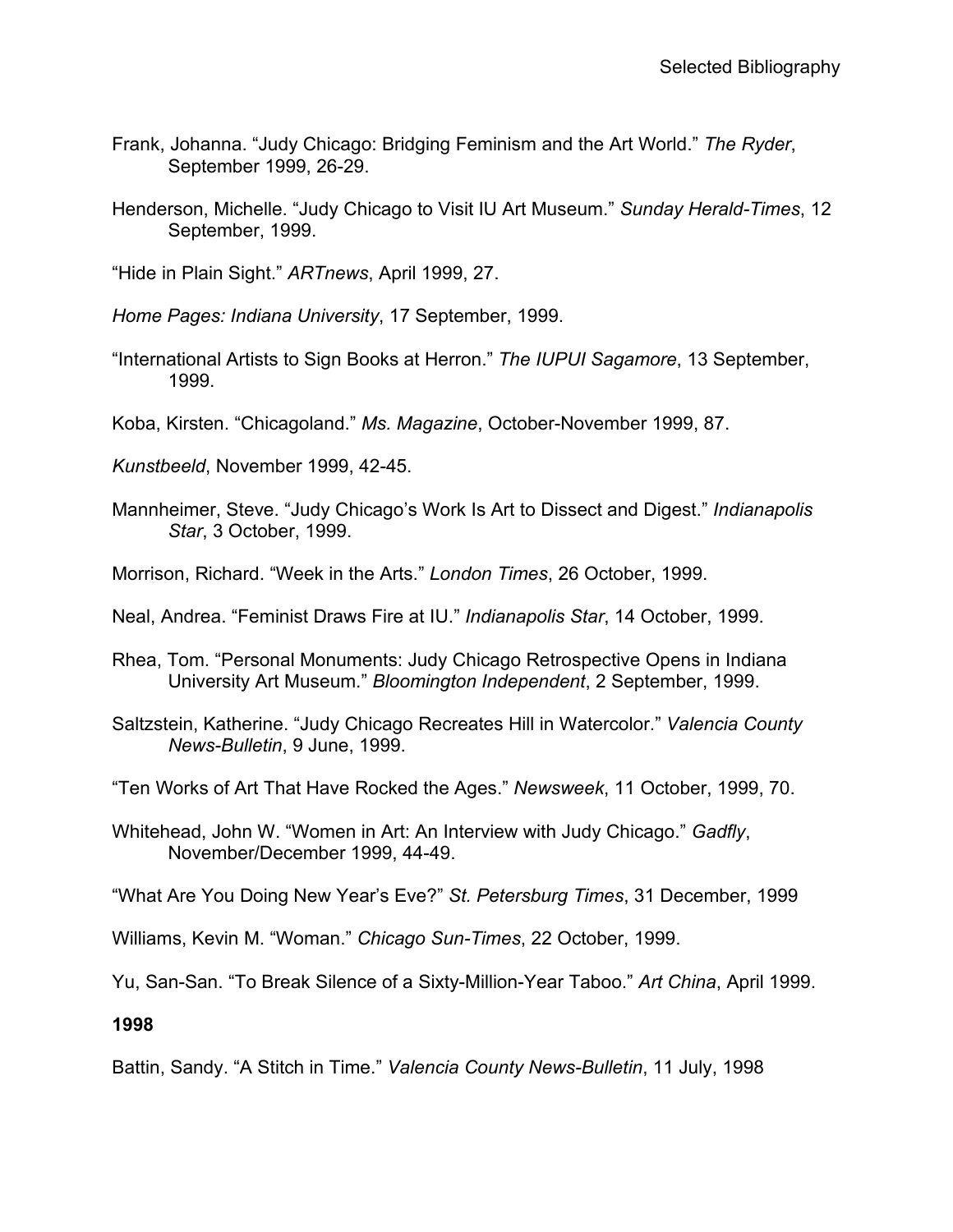Frank, Johanna. “Judy Chicago: Bridging Feminism and the Art World.” *The Ryder*, September 1999, 26-29.

Henderson, Michelle. “Judy Chicago to Visit IU Art Museum.” *Sunday Herald-Times*, 12 September, 1999.

“Hide in Plain Sight.” *ARTnews*, April 1999, 27.

*Home Pages: Indiana University*, 17 September, 1999.

“International Artists to Sign Books at Herron.” *The IUPUI Sagamore*, 13 September, 1999.

Koba, Kirsten. “Chicagoland.” *Ms. Magazine*, October-November 1999, 87.

*Kunstbeeld*, November 1999, 42-45.

Mannheimer, Steve. “Judy Chicago’s Work Is Art to Dissect and Digest.” *Indianapolis Star*, 3 October, 1999.

Morrison, Richard. “Week in the Arts.” *London Times*, 26 October, 1999.

Neal, Andrea. “Feminist Draws Fire at IU.” *Indianapolis Star*, 14 October, 1999.

Rhea, Tom. “Personal Monuments: Judy Chicago Retrospective Opens in Indiana University Art Museum.” *Bloomington Independent*, 2 September, 1999.

Saltzstein, Katherine. “Judy Chicago Recreates Hill in Watercolor.” *Valencia County News-Bulletin*, 9 June, 1999.

“Ten Works of Art That Have Rocked the Ages.” *Newsweek*, 11 October, 1999, 70.

Whitehead, John W. “Women in Art: An Interview with Judy Chicago.” *Gadfly*, November/December 1999, 44-49.

“What Are You Doing New Year’s Eve?” *St. Petersburg Times*, 31 December, 1999

Williams, Kevin M. “Woman.” *Chicago Sun-Times*, 22 October, 1999.

Yu, San-San. “To Break Silence of a Sixty-Million-Year Taboo.” *Art China*, April 1999.

**1998**

Battin, Sandy. “A Stitch in Time.” *Valencia County News-Bulletin*, 11 July, 1998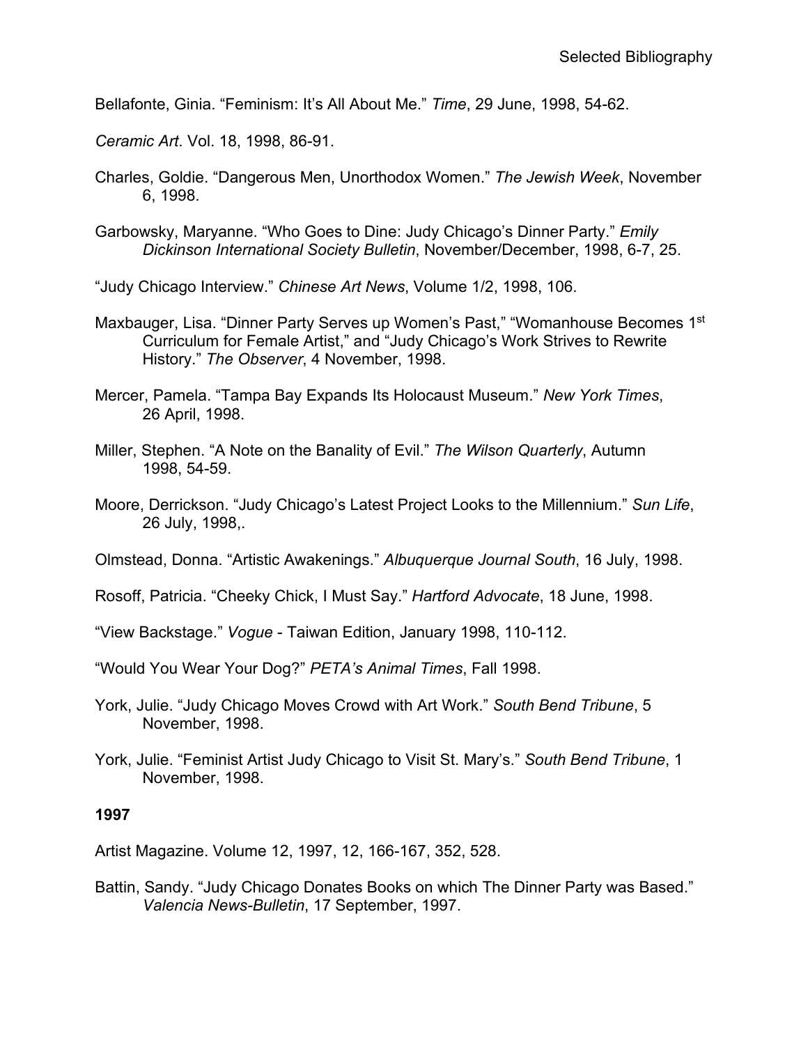Bellafonte, Ginia. “Feminism: It’s All About Me.” *Time*, 29 June, 1998, 54-62.

*Ceramic Art*. Vol. 18, 1998, 86-91.

Charles, Goldie. “Dangerous Men, Unorthodox Women.” *The Jewish Week*, November 6, 1998.

Garbowsky, Maryanne. “Who Goes to Dine: Judy Chicago’s Dinner Party.” *Emily Dickinson International Society Bulletin*, November/December, 1998, 6-7, 25.

“Judy Chicago Interview.” *Chinese Art News*, Volume 1/2, 1998, 106.

Maxbauger, Lisa. “Dinner Party Serves up Women’s Past,” “Womanhouse Becomes 1st Curriculum for Female Artist,” and “Judy Chicago’s Work Strives to Rewrite History.” *The Observer*, 4 November, 1998.

Mercer, Pamela. “Tampa Bay Expands Its Holocaust Museum.” *New York Times*, 26 April, 1998.

Miller, Stephen. “A Note on the Banality of Evil.” *The Wilson Quarterly*, Autumn 1998, 54-59.

Moore, Derrickson. “Judy Chicago’s Latest Project Looks to the Millennium.” *Sun Life*, 26 July, 1998,.

Olmstead, Donna. “Artistic Awakenings.” *Albuquerque Journal South*, 16 July, 1998.

Rosoff, Patricia. “Cheeky Chick, I Must Say.” *Hartford Advocate*, 18 June, 1998.

“View Backstage.” *Vogue* - Taiwan Edition, January 1998, 110-112.

“Would You Wear Your Dog?” *PETA’s Animal Times*, Fall 1998.

York, Julie. “Judy Chicago Moves Crowd with Art Work.” *South Bend Tribune*, 5 November, 1998.

York, Julie. “Feminist Artist Judy Chicago to Visit St. Mary’s.” *South Bend Tribune*, 1 November, 1998.

**1997**

Artist Magazine. Volume 12, 1997, 12, 166-167, 352, 528.

Battin, Sandy. “Judy Chicago Donates Books on which The Dinner Party was Based.” *Valencia News-Bulletin*, 17 September, 1997.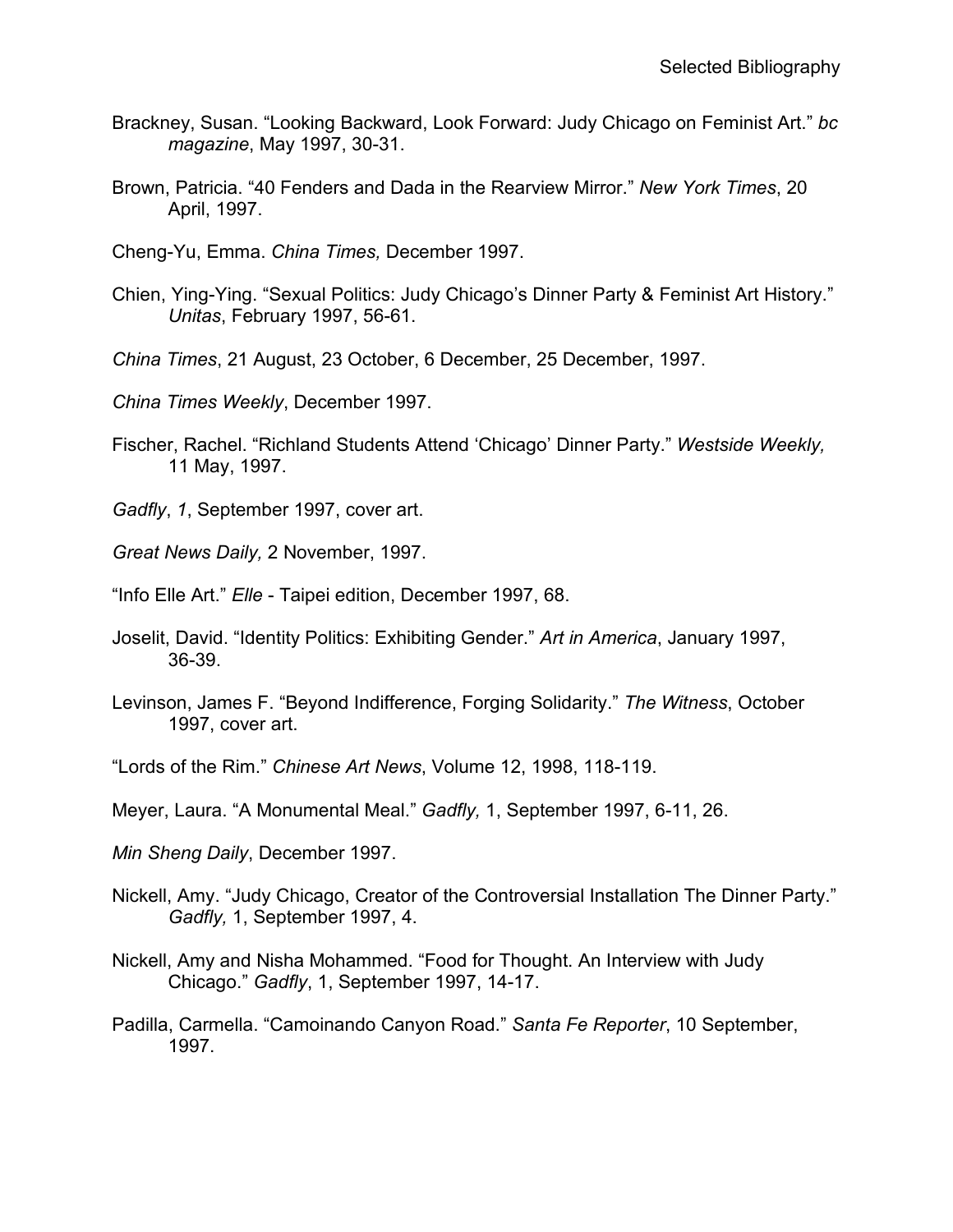Brackney, Susan. “Looking Backward, Look Forward: Judy Chicago on Feminist Art.” *bc magazine*, May 1997, 30-31.

Brown, Patricia. “40 Fenders and Dada in the Rearview Mirror.” *New York Times*, 20 April, 1997.

Cheng-Yu, Emma. *China Times,* December 1997.

Chien, Ying-Ying. “Sexual Politics: Judy Chicago’s Dinner Party & Feminist Art History.” *Unitas*, February 1997, 56-61.

*China Times*, 21 August, 23 October, 6 December, 25 December, 1997.

*China Times Weekly*, December 1997.

Fischer, Rachel. “Richland Students Attend ‘Chicago’ Dinner Party.” *Westside Weekly,* 11 May, 1997.

*Gadfly*, *1*, September 1997, cover art.

*Great News Daily,* 2 November, 1997.

“Info Elle Art.” *Elle* - Taipei edition, December 1997, 68.

Joselit, David. “Identity Politics: Exhibiting Gender.” *Art in America*, January 1997, 36-39.

Levinson, James F. “Beyond Indifference, Forging Solidarity.” *The Witness*, October 1997, cover art.

“Lords of the Rim.” *Chinese Art News*, Volume 12, 1998, 118-119.

Meyer, Laura. “A Monumental Meal.” *Gadfly,* 1, September 1997, 6-11, 26.

*Min Sheng Daily*, December 1997.

Nickell, Amy. “Judy Chicago, Creator of the Controversial Installation The Dinner Party.” *Gadfly,* 1, September 1997, 4.

Nickell, Amy and Nisha Mohammed. “Food for Thought. An Interview with Judy Chicago.” *Gadfly*, 1, September 1997, 14-17.

Padilla, Carmella. “Camoinando Canyon Road.” *Santa Fe Reporter*, 10 September, 1997.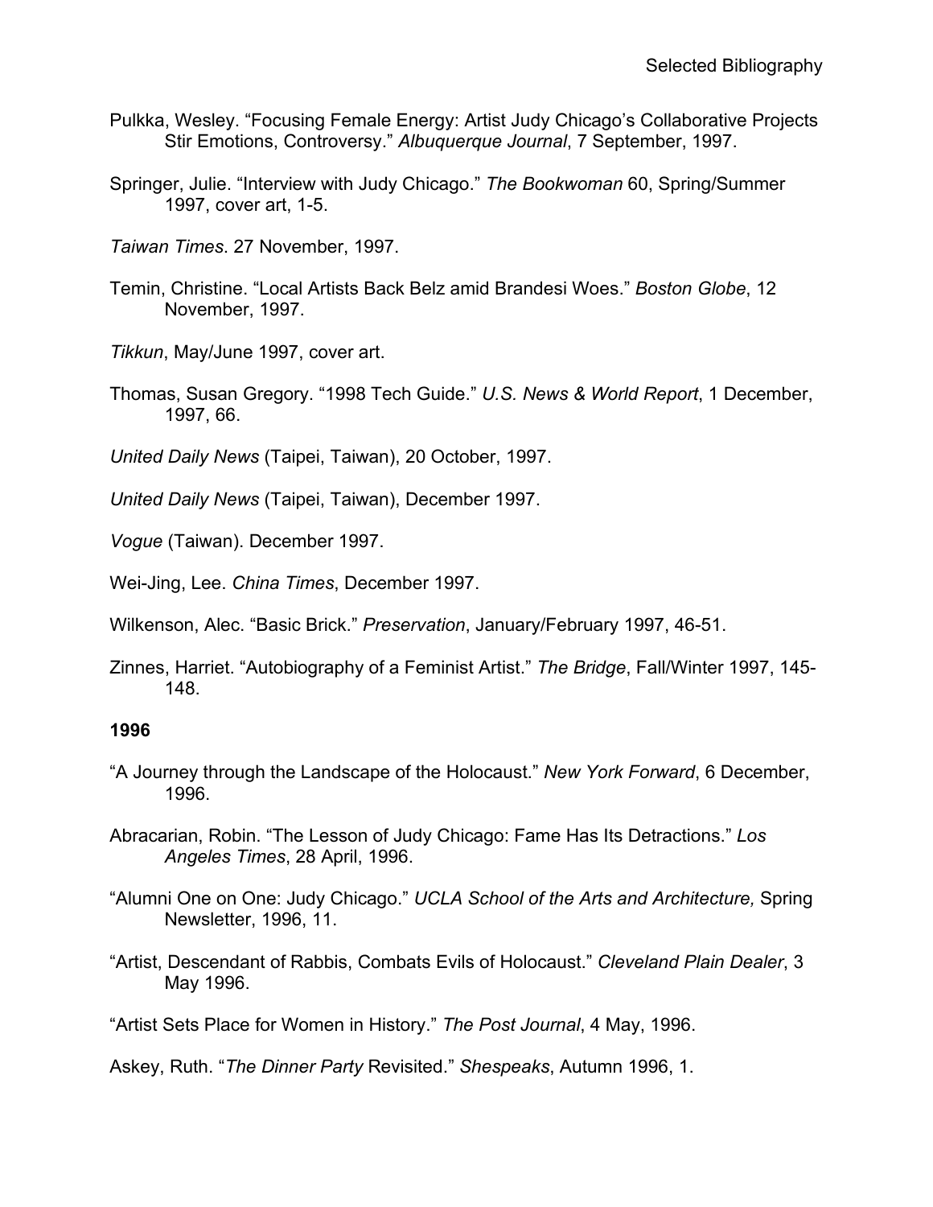Pulkka, Wesley. “Focusing Female Energy: Artist Judy Chicago’s Collaborative Projects Stir Emotions, Controversy.” *Albuquerque Journal*, 7 September, 1997.

Springer, Julie. “Interview with Judy Chicago.” *The Bookwoman* 60, Spring/Summer 1997, cover art, 1-5.

*Taiwan Times*. 27 November, 1997.

Temin, Christine. “Local Artists Back Belz amid Brandesi Woes.” *Boston Globe*, 12 November, 1997.

*Tikkun*, May/June 1997, cover art.

Thomas, Susan Gregory. “1998 Tech Guide.” *U.S. News & World Report*, 1 December, 1997, 66.

*United Daily News* (Taipei, Taiwan), 20 October, 1997.

*United Daily News* (Taipei, Taiwan), December 1997.

*Vogue* (Taiwan). December 1997.

Wei-Jing, Lee. *China Times*, December 1997.

Wilkenson, Alec. “Basic Brick.” *Preservation*, January/February 1997, 46-51.

Zinnes, Harriet. “Autobiography of a Feminist Artist.” *The Bridge*, Fall/Winter 1997, 145-148.

**1996**

“A Journey through the Landscape of the Holocaust.” *New York Forward*, 6 December, 1996.

Abracarian, Robin. “The Lesson of Judy Chicago: Fame Has Its Detractions.” *Los Angeles Times*, 28 April, 1996.

“Alumni One on One: Judy Chicago.” *UCLA School of the Arts and Architecture,* Spring Newsletter, 1996, 11.

“Artist, Descendant of Rabbis, Combats Evils of Holocaust.” *Cleveland Plain Dealer*, 3 May 1996.

“Artist Sets Place for Women in History.” *The Post Journal*, 4 May, 1996.

Askey, Ruth. “*The Dinner Party* Revisited.” *Shespeaks*, Autumn 1996, 1.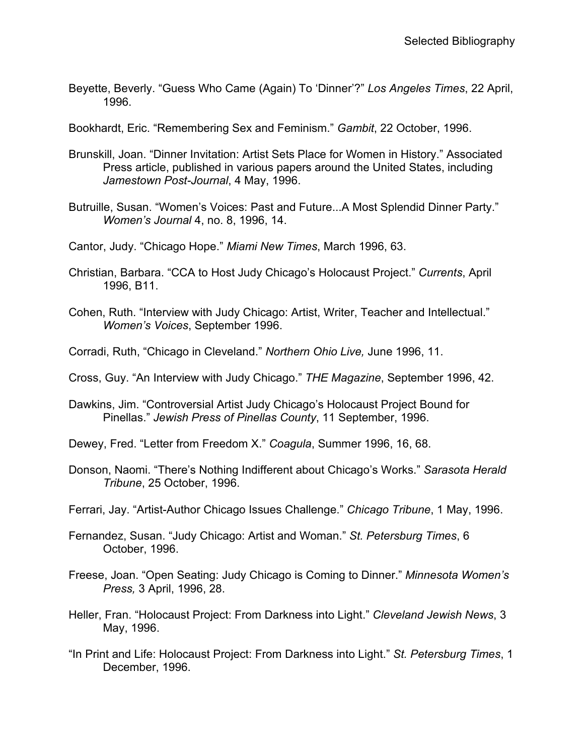Beyette, Beverly. "Guess Who Came (Again) To 'Dinner'?" *Los Angeles Times*, 22 April, 1996.

Bookhardt, Eric. "Remembering Sex and Feminism." *Gambit*, 22 October, 1996.

Brunskill, Joan. "Dinner Invitation: Artist Sets Place for Women in History." Associated Press article, published in various papers around the United States, including *Jamestown Post-Journal*, 4 May, 1996.

Butruille, Susan. "Women's Voices: Past and Future...A Most Splendid Dinner Party." *Women's Journal* 4, no. 8, 1996, 14.

Cantor, Judy. "Chicago Hope." *Miami New Times*, March 1996, 63.

Christian, Barbara. "CCA to Host Judy Chicago's Holocaust Project." *Currents*, April 1996, B11.

Cohen, Ruth. "Interview with Judy Chicago: Artist, Writer, Teacher and Intellectual." *Women's Voices*, September 1996.

Corradi, Ruth, "Chicago in Cleveland." *Northern Ohio Live,* June 1996, 11.

Cross, Guy. "An Interview with Judy Chicago." *THE Magazine*, September 1996, 42.

Dawkins, Jim. "Controversial Artist Judy Chicago's Holocaust Project Bound for Pinellas." *Jewish Press of Pinellas County*, 11 September, 1996.

Dewey, Fred. "Letter from Freedom X." *Coagula*, Summer 1996, 16, 68.

Donson, Naomi. "There's Nothing Indifferent about Chicago's Works." *Sarasota Herald Tribune*, 25 October, 1996.

Ferrari, Jay. "Artist-Author Chicago Issues Challenge." *Chicago Tribune*, 1 May, 1996.

Fernandez, Susan. "Judy Chicago: Artist and Woman." *St. Petersburg Times*, 6 October, 1996.

Freese, Joan. "Open Seating: Judy Chicago is Coming to Dinner." *Minnesota Women's Press,* 3 April, 1996, 28.

Heller, Fran. "Holocaust Project: From Darkness into Light." *Cleveland Jewish News*, 3 May, 1996.

"In Print and Life: Holocaust Project: From Darkness into Light." *St. Petersburg Times*, 1 December, 1996.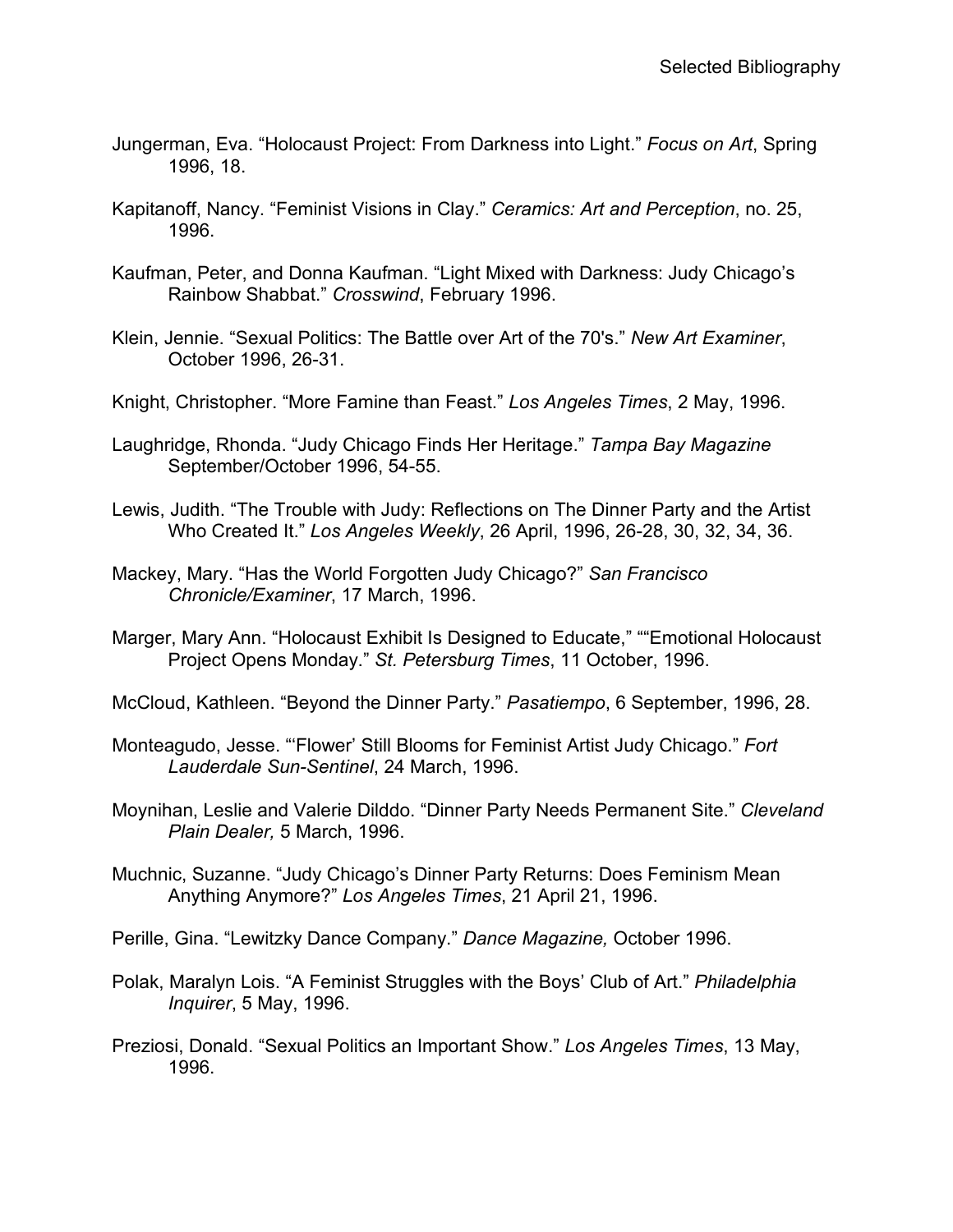Jungerman, Eva. “Holocaust Project: From Darkness into Light.” *Focus on Art*, Spring 1996, 18.

Kapitanoff, Nancy. “Feminist Visions in Clay.” *Ceramics: Art and Perception*, no. 25, 1996.

Kaufman, Peter, and Donna Kaufman. “Light Mixed with Darkness: Judy Chicago’s Rainbow Shabbat.” *Crosswind*, February 1996.

Klein, Jennie. “Sexual Politics: The Battle over Art of the 70's.” *New Art Examiner*, October 1996, 26-31.

Knight, Christopher. “More Famine than Feast.” *Los Angeles Times*, 2 May, 1996.

Laughridge, Rhonda. “Judy Chicago Finds Her Heritage.” *Tampa Bay Magazine* September/October 1996, 54-55.

Lewis, Judith. “The Trouble with Judy: Reflections on The Dinner Party and the Artist Who Created It.” *Los Angeles Weekly*, 26 April, 1996, 26-28, 30, 32, 34, 36.

Mackey, Mary. “Has the World Forgotten Judy Chicago?” *San Francisco Chronicle/Examiner*, 17 March, 1996.

Marger, Mary Ann. “Holocaust Exhibit Is Designed to Educate,” ““Emotional Holocaust Project Opens Monday.” *St. Petersburg Times*, 11 October, 1996.

McCloud, Kathleen. “Beyond the Dinner Party.” *Pasatiempo*, 6 September, 1996, 28.

Monteagudo, Jesse. “‘Flower’ Still Blooms for Feminist Artist Judy Chicago.” *Fort Lauderdale Sun-Sentinel*, 24 March, 1996.

Moynihan, Leslie and Valerie Dilddo. “Dinner Party Needs Permanent Site.” *Cleveland Plain Dealer,* 5 March, 1996.

Muchnic, Suzanne. “Judy Chicago’s Dinner Party Returns: Does Feminism Mean Anything Anymore?” *Los Angeles Times*, 21 April 21, 1996.

Perille, Gina. “Lewitzky Dance Company.” *Dance Magazine,* October 1996.

Polak, Maralyn Lois. “A Feminist Struggles with the Boys’ Club of Art.” *Philadelphia Inquirer*, 5 May, 1996.

Preziosi, Donald. “Sexual Politics an Important Show.” *Los Angeles Times*, 13 May, 1996.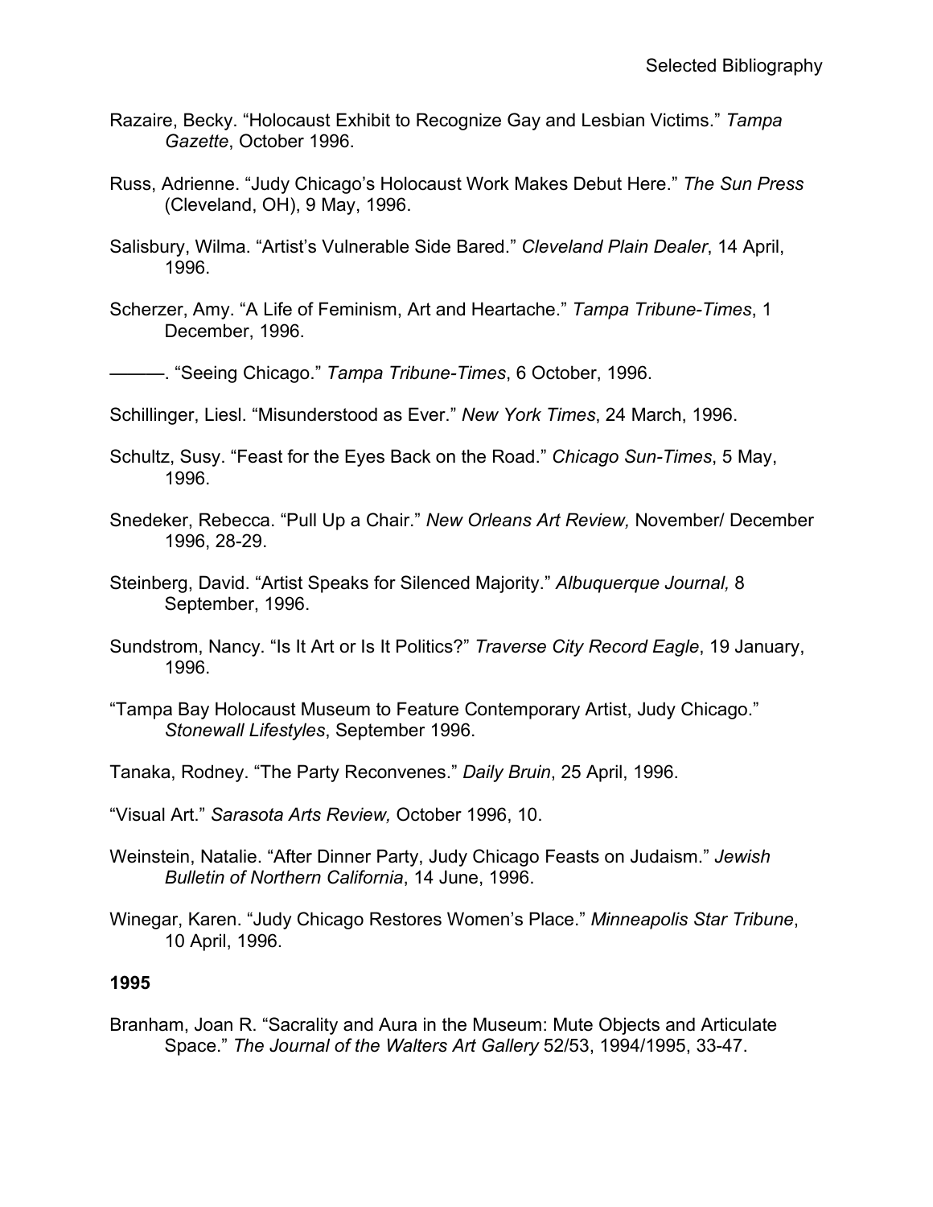Razaire, Becky. “Holocaust Exhibit to Recognize Gay and Lesbian Victims.” *Tampa Gazette*, October 1996.

Russ, Adrienne. “Judy Chicago’s Holocaust Work Makes Debut Here.” *The Sun Press* (Cleveland, OH), 9 May, 1996.

Salisbury, Wilma. “Artist’s Vulnerable Side Bared.” *Cleveland Plain Dealer*, 14 April, 1996.

Scherzer, Amy. “A Life of Feminism, Art and Heartache.” *Tampa Tribune-Times*, 1 December, 1996.

———. “Seeing Chicago.” *Tampa Tribune-Times*, 6 October, 1996.

Schillinger, Liesl. “Misunderstood as Ever.” *New York Times*, 24 March, 1996.

Schultz, Susy. “Feast for the Eyes Back on the Road.” *Chicago Sun-Times*, 5 May, 1996.

Snedeker, Rebecca. “Pull Up a Chair.” *New Orleans Art Review,* November/ December 1996, 28-29.

Steinberg, David. “Artist Speaks for Silenced Majority.” *Albuquerque Journal,* 8 September, 1996.

Sundstrom, Nancy. “Is It Art or Is It Politics?” *Traverse City Record Eagle*, 19 January, 1996.

“Tampa Bay Holocaust Museum to Feature Contemporary Artist, Judy Chicago.” *Stonewall Lifestyles*, September 1996.

Tanaka, Rodney. “The Party Reconvenes.” *Daily Bruin*, 25 April, 1996.

“Visual Art.” *Sarasota Arts Review,* October 1996, 10.

Weinstein, Natalie. “After Dinner Party, Judy Chicago Feasts on Judaism.” *Jewish Bulletin of Northern California*, 14 June, 1996.

Winegar, Karen. “Judy Chicago Restores Women’s Place.” *Minneapolis Star Tribune*, 10 April, 1996.

**1995**

Branham, Joan R. “Sacrality and Aura in the Museum: Mute Objects and Articulate Space.” *The Journal of the Walters Art Gallery* 52/53, 1994/1995, 33-47.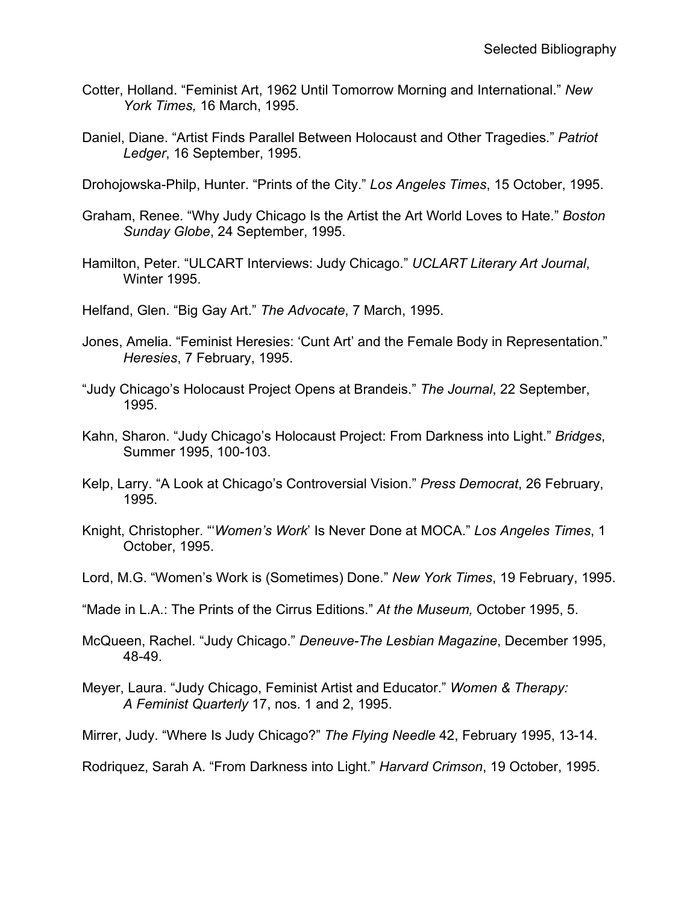Cotter, Holland. “Feminist Art, 1962 Until Tomorrow Morning and International.” *New York Times,* 16 March, 1995.

Daniel, Diane. “Artist Finds Parallel Between Holocaust and Other Tragedies.” *Patriot Ledger*, 16 September, 1995.

Drohojowska-Philp, Hunter. “Prints of the City.” *Los Angeles Times*, 15 October, 1995.

Graham, Renee. “Why Judy Chicago Is the Artist the Art World Loves to Hate.” *Boston Sunday Globe*, 24 September, 1995.

Hamilton, Peter. “ULCART Interviews: Judy Chicago.” *UCLART Literary Art Journal*, Winter 1995.

Helfand, Glen. “Big Gay Art.” *The Advocate*, 7 March, 1995.

Jones, Amelia. “Feminist Heresies: ‘Cunt Art’ and the Female Body in Representation.” *Heresies*, 7 February, 1995.

“Judy Chicago’s Holocaust Project Opens at Brandeis.” *The Journal*, 22 September, 1995.

Kahn, Sharon. “Judy Chicago’s Holocaust Project: From Darkness into Light.” *Bridges*, Summer 1995, 100-103.

Kelp, Larry. “A Look at Chicago’s Controversial Vision.” *Press Democrat*, 26 February, 1995.

Knight, Christopher. “‘*Women’s Work*’ Is Never Done at MOCA.” *Los Angeles Times*, 1 October, 1995.

Lord, M.G. “Women’s Work is (Sometimes) Done.” *New York Times*, 19 February, 1995.

“Made in L.A.: The Prints of the Cirrus Editions.” *At the Museum,* October 1995, 5.

McQueen, Rachel. “Judy Chicago.” *Deneuve-The Lesbian Magazine*, December 1995, 48-49.

Meyer, Laura. “Judy Chicago, Feminist Artist and Educator.” *Women & Therapy: A Feminist Quarterly* 17, nos. 1 and 2, 1995.

Mirrer, Judy. “Where Is Judy Chicago?” *The Flying Needle* 42, February 1995, 13-14.

Rodriquez, Sarah A. “From Darkness into Light.” *Harvard Crimson*, 19 October, 1995.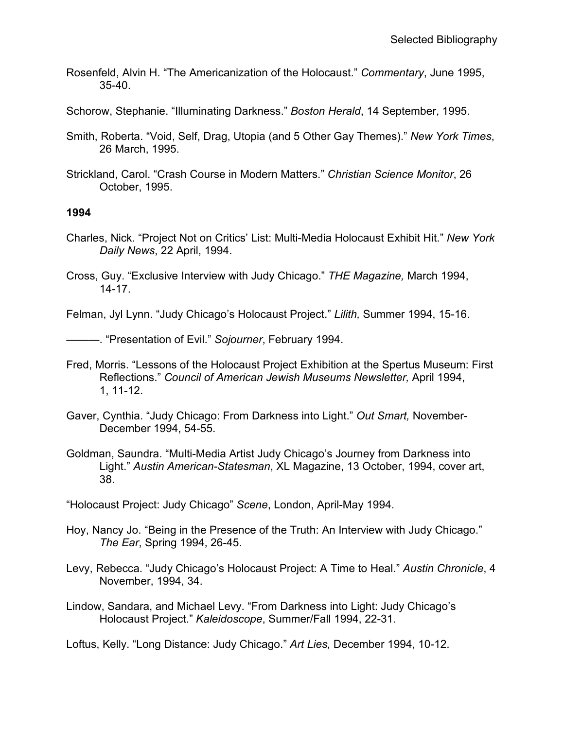Rosenfeld, Alvin H. “The Americanization of the Holocaust.” *Commentary*, June 1995, 35-40.

Schorow, Stephanie. “Illuminating Darkness.” *Boston Herald*, 14 September, 1995.

Smith, Roberta. “Void, Self, Drag, Utopia (and 5 Other Gay Themes).” *New York Times*, 26 March, 1995.

Strickland, Carol. “Crash Course in Modern Matters.” *Christian Science Monitor*, 26 October, 1995.

**1994**

Charles, Nick. “Project Not on Critics’ List: Multi-Media Holocaust Exhibit Hit.” *New York Daily News*, 22 April, 1994.

Cross, Guy. “Exclusive Interview with Judy Chicago.” *THE Magazine,* March 1994, 14-17.

Felman, Jyl Lynn. “Judy Chicago’s Holocaust Project.” *Lilith,* Summer 1994, 15-16.

———. “Presentation of Evil.” *Sojourner*, February 1994.

Fred, Morris. “Lessons of the Holocaust Project Exhibition at the Spertus Museum: First Reflections.” *Council of American Jewish Museums Newsletter,* April 1994, 1, 11-12.

Gaver, Cynthia. “Judy Chicago: From Darkness into Light.” *Out Smart,* November-December 1994, 54-55.

Goldman, Saundra. “Multi-Media Artist Judy Chicago’s Journey from Darkness into Light.” *Austin American-Statesman*, XL Magazine, 13 October, 1994, cover art, 38.

“Holocaust Project: Judy Chicago” *Scene*, London, April-May 1994.

Hoy, Nancy Jo. “Being in the Presence of the Truth: An Interview with Judy Chicago.” *The Ear*, Spring 1994, 26-45.

Levy, Rebecca. “Judy Chicago’s Holocaust Project: A Time to Heal.” *Austin Chronicle*, 4 November, 1994, 34.

Lindow, Sandara, and Michael Levy. “From Darkness into Light: Judy Chicago’s Holocaust Project.” *Kaleidoscope*, Summer/Fall 1994, 22-31.

Loftus, Kelly. “Long Distance: Judy Chicago.” *Art Lies,* December 1994, 10-12.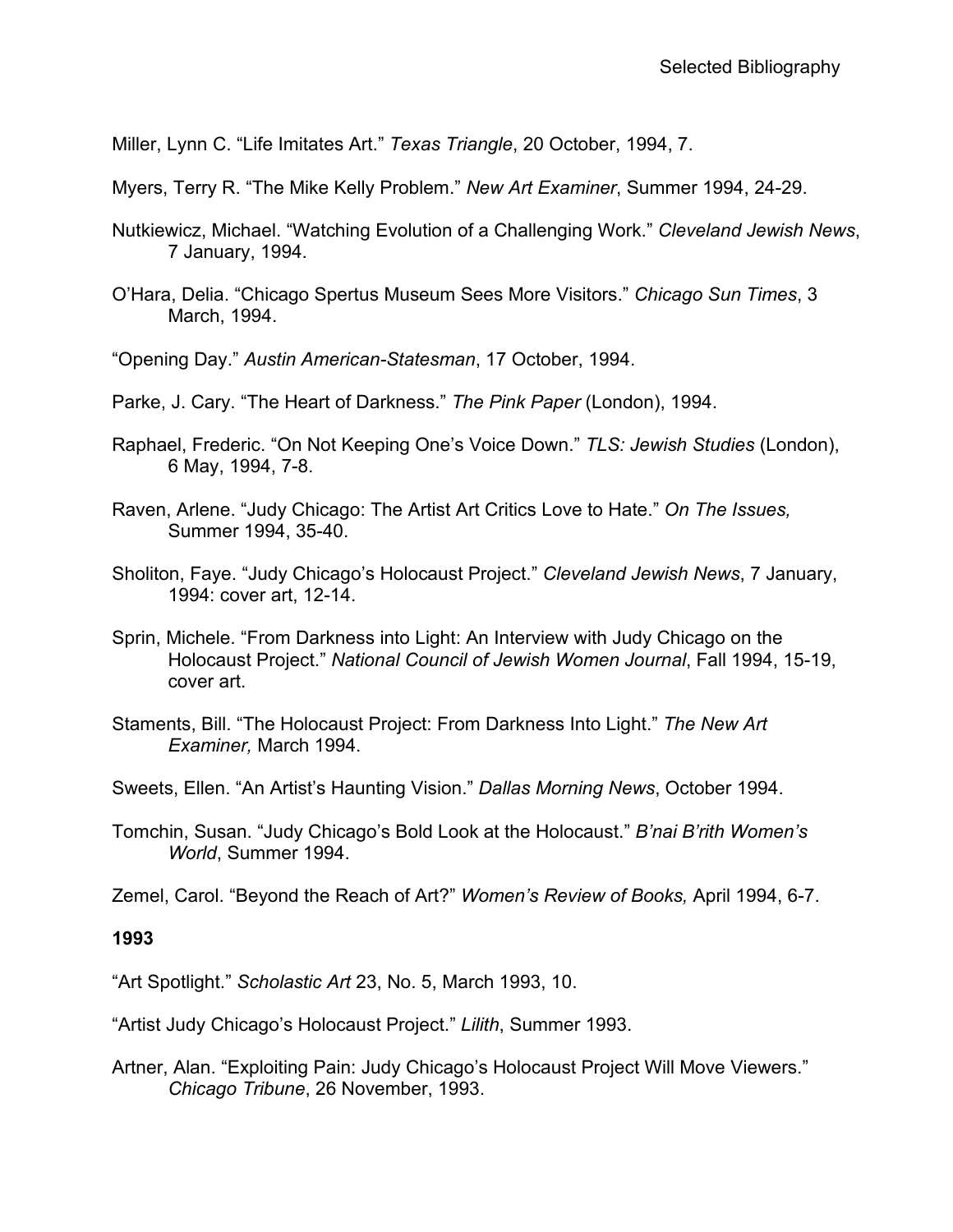Miller, Lynn C. “Life Imitates Art.” *Texas Triangle*, 20 October, 1994, 7.

Myers, Terry R. “The Mike Kelly Problem.” *New Art Examiner*, Summer 1994, 24-29.

Nutkiewicz, Michael. “Watching Evolution of a Challenging Work.” *Cleveland Jewish News*, 7 January, 1994.

O’Hara, Delia. “Chicago Spertus Museum Sees More Visitors.” *Chicago Sun Times*, 3 March, 1994.

“Opening Day.” *Austin American-Statesman*, 17 October, 1994.

Parke, J. Cary. “The Heart of Darkness.” *The Pink Paper* (London), 1994.

Raphael, Frederic. “On Not Keeping One’s Voice Down.” *TLS: Jewish Studies* (London), 6 May, 1994, 7-8.

Raven, Arlene. “Judy Chicago: The Artist Art Critics Love to Hate.” *On The Issues,* Summer 1994, 35-40.

Sholiton, Faye. “Judy Chicago’s Holocaust Project.” *Cleveland Jewish News*, 7 January, 1994: cover art, 12-14.

Sprin, Michele. “From Darkness into Light: An Interview with Judy Chicago on the Holocaust Project.” *National Council of Jewish Women Journal*, Fall 1994, 15-19, cover art.

Staments, Bill. “The Holocaust Project: From Darkness Into Light.” *The New Art Examiner,* March 1994.

Sweets, Ellen. “An Artist’s Haunting Vision.” *Dallas Morning News*, October 1994.

Tomchin, Susan. “Judy Chicago’s Bold Look at the Holocaust.” *B’nai B’rith Women’s World*, Summer 1994.

Zemel, Carol. “Beyond the Reach of Art?” *Women’s Review of Books,* April 1994, 6-7.

**1993**

“Art Spotlight.” *Scholastic Art* 23, No. 5, March 1993, 10.

“Artist Judy Chicago’s Holocaust Project.” *Lilith*, Summer 1993.

Artner, Alan. “Exploiting Pain: Judy Chicago’s Holocaust Project Will Move Viewers.” *Chicago Tribune*, 26 November, 1993.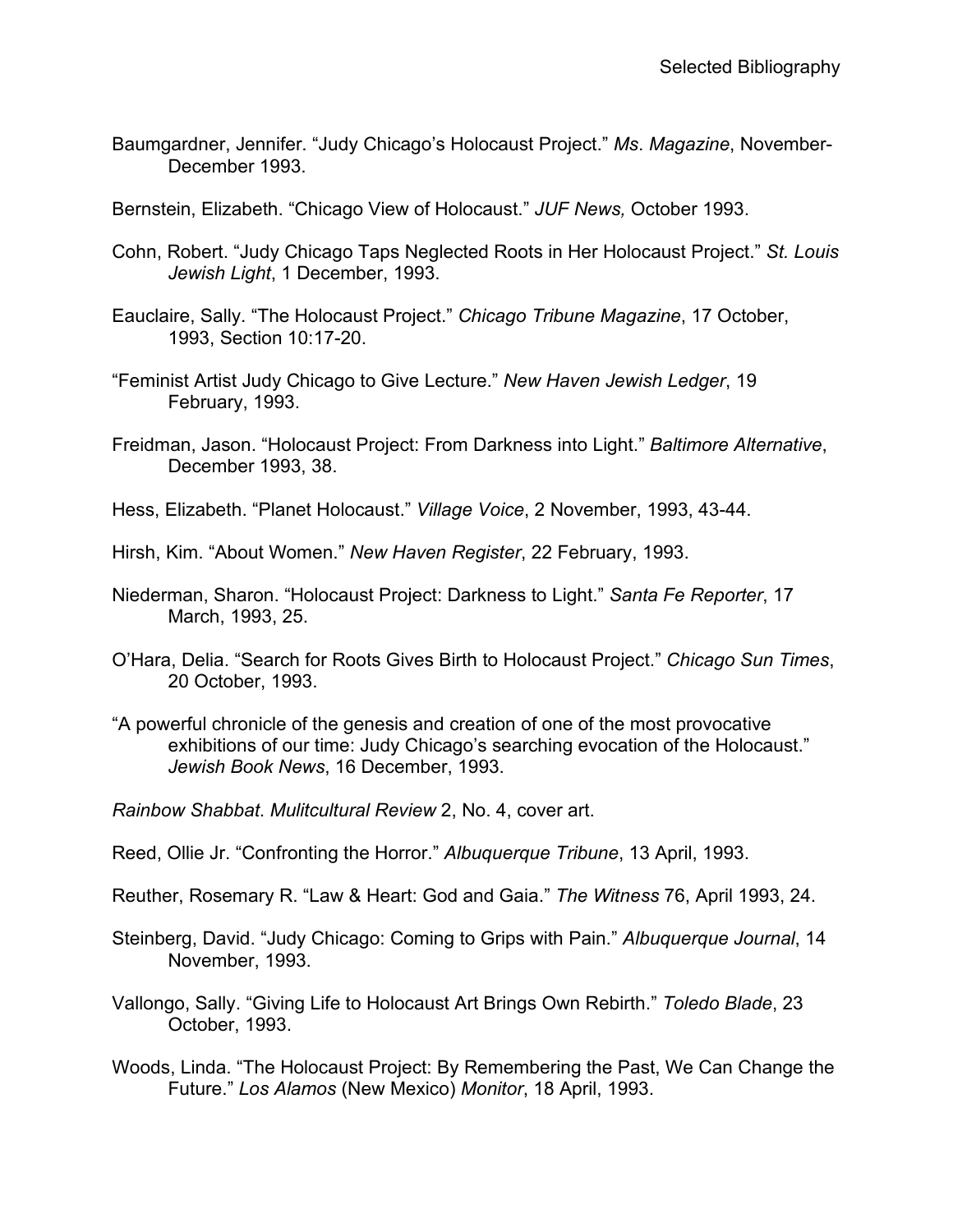Baumgardner, Jennifer. "Judy Chicago's Holocaust Project." *Ms. Magazine*, November-December 1993.

Bernstein, Elizabeth. "Chicago View of Holocaust." *JUF News,* October 1993.

Cohn, Robert. "Judy Chicago Taps Neglected Roots in Her Holocaust Project." *St. Louis Jewish Light*, 1 December, 1993.

Eauclaire, Sally. "The Holocaust Project." *Chicago Tribune Magazine*, 17 October, 1993, Section 10:17-20.

"Feminist Artist Judy Chicago to Give Lecture." *New Haven Jewish Ledger*, 19 February, 1993.

Freidman, Jason. "Holocaust Project: From Darkness into Light." *Baltimore Alternative*, December 1993, 38.

Hess, Elizabeth. "Planet Holocaust." *Village Voice*, 2 November, 1993, 43-44.

Hirsh, Kim. "About Women." *New Haven Register*, 22 February, 1993.

Niederman, Sharon. "Holocaust Project: Darkness to Light." *Santa Fe Reporter*, 17 March, 1993, 25.

O'Hara, Delia. "Search for Roots Gives Birth to Holocaust Project." *Chicago Sun Times*, 20 October, 1993.

"A powerful chronicle of the genesis and creation of one of the most provocative exhibitions of our time: Judy Chicago's searching evocation of the Holocaust." *Jewish Book News*, 16 December, 1993.

*Rainbow Shabbat*. *Mulitcultural Review* 2, No. 4, cover art.

Reed, Ollie Jr. "Confronting the Horror." *Albuquerque Tribune*, 13 April, 1993.

Reuther, Rosemary R. "Law & Heart: God and Gaia." *The Witness* 76, April 1993, 24.

Steinberg, David. "Judy Chicago: Coming to Grips with Pain." *Albuquerque Journal*, 14 November, 1993.

Vallongo, Sally. "Giving Life to Holocaust Art Brings Own Rebirth." *Toledo Blade*, 23 October, 1993.

Woods, Linda. "The Holocaust Project: By Remembering the Past, We Can Change the Future." *Los Alamos* (New Mexico) *Monitor*, 18 April, 1993.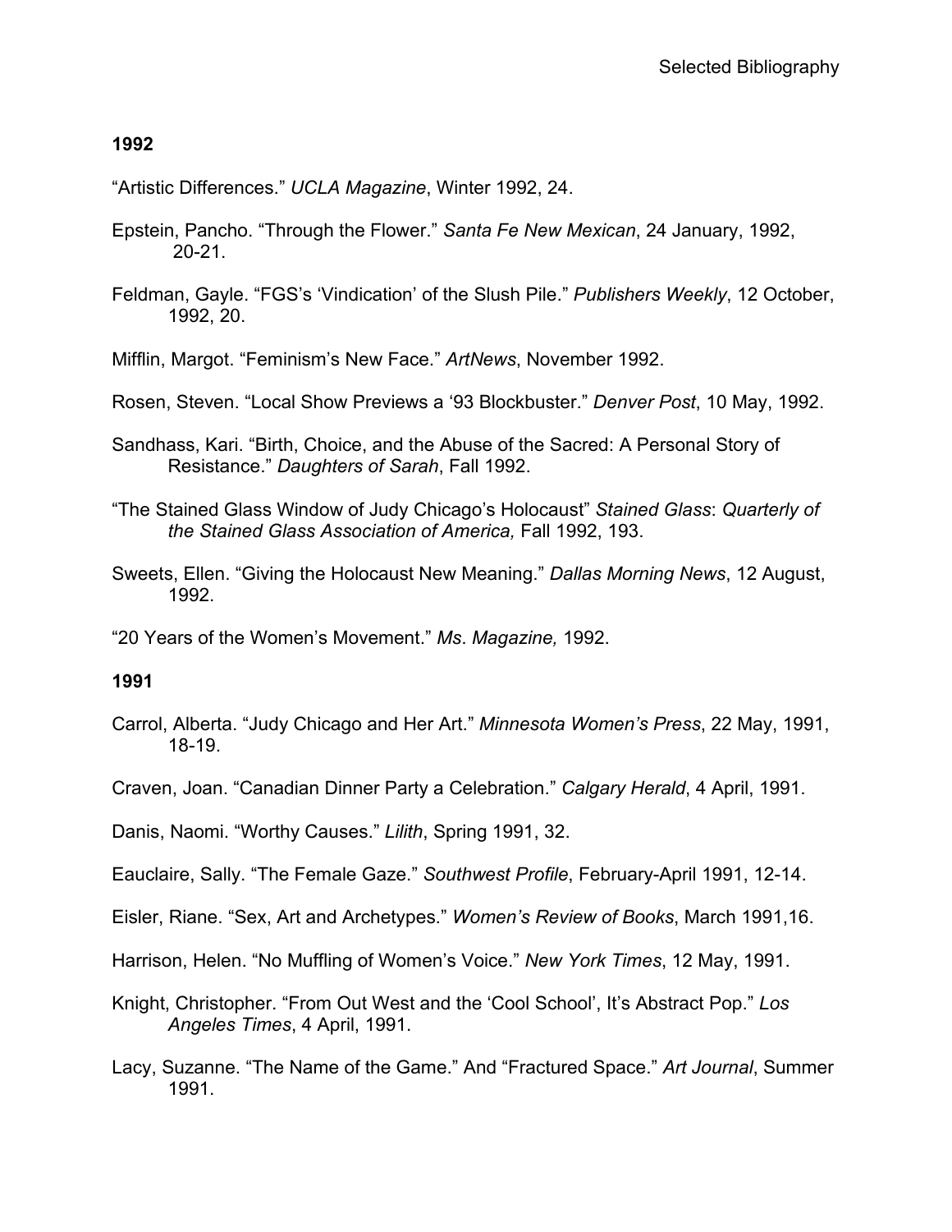## 1992

"Artistic Differences." *UCLA Magazine*, Winter 1992, 24.

Epstein, Pancho. "Through the Flower." *Santa Fe New Mexican*, 24 January, 1992, 20-21.

Feldman, Gayle. "FGS's 'Vindication' of the Slush Pile." *Publishers Weekly*, 12 October, 1992, 20.

Mifflin, Margot. "Feminism's New Face." *ArtNews*, November 1992.

Rosen, Steven. "Local Show Previews a '93 Blockbuster." *Denver Post*, 10 May, 1992.

Sandhass, Kari. "Birth, Choice, and the Abuse of the Sacred: A Personal Story of Resistance." *Daughters of Sarah*, Fall 1992.

"The Stained Glass Window of Judy Chicago's Holocaust" *Stained Glass*: *Quarterly of the Stained Glass Association of America,* Fall 1992, 193.

Sweets, Ellen. "Giving the Holocaust New Meaning." *Dallas Morning News*, 12 August, 1992.

"20 Years of the Women's Movement." *Ms*. *Magazine,* 1992.

## 1991

Carrol, Alberta. "Judy Chicago and Her Art." *Minnesota Women's Press*, 22 May, 1991, 18-19.

Craven, Joan. "Canadian Dinner Party a Celebration." *Calgary Herald*, 4 April, 1991.

Danis, Naomi. "Worthy Causes." *Lilith*, Spring 1991, 32.

Eauclaire, Sally. "The Female Gaze." *Southwest Profile*, February-April 1991, 12-14.

Eisler, Riane. "Sex, Art and Archetypes." *Women's Review of Books*, March 1991,16.

Harrison, Helen. "No Muffling of Women's Voice." *New York Times*, 12 May, 1991.

Knight, Christopher. "From Out West and the 'Cool School', It's Abstract Pop." *Los Angeles Times*, 4 April, 1991.

Lacy, Suzanne. "The Name of the Game." And "Fractured Space." *Art Journal*, Summer 1991.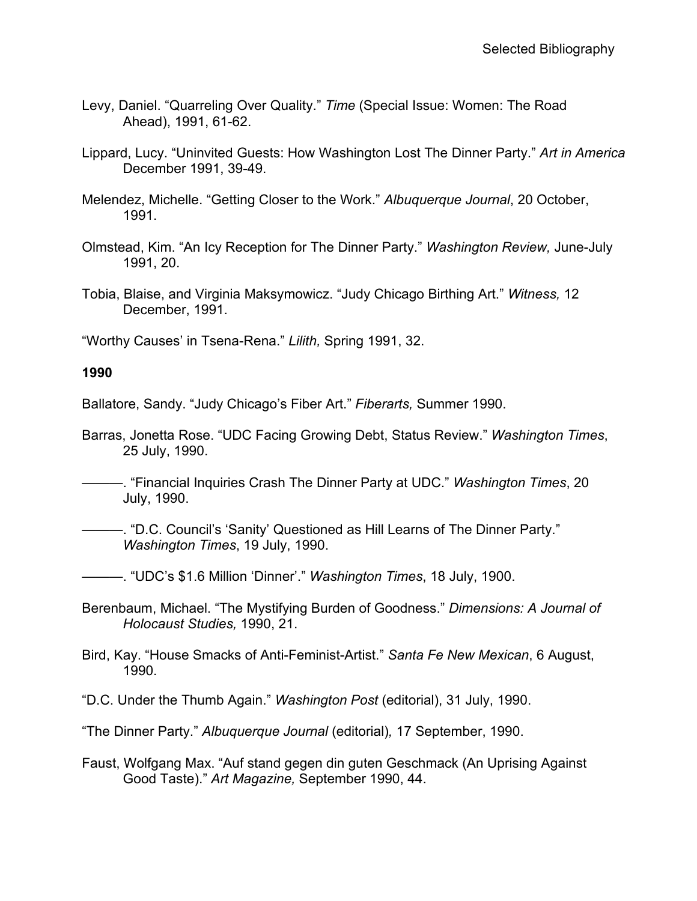Levy, Daniel. "Quarreling Over Quality." *Time* (Special Issue: Women: The Road Ahead), 1991, 61-62.

Lippard, Lucy. "Uninvited Guests: How Washington Lost The Dinner Party." *Art in America* December 1991, 39-49.

Melendez, Michelle. "Getting Closer to the Work." *Albuquerque Journal*, 20 October, 1991.

Olmstead, Kim. "An Icy Reception for The Dinner Party." *Washington Review,* June-July 1991, 20.

Tobia, Blaise, and Virginia Maksymowicz. "Judy Chicago Birthing Art." *Witness,* 12 December, 1991.

"Worthy Causes' in Tsena-Rena." *Lilith,* Spring 1991, 32.

**1990**

Ballatore, Sandy. "Judy Chicago's Fiber Art." *Fiberarts,* Summer 1990.

Barras, Jonetta Rose. "UDC Facing Growing Debt, Status Review." *Washington Times*, 25 July, 1990.

———. "Financial Inquiries Crash The Dinner Party at UDC." *Washington Times*, 20 July, 1990.

———. "D.C. Council's 'Sanity' Questioned as Hill Learns of The Dinner Party." *Washington Times*, 19 July, 1990.

———. "UDC's $1.6 Million 'Dinner'." *Washington Times*, 18 July, 1900.

Berenbaum, Michael. "The Mystifying Burden of Goodness." *Dimensions: A Journal of Holocaust Studies,* 1990, 21.

Bird, Kay. "House Smacks of Anti-Feminist-Artist." *Santa Fe New Mexican*, 6 August, 1990.

"D.C. Under the Thumb Again." *Washington Post* (editorial), 31 July, 1990.

"The Dinner Party." *Albuquerque Journal* (editorial)*,* 17 September, 1990.

Faust, Wolfgang Max. "Auf stand gegen din guten Geschmack (An Uprising Against Good Taste)." *Art Magazine,* September 1990, 44.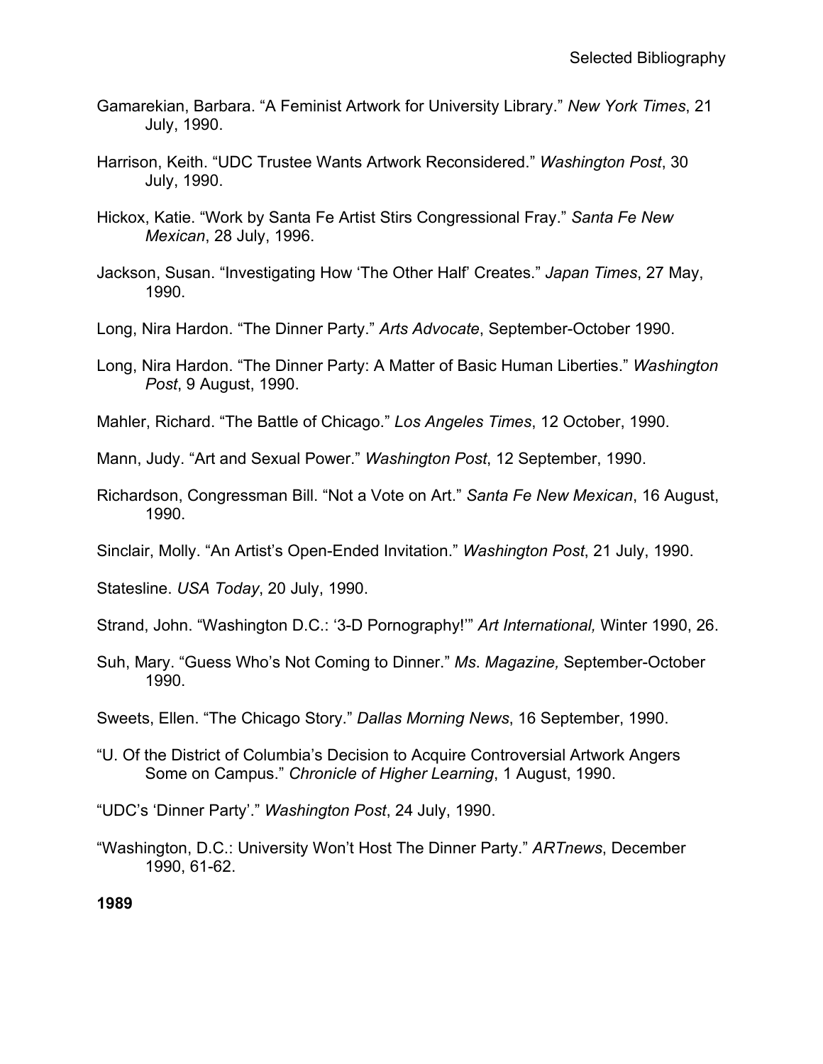Gamarekian, Barbara. "A Feminist Artwork for University Library." *New York Times*, 21 July, 1990.

Harrison, Keith. "UDC Trustee Wants Artwork Reconsidered." *Washington Post*, 30 July, 1990.

Hickox, Katie. "Work by Santa Fe Artist Stirs Congressional Fray." *Santa Fe New Mexican*, 28 July, 1996.

Jackson, Susan. "Investigating How 'The Other Half' Creates." *Japan Times*, 27 May, 1990.

Long, Nira Hardon. "The Dinner Party." *Arts Advocate*, September-October 1990.

Long, Nira Hardon. "The Dinner Party: A Matter of Basic Human Liberties." *Washington Post*, 9 August, 1990.

Mahler, Richard. "The Battle of Chicago." *Los Angeles Times*, 12 October, 1990.

Mann, Judy. "Art and Sexual Power." *Washington Post*, 12 September, 1990.

Richardson, Congressman Bill. "Not a Vote on Art." *Santa Fe New Mexican*, 16 August, 1990.

Sinclair, Molly. "An Artist's Open-Ended Invitation." *Washington Post*, 21 July, 1990.

Statesline. *USA Today*, 20 July, 1990.

Strand, John. "Washington D.C.: '3-D Pornography!'" *Art International,* Winter 1990, 26.

Suh, Mary. "Guess Who's Not Coming to Dinner." *Ms. Magazine,* September-October 1990.

Sweets, Ellen. "The Chicago Story." *Dallas Morning News*, 16 September, 1990.

"U. Of the District of Columbia's Decision to Acquire Controversial Artwork Angers Some on Campus." *Chronicle of Higher Learning*, 1 August, 1990.

"UDC's 'Dinner Party'." *Washington Post*, 24 July, 1990.

"Washington, D.C.: University Won't Host The Dinner Party." *ARTnews*, December 1990, 61-62.

**1989**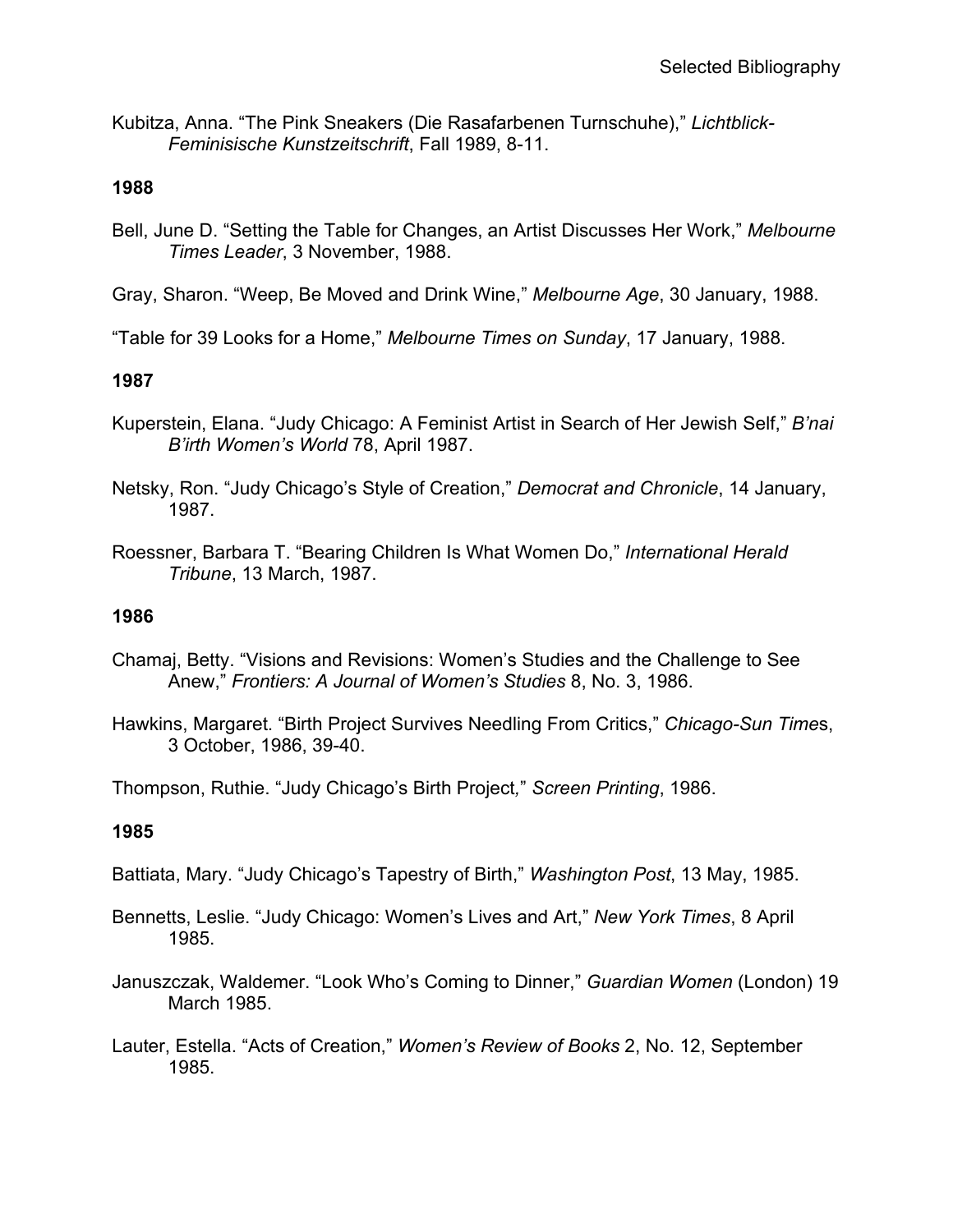Kubitza, Anna. "The Pink Sneakers (Die Rasafarbenen Turnschuhe)," *Lichtblick-Feminisische Kunstzeitschrift*, Fall 1989, 8-11.

**1988**

Bell, June D. "Setting the Table for Changes, an Artist Discusses Her Work," *Melbourne Times Leader*, 3 November, 1988.

Gray, Sharon. "Weep, Be Moved and Drink Wine," *Melbourne Age*, 30 January, 1988.

"Table for 39 Looks for a Home," *Melbourne Times on Sunday*, 17 January, 1988.

**1987**

Kuperstein, Elana. "Judy Chicago: A Feminist Artist in Search of Her Jewish Self," *B'nai B'irth Women's World* 78, April 1987.

Netsky, Ron. "Judy Chicago's Style of Creation," *Democrat and Chronicle*, 14 January, 1987.

Roessner, Barbara T. "Bearing Children Is What Women Do," *International Herald Tribune*, 13 March, 1987.

**1986**

Chamaj, Betty. "Visions and Revisions: Women's Studies and the Challenge to See Anew," *Frontiers: A Journal of Women's Studies* 8, No. 3, 1986.

Hawkins, Margaret. "Birth Project Survives Needling From Critics," *Chicago-Sun Times*, 3 October, 1986, 39-40.

Thompson, Ruthie. "Judy Chicago's Birth Project," *Screen Printing*, 1986.

**1985**

Battiata, Mary. "Judy Chicago's Tapestry of Birth," *Washington Post*, 13 May, 1985.

Bennetts, Leslie. "Judy Chicago: Women's Lives and Art," *New York Times*, 8 April 1985.

Januszczak, Waldemer. "Look Who's Coming to Dinner," *Guardian Women* (London) 19 March 1985.

Lauter, Estella. "Acts of Creation," *Women's Review of Books* 2, No. 12, September 1985.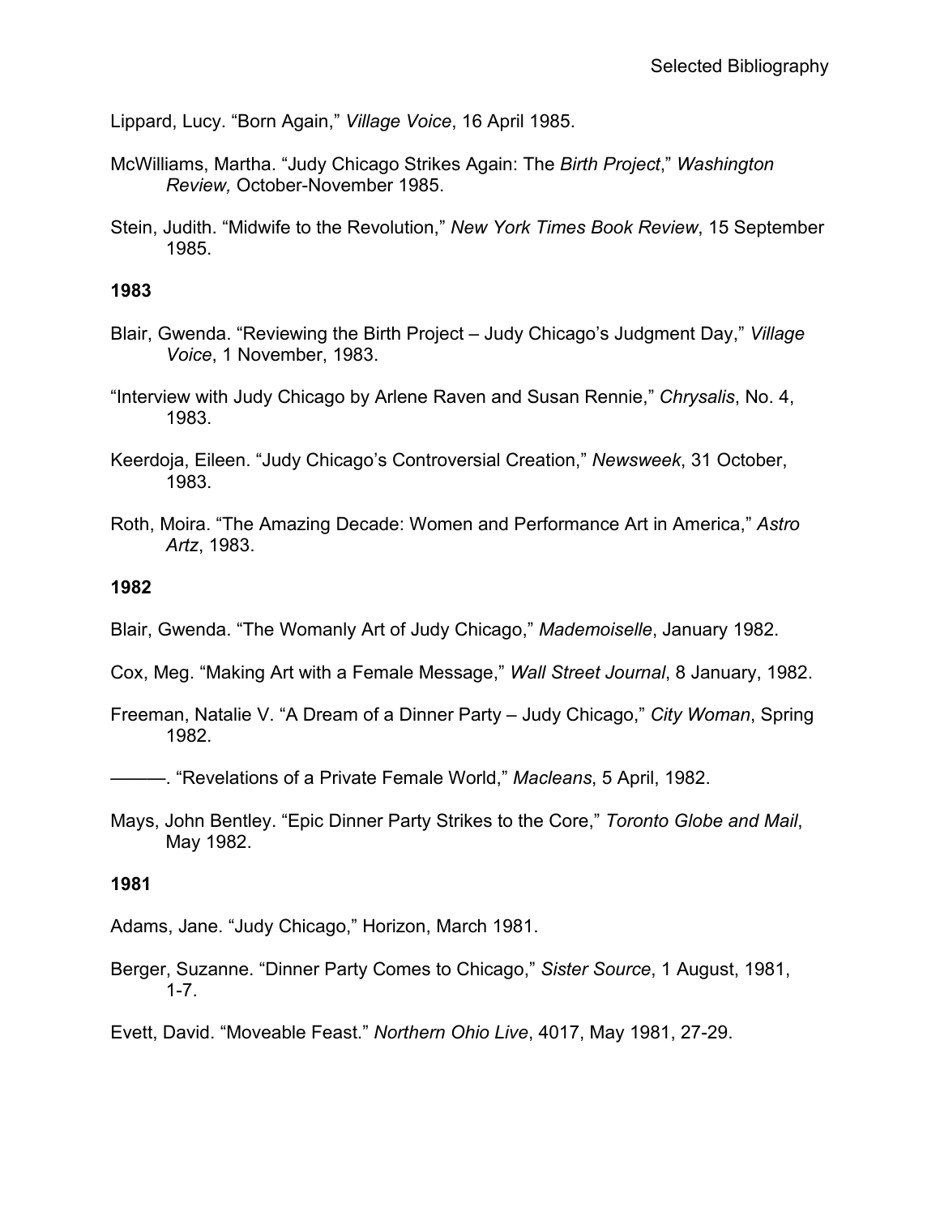Lippard, Lucy. “Born Again,” *Village Voice*, 16 April 1985.

McWilliams, Martha. “Judy Chicago Strikes Again: The *Birth Project*,” *Washington Review,* October-November 1985.

Stein, Judith. “Midwife to the Revolution,” *New York Times Book Review*, 15 September 1985.

**1983**

Blair, Gwenda. “Reviewing the Birth Project – Judy Chicago’s Judgment Day,” *Village Voice*, 1 November, 1983.

“Interview with Judy Chicago by Arlene Raven and Susan Rennie,” *Chrysalis*, No. 4, 1983.

Keerdoja, Eileen. “Judy Chicago’s Controversial Creation,” *Newsweek*, 31 October, 1983.

Roth, Moira. “The Amazing Decade: Women and Performance Art in America,” *Astro Artz*, 1983.

**1982**

Blair, Gwenda. “The Womanly Art of Judy Chicago,” *Mademoiselle*, January 1982.

Cox, Meg. “Making Art with a Female Message,” *Wall Street Journal*, 8 January, 1982.

Freeman, Natalie V. “A Dream of a Dinner Party – Judy Chicago,” *City Woman*, Spring 1982.

———. “Revelations of a Private Female World,” *Macleans*, 5 April, 1982.

Mays, John Bentley. “Epic Dinner Party Strikes to the Core,” *Toronto Globe and Mail*, May 1982.

**1981**

Adams, Jane. “Judy Chicago,” Horizon, March 1981.

Berger, Suzanne. “Dinner Party Comes to Chicago,” *Sister Source*, 1 August, 1981, 1-7.

Evett, David. “Moveable Feast.” *Northern Ohio Live*, 4017, May 1981, 27-29.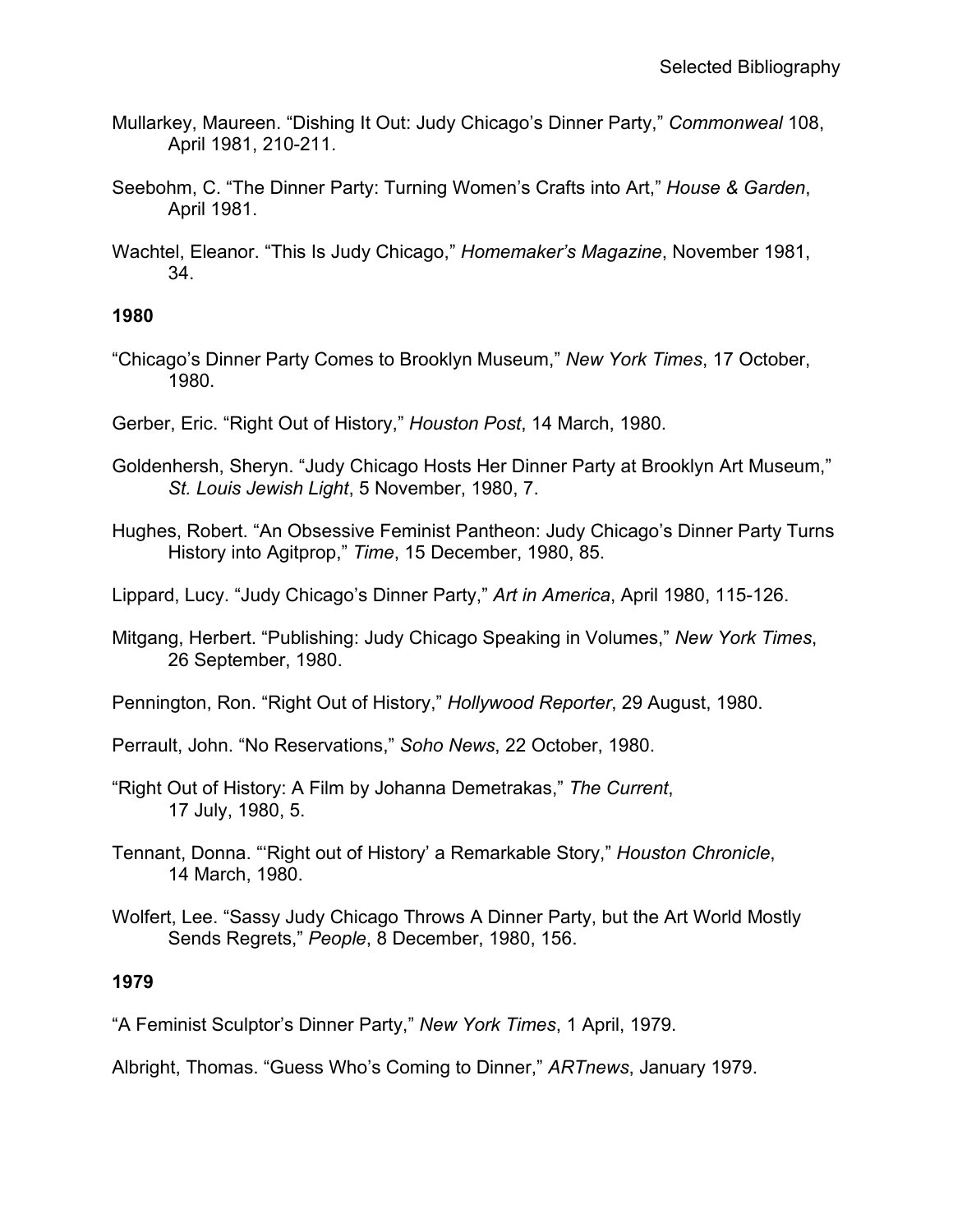Mullarkey, Maureen. "Dishing It Out: Judy Chicago's Dinner Party," *Commonweal* 108, April 1981, 210-211.

Seebohm, C. "The Dinner Party: Turning Women's Crafts into Art," *House & Garden*, April 1981.

Wachtel, Eleanor. "This Is Judy Chicago," *Homemaker's Magazine*, November 1981, 34.

**1980**

"Chicago's Dinner Party Comes to Brooklyn Museum," *New York Times*, 17 October, 1980.

Gerber, Eric. "Right Out of History," *Houston Post*, 14 March, 1980.

Goldenhersh, Sheryn. "Judy Chicago Hosts Her Dinner Party at Brooklyn Art Museum," *St. Louis Jewish Light*, 5 November, 1980, 7.

Hughes, Robert. "An Obsessive Feminist Pantheon: Judy Chicago's Dinner Party Turns History into Agitprop," *Time*, 15 December, 1980, 85.

Lippard, Lucy. "Judy Chicago's Dinner Party," *Art in America*, April 1980, 115-126.

Mitgang, Herbert. "Publishing: Judy Chicago Speaking in Volumes," *New York Times*, 26 September, 1980.

Pennington, Ron. "Right Out of History," *Hollywood Reporter*, 29 August, 1980.

Perrault, John. "No Reservations," *Soho News*, 22 October, 1980.

"Right Out of History: A Film by Johanna Demetrakas," *The Current*, 17 July, 1980, 5.

Tennant, Donna. "'Right out of History' a Remarkable Story," *Houston Chronicle*, 14 March, 1980.

Wolfert, Lee. "Sassy Judy Chicago Throws A Dinner Party, but the Art World Mostly Sends Regrets," *People*, 8 December, 1980, 156.

**1979**

"A Feminist Sculptor's Dinner Party," *New York Times*, 1 April, 1979.

Albright, Thomas. "Guess Who's Coming to Dinner," *ARTnews*, January 1979.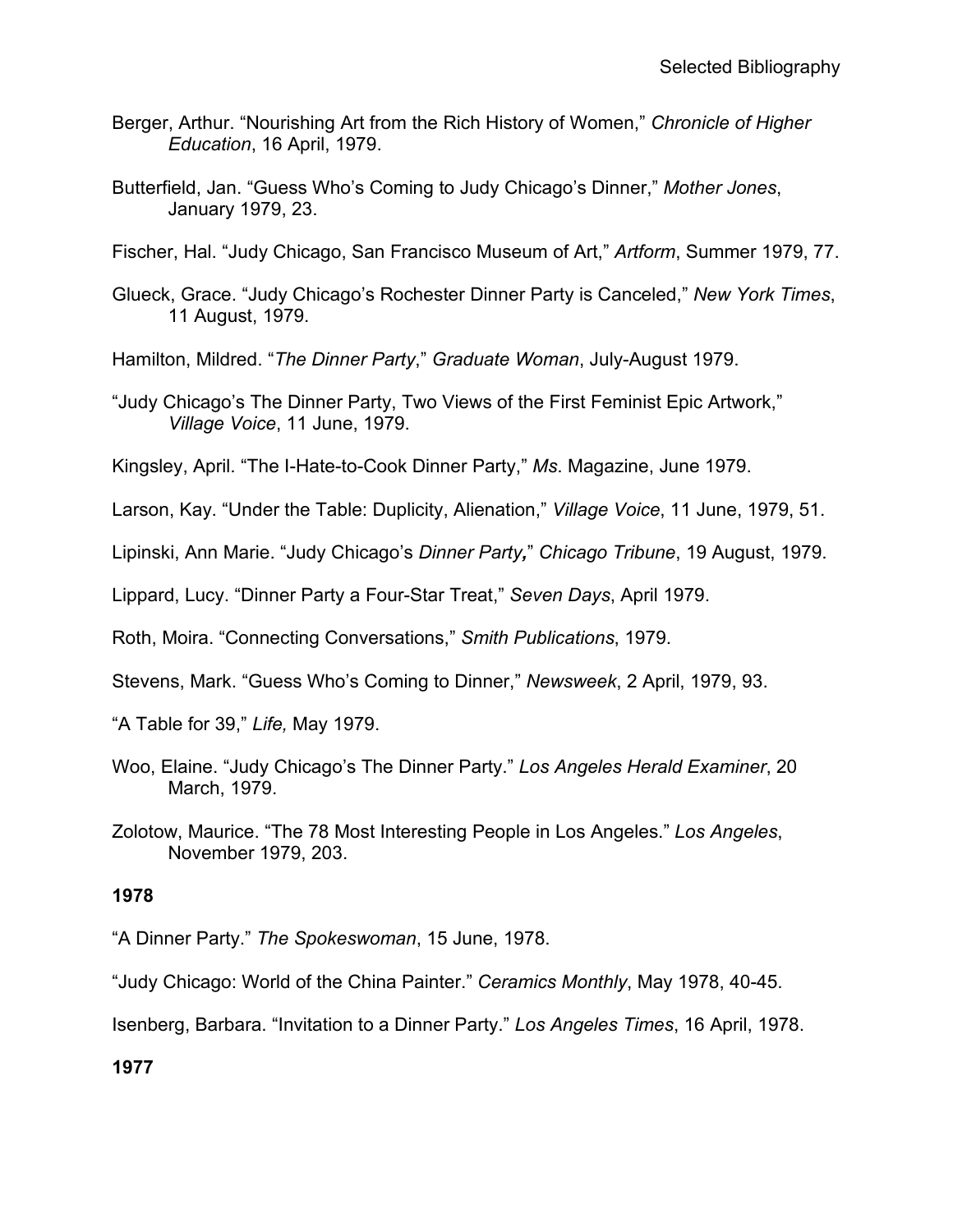Berger, Arthur. "Nourishing Art from the Rich History of Women," *Chronicle of Higher Education*, 16 April, 1979.

Butterfield, Jan. "Guess Who's Coming to Judy Chicago's Dinner," *Mother Jones*, January 1979, 23.

Fischer, Hal. "Judy Chicago, San Francisco Museum of Art," *Artform*, Summer 1979, 77.

Glueck, Grace. "Judy Chicago's Rochester Dinner Party is Canceled," *New York Times*, 11 August, 1979.

Hamilton, Mildred. "*The Dinner Party*," *Graduate Woman*, July-August 1979.

"Judy Chicago's The Dinner Party, Two Views of the First Feminist Epic Artwork," *Village Voice*, 11 June, 1979.

Kingsley, April. "The I-Hate-to-Cook Dinner Party," *Ms*. Magazine, June 1979.

Larson, Kay. "Under the Table: Duplicity, Alienation," *Village Voice*, 11 June, 1979, 51.

Lipinski, Ann Marie. "Judy Chicago's *Dinner Party,*" *Chicago Tribune*, 19 August, 1979.

Lippard, Lucy. "Dinner Party a Four-Star Treat," *Seven Days*, April 1979.

Roth, Moira. "Connecting Conversations," *Smith Publications*, 1979.

Stevens, Mark. "Guess Who's Coming to Dinner," *Newsweek*, 2 April, 1979, 93.

"A Table for 39," *Life,* May 1979.

Woo, Elaine. "Judy Chicago's The Dinner Party." *Los Angeles Herald Examiner*, 20 March, 1979.

Zolotow, Maurice. "The 78 Most Interesting People in Los Angeles." *Los Angeles*, November 1979, 203.

**1978**

"A Dinner Party." *The Spokeswoman*, 15 June, 1978.

"Judy Chicago: World of the China Painter." *Ceramics Monthly*, May 1978, 40-45.

Isenberg, Barbara. "Invitation to a Dinner Party." *Los Angeles Times*, 16 April, 1978.

**1977**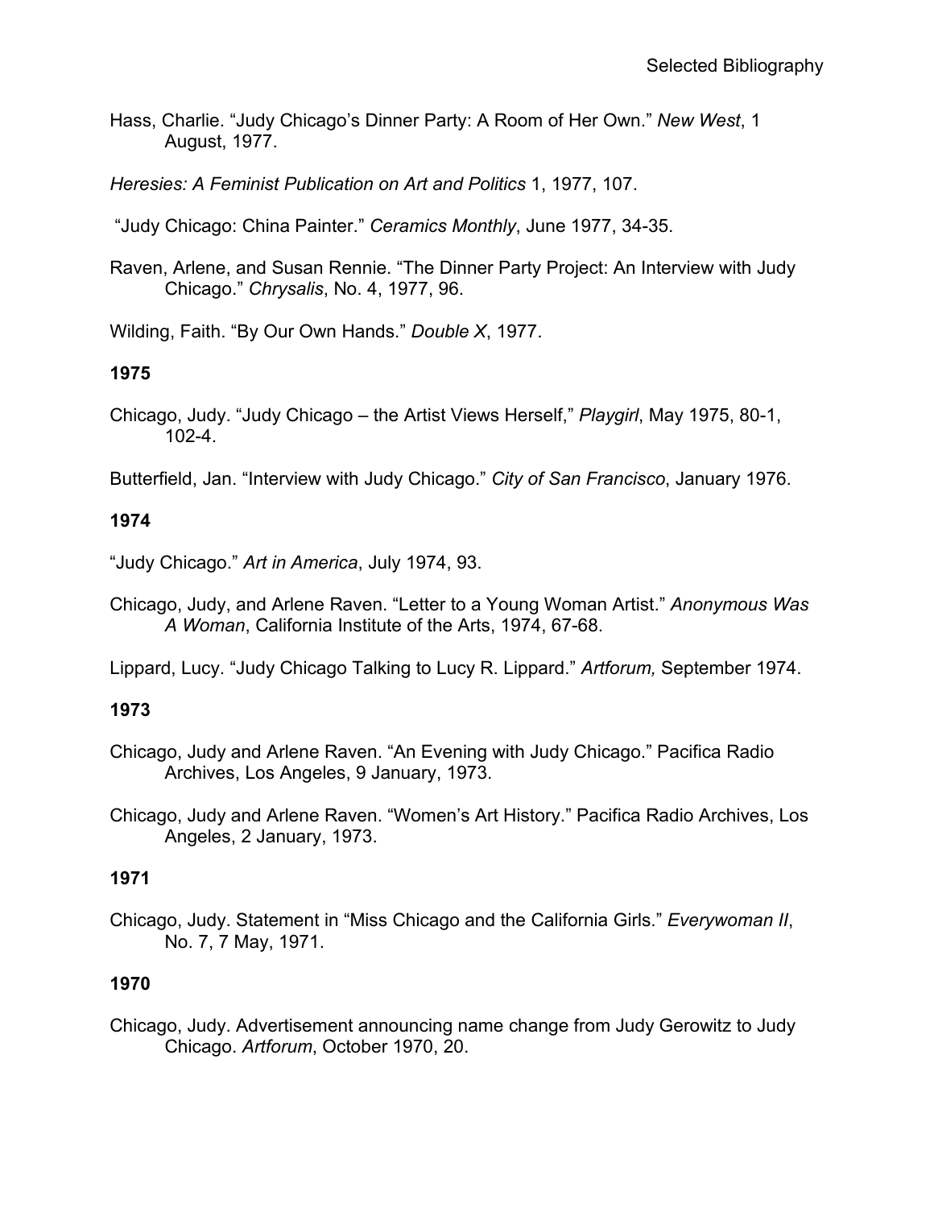Hass, Charlie. "Judy Chicago's Dinner Party: A Room of Her Own." *New West*, 1 August, 1977.

*Heresies: A Feminist Publication on Art and Politics* 1, 1977, 107.

"Judy Chicago: China Painter." *Ceramics Monthly*, June 1977, 34-35.

Raven, Arlene, and Susan Rennie. "The Dinner Party Project: An Interview with Judy Chicago." *Chrysalis*, No. 4, 1977, 96.

Wilding, Faith. "By Our Own Hands." *Double X*, 1977.

**1975**

Chicago, Judy. "Judy Chicago – the Artist Views Herself," *Playgirl*, May 1975, 80-1, 102-4.

Butterfield, Jan. "Interview with Judy Chicago." *City of San Francisco*, January 1976.

**1974**

"Judy Chicago." *Art in America*, July 1974, 93.

Chicago, Judy, and Arlene Raven. "Letter to a Young Woman Artist." *Anonymous Was A Woman*, California Institute of the Arts, 1974, 67-68.

Lippard, Lucy. "Judy Chicago Talking to Lucy R. Lippard." *Artforum,* September 1974.

**1973**

Chicago, Judy and Arlene Raven. "An Evening with Judy Chicago." Pacifica Radio Archives, Los Angeles, 9 January, 1973.

Chicago, Judy and Arlene Raven. "Women's Art History." Pacifica Radio Archives, Los Angeles, 2 January, 1973.

**1971**

Chicago, Judy. Statement in "Miss Chicago and the California Girls." *Everywoman II*, No. 7, 7 May, 1971.

**1970**

Chicago, Judy. Advertisement announcing name change from Judy Gerowitz to Judy Chicago. *Artforum*, October 1970, 20.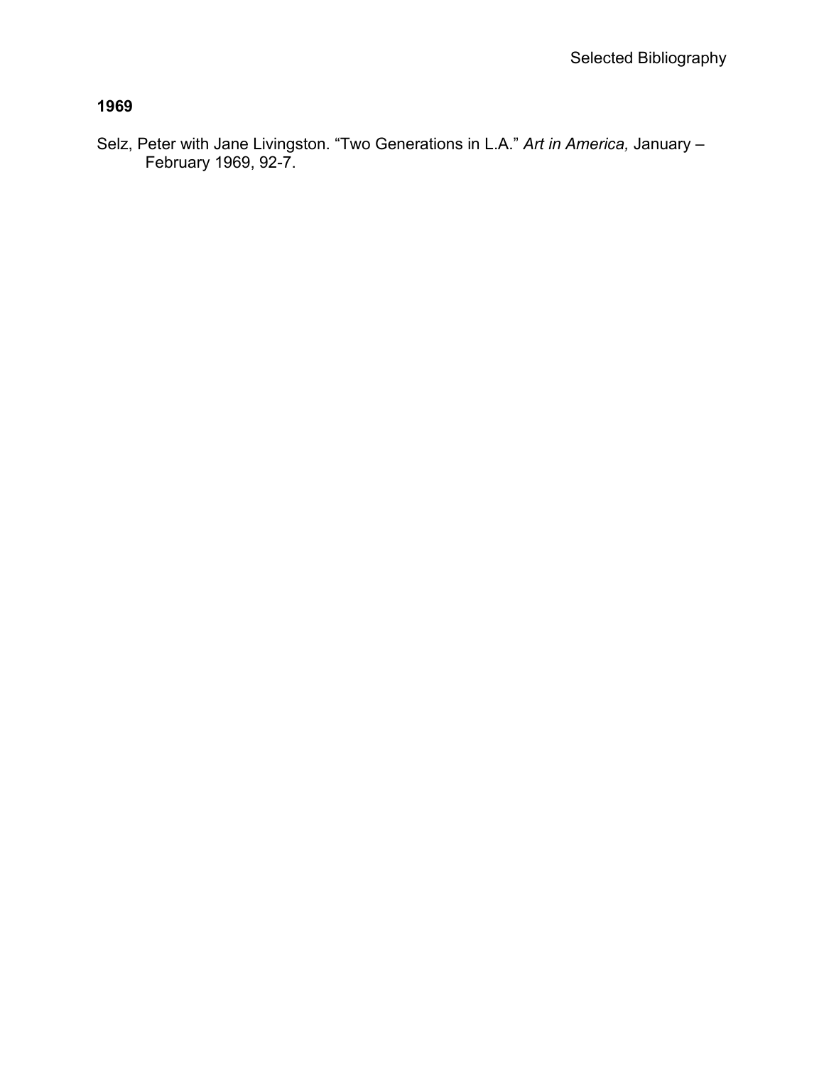**1969**

Selz, Peter with Jane Livingston. "Two Generations in L.A." *Art in America,* January – February 1969, 92-7.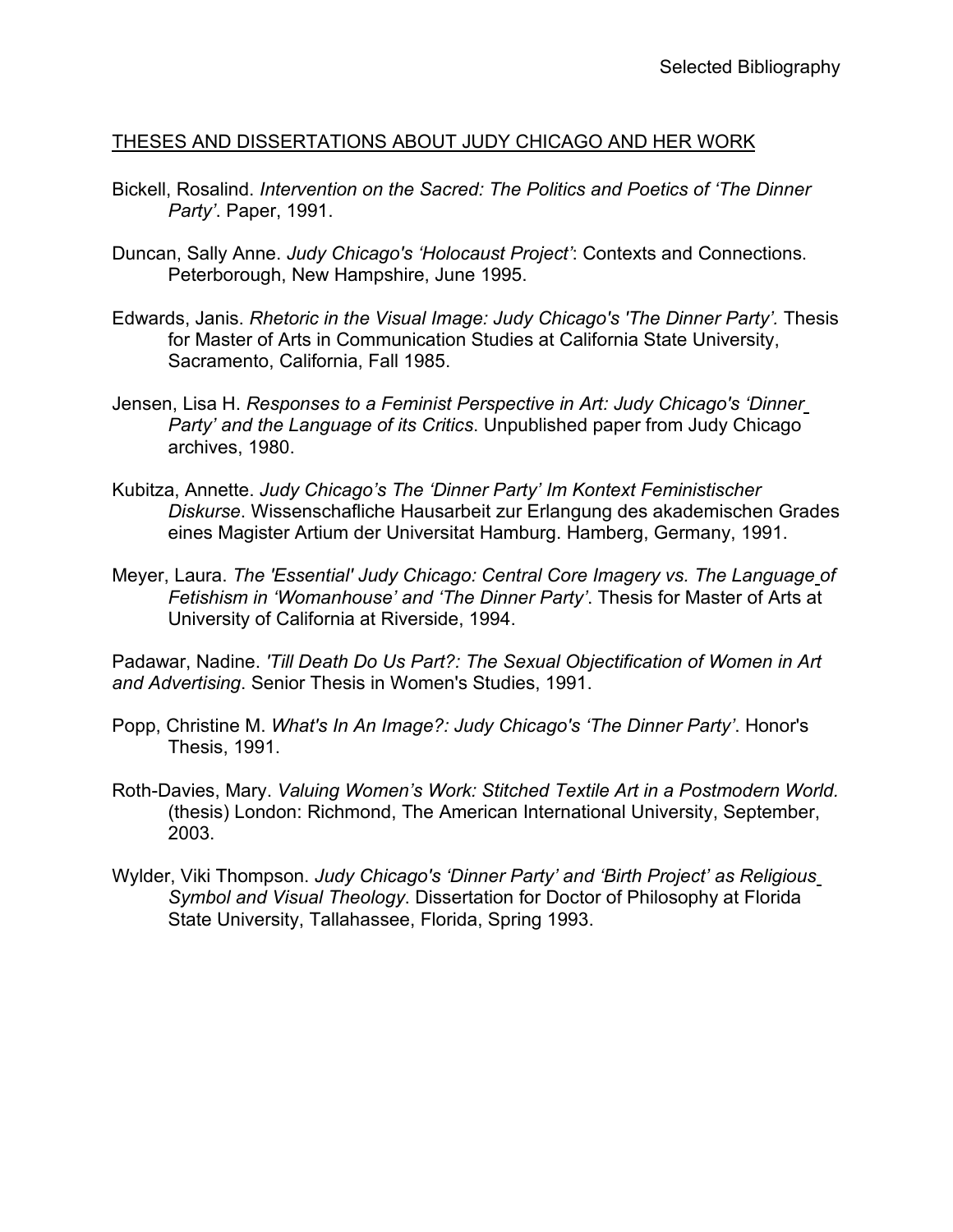## THESES AND DISSERTATIONS ABOUT JUDY CHICAGO AND HER WORK

Bickell, Rosalind. *Intervention on the Sacred: The Politics and Poetics of 'The Dinner Party'*. Paper, 1991.

Duncan, Sally Anne. *Judy Chicago's 'Holocaust Project'*: Contexts and Connections. Peterborough, New Hampshire, June 1995.

Edwards, Janis. *Rhetoric in the Visual Image: Judy Chicago's 'The Dinner Party'.* Thesis for Master of Arts in Communication Studies at California State University, Sacramento, California, Fall 1985.

Jensen, Lisa H. *Responses to a Feminist Perspective in Art: Judy Chicago's 'Dinner Party' and the Language of its Critics*. Unpublished paper from Judy Chicago archives, 1980.

Kubitza, Annette. *Judy Chicago's The 'Dinner Party' Im Kontext Feministischer Diskurse*. Wissenschafliche Hausarbeit zur Erlangung des akademischen Grades eines Magister Artium der Universitat Hamburg. Hamberg, Germany, 1991.

Meyer, Laura. *The 'Essential' Judy Chicago: Central Core Imagery vs. The Language of Fetishism in 'Womanhouse' and 'The Dinner Party'*. Thesis for Master of Arts at University of California at Riverside, 1994.

Padawar, Nadine. *'Till Death Do Us Part?: The Sexual Objectification of Women in Art and Advertising*. Senior Thesis in Women's Studies, 1991.

Popp, Christine M. *What's In An Image?: Judy Chicago's 'The Dinner Party'*. Honor's Thesis, 1991.

Roth-Davies, Mary. *Valuing Women's Work: Stitched Textile Art in a Postmodern World.* (thesis) London: Richmond, The American International University, September, 2003.

Wylder, Viki Thompson. *Judy Chicago's 'Dinner Party' and 'Birth Project' as Religious Symbol and Visual Theology*. Dissertation for Doctor of Philosophy at Florida State University, Tallahassee, Florida, Spring 1993.